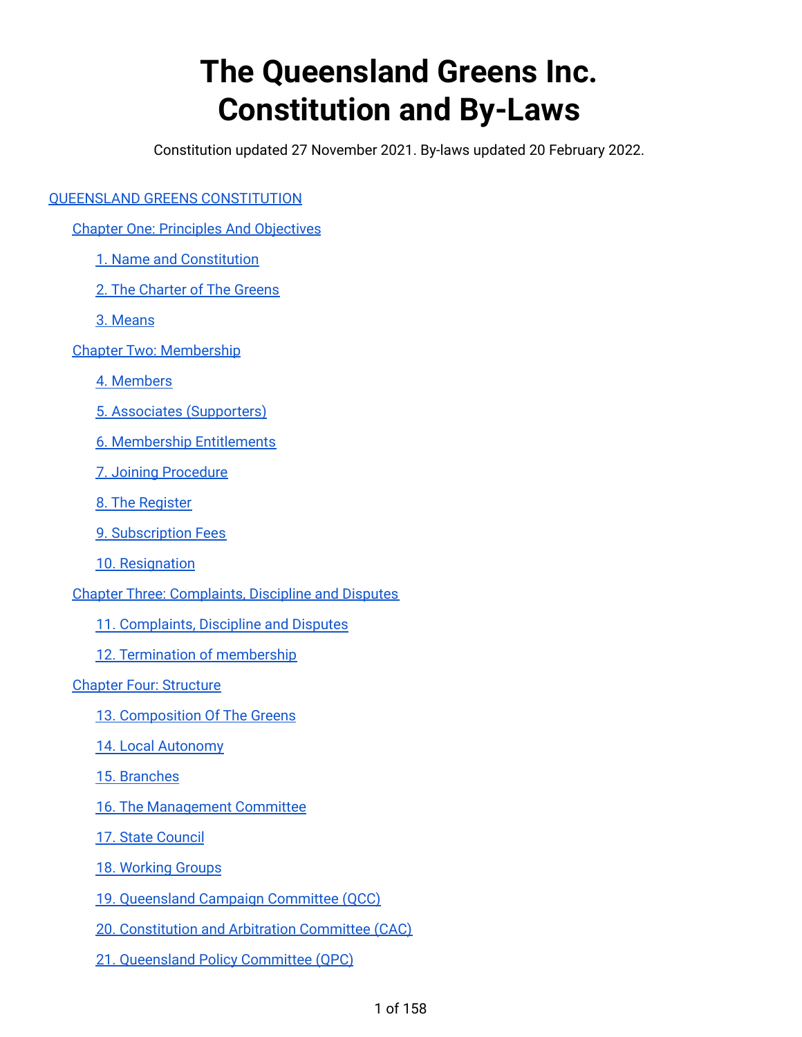# The Queensland Greens Inc. Constitution and By-Laws

Constitution updated 27 November 2021. By-laws updated 20 February 2022.

QUEENSLAND GREENS CONSTITUTION

- Chapter One: Principles And Objectives
  - 1. Name and Constitution
  - 2. The Charter of The Greens
  - 3. Means
- Chapter Two: Membership
  - 4. Members
  - 5. Associates (Supporters)
  - 6. Membership Entitlements
  - 7. Joining Procedure
  - 8. The Register
  - 9. Subscription Fees
  - 10. Resignation
- Chapter Three: Complaints, Discipline and Disputes
  - 11. Complaints, Discipline and Disputes
  - 12. Termination of membership
- Chapter Four: Structure
  - 13. Composition Of The Greens
  - 14. Local Autonomy
  - 15. Branches
  - 16. The Management Committee
  - 17. State Council
  - 18. Working Groups
  - 19. Queensland Campaign Committee (QCC)
  - 20. Constitution and Arbitration Committee (CAC)
  - 21. Queensland Policy Committee (QPC)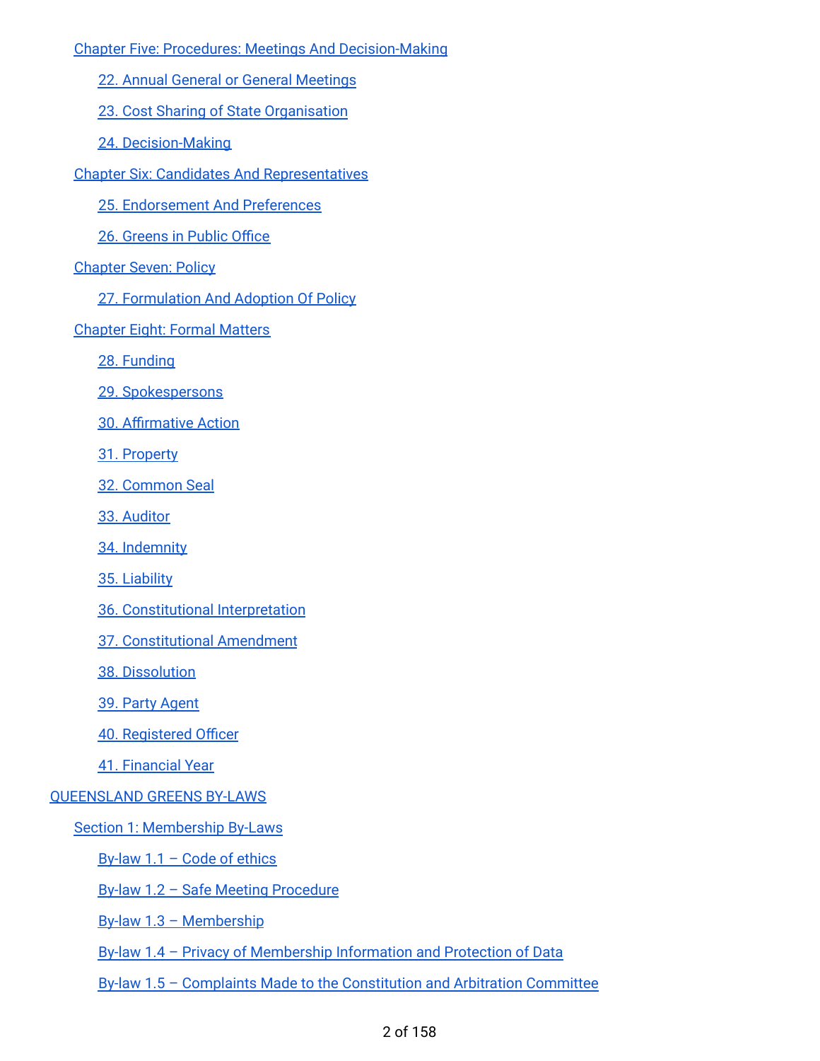- Chapter Five: Procedures: Meetings And Decision-Making
  - 22. Annual General or General Meetings
  - 23. Cost Sharing of State Organisation
  - 24. Decision-Making
- Chapter Six: Candidates And Representatives
  - 25. Endorsement And Preferences
  - 26. Greens in Public Office
- Chapter Seven: Policy
  - 27. Formulation And Adoption Of Policy
- Chapter Eight: Formal Matters
  - 28. Funding
  - 29. Spokespersons
  - 30. Affirmative Action
  - 31. Property
  - 32. Common Seal
  - 33. Auditor
  - 34. Indemnity
  - 35. Liability
  - 36. Constitutional Interpretation
  - 37. Constitutional Amendment
  - 38. Dissolution
  - 39. Party Agent
  - 40. Registered Officer
  - 41. Financial Year

QUEENSLAND GREENS BY-LAWS

- Section 1: Membership By-Laws
  - By-law 1.1 – Code of ethics
  - By-law 1.2 – Safe Meeting Procedure
  - By-law 1.3 – Membership
  - By-law 1.4 – Privacy of Membership Information and Protection of Data
  - By-law 1.5 – Complaints Made to the Constitution and Arbitration Committee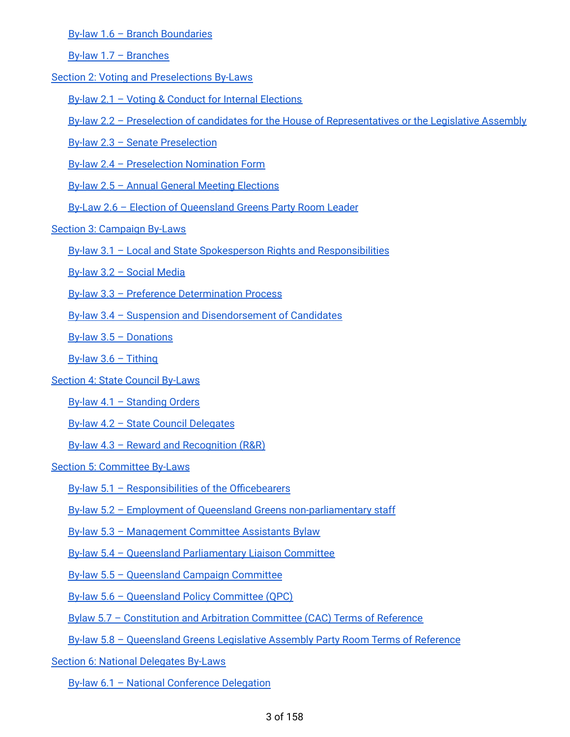- By-law 1.6 – Branch Boundaries
- By-law 1.7 – Branches

Section 2: Voting and Preselections By-Laws

- By-law 2.1 – Voting & Conduct for Internal Elections
- By-law 2.2 – Preselection of candidates for the House of Representatives or the Legislative Assembly
- By-law 2.3 – Senate Preselection
- By-law 2.4 – Preselection Nomination Form
- By-law 2.5 – Annual General Meeting Elections
- By-Law 2.6 – Election of Queensland Greens Party Room Leader

Section 3: Campaign By-Laws

- By-law 3.1 – Local and State Spokesperson Rights and Responsibilities
- By-law 3.2 – Social Media
- By-law 3.3 – Preference Determination Process
- By-law 3.4 – Suspension and Disendorsement of Candidates
- By-law 3.5 – Donations
- By-law 3.6 – Tithing

Section 4: State Council By-Laws

- By-law 4.1 – Standing Orders
- By-law 4.2 – State Council Delegates
- By-law 4.3 – Reward and Recognition (R&R)

Section 5: Committee By-Laws

- By-law 5.1 – Responsibilities of the Officebearers
- By-law 5.2 – Employment of Queensland Greens non-parliamentary staff
- By-law 5.3 – Management Committee Assistants Bylaw
- By-law 5.4 – Queensland Parliamentary Liaison Committee
- By-law 5.5 – Queensland Campaign Committee
- By-law 5.6 – Queensland Policy Committee (QPC)
- Bylaw 5.7 – Constitution and Arbitration Committee (CAC) Terms of Reference
- By-law 5.8 – Queensland Greens Legislative Assembly Party Room Terms of Reference

Section 6: National Delegates By-Laws

- By-law 6.1 – National Conference Delegation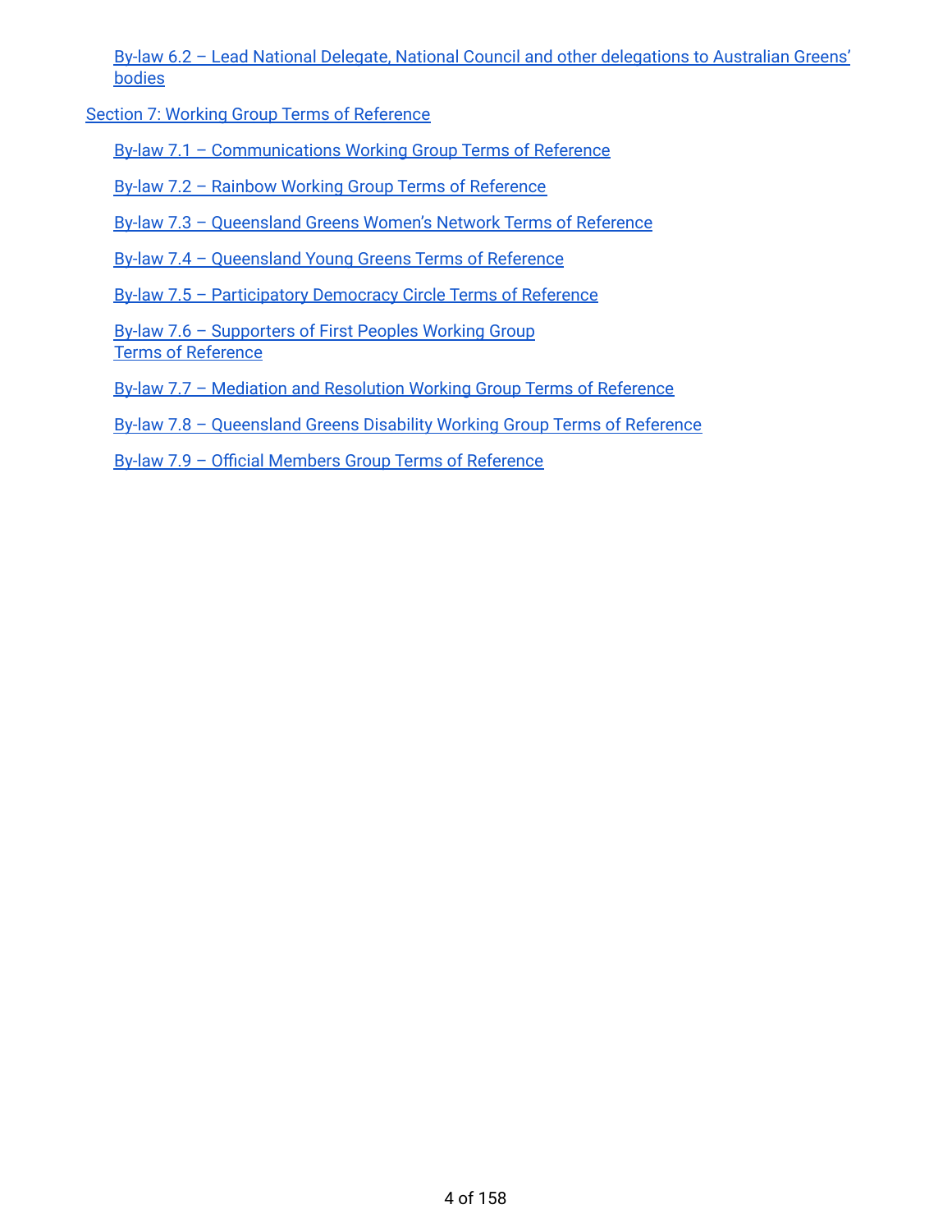- By-law 6.2 – Lead National Delegate, National Council and other delegations to Australian Greens' bodies

Section 7: Working Group Terms of Reference

- By-law 7.1 – Communications Working Group Terms of Reference
- By-law 7.2 – Rainbow Working Group Terms of Reference
- By-law 7.3 – Queensland Greens Women's Network Terms of Reference
- By-law 7.4 – Queensland Young Greens Terms of Reference
- By-law 7.5 – Participatory Democracy Circle Terms of Reference
- By-law 7.6 – Supporters of First Peoples Working Group Terms of Reference
- By-law 7.7 – Mediation and Resolution Working Group Terms of Reference
- By-law 7.8 – Queensland Greens Disability Working Group Terms of Reference
- By-law 7.9 – Official Members Group Terms of Reference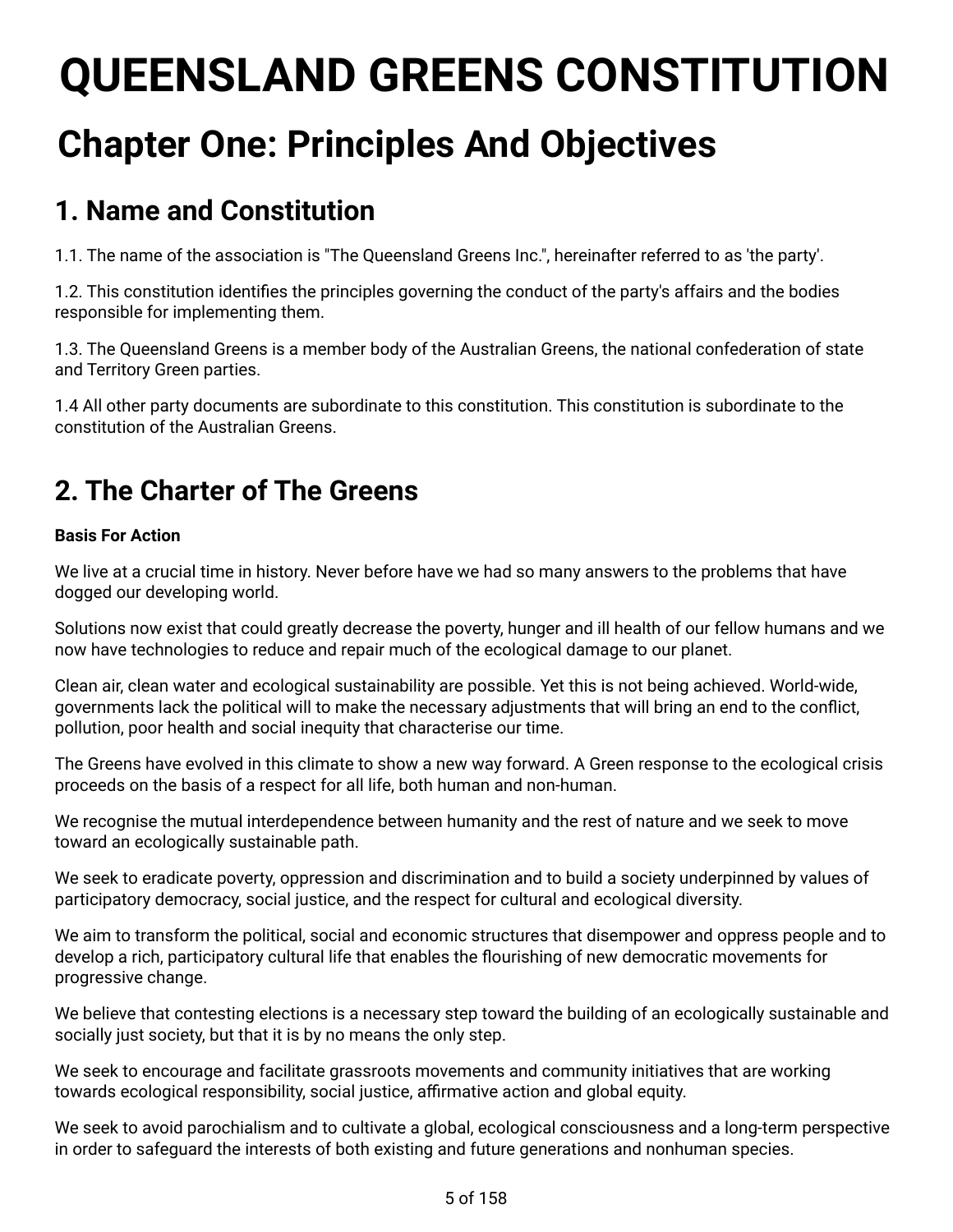# QUEENSLAND GREENS CONSTITUTION

# Chapter One: Principles And Objectives

## 1. Name and Constitution

1.1. The name of the association is "The Queensland Greens Inc.", hereinafter referred to as 'the party'.

1.2. This constitution identifies the principles governing the conduct of the party's affairs and the bodies responsible for implementing them.

1.3. The Queensland Greens is a member body of the Australian Greens, the national confederation of state and Territory Green parties.

1.4 All other party documents are subordinate to this constitution. This constitution is subordinate to the constitution of the Australian Greens.

## 2. The Charter of The Greens

**Basis For Action**

We live at a crucial time in history. Never before have we had so many answers to the problems that have dogged our developing world.

Solutions now exist that could greatly decrease the poverty, hunger and ill health of our fellow humans and we now have technologies to reduce and repair much of the ecological damage to our planet.

Clean air, clean water and ecological sustainability are possible. Yet this is not being achieved. World-wide, governments lack the political will to make the necessary adjustments that will bring an end to the conflict, pollution, poor health and social inequity that characterise our time.

The Greens have evolved in this climate to show a new way forward. A Green response to the ecological crisis proceeds on the basis of a respect for all life, both human and non-human.

We recognise the mutual interdependence between humanity and the rest of nature and we seek to move toward an ecologically sustainable path.

We seek to eradicate poverty, oppression and discrimination and to build a society underpinned by values of participatory democracy, social justice, and the respect for cultural and ecological diversity.

We aim to transform the political, social and economic structures that disempower and oppress people and to develop a rich, participatory cultural life that enables the flourishing of new democratic movements for progressive change.

We believe that contesting elections is a necessary step toward the building of an ecologically sustainable and socially just society, but that it is by no means the only step.

We seek to encourage and facilitate grassroots movements and community initiatives that are working towards ecological responsibility, social justice, affirmative action and global equity.

We seek to avoid parochialism and to cultivate a global, ecological consciousness and a long-term perspective in order to safeguard the interests of both existing and future generations and nonhuman species.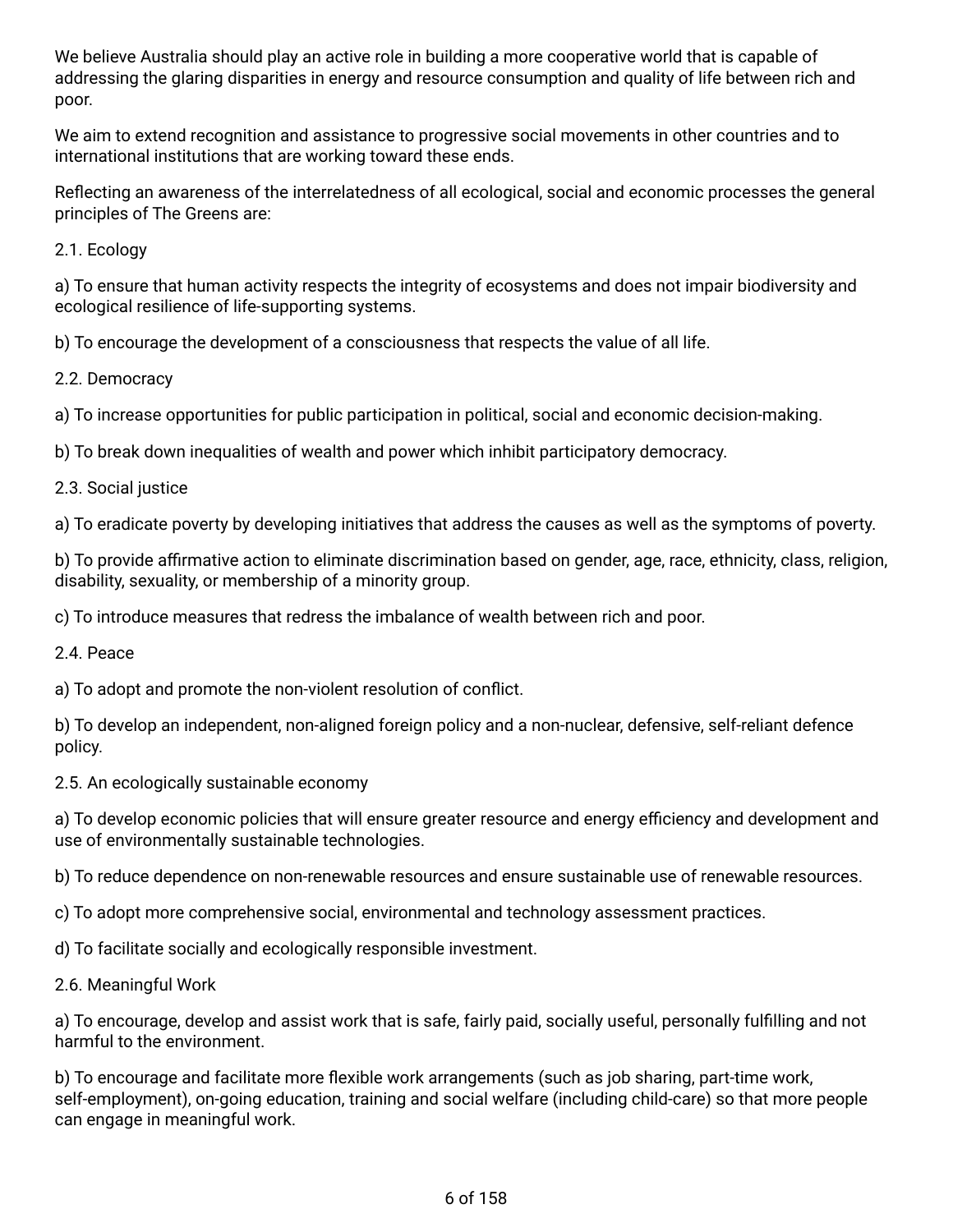We believe Australia should play an active role in building a more cooperative world that is capable of addressing the glaring disparities in energy and resource consumption and quality of life between rich and poor.

We aim to extend recognition and assistance to progressive social movements in other countries and to international institutions that are working toward these ends.

Reflecting an awareness of the interrelatedness of all ecological, social and economic processes the general principles of The Greens are:

2.1. Ecology

a) To ensure that human activity respects the integrity of ecosystems and does not impair biodiversity and ecological resilience of life-supporting systems.

b) To encourage the development of a consciousness that respects the value of all life.

2.2. Democracy

a) To increase opportunities for public participation in political, social and economic decision-making.

b) To break down inequalities of wealth and power which inhibit participatory democracy.

2.3. Social justice

a) To eradicate poverty by developing initiatives that address the causes as well as the symptoms of poverty.

b) To provide affirmative action to eliminate discrimination based on gender, age, race, ethnicity, class, religion, disability, sexuality, or membership of a minority group.

c) To introduce measures that redress the imbalance of wealth between rich and poor.

2.4. Peace

a) To adopt and promote the non-violent resolution of conflict.

b) To develop an independent, non-aligned foreign policy and a non-nuclear, defensive, self-reliant defence policy.

2.5. An ecologically sustainable economy

a) To develop economic policies that will ensure greater resource and energy efficiency and development and use of environmentally sustainable technologies.

b) To reduce dependence on non-renewable resources and ensure sustainable use of renewable resources.

c) To adopt more comprehensive social, environmental and technology assessment practices.

d) To facilitate socially and ecologically responsible investment.

2.6. Meaningful Work

a) To encourage, develop and assist work that is safe, fairly paid, socially useful, personally fulfilling and not harmful to the environment.

b) To encourage and facilitate more flexible work arrangements (such as job sharing, part-time work, self-employment), on-going education, training and social welfare (including child-care) so that more people can engage in meaningful work.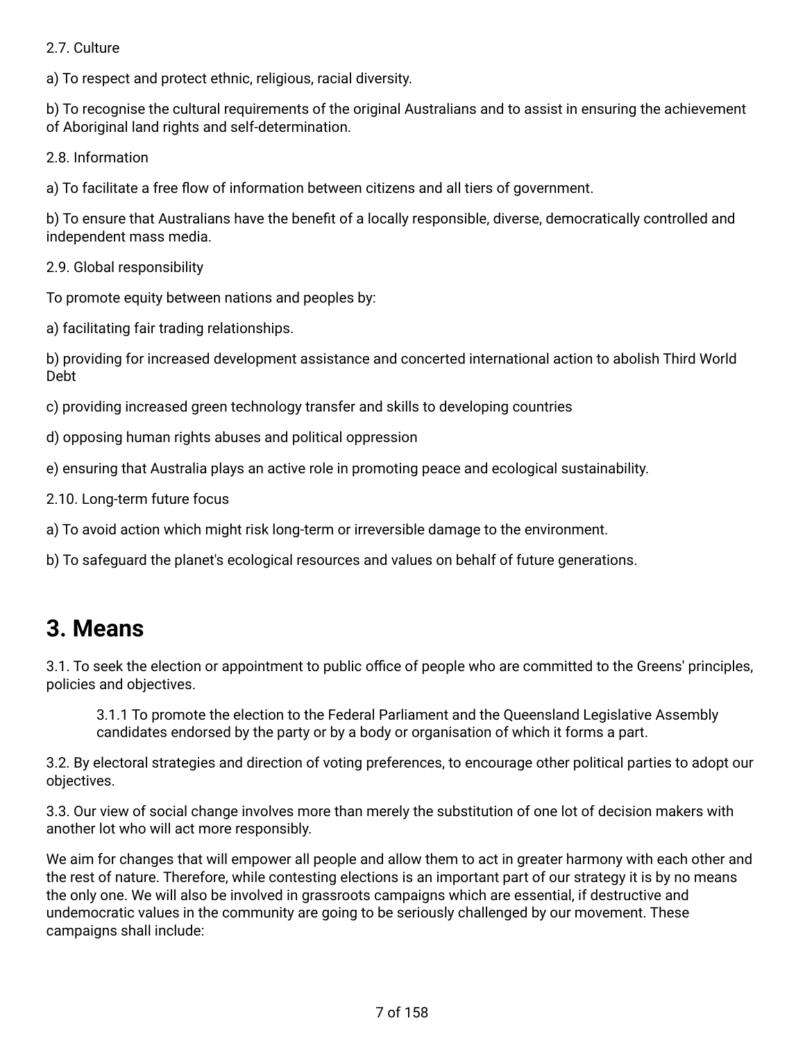2.7. Culture

a) To respect and protect ethnic, religious, racial diversity.

b) To recognise the cultural requirements of the original Australians and to assist in ensuring the achievement of Aboriginal land rights and self-determination.

2.8. Information

a) To facilitate a free flow of information between citizens and all tiers of government.

b) To ensure that Australians have the benefit of a locally responsible, diverse, democratically controlled and independent mass media.

2.9. Global responsibility

To promote equity between nations and peoples by:

a) facilitating fair trading relationships.

b) providing for increased development assistance and concerted international action to abolish Third World Debt

c) providing increased green technology transfer and skills to developing countries

d) opposing human rights abuses and political oppression

e) ensuring that Australia plays an active role in promoting peace and ecological sustainability.

2.10. Long-term future focus

a) To avoid action which might risk long-term or irreversible damage to the environment.

b) To safeguard the planet's ecological resources and values on behalf of future generations.

# 3. Means

3.1. To seek the election or appointment to public office of people who are committed to the Greens' principles, policies and objectives.

> 3.1.1 To promote the election to the Federal Parliament and the Queensland Legislative Assembly candidates endorsed by the party or by a body or organisation of which it forms a part.

3.2. By electoral strategies and direction of voting preferences, to encourage other political parties to adopt our objectives.

3.3. Our view of social change involves more than merely the substitution of one lot of decision makers with another lot who will act more responsibly.

We aim for changes that will empower all people and allow them to act in greater harmony with each other and the rest of nature. Therefore, while contesting elections is an important part of our strategy it is by no means the only one. We will also be involved in grassroots campaigns which are essential, if destructive and undemocratic values in the community are going to be seriously challenged by our movement. These campaigns shall include: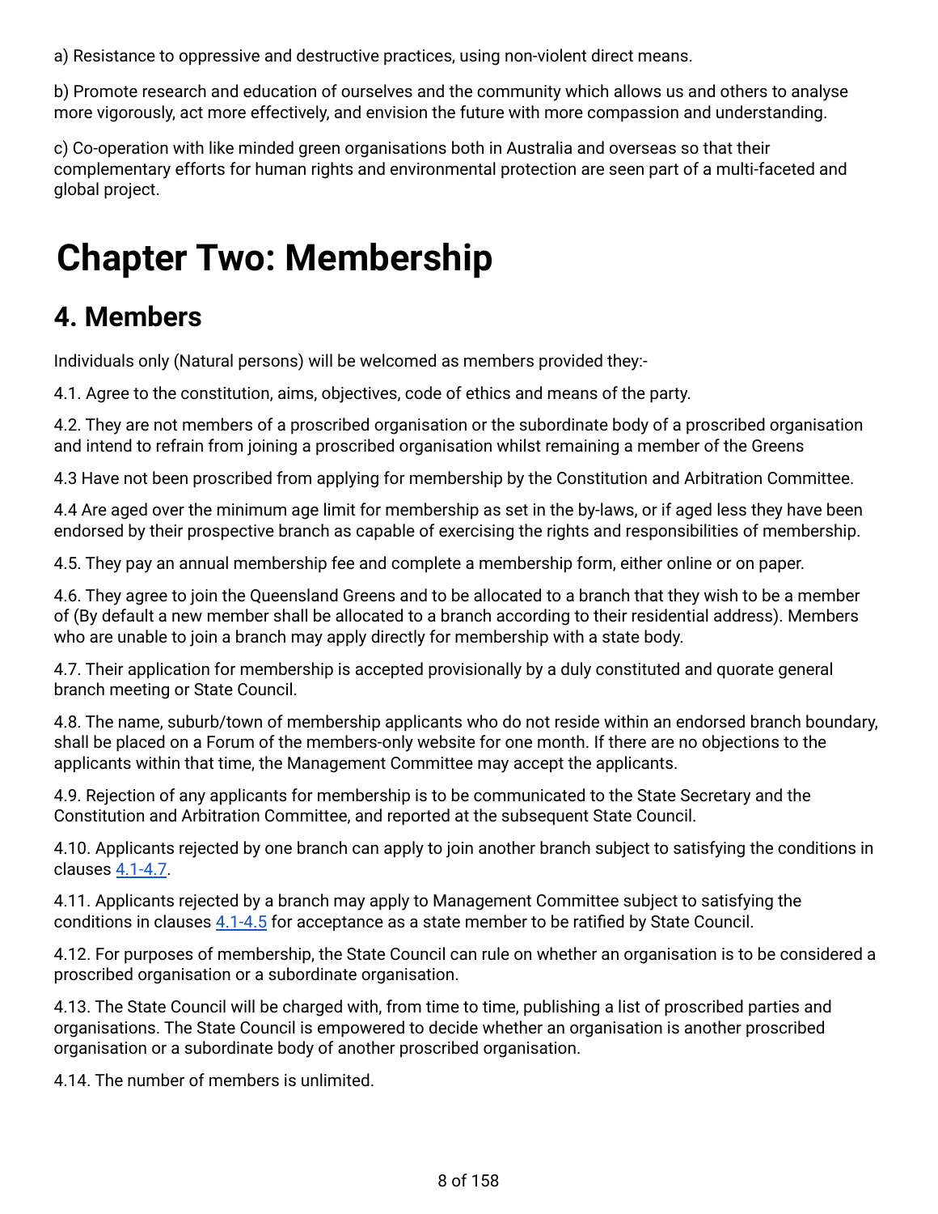a) Resistance to oppressive and destructive practices, using non-violent direct means.

b) Promote research and education of ourselves and the community which allows us and others to analyse more vigorously, act more effectively, and envision the future with more compassion and understanding.

c) Co-operation with like minded green organisations both in Australia and overseas so that their complementary efforts for human rights and environmental protection are seen part of a multi-faceted and global project.

# Chapter Two: Membership

## 4. Members

Individuals only (Natural persons) will be welcomed as members provided they:-

4.1. Agree to the constitution, aims, objectives, code of ethics and means of the party.

4.2. They are not members of a proscribed organisation or the subordinate body of a proscribed organisation and intend to refrain from joining a proscribed organisation whilst remaining a member of the Greens

4.3 Have not been proscribed from applying for membership by the Constitution and Arbitration Committee.

4.4 Are aged over the minimum age limit for membership as set in the by-laws, or if aged less they have been endorsed by their prospective branch as capable of exercising the rights and responsibilities of membership.

4.5. They pay an annual membership fee and complete a membership form, either online or on paper.

4.6. They agree to join the Queensland Greens and to be allocated to a branch that they wish to be a member of (By default a new member shall be allocated to a branch according to their residential address). Members who are unable to join a branch may apply directly for membership with a state body.

4.7. Their application for membership is accepted provisionally by a duly constituted and quorate general branch meeting or State Council.

4.8. The name, suburb/town of membership applicants who do not reside within an endorsed branch boundary, shall be placed on a Forum of the members-only website for one month. If there are no objections to the applicants within that time, the Management Committee may accept the applicants.

4.9. Rejection of any applicants for membership is to be communicated to the State Secretary and the Constitution and Arbitration Committee, and reported at the subsequent State Council.

4.10. Applicants rejected by one branch can apply to join another branch subject to satisfying the conditions in clauses 4.1-4.7.

4.11. Applicants rejected by a branch may apply to Management Committee subject to satisfying the conditions in clauses 4.1-4.5 for acceptance as a state member to be ratified by State Council.

4.12. For purposes of membership, the State Council can rule on whether an organisation is to be considered a proscribed organisation or a subordinate organisation.

4.13. The State Council will be charged with, from time to time, publishing a list of proscribed parties and organisations. The State Council is empowered to decide whether an organisation is another proscribed organisation or a subordinate body of another proscribed organisation.

4.14. The number of members is unlimited.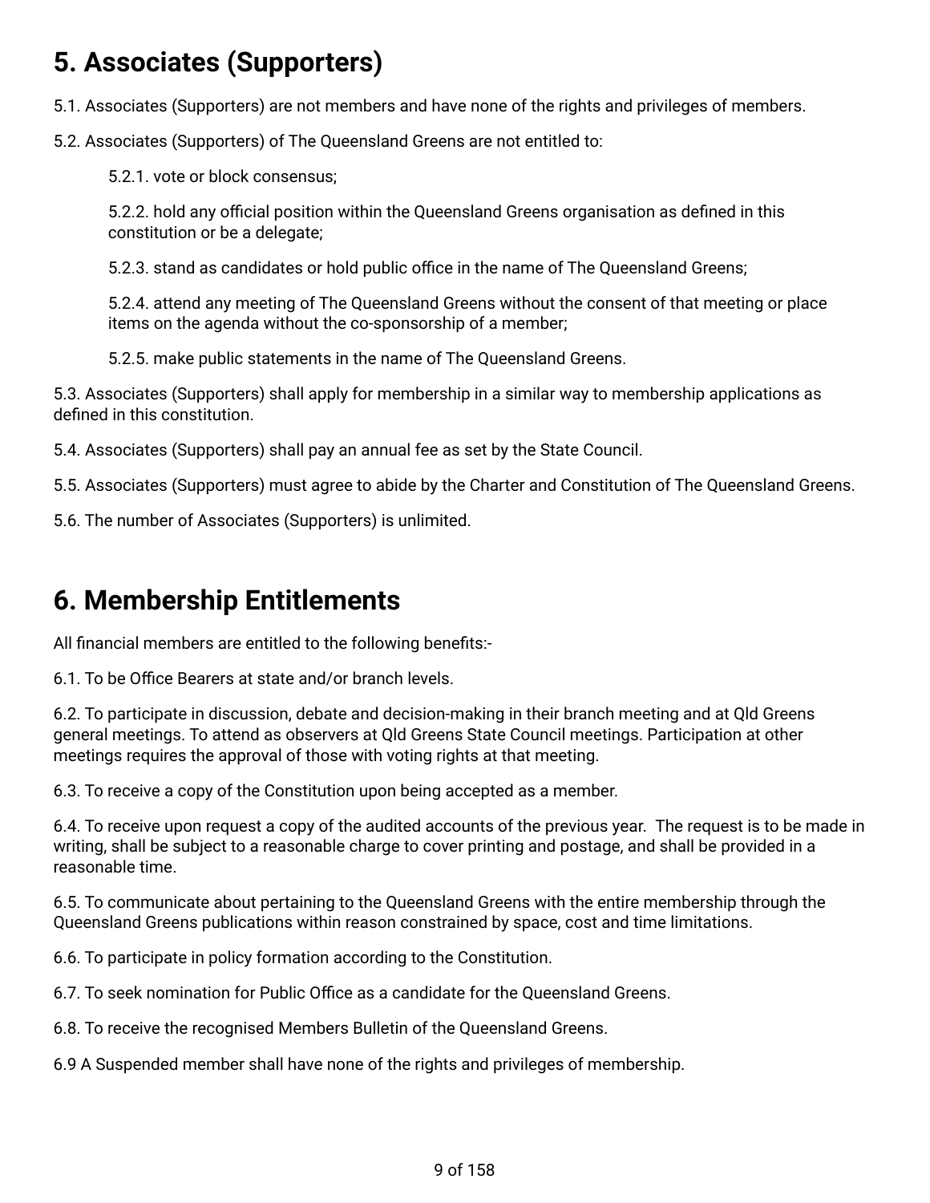# 5. Associates (Supporters)

5.1. Associates (Supporters) are not members and have none of the rights and privileges of members.

5.2. Associates (Supporters) of The Queensland Greens are not entitled to:

> 5.2.1. vote or block consensus;
>
> 5.2.2. hold any official position within the Queensland Greens organisation as defined in this constitution or be a delegate;
>
> 5.2.3. stand as candidates or hold public office in the name of The Queensland Greens;
>
> 5.2.4. attend any meeting of The Queensland Greens without the consent of that meeting or place items on the agenda without the co-sponsorship of a member;
>
> 5.2.5. make public statements in the name of The Queensland Greens.

5.3. Associates (Supporters) shall apply for membership in a similar way to membership applications as defined in this constitution.

5.4. Associates (Supporters) shall pay an annual fee as set by the State Council.

5.5. Associates (Supporters) must agree to abide by the Charter and Constitution of The Queensland Greens.

5.6. The number of Associates (Supporters) is unlimited.

# 6. Membership Entitlements

All financial members are entitled to the following benefits:-

6.1. To be Office Bearers at state and/or branch levels.

6.2. To participate in discussion, debate and decision-making in their branch meeting and at Qld Greens general meetings. To attend as observers at Qld Greens State Council meetings. Participation at other meetings requires the approval of those with voting rights at that meeting.

6.3. To receive a copy of the Constitution upon being accepted as a member.

6.4. To receive upon request a copy of the audited accounts of the previous year. The request is to be made in writing, shall be subject to a reasonable charge to cover printing and postage, and shall be provided in a reasonable time.

6.5. To communicate about pertaining to the Queensland Greens with the entire membership through the Queensland Greens publications within reason constrained by space, cost and time limitations.

6.6. To participate in policy formation according to the Constitution.

6.7. To seek nomination for Public Office as a candidate for the Queensland Greens.

6.8. To receive the recognised Members Bulletin of the Queensland Greens.

6.9 A Suspended member shall have none of the rights and privileges of membership.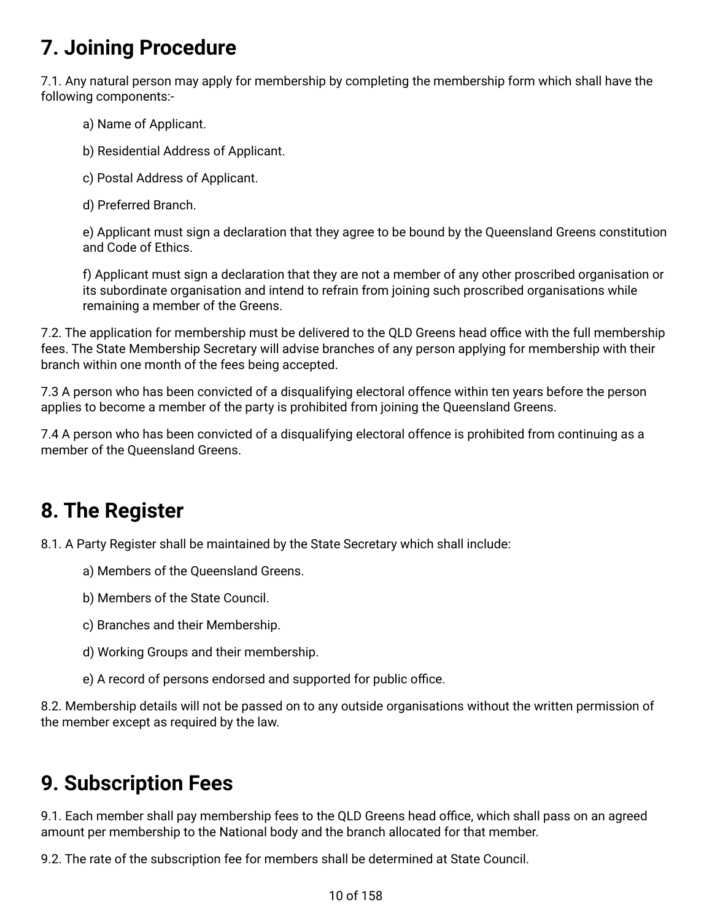## 7. Joining Procedure

7.1. Any natural person may apply for membership by completing the membership form which shall have the following components:-

a) Name of Applicant.

b) Residential Address of Applicant.

c) Postal Address of Applicant.

d) Preferred Branch.

e) Applicant must sign a declaration that they agree to be bound by the Queensland Greens constitution and Code of Ethics.

f) Applicant must sign a declaration that they are not a member of any other proscribed organisation or its subordinate organisation and intend to refrain from joining such proscribed organisations while remaining a member of the Greens.

7.2. The application for membership must be delivered to the QLD Greens head office with the full membership fees. The State Membership Secretary will advise branches of any person applying for membership with their branch within one month of the fees being accepted.

7.3 A person who has been convicted of a disqualifying electoral offence within ten years before the person applies to become a member of the party is prohibited from joining the Queensland Greens.

7.4 A person who has been convicted of a disqualifying electoral offence is prohibited from continuing as a member of the Queensland Greens.

## 8. The Register

8.1. A Party Register shall be maintained by the State Secretary which shall include:

a) Members of the Queensland Greens.

b) Members of the State Council.

c) Branches and their Membership.

d) Working Groups and their membership.

e) A record of persons endorsed and supported for public office.

8.2. Membership details will not be passed on to any outside organisations without the written permission of the member except as required by the law.

## 9. Subscription Fees

9.1. Each member shall pay membership fees to the QLD Greens head office, which shall pass on an agreed amount per membership to the National body and the branch allocated for that member.

9.2. The rate of the subscription fee for members shall be determined at State Council.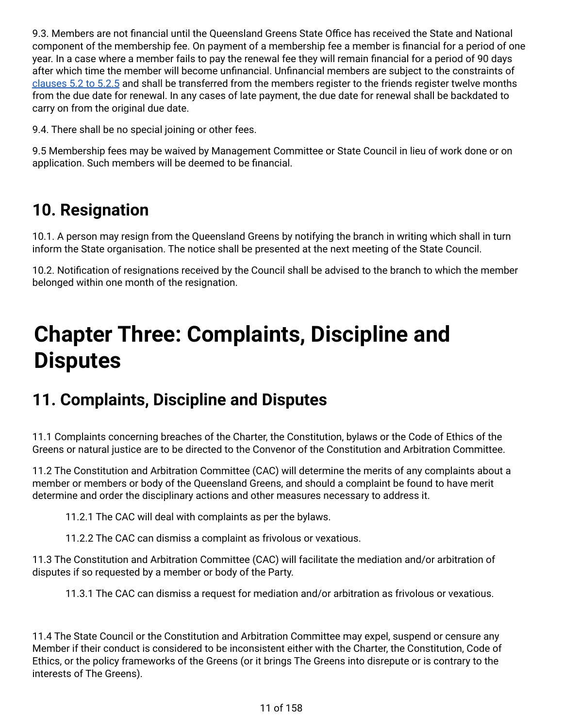9.3. Members are not financial until the Queensland Greens State Office has received the State and National component of the membership fee. On payment of a membership fee a member is financial for a period of one year. In a case where a member fails to pay the renewal fee they will remain financial for a period of 90 days after which time the member will become unfinancial. Unfinancial members are subject to the constraints of [clauses 5.2 to 5.2.5] and shall be transferred from the members register to the friends register twelve months from the due date for renewal. In any cases of late payment, the due date for renewal shall be backdated to carry on from the original due date.

9.4. There shall be no special joining or other fees.

9.5 Membership fees may be waived by Management Committee or State Council in lieu of work done or on application. Such members will be deemed to be financial.

## 10. Resignation

10.1. A person may resign from the Queensland Greens by notifying the branch in writing which shall in turn inform the State organisation. The notice shall be presented at the next meeting of the State Council.

10.2. Notification of resignations received by the Council shall be advised to the branch to which the member belonged within one month of the resignation.

# Chapter Three: Complaints, Discipline and Disputes

## 11. Complaints, Discipline and Disputes

11.1 Complaints concerning breaches of the Charter, the Constitution, bylaws or the Code of Ethics of the Greens or natural justice are to be directed to the Convenor of the Constitution and Arbitration Committee.

11.2 The Constitution and Arbitration Committee (CAC) will determine the merits of any complaints about a member or members or body of the Queensland Greens, and should a complaint be found to have merit determine and order the disciplinary actions and other measures necessary to address it.

> 11.2.1 The CAC will deal with complaints as per the bylaws.
>
> 11.2.2 The CAC can dismiss a complaint as frivolous or vexatious.

11.3 The Constitution and Arbitration Committee (CAC) will facilitate the mediation and/or arbitration of disputes if so requested by a member or body of the Party.

> 11.3.1 The CAC can dismiss a request for mediation and/or arbitration as frivolous or vexatious.

11.4 The State Council or the Constitution and Arbitration Committee may expel, suspend or censure any Member if their conduct is considered to be inconsistent either with the Charter, the Constitution, Code of Ethics, or the policy frameworks of the Greens (or it brings The Greens into disrepute or is contrary to the interests of The Greens).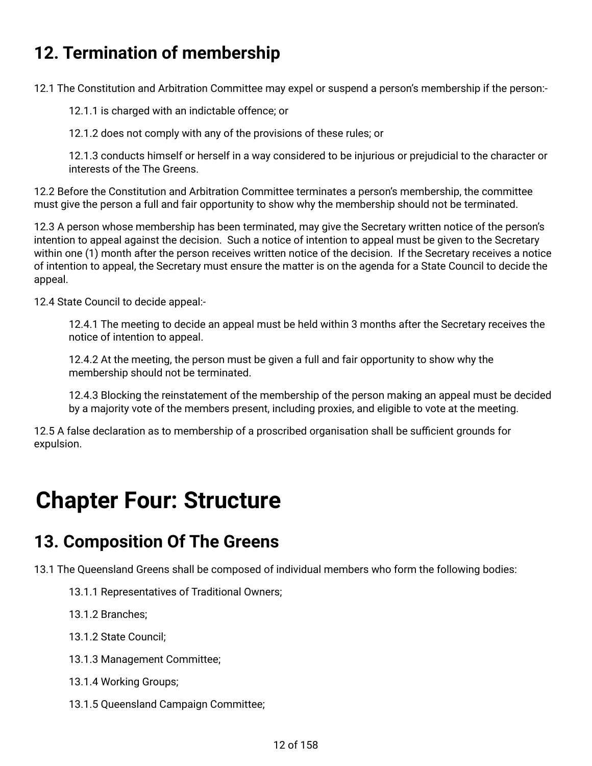## 12. Termination of membership

12.1 The Constitution and Arbitration Committee may expel or suspend a person's membership if the person:-

12.1.1 is charged with an indictable offence; or

12.1.2 does not comply with any of the provisions of these rules; or

12.1.3 conducts himself or herself in a way considered to be injurious or prejudicial to the character or interests of the The Greens.

12.2 Before the Constitution and Arbitration Committee terminates a person's membership, the committee must give the person a full and fair opportunity to show why the membership should not be terminated.

12.3 A person whose membership has been terminated, may give the Secretary written notice of the person's intention to appeal against the decision. Such a notice of intention to appeal must be given to the Secretary within one (1) month after the person receives written notice of the decision. If the Secretary receives a notice of intention to appeal, the Secretary must ensure the matter is on the agenda for a State Council to decide the appeal.

12.4 State Council to decide appeal:-

12.4.1 The meeting to decide an appeal must be held within 3 months after the Secretary receives the notice of intention to appeal.

12.4.2 At the meeting, the person must be given a full and fair opportunity to show why the membership should not be terminated.

12.4.3 Blocking the reinstatement of the membership of the person making an appeal must be decided by a majority vote of the members present, including proxies, and eligible to vote at the meeting.

12.5 A false declaration as to membership of a proscribed organisation shall be sufficient grounds for expulsion.

# Chapter Four: Structure

## 13. Composition Of The Greens

13.1 The Queensland Greens shall be composed of individual members who form the following bodies:

13.1.1 Representatives of Traditional Owners;

13.1.2 Branches;

13.1.2 State Council;

13.1.3 Management Committee;

13.1.4 Working Groups;

13.1.5 Queensland Campaign Committee;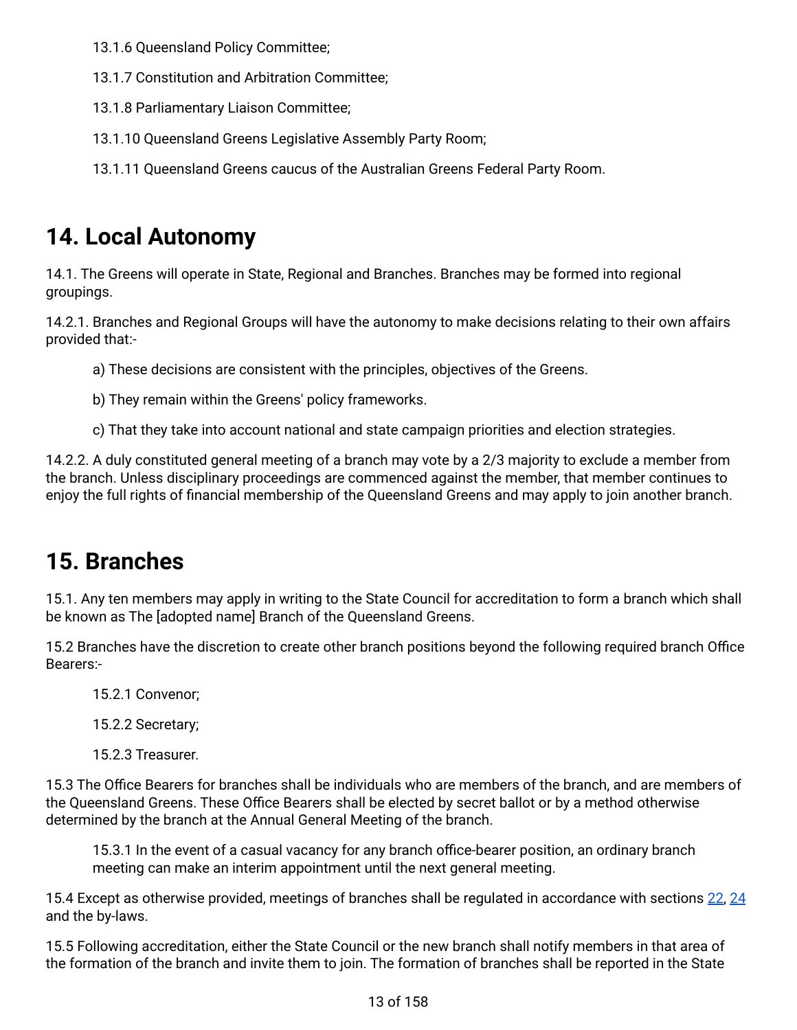13.1.6 Queensland Policy Committee;

13.1.7 Constitution and Arbitration Committee;

13.1.8 Parliamentary Liaison Committee;

13.1.10 Queensland Greens Legislative Assembly Party Room;

13.1.11 Queensland Greens caucus of the Australian Greens Federal Party Room.

# 14. Local Autonomy

14.1. The Greens will operate in State, Regional and Branches. Branches may be formed into regional groupings.

14.2.1. Branches and Regional Groups will have the autonomy to make decisions relating to their own affairs provided that:-

a) These decisions are consistent with the principles, objectives of the Greens.

b) They remain within the Greens' policy frameworks.

c) That they take into account national and state campaign priorities and election strategies.

14.2.2. A duly constituted general meeting of a branch may vote by a 2/3 majority to exclude a member from the branch. Unless disciplinary proceedings are commenced against the member, that member continues to enjoy the full rights of financial membership of the Queensland Greens and may apply to join another branch.

# 15. Branches

15.1. Any ten members may apply in writing to the State Council for accreditation to form a branch which shall be known as The [adopted name] Branch of the Queensland Greens.

15.2 Branches have the discretion to create other branch positions beyond the following required branch Office Bearers:-

15.2.1 Convenor;

15.2.2 Secretary;

15.2.3 Treasurer.

15.3 The Office Bearers for branches shall be individuals who are members of the branch, and are members of the Queensland Greens. These Office Bearers shall be elected by secret ballot or by a method otherwise determined by the branch at the Annual General Meeting of the branch.

15.3.1 In the event of a casual vacancy for any branch office-bearer position, an ordinary branch meeting can make an interim appointment until the next general meeting.

15.4 Except as otherwise provided, meetings of branches shall be regulated in accordance with sections 22, 24 and the by-laws.

15.5 Following accreditation, either the State Council or the new branch shall notify members in that area of the formation of the branch and invite them to join. The formation of branches shall be reported in the State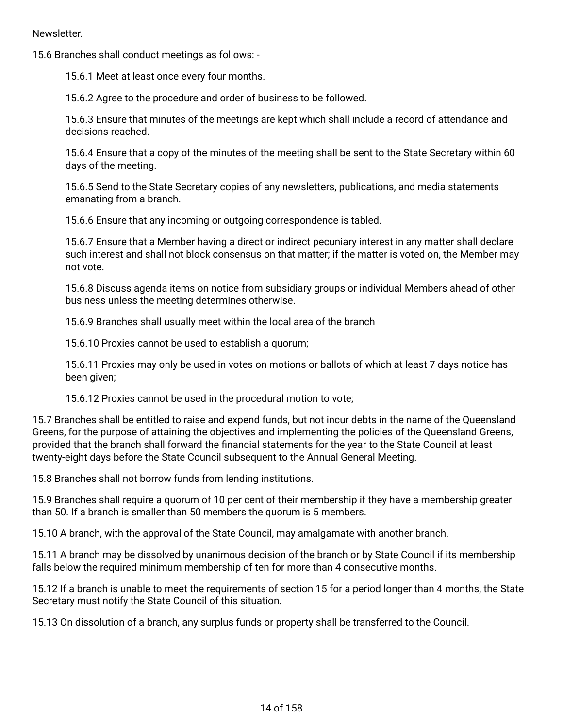Newsletter.

15.6 Branches shall conduct meetings as follows: -

15.6.1 Meet at least once every four months.

15.6.2 Agree to the procedure and order of business to be followed.

15.6.3 Ensure that minutes of the meetings are kept which shall include a record of attendance and decisions reached.

15.6.4 Ensure that a copy of the minutes of the meeting shall be sent to the State Secretary within 60 days of the meeting.

15.6.5 Send to the State Secretary copies of any newsletters, publications, and media statements emanating from a branch.

15.6.6 Ensure that any incoming or outgoing correspondence is tabled.

15.6.7 Ensure that a Member having a direct or indirect pecuniary interest in any matter shall declare such interest and shall not block consensus on that matter; if the matter is voted on, the Member may not vote.

15.6.8 Discuss agenda items on notice from subsidiary groups or individual Members ahead of other business unless the meeting determines otherwise.

15.6.9 Branches shall usually meet within the local area of the branch

15.6.10 Proxies cannot be used to establish a quorum;

15.6.11 Proxies may only be used in votes on motions or ballots of which at least 7 days notice has been given;

15.6.12 Proxies cannot be used in the procedural motion to vote;

15.7 Branches shall be entitled to raise and expend funds, but not incur debts in the name of the Queensland Greens, for the purpose of attaining the objectives and implementing the policies of the Queensland Greens, provided that the branch shall forward the financial statements for the year to the State Council at least twenty-eight days before the State Council subsequent to the Annual General Meeting.

15.8 Branches shall not borrow funds from lending institutions.

15.9 Branches shall require a quorum of 10 per cent of their membership if they have a membership greater than 50. If a branch is smaller than 50 members the quorum is 5 members.

15.10 A branch, with the approval of the State Council, may amalgamate with another branch.

15.11 A branch may be dissolved by unanimous decision of the branch or by State Council if its membership falls below the required minimum membership of ten for more than 4 consecutive months.

15.12 If a branch is unable to meet the requirements of section 15 for a period longer than 4 months, the State Secretary must notify the State Council of this situation.

15.13 On dissolution of a branch, any surplus funds or property shall be transferred to the Council.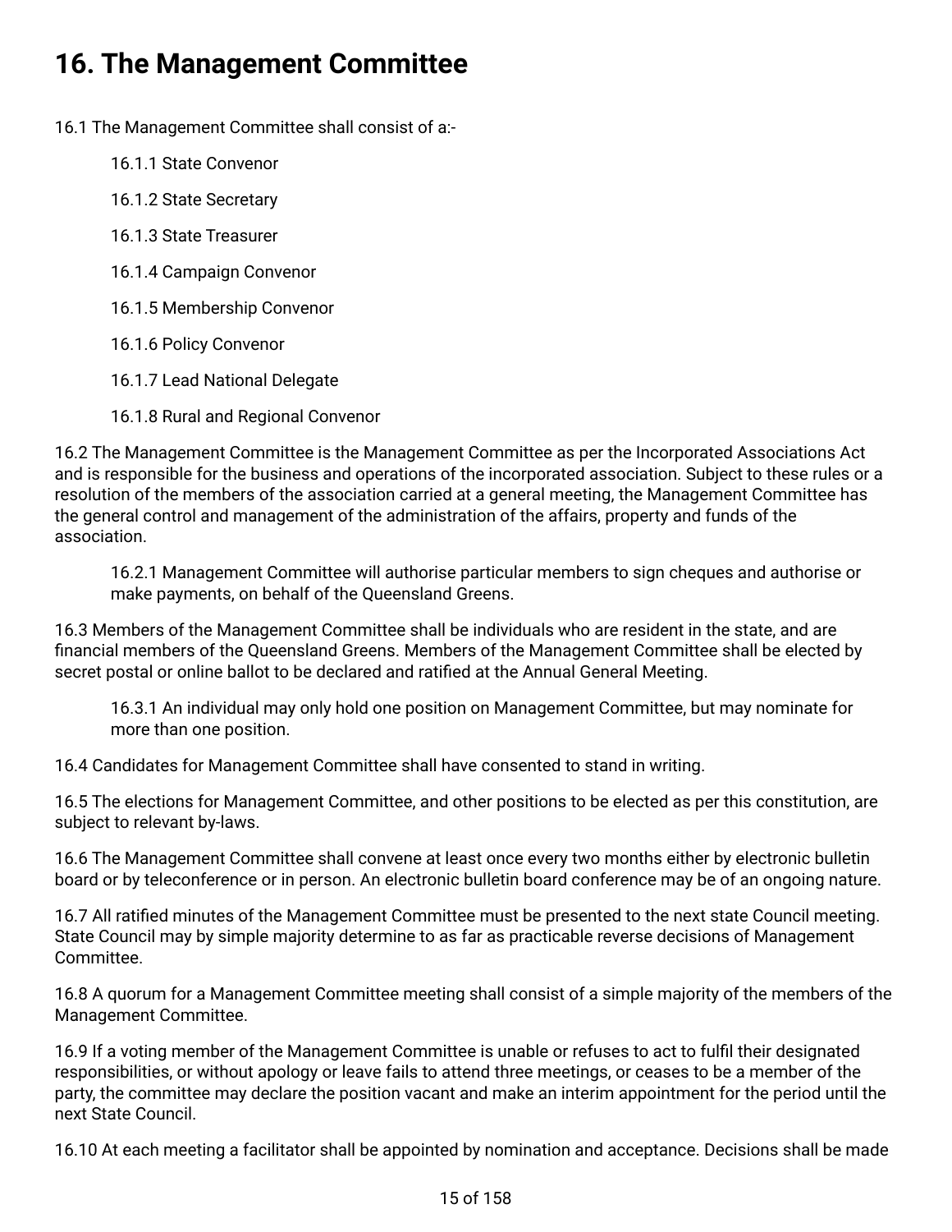# 16. The Management Committee

16.1 The Management Committee shall consist of a:-

> 16.1.1 State Convenor
>
> 16.1.2 State Secretary
>
> 16.1.3 State Treasurer
>
> 16.1.4 Campaign Convenor
>
> 16.1.5 Membership Convenor
>
> 16.1.6 Policy Convenor
>
> 16.1.7 Lead National Delegate
>
> 16.1.8 Rural and Regional Convenor

16.2 The Management Committee is the Management Committee as per the Incorporated Associations Act and is responsible for the business and operations of the incorporated association. Subject to these rules or a resolution of the members of the association carried at a general meeting, the Management Committee has the general control and management of the administration of the affairs, property and funds of the association.

> 16.2.1 Management Committee will authorise particular members to sign cheques and authorise or make payments, on behalf of the Queensland Greens.

16.3 Members of the Management Committee shall be individuals who are resident in the state, and are financial members of the Queensland Greens. Members of the Management Committee shall be elected by secret postal or online ballot to be declared and ratified at the Annual General Meeting.

> 16.3.1 An individual may only hold one position on Management Committee, but may nominate for more than one position.

16.4 Candidates for Management Committee shall have consented to stand in writing.

16.5 The elections for Management Committee, and other positions to be elected as per this constitution, are subject to relevant by-laws.

16.6 The Management Committee shall convene at least once every two months either by electronic bulletin board or by teleconference or in person. An electronic bulletin board conference may be of an ongoing nature.

16.7 All ratified minutes of the Management Committee must be presented to the next state Council meeting. State Council may by simple majority determine to as far as practicable reverse decisions of Management Committee.

16.8 A quorum for a Management Committee meeting shall consist of a simple majority of the members of the Management Committee.

16.9 If a voting member of the Management Committee is unable or refuses to act to fulfil their designated responsibilities, or without apology or leave fails to attend three meetings, or ceases to be a member of the party, the committee may declare the position vacant and make an interim appointment for the period until the next State Council.

16.10 At each meeting a facilitator shall be appointed by nomination and acceptance. Decisions shall be made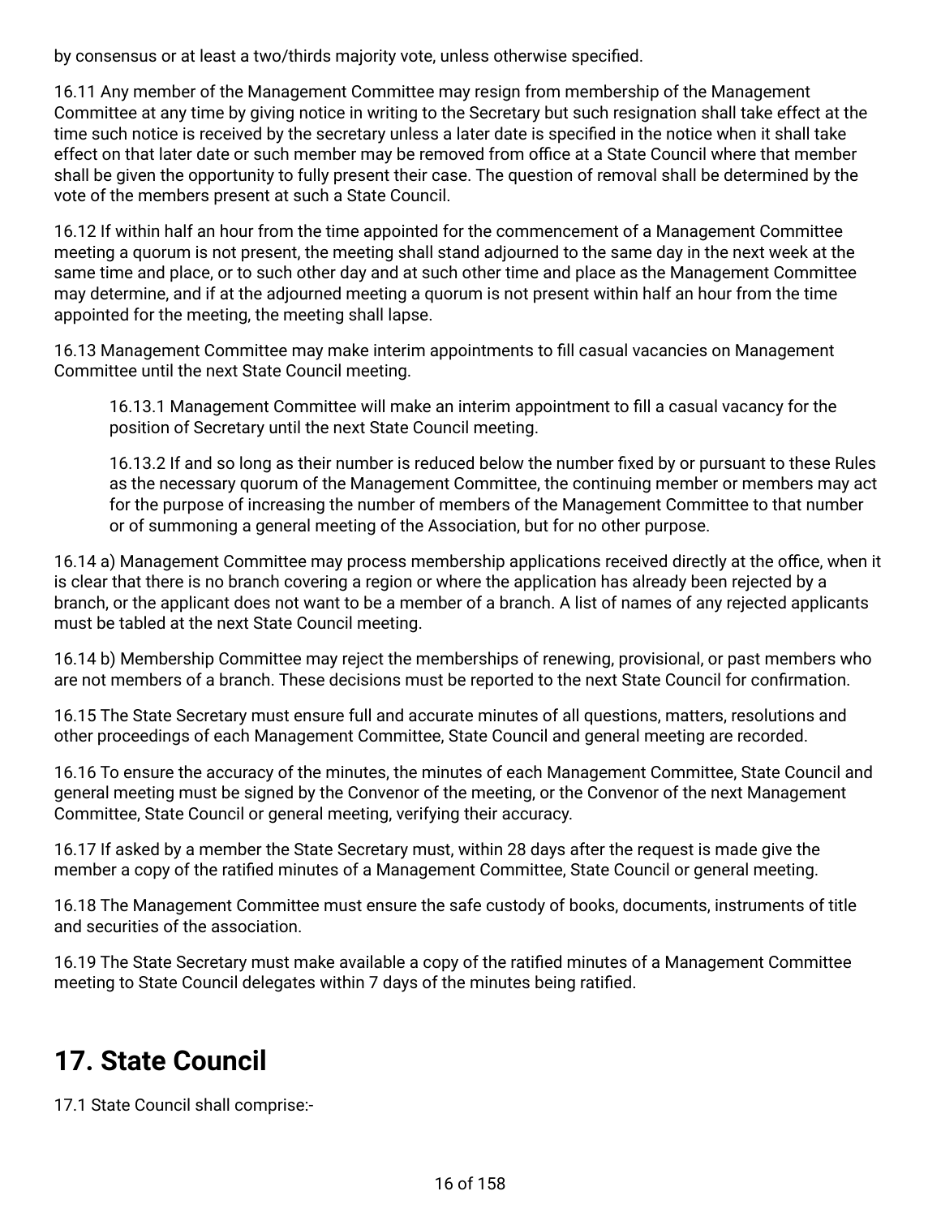by consensus or at least a two/thirds majority vote, unless otherwise specified.

16.11 Any member of the Management Committee may resign from membership of the Management Committee at any time by giving notice in writing to the Secretary but such resignation shall take effect at the time such notice is received by the secretary unless a later date is specified in the notice when it shall take effect on that later date or such member may be removed from office at a State Council where that member shall be given the opportunity to fully present their case. The question of removal shall be determined by the vote of the members present at such a State Council.

16.12 If within half an hour from the time appointed for the commencement of a Management Committee meeting a quorum is not present, the meeting shall stand adjourned to the same day in the next week at the same time and place, or to such other day and at such other time and place as the Management Committee may determine, and if at the adjourned meeting a quorum is not present within half an hour from the time appointed for the meeting, the meeting shall lapse.

16.13 Management Committee may make interim appointments to fill casual vacancies on Management Committee until the next State Council meeting.

> 16.13.1 Management Committee will make an interim appointment to fill a casual vacancy for the position of Secretary until the next State Council meeting.
>
> 16.13.2 If and so long as their number is reduced below the number fixed by or pursuant to these Rules as the necessary quorum of the Management Committee, the continuing member or members may act for the purpose of increasing the number of members of the Management Committee to that number or of summoning a general meeting of the Association, but for no other purpose.

16.14 a) Management Committee may process membership applications received directly at the office, when it is clear that there is no branch covering a region or where the application has already been rejected by a branch, or the applicant does not want to be a member of a branch. A list of names of any rejected applicants must be tabled at the next State Council meeting.

16.14 b) Membership Committee may reject the memberships of renewing, provisional, or past members who are not members of a branch. These decisions must be reported to the next State Council for confirmation.

16.15 The State Secretary must ensure full and accurate minutes of all questions, matters, resolutions and other proceedings of each Management Committee, State Council and general meeting are recorded.

16.16 To ensure the accuracy of the minutes, the minutes of each Management Committee, State Council and general meeting must be signed by the Convenor of the meeting, or the Convenor of the next Management Committee, State Council or general meeting, verifying their accuracy.

16.17 If asked by a member the State Secretary must, within 28 days after the request is made give the member a copy of the ratified minutes of a Management Committee, State Council or general meeting.

16.18 The Management Committee must ensure the safe custody of books, documents, instruments of title and securities of the association.

16.19 The State Secretary must make available a copy of the ratified minutes of a Management Committee meeting to State Council delegates within 7 days of the minutes being ratified.

# 17. State Council

17.1 State Council shall comprise:-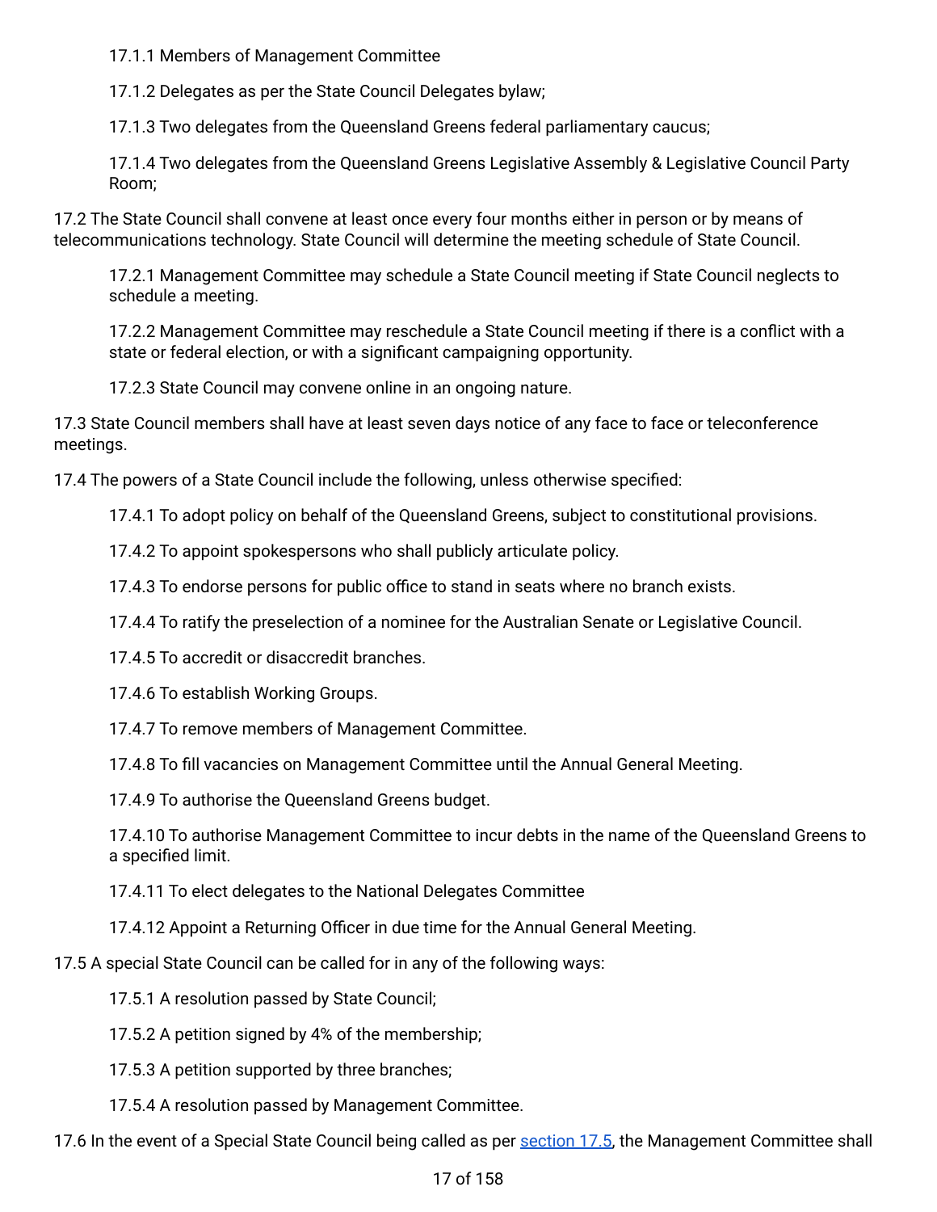17.1.1 Members of Management Committee

17.1.2 Delegates as per the State Council Delegates bylaw;

17.1.3 Two delegates from the Queensland Greens federal parliamentary caucus;

17.1.4 Two delegates from the Queensland Greens Legislative Assembly & Legislative Council Party Room;

17.2 The State Council shall convene at least once every four months either in person or by means of telecommunications technology. State Council will determine the meeting schedule of State Council.

17.2.1 Management Committee may schedule a State Council meeting if State Council neglects to schedule a meeting.

17.2.2 Management Committee may reschedule a State Council meeting if there is a conflict with a state or federal election, or with a significant campaigning opportunity.

17.2.3 State Council may convene online in an ongoing nature.

17.3 State Council members shall have at least seven days notice of any face to face or teleconference meetings.

17.4 The powers of a State Council include the following, unless otherwise specified:

17.4.1 To adopt policy on behalf of the Queensland Greens, subject to constitutional provisions.

17.4.2 To appoint spokespersons who shall publicly articulate policy.

17.4.3 To endorse persons for public office to stand in seats where no branch exists.

17.4.4 To ratify the preselection of a nominee for the Australian Senate or Legislative Council.

17.4.5 To accredit or disaccredit branches.

17.4.6 To establish Working Groups.

17.4.7 To remove members of Management Committee.

17.4.8 To fill vacancies on Management Committee until the Annual General Meeting.

17.4.9 To authorise the Queensland Greens budget.

17.4.10 To authorise Management Committee to incur debts in the name of the Queensland Greens to a specified limit.

17.4.11 To elect delegates to the National Delegates Committee

17.4.12 Appoint a Returning Officer in due time for the Annual General Meeting.

17.5 A special State Council can be called for in any of the following ways:

17.5.1 A resolution passed by State Council;

17.5.2 A petition signed by 4% of the membership;

17.5.3 A petition supported by three branches;

17.5.4 A resolution passed by Management Committee.

17.6 In the event of a Special State Council being called as per section 17.5, the Management Committee shall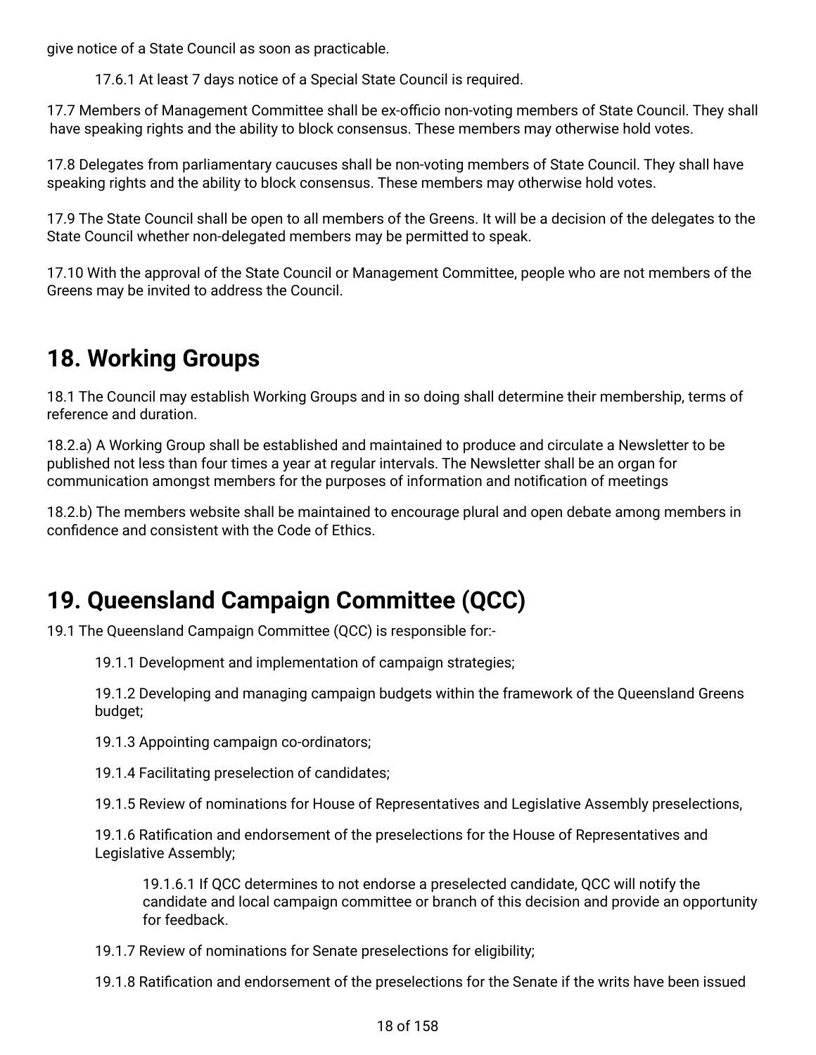give notice of a State Council as soon as practicable.

17.6.1 At least 7 days notice of a Special State Council is required.

17.7 Members of Management Committee shall be ex-officio non-voting members of State Council. They shall have speaking rights and the ability to block consensus. These members may otherwise hold votes.

17.8 Delegates from parliamentary caucuses shall be non-voting members of State Council. They shall have speaking rights and the ability to block consensus. These members may otherwise hold votes.

17.9 The State Council shall be open to all members of the Greens. It will be a decision of the delegates to the State Council whether non-delegated members may be permitted to speak.

17.10 With the approval of the State Council or Management Committee, people who are not members of the Greens may be invited to address the Council.

# 18. Working Groups

18.1 The Council may establish Working Groups and in so doing shall determine their membership, terms of reference and duration.

18.2.a) A Working Group shall be established and maintained to produce and circulate a Newsletter to be published not less than four times a year at regular intervals. The Newsletter shall be an organ for communication amongst members for the purposes of information and notification of meetings

18.2.b) The members website shall be maintained to encourage plural and open debate among members in confidence and consistent with the Code of Ethics.

# 19. Queensland Campaign Committee (QCC)

19.1 The Queensland Campaign Committee (QCC) is responsible for:-

19.1.1 Development and implementation of campaign strategies;

19.1.2 Developing and managing campaign budgets within the framework of the Queensland Greens budget;

19.1.3 Appointing campaign co-ordinators;

19.1.4 Facilitating preselection of candidates;

19.1.5 Review of nominations for House of Representatives and Legislative Assembly preselections,

19.1.6 Ratification and endorsement of the preselections for the House of Representatives and Legislative Assembly;

19.1.6.1 If QCC determines to not endorse a preselected candidate, QCC will notify the candidate and local campaign committee or branch of this decision and provide an opportunity for feedback.

19.1.7 Review of nominations for Senate preselections for eligibility;

19.1.8 Ratification and endorsement of the preselections for the Senate if the writs have been issued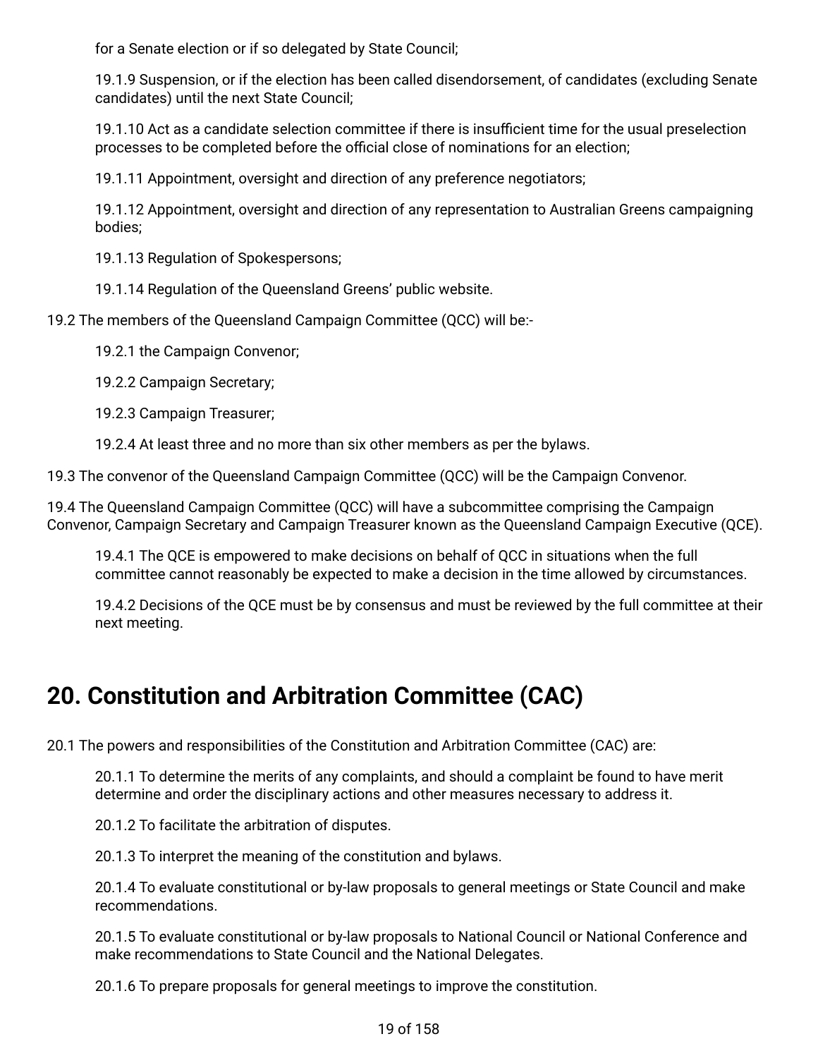for a Senate election or if so delegated by State Council;

19.1.9 Suspension, or if the election has been called disendorsement, of candidates (excluding Senate candidates) until the next State Council;

19.1.10 Act as a candidate selection committee if there is insufficient time for the usual preselection processes to be completed before the official close of nominations for an election;

19.1.11 Appointment, oversight and direction of any preference negotiators;

19.1.12 Appointment, oversight and direction of any representation to Australian Greens campaigning bodies;

19.1.13 Regulation of Spokespersons;

19.1.14 Regulation of the Queensland Greens' public website.

19.2 The members of the Queensland Campaign Committee (QCC) will be:-

19.2.1 the Campaign Convenor;

19.2.2 Campaign Secretary;

19.2.3 Campaign Treasurer;

19.2.4 At least three and no more than six other members as per the bylaws.

19.3 The convenor of the Queensland Campaign Committee (QCC) will be the Campaign Convenor.

19.4 The Queensland Campaign Committee (QCC) will have a subcommittee comprising the Campaign Convenor, Campaign Secretary and Campaign Treasurer known as the Queensland Campaign Executive (QCE).

19.4.1 The QCE is empowered to make decisions on behalf of QCC in situations when the full committee cannot reasonably be expected to make a decision in the time allowed by circumstances.

19.4.2 Decisions of the QCE must be by consensus and must be reviewed by the full committee at their next meeting.

# 20. Constitution and Arbitration Committee (CAC)

20.1 The powers and responsibilities of the Constitution and Arbitration Committee (CAC) are:

20.1.1 To determine the merits of any complaints, and should a complaint be found to have merit determine and order the disciplinary actions and other measures necessary to address it.

20.1.2 To facilitate the arbitration of disputes.

20.1.3 To interpret the meaning of the constitution and bylaws.

20.1.4 To evaluate constitutional or by-law proposals to general meetings or State Council and make recommendations.

20.1.5 To evaluate constitutional or by-law proposals to National Council or National Conference and make recommendations to State Council and the National Delegates.

20.1.6 To prepare proposals for general meetings to improve the constitution.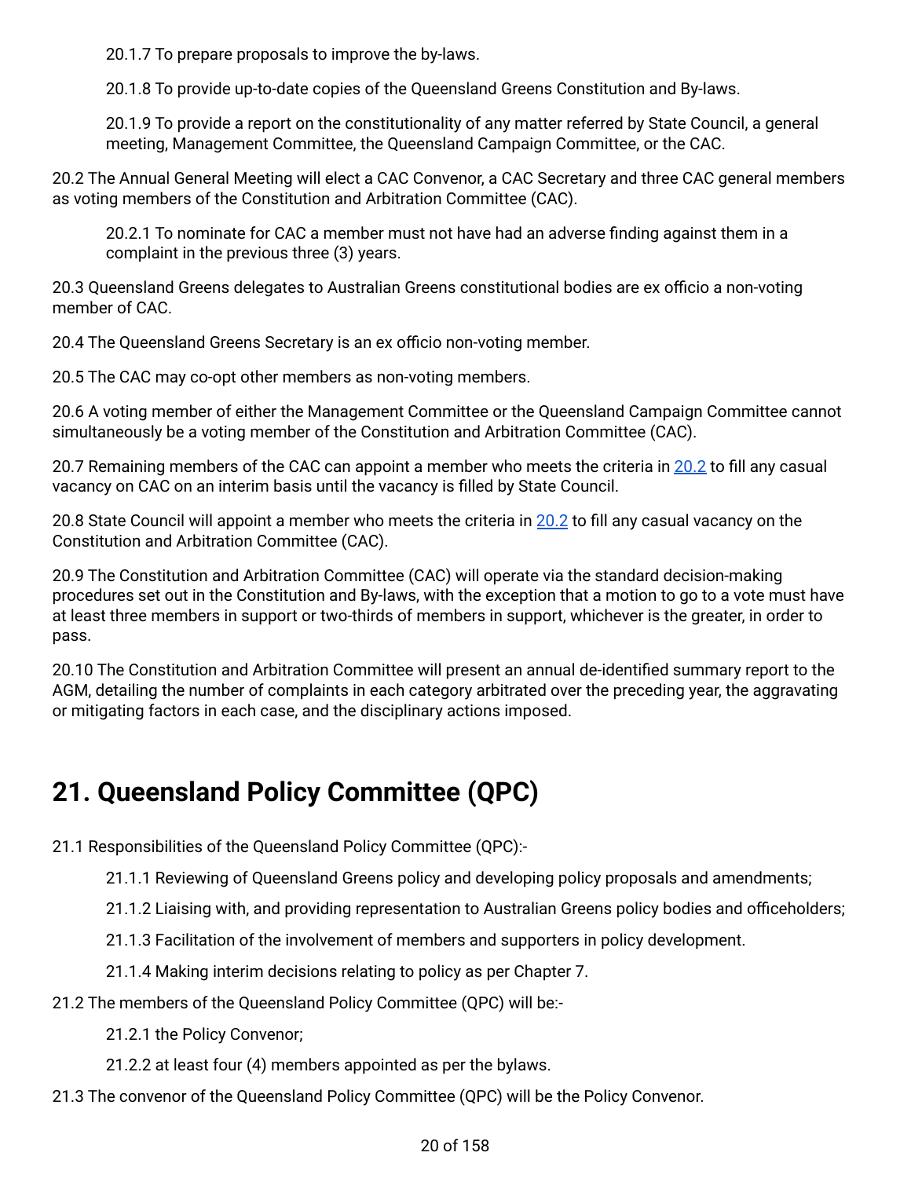20.1.7 To prepare proposals to improve the by-laws.

20.1.8 To provide up-to-date copies of the Queensland Greens Constitution and By-laws.

20.1.9 To provide a report on the constitutionality of any matter referred by State Council, a general meeting, Management Committee, the Queensland Campaign Committee, or the CAC.

20.2 The Annual General Meeting will elect a CAC Convenor, a CAC Secretary and three CAC general members as voting members of the Constitution and Arbitration Committee (CAC).

20.2.1 To nominate for CAC a member must not have had an adverse finding against them in a complaint in the previous three (3) years.

20.3 Queensland Greens delegates to Australian Greens constitutional bodies are ex officio a non-voting member of CAC.

20.4 The Queensland Greens Secretary is an ex officio non-voting member.

20.5 The CAC may co-opt other members as non-voting members.

20.6 A voting member of either the Management Committee or the Queensland Campaign Committee cannot simultaneously be a voting member of the Constitution and Arbitration Committee (CAC).

20.7 Remaining members of the CAC can appoint a member who meets the criteria in 20.2 to fill any casual vacancy on CAC on an interim basis until the vacancy is filled by State Council.

20.8 State Council will appoint a member who meets the criteria in 20.2 to fill any casual vacancy on the Constitution and Arbitration Committee (CAC).

20.9 The Constitution and Arbitration Committee (CAC) will operate via the standard decision-making procedures set out in the Constitution and By-laws, with the exception that a motion to go to a vote must have at least three members in support or two-thirds of members in support, whichever is the greater, in order to pass.

20.10 The Constitution and Arbitration Committee will present an annual de-identified summary report to the AGM, detailing the number of complaints in each category arbitrated over the preceding year, the aggravating or mitigating factors in each case, and the disciplinary actions imposed.

# 21. Queensland Policy Committee (QPC)

21.1 Responsibilities of the Queensland Policy Committee (QPC):-

21.1.1 Reviewing of Queensland Greens policy and developing policy proposals and amendments;

21.1.2 Liaising with, and providing representation to Australian Greens policy bodies and officeholders;

21.1.3 Facilitation of the involvement of members and supporters in policy development.

21.1.4 Making interim decisions relating to policy as per Chapter 7.

21.2 The members of the Queensland Policy Committee (QPC) will be:-

21.2.1 the Policy Convenor;

21.2.2 at least four (4) members appointed as per the bylaws.

21.3 The convenor of the Queensland Policy Committee (QPC) will be the Policy Convenor.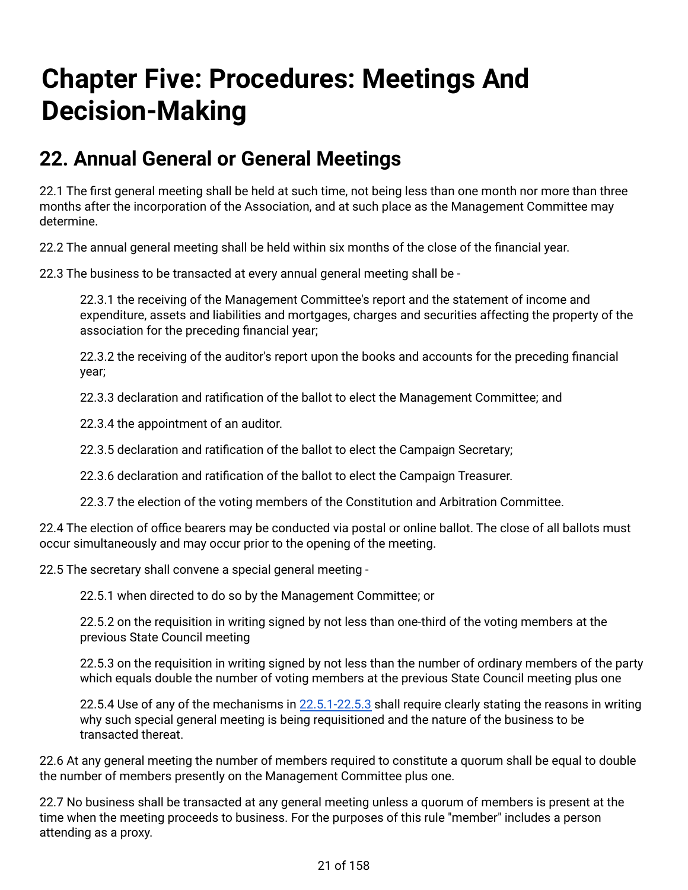# Chapter Five: Procedures: Meetings And Decision-Making

## 22. Annual General or General Meetings

22.1 The first general meeting shall be held at such time, not being less than one month nor more than three months after the incorporation of the Association, and at such place as the Management Committee may determine.

22.2 The annual general meeting shall be held within six months of the close of the financial year.

22.3 The business to be transacted at every annual general meeting shall be -

> 22.3.1 the receiving of the Management Committee's report and the statement of income and expenditure, assets and liabilities and mortgages, charges and securities affecting the property of the association for the preceding financial year;
>
> 22.3.2 the receiving of the auditor's report upon the books and accounts for the preceding financial year;
>
> 22.3.3 declaration and ratification of the ballot to elect the Management Committee; and
>
> 22.3.4 the appointment of an auditor.
>
> 22.3.5 declaration and ratification of the ballot to elect the Campaign Secretary;
>
> 22.3.6 declaration and ratification of the ballot to elect the Campaign Treasurer.
>
> 22.3.7 the election of the voting members of the Constitution and Arbitration Committee.

22.4 The election of office bearers may be conducted via postal or online ballot. The close of all ballots must occur simultaneously and may occur prior to the opening of the meeting.

22.5 The secretary shall convene a special general meeting -

> 22.5.1 when directed to do so by the Management Committee; or
>
> 22.5.2 on the requisition in writing signed by not less than one-third of the voting members at the previous State Council meeting
>
> 22.5.3 on the requisition in writing signed by not less than the number of ordinary members of the party which equals double the number of voting members at the previous State Council meeting plus one
>
> 22.5.4 Use of any of the mechanisms in 22.5.1-22.5.3 shall require clearly stating the reasons in writing why such special general meeting is being requisitioned and the nature of the business to be transacted thereat.

22.6 At any general meeting the number of members required to constitute a quorum shall be equal to double the number of members presently on the Management Committee plus one.

22.7 No business shall be transacted at any general meeting unless a quorum of members is present at the time when the meeting proceeds to business. For the purposes of this rule "member" includes a person attending as a proxy.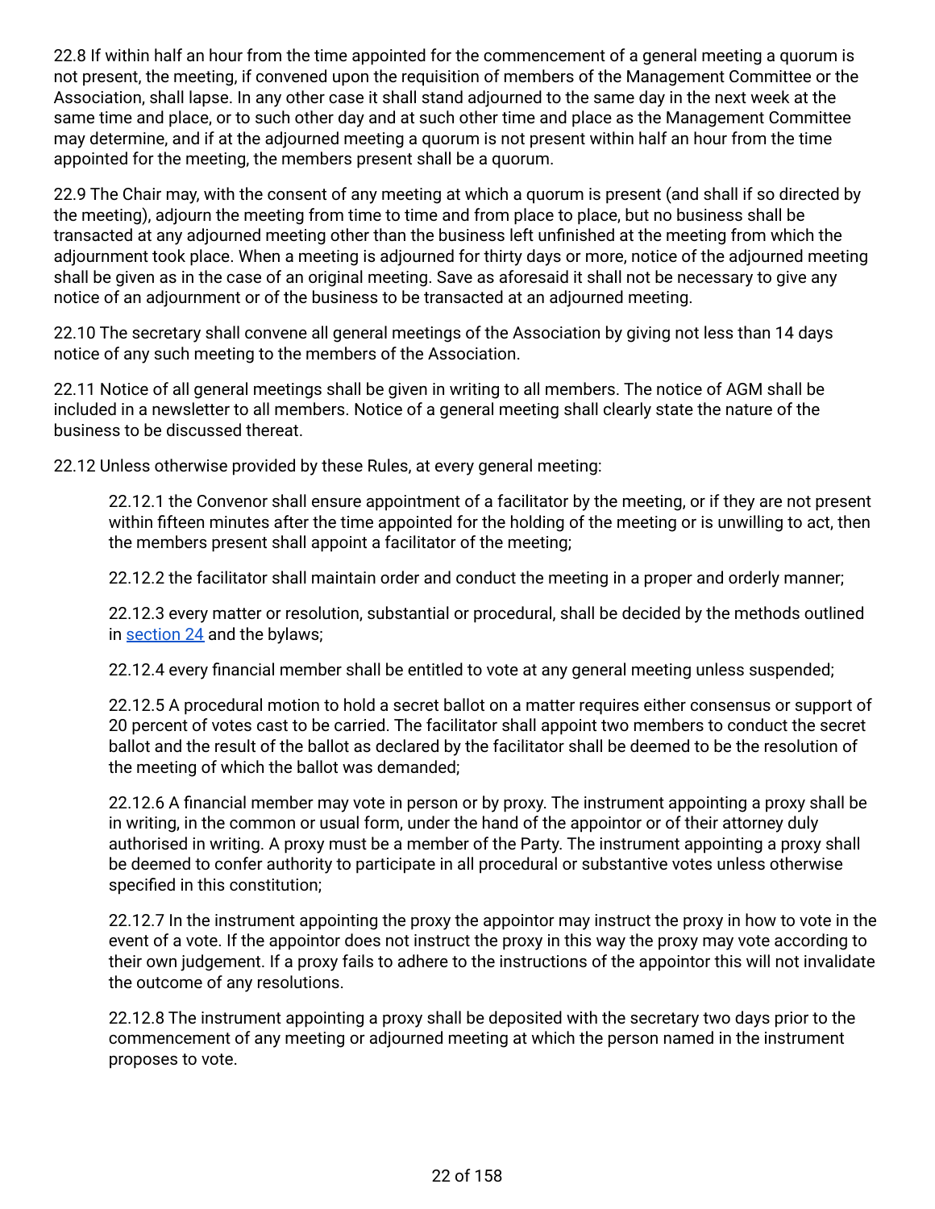22.8 If within half an hour from the time appointed for the commencement of a general meeting a quorum is not present, the meeting, if convened upon the requisition of members of the Management Committee or the Association, shall lapse. In any other case it shall stand adjourned to the same day in the next week at the same time and place, or to such other day and at such other time and place as the Management Committee may determine, and if at the adjourned meeting a quorum is not present within half an hour from the time appointed for the meeting, the members present shall be a quorum.

22.9 The Chair may, with the consent of any meeting at which a quorum is present (and shall if so directed by the meeting), adjourn the meeting from time to time and from place to place, but no business shall be transacted at any adjourned meeting other than the business left unfinished at the meeting from which the adjournment took place. When a meeting is adjourned for thirty days or more, notice of the adjourned meeting shall be given as in the case of an original meeting. Save as aforesaid it shall not be necessary to give any notice of an adjournment or of the business to be transacted at an adjourned meeting.

22.10 The secretary shall convene all general meetings of the Association by giving not less than 14 days notice of any such meeting to the members of the Association.

22.11 Notice of all general meetings shall be given in writing to all members. The notice of AGM shall be included in a newsletter to all members. Notice of a general meeting shall clearly state the nature of the business to be discussed thereat.

22.12 Unless otherwise provided by these Rules, at every general meeting:

> 22.12.1 the Convenor shall ensure appointment of a facilitator by the meeting, or if they are not present within fifteen minutes after the time appointed for the holding of the meeting or is unwilling to act, then the members present shall appoint a facilitator of the meeting;
>
> 22.12.2 the facilitator shall maintain order and conduct the meeting in a proper and orderly manner;
>
> 22.12.3 every matter or resolution, substantial or procedural, shall be decided by the methods outlined in section 24 and the bylaws;
>
> 22.12.4 every financial member shall be entitled to vote at any general meeting unless suspended;
>
> 22.12.5 A procedural motion to hold a secret ballot on a matter requires either consensus or support of 20 percent of votes cast to be carried. The facilitator shall appoint two members to conduct the secret ballot and the result of the ballot as declared by the facilitator shall be deemed to be the resolution of the meeting of which the ballot was demanded;
>
> 22.12.6 A financial member may vote in person or by proxy. The instrument appointing a proxy shall be in writing, in the common or usual form, under the hand of the appointor or of their attorney duly authorised in writing. A proxy must be a member of the Party. The instrument appointing a proxy shall be deemed to confer authority to participate in all procedural or substantive votes unless otherwise specified in this constitution;
>
> 22.12.7 In the instrument appointing the proxy the appointor may instruct the proxy in how to vote in the event of a vote. If the appointor does not instruct the proxy in this way the proxy may vote according to their own judgement. If a proxy fails to adhere to the instructions of the appointor this will not invalidate the outcome of any resolutions.
>
> 22.12.8 The instrument appointing a proxy shall be deposited with the secretary two days prior to the commencement of any meeting or adjourned meeting at which the person named in the instrument proposes to vote.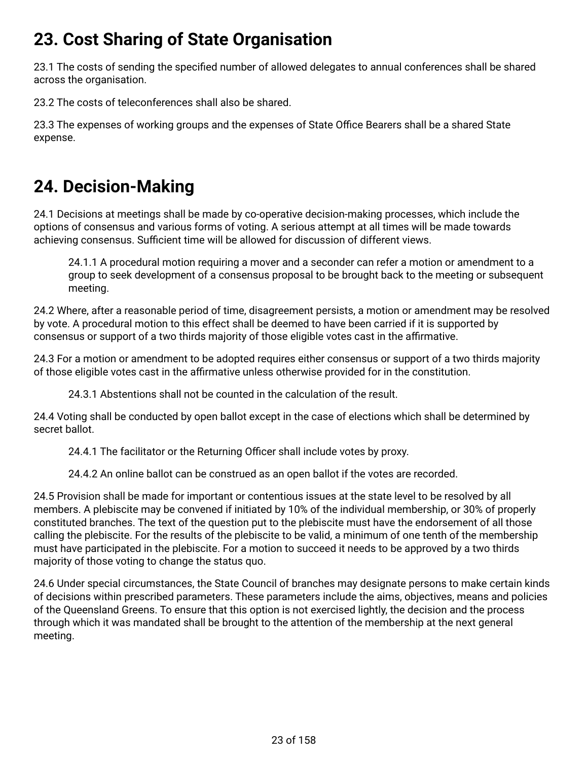## 23. Cost Sharing of State Organisation

23.1 The costs of sending the specified number of allowed delegates to annual conferences shall be shared across the organisation.

23.2 The costs of teleconferences shall also be shared.

23.3 The expenses of working groups and the expenses of State Office Bearers shall be a shared State expense.

## 24. Decision-Making

24.1 Decisions at meetings shall be made by co-operative decision-making processes, which include the options of consensus and various forms of voting. A serious attempt at all times will be made towards achieving consensus. Sufficient time will be allowed for discussion of different views.

> 24.1.1 A procedural motion requiring a mover and a seconder can refer a motion or amendment to a group to seek development of a consensus proposal to be brought back to the meeting or subsequent meeting.

24.2 Where, after a reasonable period of time, disagreement persists, a motion or amendment may be resolved by vote. A procedural motion to this effect shall be deemed to have been carried if it is supported by consensus or support of a two thirds majority of those eligible votes cast in the affirmative.

24.3 For a motion or amendment to be adopted requires either consensus or support of a two thirds majority of those eligible votes cast in the affirmative unless otherwise provided for in the constitution.

> 24.3.1 Abstentions shall not be counted in the calculation of the result.

24.4 Voting shall be conducted by open ballot except in the case of elections which shall be determined by secret ballot.

> 24.4.1 The facilitator or the Returning Officer shall include votes by proxy.
>
> 24.4.2 An online ballot can be construed as an open ballot if the votes are recorded.

24.5 Provision shall be made for important or contentious issues at the state level to be resolved by all members. A plebiscite may be convened if initiated by 10% of the individual membership, or 30% of properly constituted branches. The text of the question put to the plebiscite must have the endorsement of all those calling the plebiscite. For the results of the plebiscite to be valid, a minimum of one tenth of the membership must have participated in the plebiscite. For a motion to succeed it needs to be approved by a two thirds majority of those voting to change the status quo.

24.6 Under special circumstances, the State Council of branches may designate persons to make certain kinds of decisions within prescribed parameters. These parameters include the aims, objectives, means and policies of the Queensland Greens. To ensure that this option is not exercised lightly, the decision and the process through which it was mandated shall be brought to the attention of the membership at the next general meeting.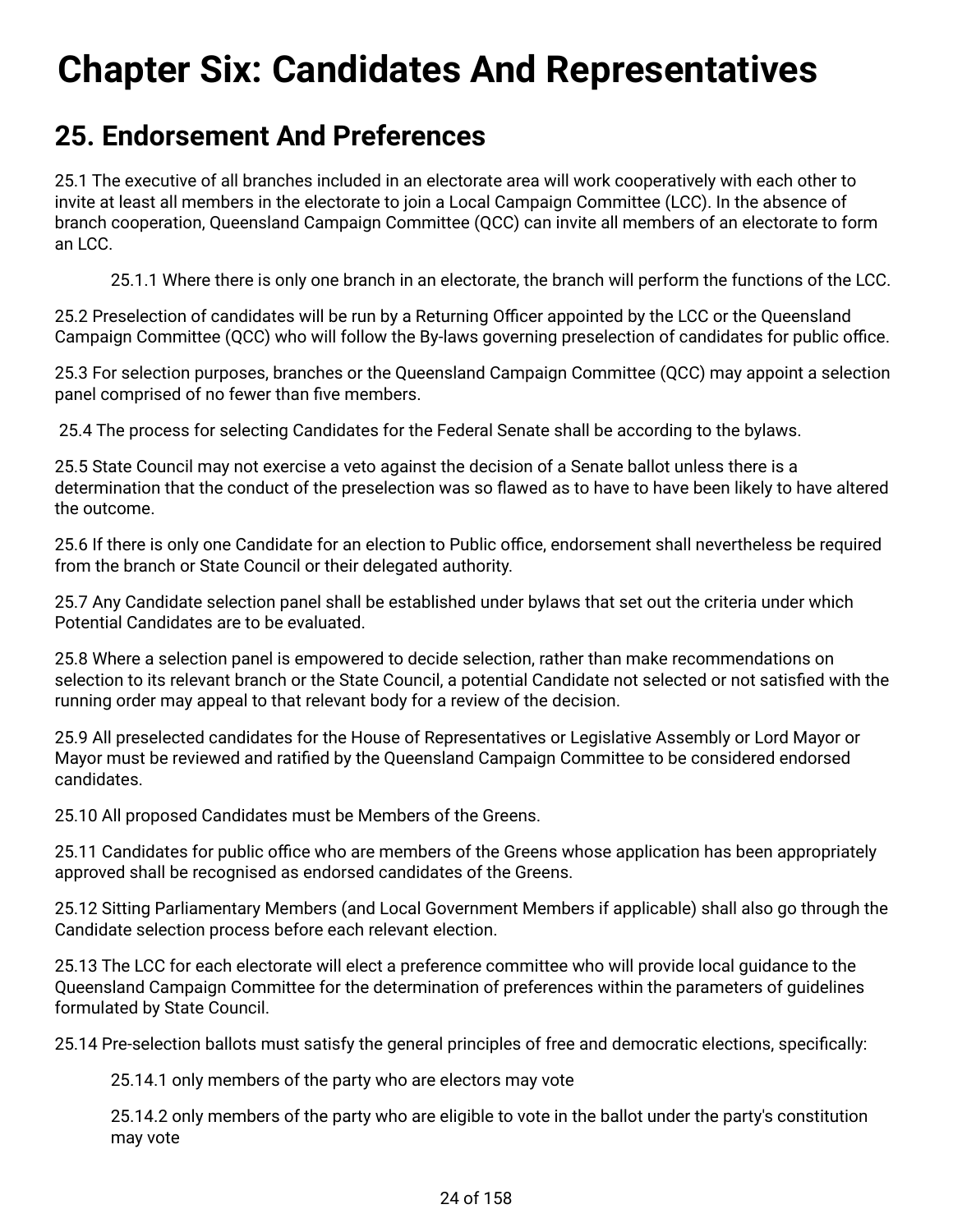# Chapter Six: Candidates And Representatives

## 25. Endorsement And Preferences

25.1 The executive of all branches included in an electorate area will work cooperatively with each other to invite at least all members in the electorate to join a Local Campaign Committee (LCC). In the absence of branch cooperation, Queensland Campaign Committee (QCC) can invite all members of an electorate to form an LCC.

> 25.1.1 Where there is only one branch in an electorate, the branch will perform the functions of the LCC.

25.2 Preselection of candidates will be run by a Returning Officer appointed by the LCC or the Queensland Campaign Committee (QCC) who will follow the By-laws governing preselection of candidates for public office.

25.3 For selection purposes, branches or the Queensland Campaign Committee (QCC) may appoint a selection panel comprised of no fewer than five members.

25.4 The process for selecting Candidates for the Federal Senate shall be according to the bylaws.

25.5 State Council may not exercise a veto against the decision of a Senate ballot unless there is a determination that the conduct of the preselection was so flawed as to have to have been likely to have altered the outcome.

25.6 If there is only one Candidate for an election to Public office, endorsement shall nevertheless be required from the branch or State Council or their delegated authority.

25.7 Any Candidate selection panel shall be established under bylaws that set out the criteria under which Potential Candidates are to be evaluated.

25.8 Where a selection panel is empowered to decide selection, rather than make recommendations on selection to its relevant branch or the State Council, a potential Candidate not selected or not satisfied with the running order may appeal to that relevant body for a review of the decision.

25.9 All preselected candidates for the House of Representatives or Legislative Assembly or Lord Mayor or Mayor must be reviewed and ratified by the Queensland Campaign Committee to be considered endorsed candidates.

25.10 All proposed Candidates must be Members of the Greens.

25.11 Candidates for public office who are members of the Greens whose application has been appropriately approved shall be recognised as endorsed candidates of the Greens.

25.12 Sitting Parliamentary Members (and Local Government Members if applicable) shall also go through the Candidate selection process before each relevant election.

25.13 The LCC for each electorate will elect a preference committee who will provide local guidance to the Queensland Campaign Committee for the determination of preferences within the parameters of guidelines formulated by State Council.

25.14 Pre-selection ballots must satisfy the general principles of free and democratic elections, specifically:

> 25.14.1 only members of the party who are electors may vote
>
> 25.14.2 only members of the party who are eligible to vote in the ballot under the party's constitution may vote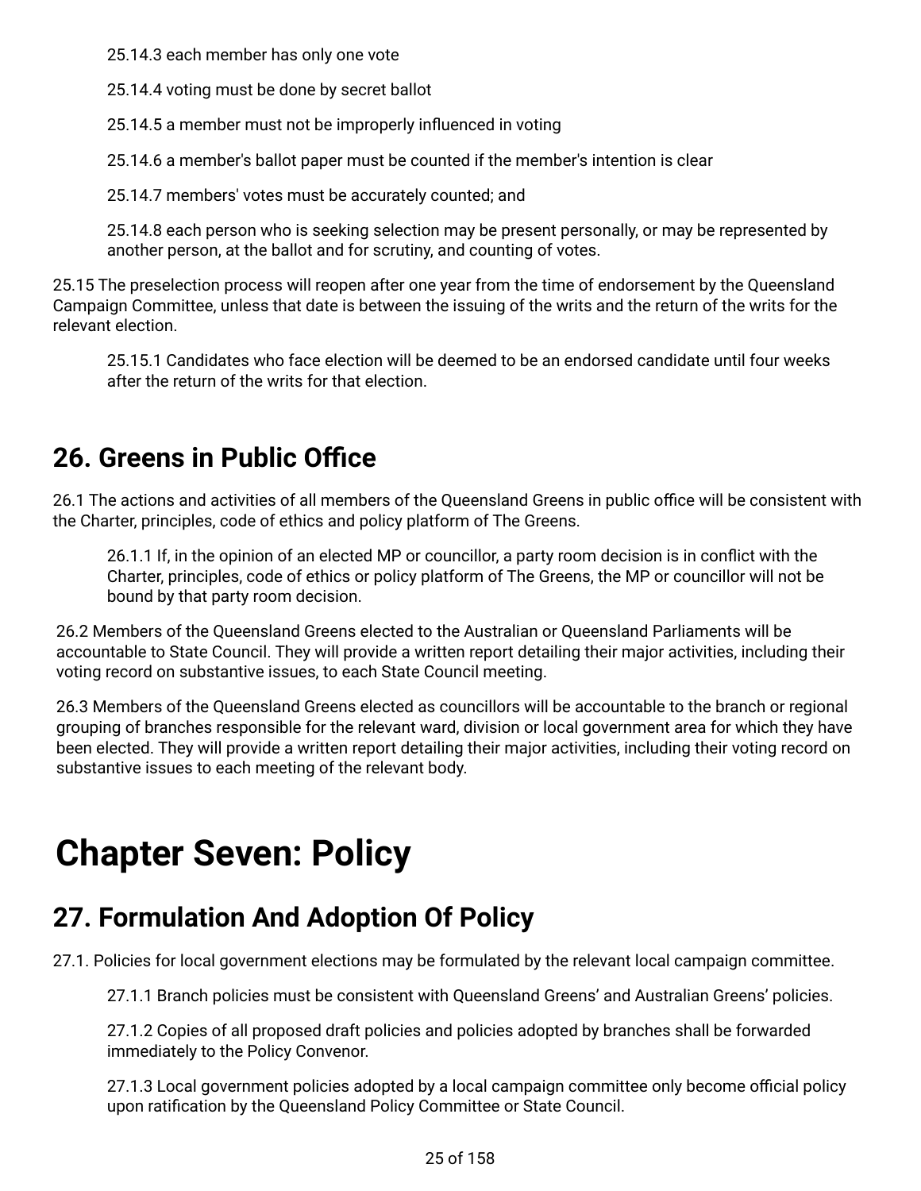25.14.3 each member has only one vote

25.14.4 voting must be done by secret ballot

25.14.5 a member must not be improperly influenced in voting

25.14.6 a member's ballot paper must be counted if the member's intention is clear

25.14.7 members' votes must be accurately counted; and

25.14.8 each person who is seeking selection may be present personally, or may be represented by another person, at the ballot and for scrutiny, and counting of votes.

25.15 The preselection process will reopen after one year from the time of endorsement by the Queensland Campaign Committee, unless that date is between the issuing of the writs and the return of the writs for the relevant election.

25.15.1 Candidates who face election will be deemed to be an endorsed candidate until four weeks after the return of the writs for that election.

## 26. Greens in Public Office

26.1 The actions and activities of all members of the Queensland Greens in public office will be consistent with the Charter, principles, code of ethics and policy platform of The Greens.

26.1.1 If, in the opinion of an elected MP or councillor, a party room decision is in conflict with the Charter, principles, code of ethics or policy platform of The Greens, the MP or councillor will not be bound by that party room decision.

26.2 Members of the Queensland Greens elected to the Australian or Queensland Parliaments will be accountable to State Council. They will provide a written report detailing their major activities, including their voting record on substantive issues, to each State Council meeting.

26.3 Members of the Queensland Greens elected as councillors will be accountable to the branch or regional grouping of branches responsible for the relevant ward, division or local government area for which they have been elected. They will provide a written report detailing their major activities, including their voting record on substantive issues to each meeting of the relevant body.

# Chapter Seven: Policy

## 27. Formulation And Adoption Of Policy

27.1. Policies for local government elections may be formulated by the relevant local campaign committee.

27.1.1 Branch policies must be consistent with Queensland Greens' and Australian Greens' policies.

27.1.2 Copies of all proposed draft policies and policies adopted by branches shall be forwarded immediately to the Policy Convenor.

27.1.3 Local government policies adopted by a local campaign committee only become official policy upon ratification by the Queensland Policy Committee or State Council.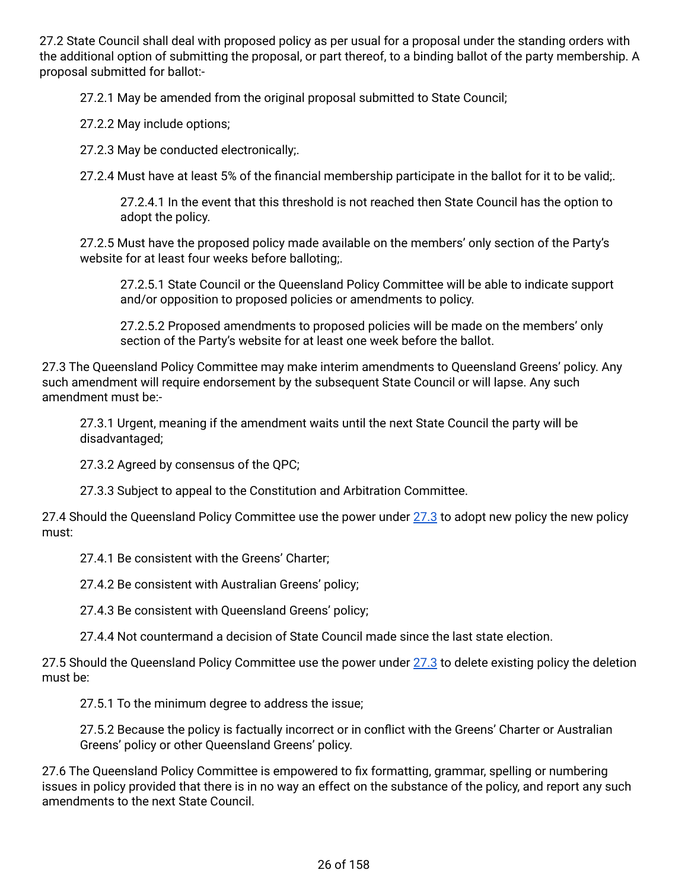27.2 State Council shall deal with proposed policy as per usual for a proposal under the standing orders with the additional option of submitting the proposal, or part thereof, to a binding ballot of the party membership. A proposal submitted for ballot:-

> 27.2.1 May be amended from the original proposal submitted to State Council;
>
> 27.2.2 May include options;
>
> 27.2.3 May be conducted electronically;.
>
> 27.2.4 Must have at least 5% of the financial membership participate in the ballot for it to be valid;.
>
> > 27.2.4.1 In the event that this threshold is not reached then State Council has the option to adopt the policy.
>
> 27.2.5 Must have the proposed policy made available on the members' only section of the Party's website for at least four weeks before balloting;.
>
> > 27.2.5.1 State Council or the Queensland Policy Committee will be able to indicate support and/or opposition to proposed policies or amendments to policy.
> >
> > 27.2.5.2 Proposed amendments to proposed policies will be made on the members' only section of the Party's website for at least one week before the ballot.

27.3 The Queensland Policy Committee may make interim amendments to Queensland Greens' policy. Any such amendment will require endorsement by the subsequent State Council or will lapse. Any such amendment must be:-

> 27.3.1 Urgent, meaning if the amendment waits until the next State Council the party will be disadvantaged;
>
> 27.3.2 Agreed by consensus of the QPC;
>
> 27.3.3 Subject to appeal to the Constitution and Arbitration Committee.

27.4 Should the Queensland Policy Committee use the power under 27.3 to adopt new policy the new policy must:

> 27.4.1 Be consistent with the Greens' Charter;
>
> 27.4.2 Be consistent with Australian Greens' policy;
>
> 27.4.3 Be consistent with Queensland Greens' policy;
>
> 27.4.4 Not countermand a decision of State Council made since the last state election.

27.5 Should the Queensland Policy Committee use the power under 27.3 to delete existing policy the deletion must be:

> 27.5.1 To the minimum degree to address the issue;
>
> 27.5.2 Because the policy is factually incorrect or in conflict with the Greens' Charter or Australian Greens' policy or other Queensland Greens' policy.

27.6 The Queensland Policy Committee is empowered to fix formatting, grammar, spelling or numbering issues in policy provided that there is in no way an effect on the substance of the policy, and report any such amendments to the next State Council.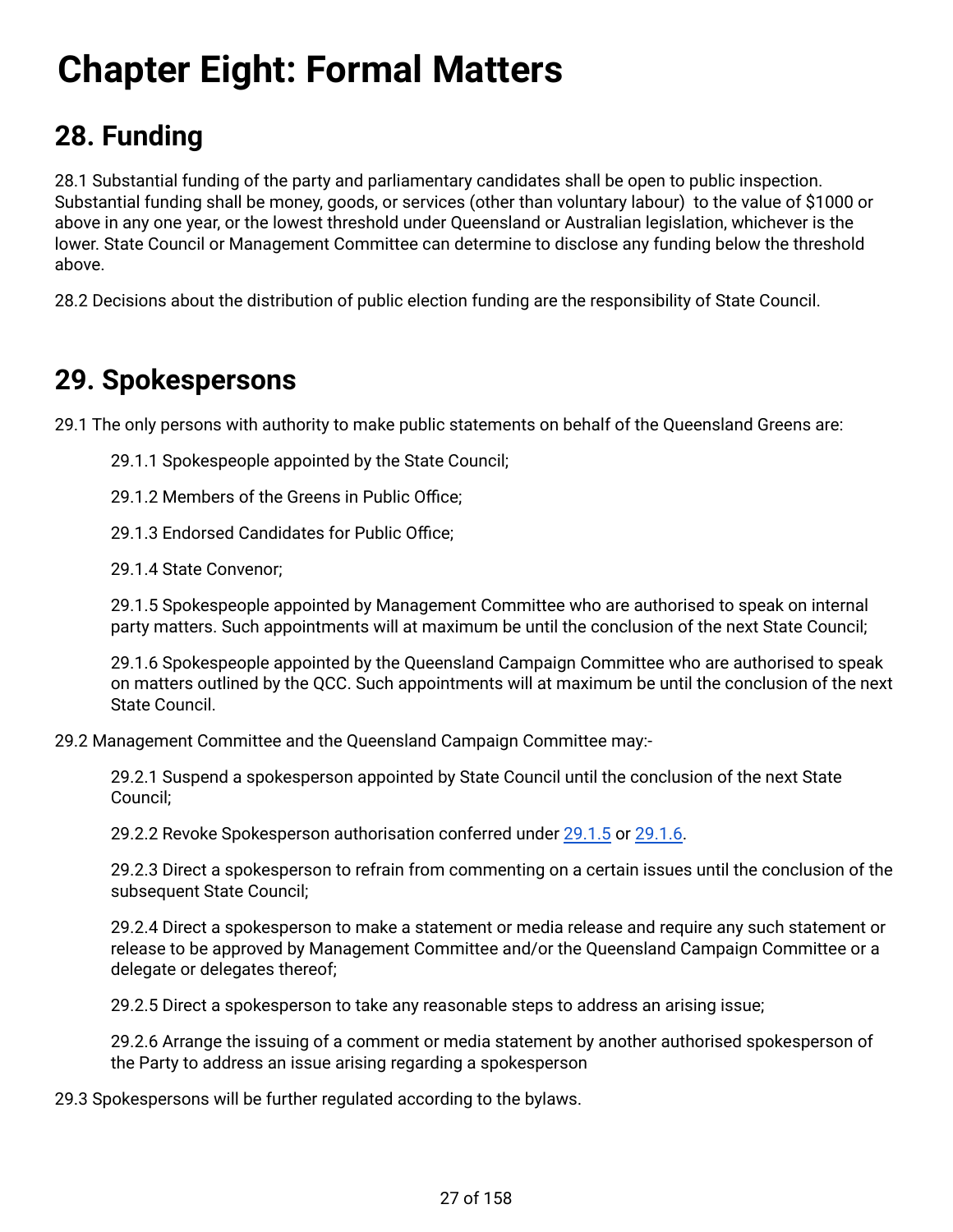# Chapter Eight: Formal Matters

## 28. Funding

28.1 Substantial funding of the party and parliamentary candidates shall be open to public inspection. Substantial funding shall be money, goods, or services (other than voluntary labour) to the value of $1000 or above in any one year, or the lowest threshold under Queensland or Australian legislation, whichever is the lower. State Council or Management Committee can determine to disclose any funding below the threshold above.

28.2 Decisions about the distribution of public election funding are the responsibility of State Council.

## 29. Spokespersons

29.1 The only persons with authority to make public statements on behalf of the Queensland Greens are:

29.1.1 Spokespeople appointed by the State Council;

29.1.2 Members of the Greens in Public Office;

29.1.3 Endorsed Candidates for Public Office;

29.1.4 State Convenor;

29.1.5 Spokespeople appointed by Management Committee who are authorised to speak on internal party matters. Such appointments will at maximum be until the conclusion of the next State Council;

29.1.6 Spokespeople appointed by the Queensland Campaign Committee who are authorised to speak on matters outlined by the QCC. Such appointments will at maximum be until the conclusion of the next State Council.

29.2 Management Committee and the Queensland Campaign Committee may:-

29.2.1 Suspend a spokesperson appointed by State Council until the conclusion of the next State Council;

29.2.2 Revoke Spokesperson authorisation conferred under 29.1.5 or 29.1.6.

29.2.3 Direct a spokesperson to refrain from commenting on a certain issues until the conclusion of the subsequent State Council;

29.2.4 Direct a spokesperson to make a statement or media release and require any such statement or release to be approved by Management Committee and/or the Queensland Campaign Committee or a delegate or delegates thereof;

29.2.5 Direct a spokesperson to take any reasonable steps to address an arising issue;

29.2.6 Arrange the issuing of a comment or media statement by another authorised spokesperson of the Party to address an issue arising regarding a spokesperson

29.3 Spokespersons will be further regulated according to the bylaws.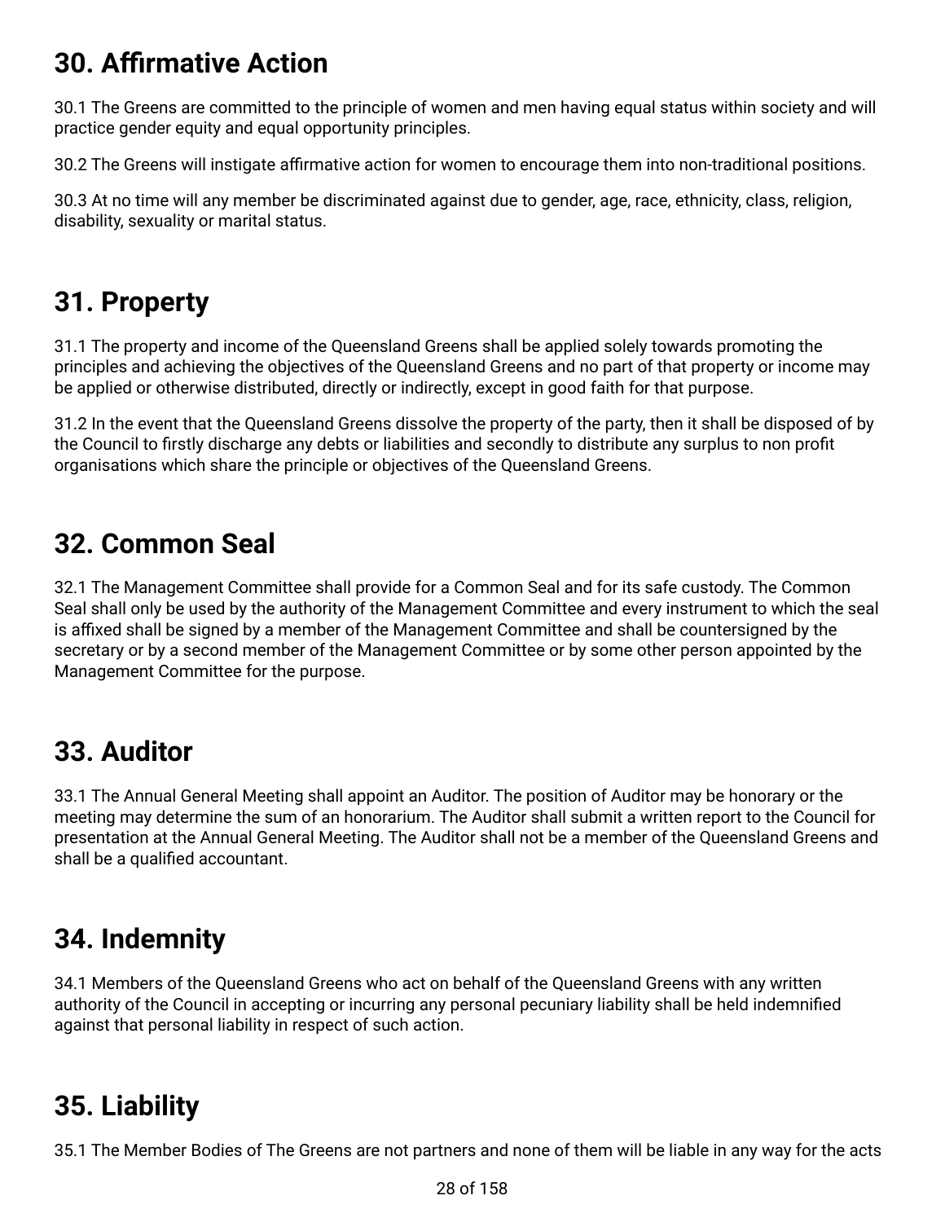## 30. Affirmative Action

30.1 The Greens are committed to the principle of women and men having equal status within society and will practice gender equity and equal opportunity principles.

30.2 The Greens will instigate affirmative action for women to encourage them into non-traditional positions.

30.3 At no time will any member be discriminated against due to gender, age, race, ethnicity, class, religion, disability, sexuality or marital status.

## 31. Property

31.1 The property and income of the Queensland Greens shall be applied solely towards promoting the principles and achieving the objectives of the Queensland Greens and no part of that property or income may be applied or otherwise distributed, directly or indirectly, except in good faith for that purpose.

31.2 In the event that the Queensland Greens dissolve the property of the party, then it shall be disposed of by the Council to firstly discharge any debts or liabilities and secondly to distribute any surplus to non profit organisations which share the principle or objectives of the Queensland Greens.

## 32. Common Seal

32.1 The Management Committee shall provide for a Common Seal and for its safe custody. The Common Seal shall only be used by the authority of the Management Committee and every instrument to which the seal is affixed shall be signed by a member of the Management Committee and shall be countersigned by the secretary or by a second member of the Management Committee or by some other person appointed by the Management Committee for the purpose.

## 33. Auditor

33.1 The Annual General Meeting shall appoint an Auditor. The position of Auditor may be honorary or the meeting may determine the sum of an honorarium. The Auditor shall submit a written report to the Council for presentation at the Annual General Meeting. The Auditor shall not be a member of the Queensland Greens and shall be a qualified accountant.

## 34. Indemnity

34.1 Members of the Queensland Greens who act on behalf of the Queensland Greens with any written authority of the Council in accepting or incurring any personal pecuniary liability shall be held indemnified against that personal liability in respect of such action.

## 35. Liability

35.1 The Member Bodies of The Greens are not partners and none of them will be liable in any way for the acts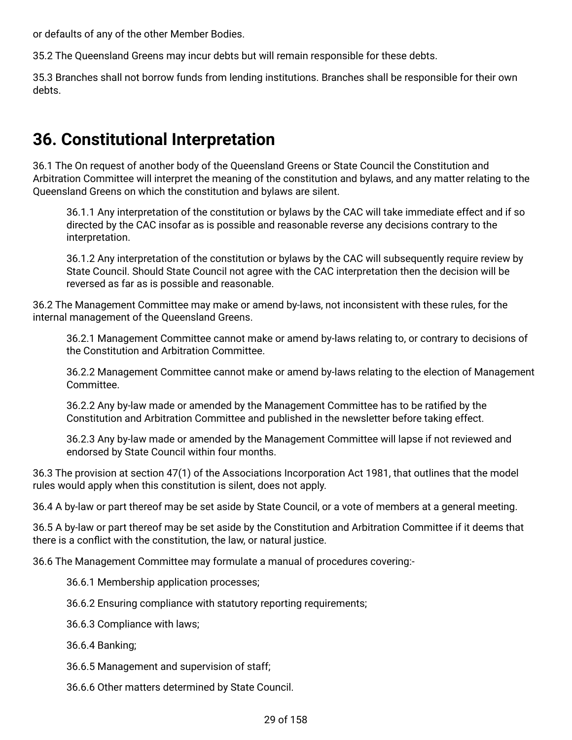or defaults of any of the other Member Bodies.

35.2 The Queensland Greens may incur debts but will remain responsible for these debts.

35.3 Branches shall not borrow funds from lending institutions. Branches shall be responsible for their own debts.

# 36. Constitutional Interpretation

36.1 The On request of another body of the Queensland Greens or State Council the Constitution and Arbitration Committee will interpret the meaning of the constitution and bylaws, and any matter relating to the Queensland Greens on which the constitution and bylaws are silent.

> 36.1.1 Any interpretation of the constitution or bylaws by the CAC will take immediate effect and if so directed by the CAC insofar as is possible and reasonable reverse any decisions contrary to the interpretation.
>
> 36.1.2 Any interpretation of the constitution or bylaws by the CAC will subsequently require review by State Council. Should State Council not agree with the CAC interpretation then the decision will be reversed as far as is possible and reasonable.

36.2 The Management Committee may make or amend by-laws, not inconsistent with these rules, for the internal management of the Queensland Greens.

> 36.2.1 Management Committee cannot make or amend by-laws relating to, or contrary to decisions of the Constitution and Arbitration Committee.
>
> 36.2.2 Management Committee cannot make or amend by-laws relating to the election of Management Committee.
>
> 36.2.2 Any by-law made or amended by the Management Committee has to be ratified by the Constitution and Arbitration Committee and published in the newsletter before taking effect.
>
> 36.2.3 Any by-law made or amended by the Management Committee will lapse if not reviewed and endorsed by State Council within four months.

36.3 The provision at section 47(1) of the Associations Incorporation Act 1981, that outlines that the model rules would apply when this constitution is silent, does not apply.

36.4 A by-law or part thereof may be set aside by State Council, or a vote of members at a general meeting.

36.5 A by-law or part thereof may be set aside by the Constitution and Arbitration Committee if it deems that there is a conflict with the constitution, the law, or natural justice.

36.6 The Management Committee may formulate a manual of procedures covering:-

> 36.6.1 Membership application processes;
>
> 36.6.2 Ensuring compliance with statutory reporting requirements;
>
> 36.6.3 Compliance with laws;
>
> 36.6.4 Banking;
>
> 36.6.5 Management and supervision of staff;
>
> 36.6.6 Other matters determined by State Council.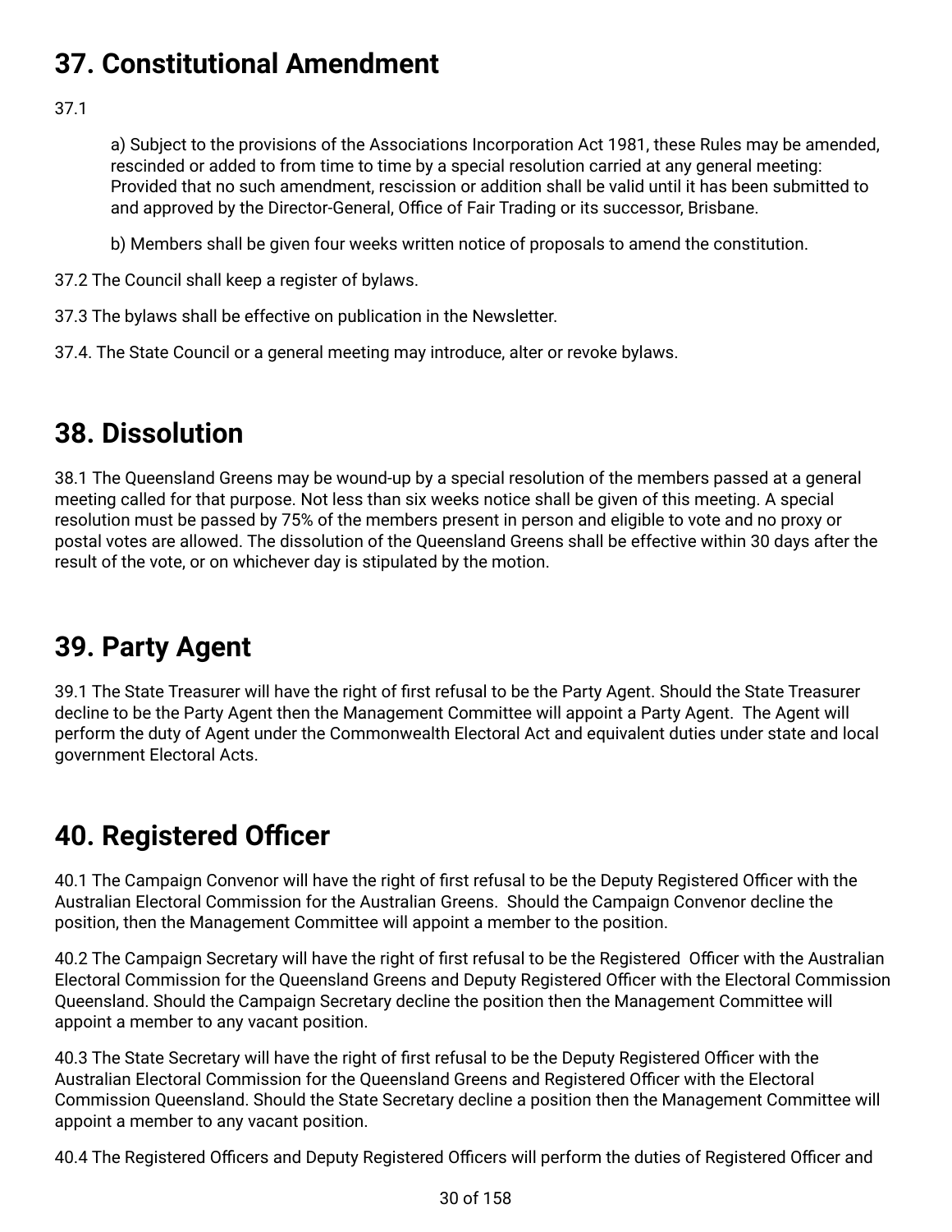## 37. Constitutional Amendment

37.1

a) Subject to the provisions of the Associations Incorporation Act 1981, these Rules may be amended, rescinded or added to from time to time by a special resolution carried at any general meeting: Provided that no such amendment, rescission or addition shall be valid until it has been submitted to and approved by the Director-General, Office of Fair Trading or its successor, Brisbane.

b) Members shall be given four weeks written notice of proposals to amend the constitution.

37.2 The Council shall keep a register of bylaws.

37.3 The bylaws shall be effective on publication in the Newsletter.

37.4. The State Council or a general meeting may introduce, alter or revoke bylaws.

## 38. Dissolution

38.1 The Queensland Greens may be wound-up by a special resolution of the members passed at a general meeting called for that purpose. Not less than six weeks notice shall be given of this meeting. A special resolution must be passed by 75% of the members present in person and eligible to vote and no proxy or postal votes are allowed. The dissolution of the Queensland Greens shall be effective within 30 days after the result of the vote, or on whichever day is stipulated by the motion.

## 39. Party Agent

39.1 The State Treasurer will have the right of first refusal to be the Party Agent. Should the State Treasurer decline to be the Party Agent then the Management Committee will appoint a Party Agent. The Agent will perform the duty of Agent under the Commonwealth Electoral Act and equivalent duties under state and local government Electoral Acts.

## 40. Registered Officer

40.1 The Campaign Convenor will have the right of first refusal to be the Deputy Registered Officer with the Australian Electoral Commission for the Australian Greens. Should the Campaign Convenor decline the position, then the Management Committee will appoint a member to the position.

40.2 The Campaign Secretary will have the right of first refusal to be the Registered Officer with the Australian Electoral Commission for the Queensland Greens and Deputy Registered Officer with the Electoral Commission Queensland. Should the Campaign Secretary decline the position then the Management Committee will appoint a member to any vacant position.

40.3 The State Secretary will have the right of first refusal to be the Deputy Registered Officer with the Australian Electoral Commission for the Queensland Greens and Registered Officer with the Electoral Commission Queensland. Should the State Secretary decline a position then the Management Committee will appoint a member to any vacant position.

40.4 The Registered Officers and Deputy Registered Officers will perform the duties of Registered Officer and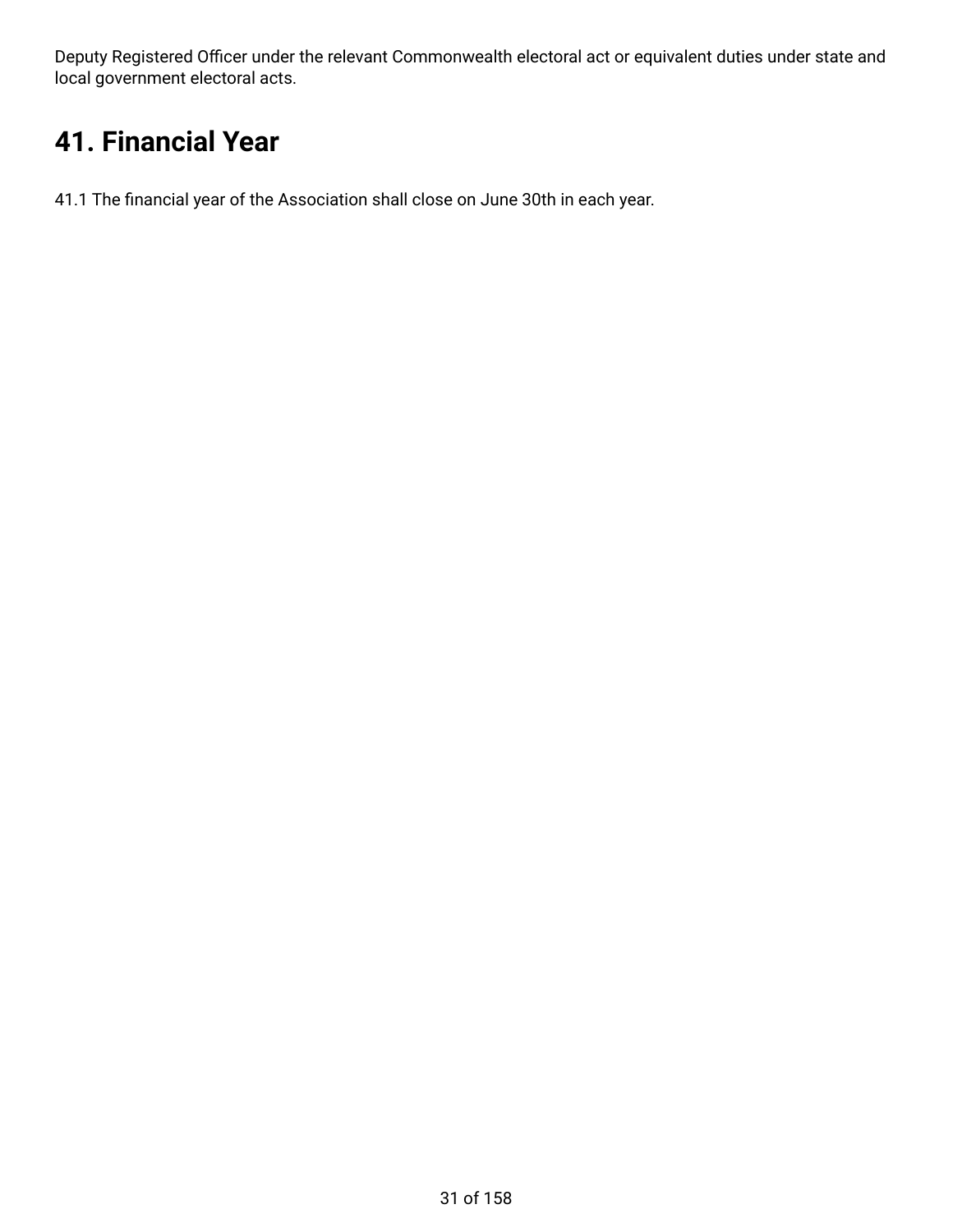Deputy Registered Officer under the relevant Commonwealth electoral act or equivalent duties under state and local government electoral acts.

# 41. Financial Year

41.1 The financial year of the Association shall close on June 30th in each year.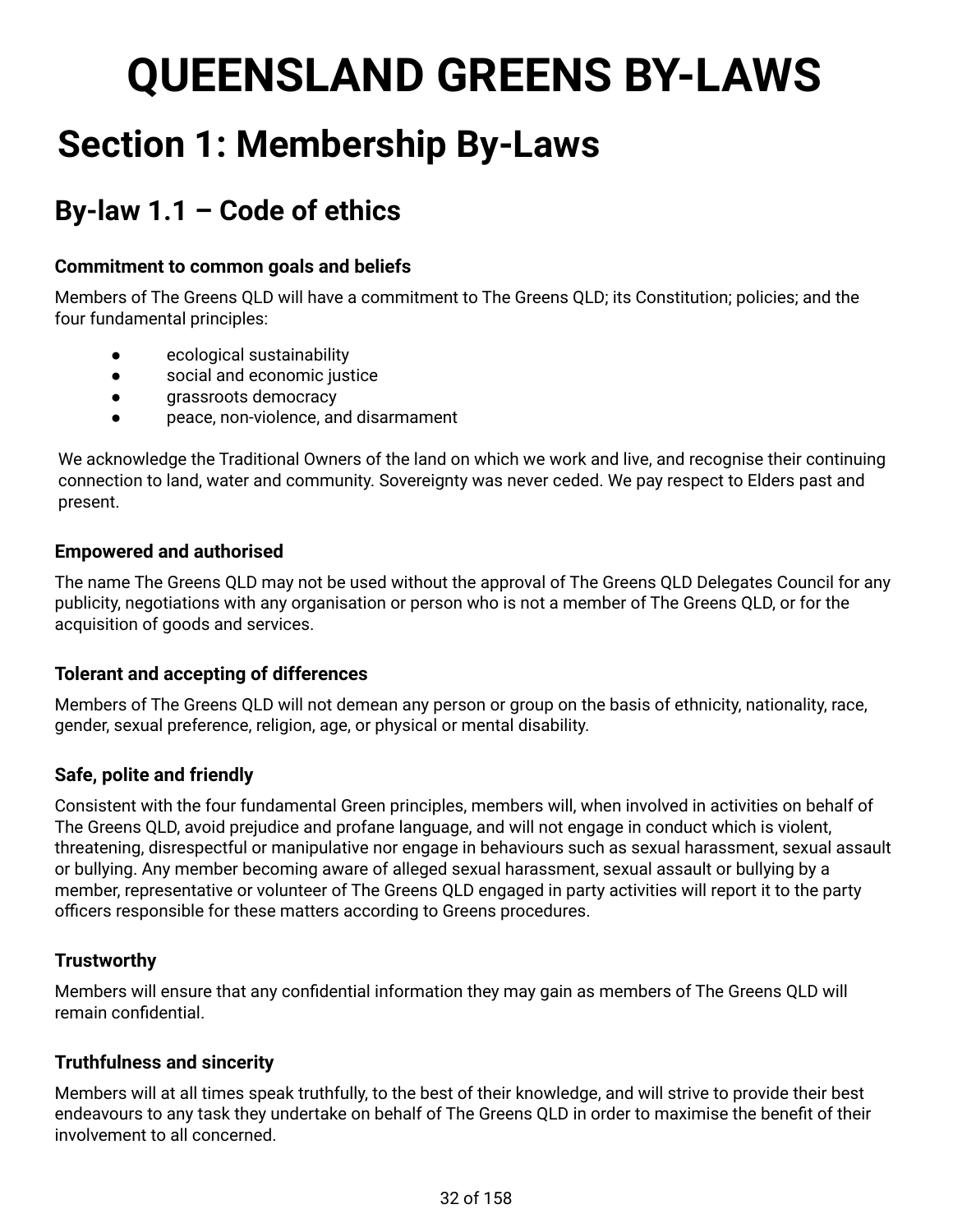# QUEENSLAND GREENS BY-LAWS

## Section 1: Membership By-Laws

### By-law 1.1 – Code of ethics

#### Commitment to common goals and beliefs

Members of The Greens QLD will have a commitment to The Greens QLD; its Constitution; policies; and the four fundamental principles:

- ecological sustainability
- social and economic justice
- grassroots democracy
- peace, non-violence, and disarmament

We acknowledge the Traditional Owners of the land on which we work and live, and recognise their continuing connection to land, water and community. Sovereignty was never ceded. We pay respect to Elders past and present.

#### Empowered and authorised

The name The Greens QLD may not be used without the approval of The Greens QLD Delegates Council for any publicity, negotiations with any organisation or person who is not a member of The Greens QLD, or for the acquisition of goods and services.

#### Tolerant and accepting of differences

Members of The Greens QLD will not demean any person or group on the basis of ethnicity, nationality, race, gender, sexual preference, religion, age, or physical or mental disability.

#### Safe, polite and friendly

Consistent with the four fundamental Green principles, members will, when involved in activities on behalf of The Greens QLD, avoid prejudice and profane language, and will not engage in conduct which is violent, threatening, disrespectful or manipulative nor engage in behaviours such as sexual harassment, sexual assault or bullying. Any member becoming aware of alleged sexual harassment, sexual assault or bullying by a member, representative or volunteer of The Greens QLD engaged in party activities will report it to the party officers responsible for these matters according to Greens procedures.

#### Trustworthy

Members will ensure that any confidential information they may gain as members of The Greens QLD will remain confidential.

#### Truthfulness and sincerity

Members will at all times speak truthfully, to the best of their knowledge, and will strive to provide their best endeavours to any task they undertake on behalf of The Greens QLD in order to maximise the benefit of their involvement to all concerned.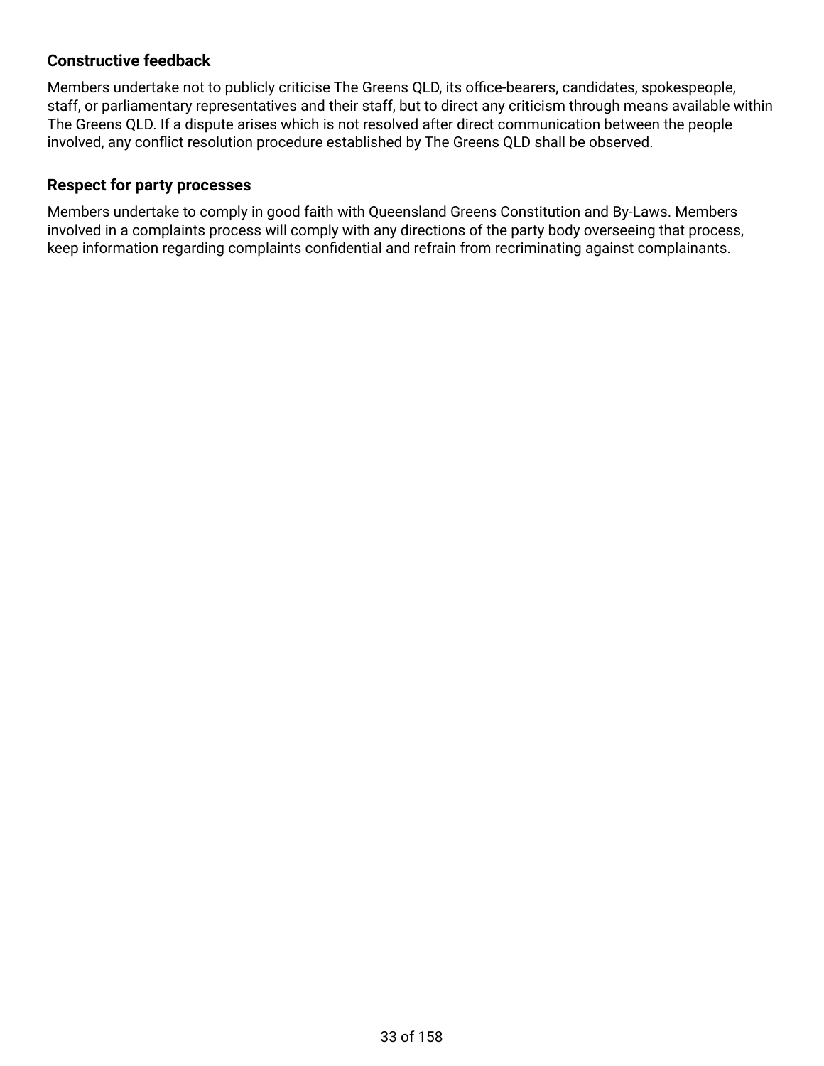### Constructive feedback

Members undertake not to publicly criticise The Greens QLD, its office-bearers, candidates, spokespeople, staff, or parliamentary representatives and their staff, but to direct any criticism through means available within The Greens QLD. If a dispute arises which is not resolved after direct communication between the people involved, any conflict resolution procedure established by The Greens QLD shall be observed.

### Respect for party processes

Members undertake to comply in good faith with Queensland Greens Constitution and By-Laws. Members involved in a complaints process will comply with any directions of the party body overseeing that process, keep information regarding complaints confidential and refrain from recriminating against complainants.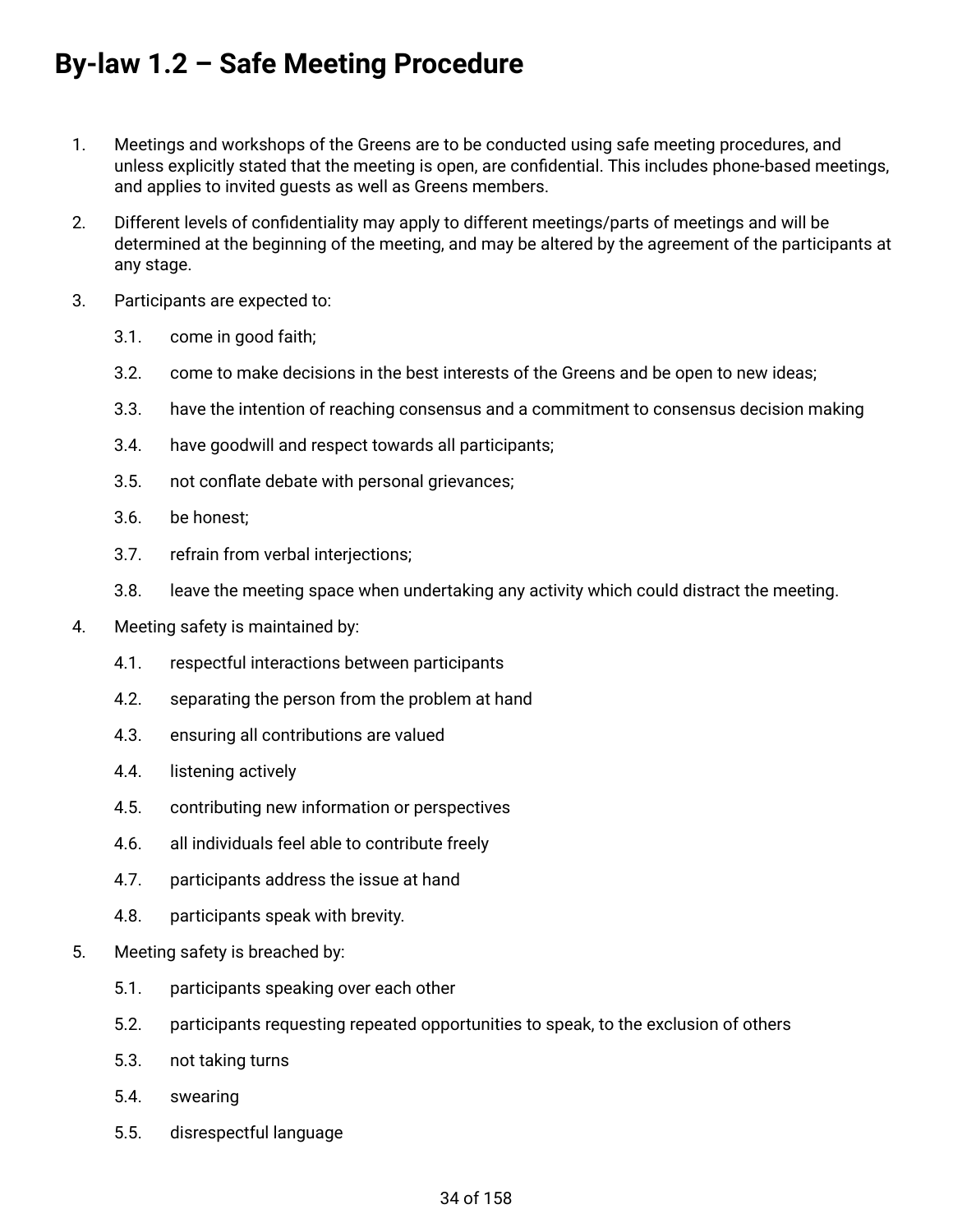# By-law 1.2 – Safe Meeting Procedure

1. Meetings and workshops of the Greens are to be conducted using safe meeting procedures, and unless explicitly stated that the meeting is open, are confidential. This includes phone-based meetings, and applies to invited guests as well as Greens members.

2. Different levels of confidentiality may apply to different meetings/parts of meetings and will be determined at the beginning of the meeting, and may be altered by the agreement of the participants at any stage.

3. Participants are expected to:

   3.1. come in good faith;

   3.2. come to make decisions in the best interests of the Greens and be open to new ideas;

   3.3. have the intention of reaching consensus and a commitment to consensus decision making

   3.4. have goodwill and respect towards all participants;

   3.5. not conflate debate with personal grievances;

   3.6. be honest;

   3.7. refrain from verbal interjections;

   3.8. leave the meeting space when undertaking any activity which could distract the meeting.

4. Meeting safety is maintained by:

   4.1. respectful interactions between participants

   4.2. separating the person from the problem at hand

   4.3. ensuring all contributions are valued

   4.4. listening actively

   4.5. contributing new information or perspectives

   4.6. all individuals feel able to contribute freely

   4.7. participants address the issue at hand

   4.8. participants speak with brevity.

5. Meeting safety is breached by:

   5.1. participants speaking over each other

   5.2. participants requesting repeated opportunities to speak, to the exclusion of others

   5.3. not taking turns

   5.4. swearing

   5.5. disrespectful language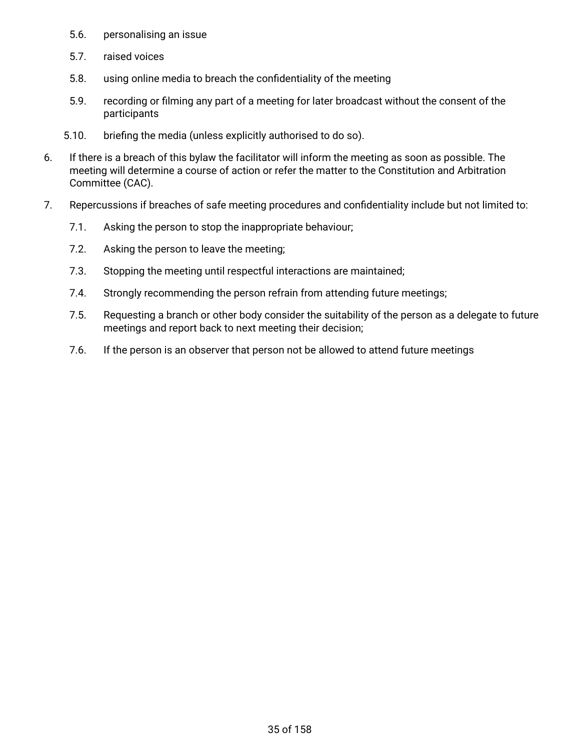5.6. personalising an issue

5.7. raised voices

5.8. using online media to breach the confidentiality of the meeting

5.9. recording or filming any part of a meeting for later broadcast without the consent of the participants

5.10. briefing the media (unless explicitly authorised to do so).

6. If there is a breach of this bylaw the facilitator will inform the meeting as soon as possible. The meeting will determine a course of action or refer the matter to the Constitution and Arbitration Committee (CAC).

7. Repercussions if breaches of safe meeting procedures and confidentiality include but not limited to:

 7.1. Asking the person to stop the inappropriate behaviour;

 7.2. Asking the person to leave the meeting;

 7.3. Stopping the meeting until respectful interactions are maintained;

 7.4. Strongly recommending the person refrain from attending future meetings;

 7.5. Requesting a branch or other body consider the suitability of the person as a delegate to future meetings and report back to next meeting their decision;

 7.6. If the person is an observer that person not be allowed to attend future meetings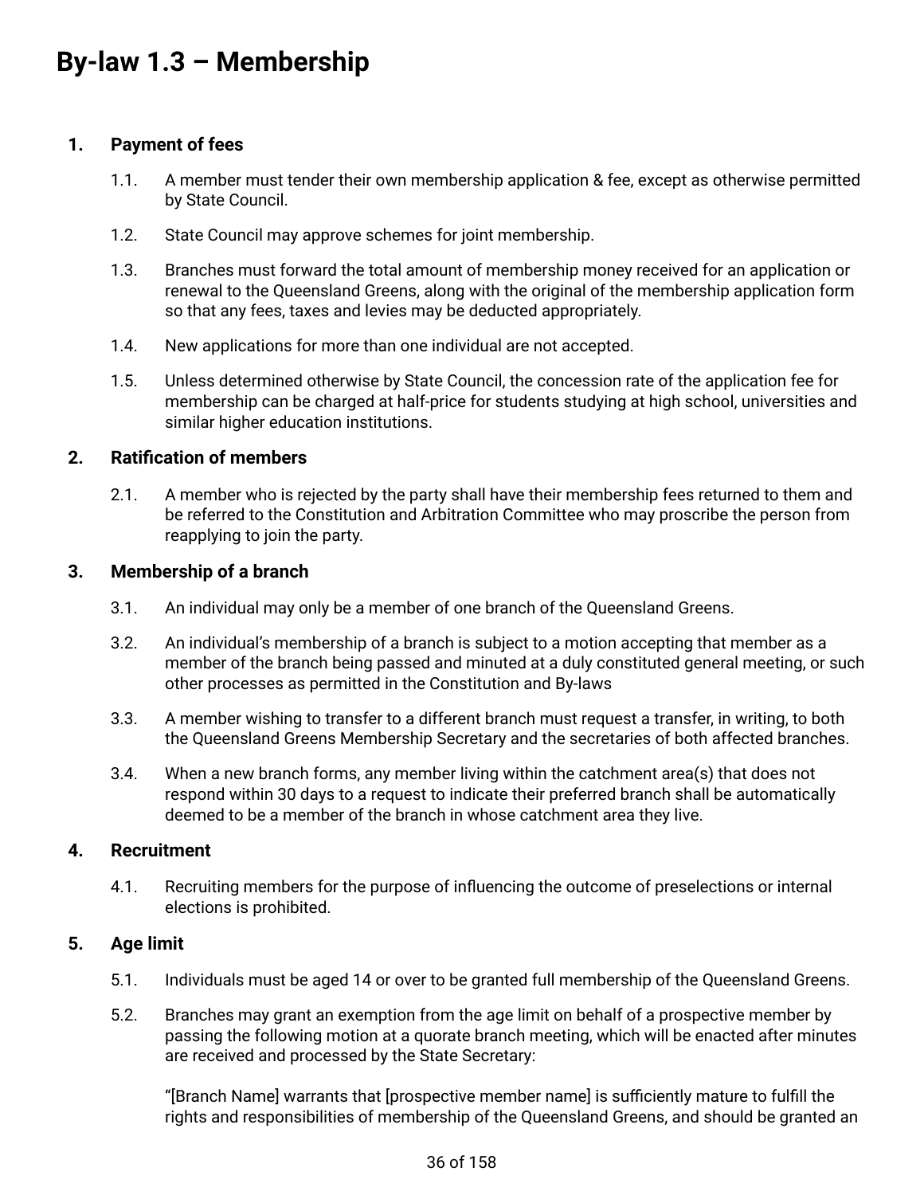# By-law 1.3 – Membership

1. **Payment of fees**

    1.1. A member must tender their own membership application & fee, except as otherwise permitted by State Council.

    1.2. State Council may approve schemes for joint membership.

    1.3. Branches must forward the total amount of membership money received for an application or renewal to the Queensland Greens, along with the original of the membership application form so that any fees, taxes and levies may be deducted appropriately.

    1.4. New applications for more than one individual are not accepted.

    1.5. Unless determined otherwise by State Council, the concession rate of the application fee for membership can be charged at half-price for students studying at high school, universities and similar higher education institutions.

2. **Ratification of members**

    2.1. A member who is rejected by the party shall have their membership fees returned to them and be referred to the Constitution and Arbitration Committee who may proscribe the person from reapplying to join the party.

3. **Membership of a branch**

    3.1. An individual may only be a member of one branch of the Queensland Greens.

    3.2. An individual's membership of a branch is subject to a motion accepting that member as a member of the branch being passed and minuted at a duly constituted general meeting, or such other processes as permitted in the Constitution and By-laws

    3.3. A member wishing to transfer to a different branch must request a transfer, in writing, to both the Queensland Greens Membership Secretary and the secretaries of both affected branches.

    3.4. When a new branch forms, any member living within the catchment area(s) that does not respond within 30 days to a request to indicate their preferred branch shall be automatically deemed to be a member of the branch in whose catchment area they live.

4. **Recruitment**

    4.1. Recruiting members for the purpose of influencing the outcome of preselections or internal elections is prohibited.

5. **Age limit**

    5.1. Individuals must be aged 14 or over to be granted full membership of the Queensland Greens.

    5.2. Branches may grant an exemption from the age limit on behalf of a prospective member by passing the following motion at a quorate branch meeting, which will be enacted after minutes are received and processed by the State Secretary:

    "[Branch Name] warrants that [prospective member name] is sufficiently mature to fulfill the rights and responsibilities of membership of the Queensland Greens, and should be granted an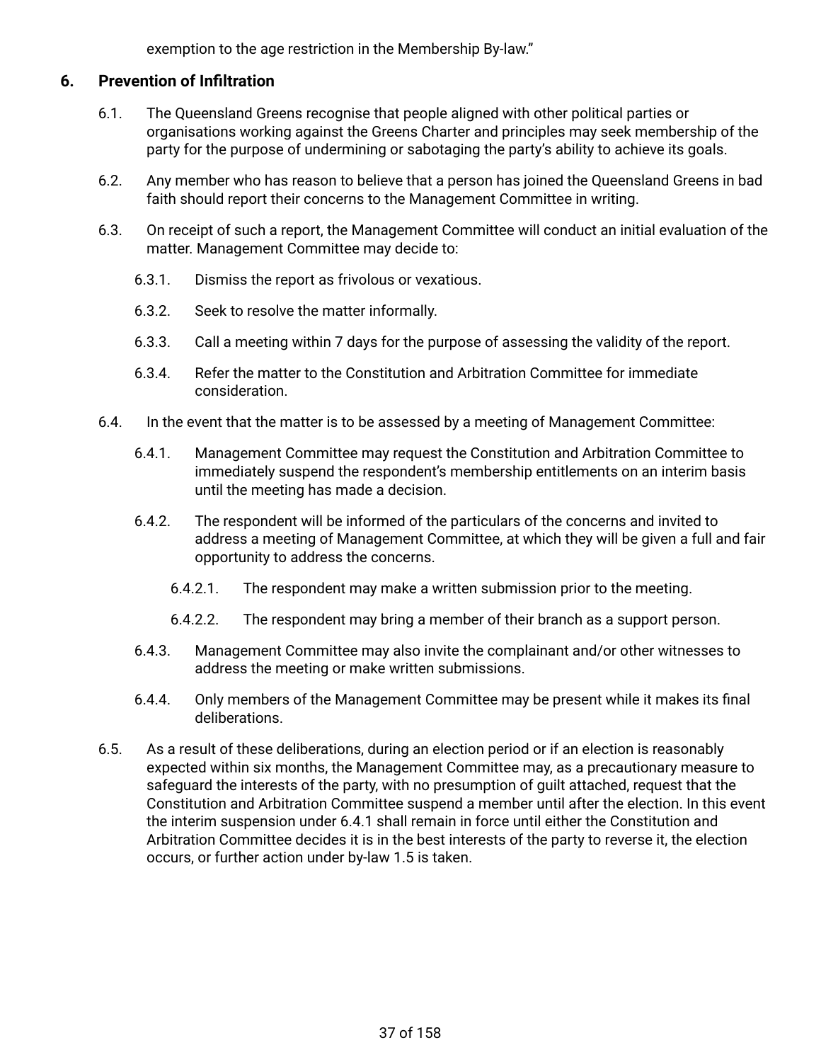exemption to the age restriction in the Membership By-law."

## 6. Prevention of Infiltration

6.1. The Queensland Greens recognise that people aligned with other political parties or organisations working against the Greens Charter and principles may seek membership of the party for the purpose of undermining or sabotaging the party's ability to achieve its goals.

6.2. Any member who has reason to believe that a person has joined the Queensland Greens in bad faith should report their concerns to the Management Committee in writing.

6.3. On receipt of such a report, the Management Committee will conduct an initial evaluation of the matter. Management Committee may decide to:

- 6.3.1. Dismiss the report as frivolous or vexatious.
- 6.3.2. Seek to resolve the matter informally.
- 6.3.3. Call a meeting within 7 days for the purpose of assessing the validity of the report.
- 6.3.4. Refer the matter to the Constitution and Arbitration Committee for immediate consideration.

6.4. In the event that the matter is to be assessed by a meeting of Management Committee:

- 6.4.1. Management Committee may request the Constitution and Arbitration Committee to immediately suspend the respondent's membership entitlements on an interim basis until the meeting has made a decision.
- 6.4.2. The respondent will be informed of the particulars of the concerns and invited to address a meeting of Management Committee, at which they will be given a full and fair opportunity to address the concerns.
  - 6.4.2.1. The respondent may make a written submission prior to the meeting.
  - 6.4.2.2. The respondent may bring a member of their branch as a support person.
- 6.4.3. Management Committee may also invite the complainant and/or other witnesses to address the meeting or make written submissions.
- 6.4.4. Only members of the Management Committee may be present while it makes its final deliberations.

6.5. As a result of these deliberations, during an election period or if an election is reasonably expected within six months, the Management Committee may, as a precautionary measure to safeguard the interests of the party, with no presumption of guilt attached, request that the Constitution and Arbitration Committee suspend a member until after the election. In this event the interim suspension under 6.4.1 shall remain in force until either the Constitution and Arbitration Committee decides it is in the best interests of the party to reverse it, the election occurs, or further action under by-law 1.5 is taken.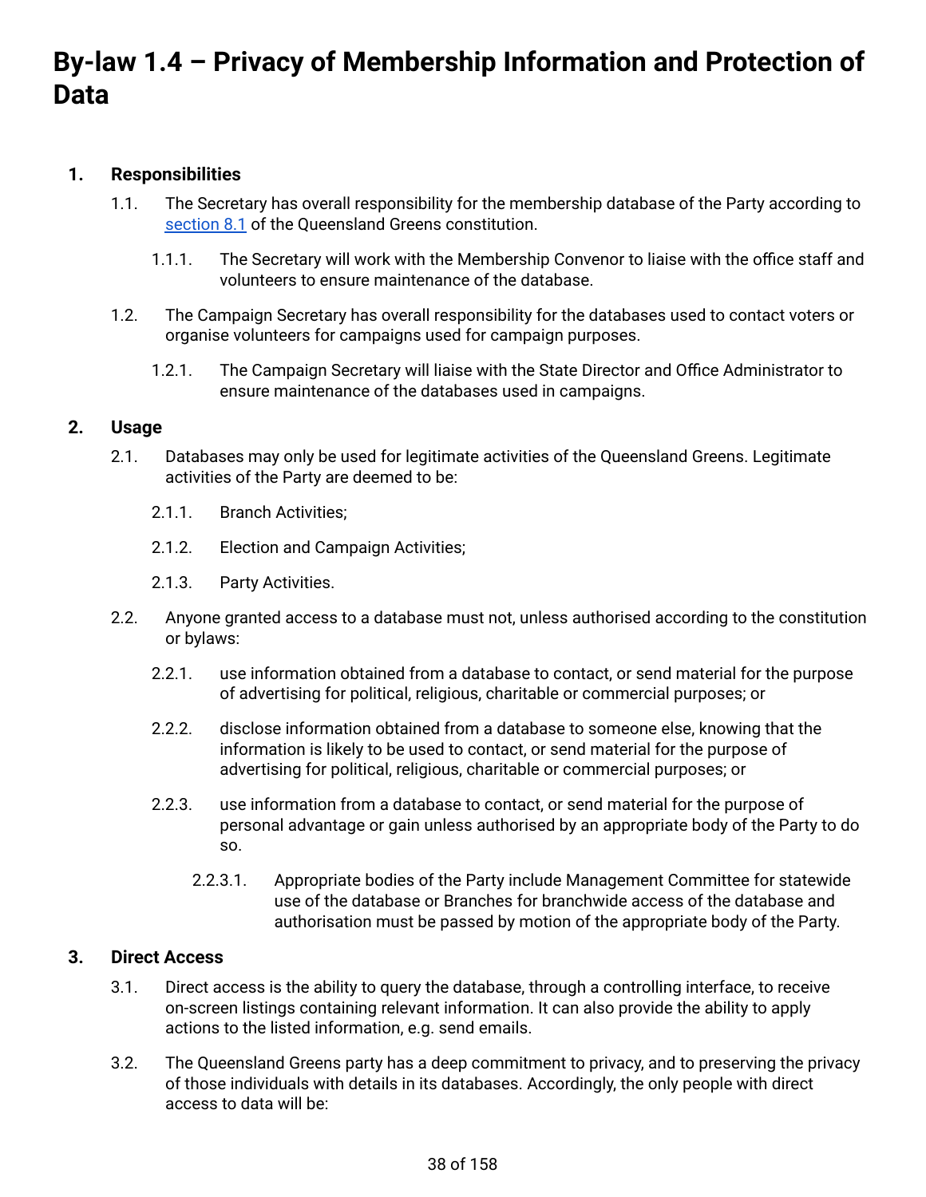# By-law 1.4 – Privacy of Membership Information and Protection of Data

1. **Responsibilities**
   1.1. The Secretary has overall responsibility for the membership database of the Party according to [section 8.1](#) of the Queensland Greens constitution.

   1.1.1. The Secretary will work with the Membership Convenor to liaise with the office staff and volunteers to ensure maintenance of the database.

   1.2. The Campaign Secretary has overall responsibility for the databases used to contact voters or organise volunteers for campaigns used for campaign purposes.

   1.2.1. The Campaign Secretary will liaise with the State Director and Office Administrator to ensure maintenance of the databases used in campaigns.

2. **Usage**
   2.1. Databases may only be used for legitimate activities of the Queensland Greens. Legitimate activities of the Party are deemed to be:

   2.1.1. Branch Activities;

   2.1.2. Election and Campaign Activities;

   2.1.3. Party Activities.

   2.2. Anyone granted access to a database must not, unless authorised according to the constitution or bylaws:

   2.2.1. use information obtained from a database to contact, or send material for the purpose of advertising for political, religious, charitable or commercial purposes; or

   2.2.2. disclose information obtained from a database to someone else, knowing that the information is likely to be used to contact, or send material for the purpose of advertising for political, religious, charitable or commercial purposes; or

   2.2.3. use information from a database to contact, or send material for the purpose of personal advantage or gain unless authorised by an appropriate body of the Party to do so.

   2.2.3.1. Appropriate bodies of the Party include Management Committee for statewide use of the database or Branches for branchwide access of the database and authorisation must be passed by motion of the appropriate body of the Party.

3. **Direct Access**
   3.1. Direct access is the ability to query the database, through a controlling interface, to receive on-screen listings containing relevant information. It can also provide the ability to apply actions to the listed information, e.g. send emails.

   3.2. The Queensland Greens party has a deep commitment to privacy, and to preserving the privacy of those individuals with details in its databases. Accordingly, the only people with direct access to data will be: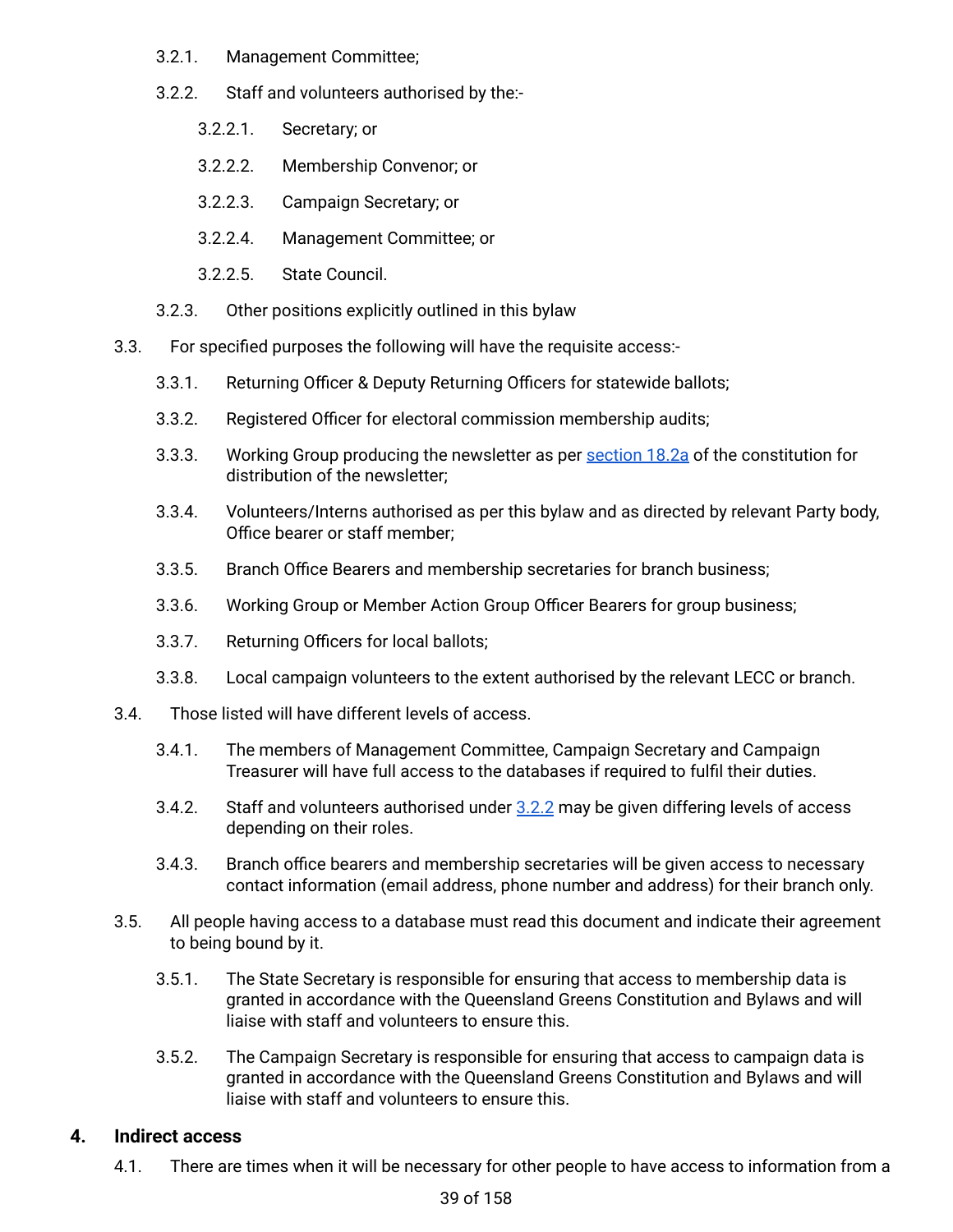3.2.1. Management Committee;

3.2.2. Staff and volunteers authorised by the:-

3.2.2.1. Secretary; or

3.2.2.2. Membership Convenor; or

3.2.2.3. Campaign Secretary; or

3.2.2.4. Management Committee; or

3.2.2.5. State Council.

3.2.3. Other positions explicitly outlined in this bylaw

3.3. For specified purposes the following will have the requisite access:-

3.3.1. Returning Officer & Deputy Returning Officers for statewide ballots;

3.3.2. Registered Officer for electoral commission membership audits;

3.3.3. Working Group producing the newsletter as per section 18.2a of the constitution for distribution of the newsletter;

3.3.4. Volunteers/Interns authorised as per this bylaw and as directed by relevant Party body, Office bearer or staff member;

3.3.5. Branch Office Bearers and membership secretaries for branch business;

3.3.6. Working Group or Member Action Group Officer Bearers for group business;

3.3.7. Returning Officers for local ballots;

3.3.8. Local campaign volunteers to the extent authorised by the relevant LECC or branch.

3.4. Those listed will have different levels of access.

3.4.1. The members of Management Committee, Campaign Secretary and Campaign Treasurer will have full access to the databases if required to fulfil their duties.

3.4.2. Staff and volunteers authorised under 3.2.2 may be given differing levels of access depending on their roles.

3.4.3. Branch office bearers and membership secretaries will be given access to necessary contact information (email address, phone number and address) for their branch only.

3.5. All people having access to a database must read this document and indicate their agreement to being bound by it.

3.5.1. The State Secretary is responsible for ensuring that access to membership data is granted in accordance with the Queensland Greens Constitution and Bylaws and will liaise with staff and volunteers to ensure this.

3.5.2. The Campaign Secretary is responsible for ensuring that access to campaign data is granted in accordance with the Queensland Greens Constitution and Bylaws and will liaise with staff and volunteers to ensure this.

## 4. Indirect access

4.1. There are times when it will be necessary for other people to have access to information from a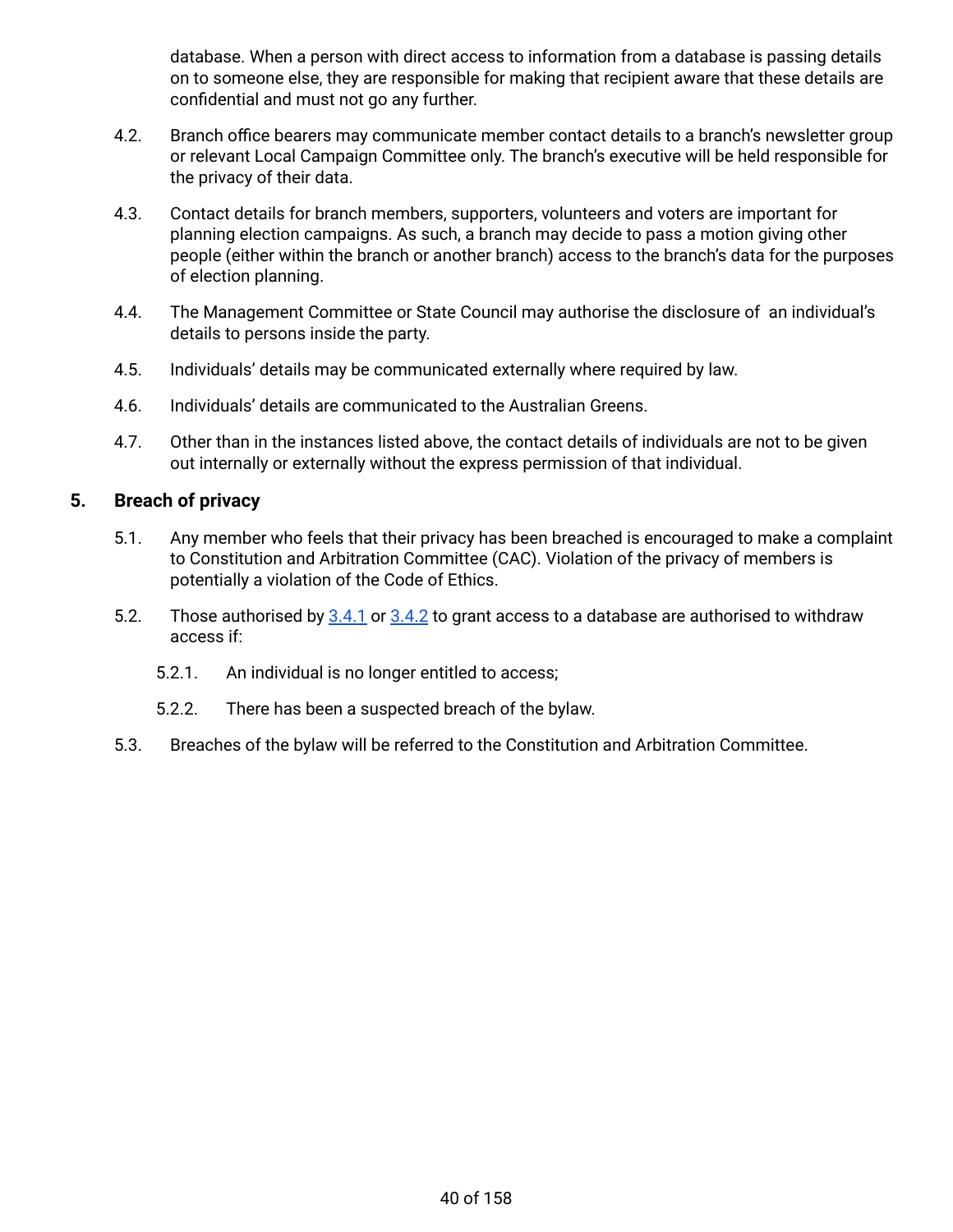database. When a person with direct access to information from a database is passing details on to someone else, they are responsible for making that recipient aware that these details are confidential and must not go any further.

4.2. Branch office bearers may communicate member contact details to a branch's newsletter group or relevant Local Campaign Committee only. The branch's executive will be held responsible for the privacy of their data.

4.3. Contact details for branch members, supporters, volunteers and voters are important for planning election campaigns. As such, a branch may decide to pass a motion giving other people (either within the branch or another branch) access to the branch's data for the purposes of election planning.

4.4. The Management Committee or State Council may authorise the disclosure of an individual's details to persons inside the party.

4.5. Individuals' details may be communicated externally where required by law.

4.6. Individuals' details are communicated to the Australian Greens.

4.7. Other than in the instances listed above, the contact details of individuals are not to be given out internally or externally without the express permission of that individual.

## 5. Breach of privacy

5.1. Any member who feels that their privacy has been breached is encouraged to make a complaint to Constitution and Arbitration Committee (CAC). Violation of the privacy of members is potentially a violation of the Code of Ethics.

5.2. Those authorised by 3.4.1 or 3.4.2 to grant access to a database are authorised to withdraw access if:

- 5.2.1. An individual is no longer entitled to access;
- 5.2.2. There has been a suspected breach of the bylaw.

5.3. Breaches of the bylaw will be referred to the Constitution and Arbitration Committee.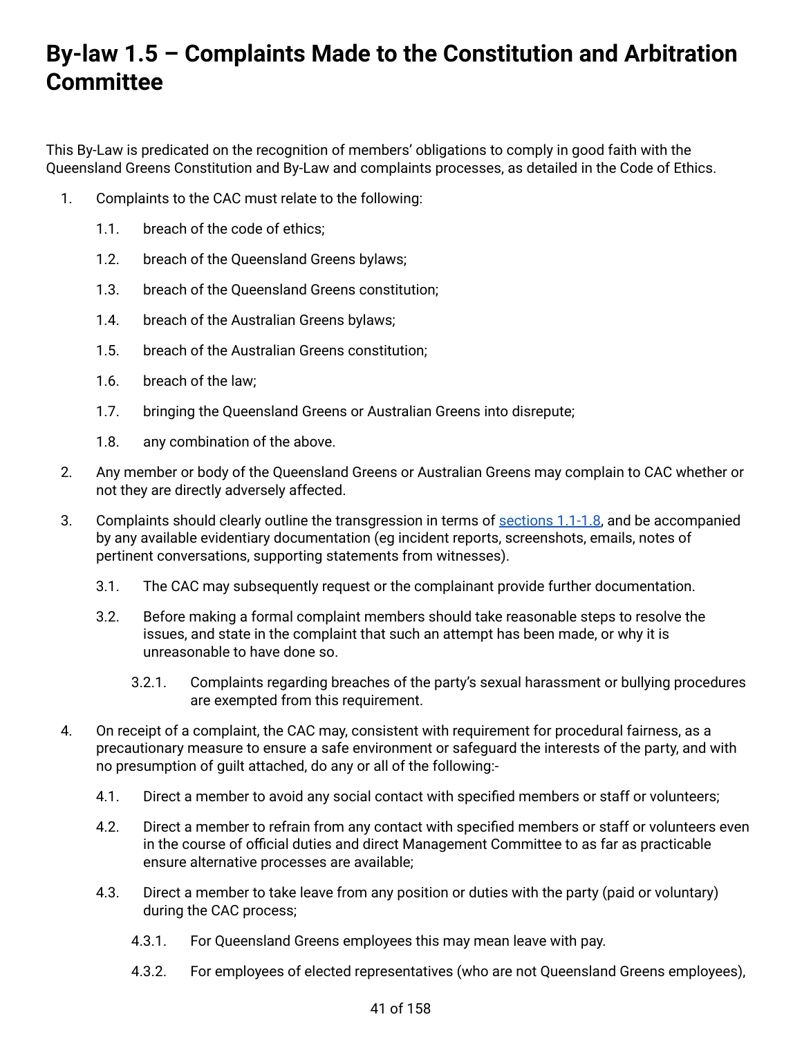# By-law 1.5 – Complaints Made to the Constitution and Arbitration Committee

This By-Law is predicated on the recognition of members' obligations to comply in good faith with the Queensland Greens Constitution and By-Law and complaints processes, as detailed in the Code of Ethics.

1. Complaints to the CAC must relate to the following:
   1.1. breach of the code of ethics;
   1.2. breach of the Queensland Greens bylaws;
   1.3. breach of the Queensland Greens constitution;
   1.4. breach of the Australian Greens bylaws;
   1.5. breach of the Australian Greens constitution;
   1.6. breach of the law;
   1.7. bringing the Queensland Greens or Australian Greens into disrepute;
   1.8. any combination of the above.
2. Any member or body of the Queensland Greens or Australian Greens may complain to CAC whether or not they are directly adversely affected.
3. Complaints should clearly outline the transgression in terms of sections 1.1-1.8, and be accompanied by any available evidentiary documentation (eg incident reports, screenshots, emails, notes of pertinent conversations, supporting statements from witnesses).
   3.1. The CAC may subsequently request or the complainant provide further documentation.
   3.2. Before making a formal complaint members should take reasonable steps to resolve the issues, and state in the complaint that such an attempt has been made, or why it is unreasonable to have done so.
      3.2.1. Complaints regarding breaches of the party's sexual harassment or bullying procedures are exempted from this requirement.
4. On receipt of a complaint, the CAC may, consistent with requirement for procedural fairness, as a precautionary measure to ensure a safe environment or safeguard the interests of the party, and with no presumption of guilt attached, do any or all of the following:-
   4.1. Direct a member to avoid any social contact with specified members or staff or volunteers;
   4.2. Direct a member to refrain from any contact with specified members or staff or volunteers even in the course of official duties and direct Management Committee to as far as practicable ensure alternative processes are available;
   4.3. Direct a member to take leave from any position or duties with the party (paid or voluntary) during the CAC process;
      4.3.1. For Queensland Greens employees this may mean leave with pay.
      4.3.2. For employees of elected representatives (who are not Queensland Greens employees),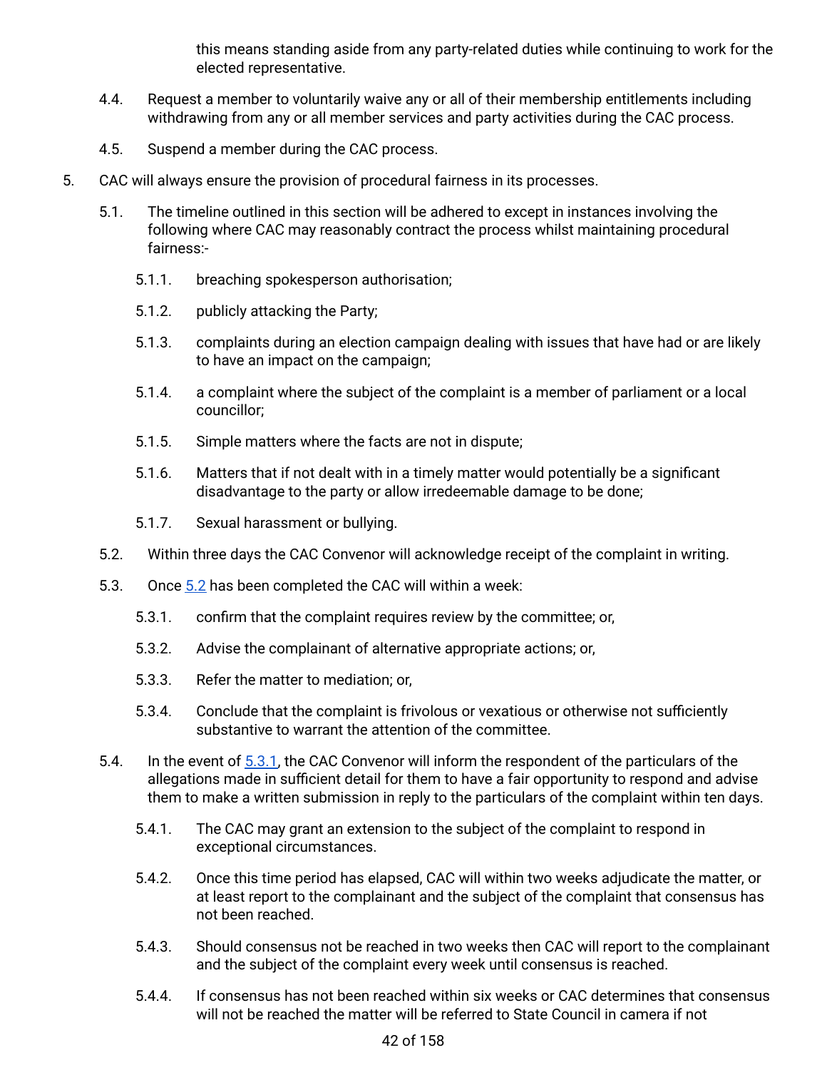this means standing aside from any party-related duties while continuing to work for the elected representative.

4.4. Request a member to voluntarily waive any or all of their membership entitlements including withdrawing from any or all member services and party activities during the CAC process.

4.5. Suspend a member during the CAC process.

5. CAC will always ensure the provision of procedural fairness in its processes.

 5.1. The timeline outlined in this section will be adhered to except in instances involving the following where CAC may reasonably contract the process whilst maintaining procedural fairness:-

  5.1.1. breaching spokesperson authorisation;

  5.1.2. publicly attacking the Party;

  5.1.3. complaints during an election campaign dealing with issues that have had or are likely to have an impact on the campaign;

  5.1.4. a complaint where the subject of the complaint is a member of parliament or a local councillor;

  5.1.5. Simple matters where the facts are not in dispute;

  5.1.6. Matters that if not dealt with in a timely matter would potentially be a significant disadvantage to the party or allow irredeemable damage to be done;

  5.1.7. Sexual harassment or bullying.

 5.2. Within three days the CAC Convenor will acknowledge receipt of the complaint in writing.

 5.3. Once 5.2 has been completed the CAC will within a week:

  5.3.1. confirm that the complaint requires review by the committee; or,

  5.3.2. Advise the complainant of alternative appropriate actions; or,

  5.3.3. Refer the matter to mediation; or,

  5.3.4. Conclude that the complaint is frivolous or vexatious or otherwise not sufficiently substantive to warrant the attention of the committee.

 5.4. In the event of 5.3.1, the CAC Convenor will inform the respondent of the particulars of the allegations made in sufficient detail for them to have a fair opportunity to respond and advise them to make a written submission in reply to the particulars of the complaint within ten days.

  5.4.1. The CAC may grant an extension to the subject of the complaint to respond in exceptional circumstances.

  5.4.2. Once this time period has elapsed, CAC will within two weeks adjudicate the matter, or at least report to the complainant and the subject of the complaint that consensus has not been reached.

  5.4.3. Should consensus not be reached in two weeks then CAC will report to the complainant and the subject of the complaint every week until consensus is reached.

  5.4.4. If consensus has not been reached within six weeks or CAC determines that consensus will not be reached the matter will be referred to State Council in camera if not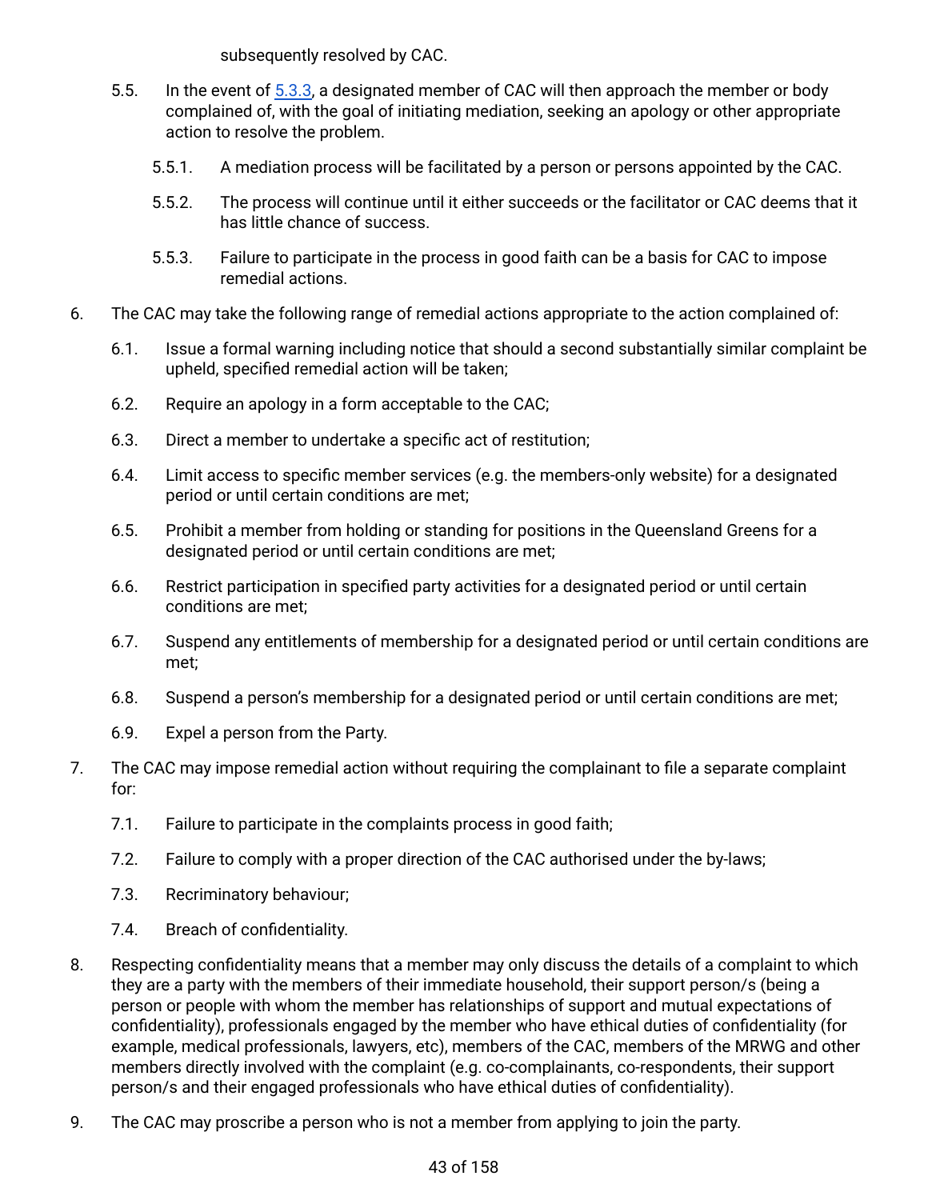subsequently resolved by CAC.

5.5. In the event of [5.3.3](#), a designated member of CAC will then approach the member or body complained of, with the goal of initiating mediation, seeking an apology or other appropriate action to resolve the problem.

  5.5.1. A mediation process will be facilitated by a person or persons appointed by the CAC.

  5.5.2. The process will continue until it either succeeds or the facilitator or CAC deems that it has little chance of success.

  5.5.3. Failure to participate in the process in good faith can be a basis for CAC to impose remedial actions.

6. The CAC may take the following range of remedial actions appropriate to the action complained of:

  6.1. Issue a formal warning including notice that should a second substantially similar complaint be upheld, specified remedial action will be taken;

  6.2. Require an apology in a form acceptable to the CAC;

  6.3. Direct a member to undertake a specific act of restitution;

  6.4. Limit access to specific member services (e.g. the members-only website) for a designated period or until certain conditions are met;

  6.5. Prohibit a member from holding or standing for positions in the Queensland Greens for a designated period or until certain conditions are met;

  6.6. Restrict participation in specified party activities for a designated period or until certain conditions are met;

  6.7. Suspend any entitlements of membership for a designated period or until certain conditions are met;

  6.8. Suspend a person's membership for a designated period or until certain conditions are met;

  6.9. Expel a person from the Party.

7. The CAC may impose remedial action without requiring the complainant to file a separate complaint for:

  7.1. Failure to participate in the complaints process in good faith;

  7.2. Failure to comply with a proper direction of the CAC authorised under the by-laws;

  7.3. Recriminatory behaviour;

  7.4. Breach of confidentiality.

8. Respecting confidentiality means that a member may only discuss the details of a complaint to which they are a party with the members of their immediate household, their support person/s (being a person or people with whom the member has relationships of support and mutual expectations of confidentiality), professionals engaged by the member who have ethical duties of confidentiality (for example, medical professionals, lawyers, etc), members of the CAC, members of the MRWG and other members directly involved with the complaint (e.g. co-complainants, co-respondents, their support person/s and their engaged professionals who have ethical duties of confidentiality).

9. The CAC may proscribe a person who is not a member from applying to join the party.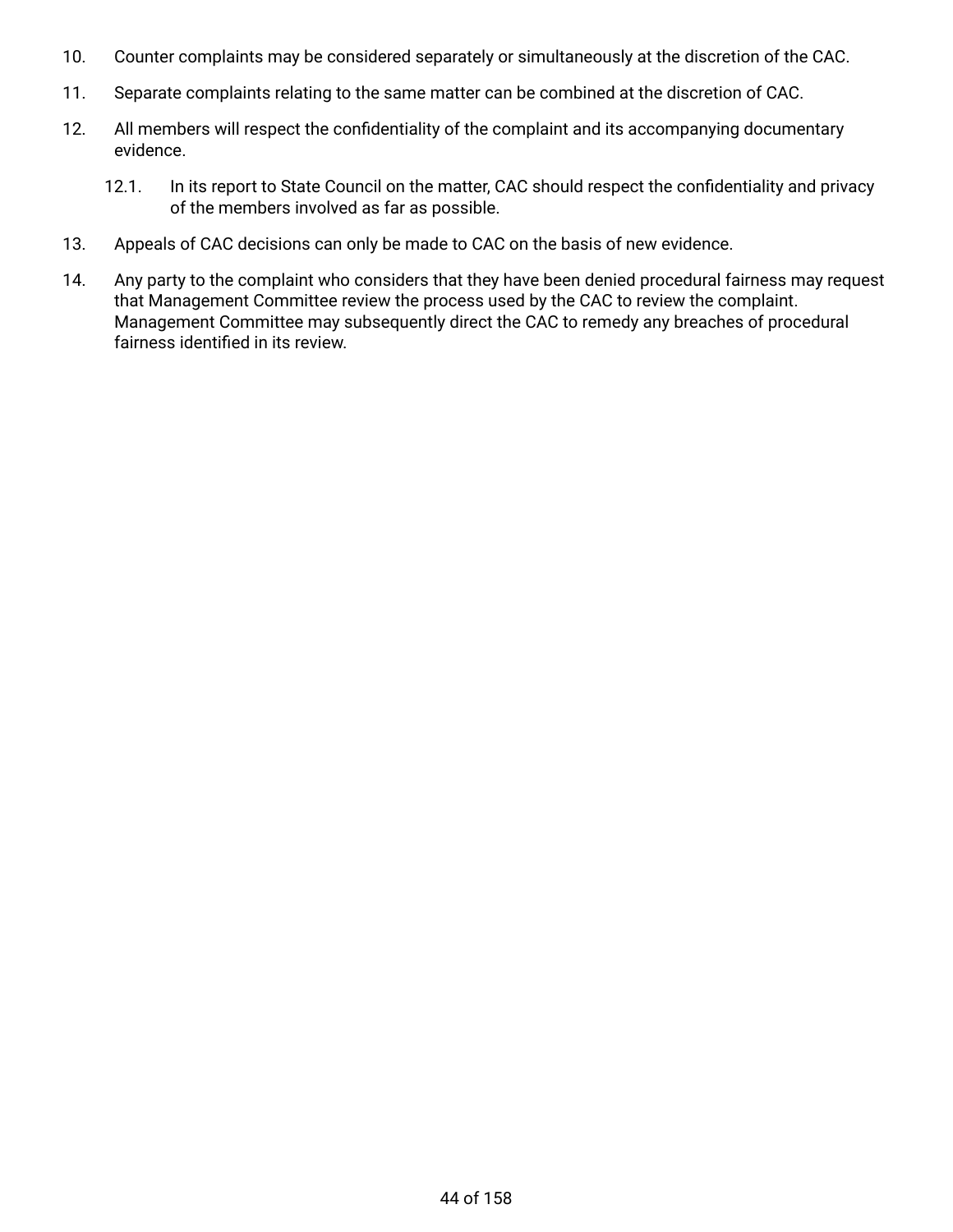10. Counter complaints may be considered separately or simultaneously at the discretion of the CAC.

11. Separate complaints relating to the same matter can be combined at the discretion of CAC.

12. All members will respect the confidentiality of the complaint and its accompanying documentary evidence.

    12.1. In its report to State Council on the matter, CAC should respect the confidentiality and privacy of the members involved as far as possible.

13. Appeals of CAC decisions can only be made to CAC on the basis of new evidence.

14. Any party to the complaint who considers that they have been denied procedural fairness may request that Management Committee review the process used by the CAC to review the complaint. Management Committee may subsequently direct the CAC to remedy any breaches of procedural fairness identified in its review.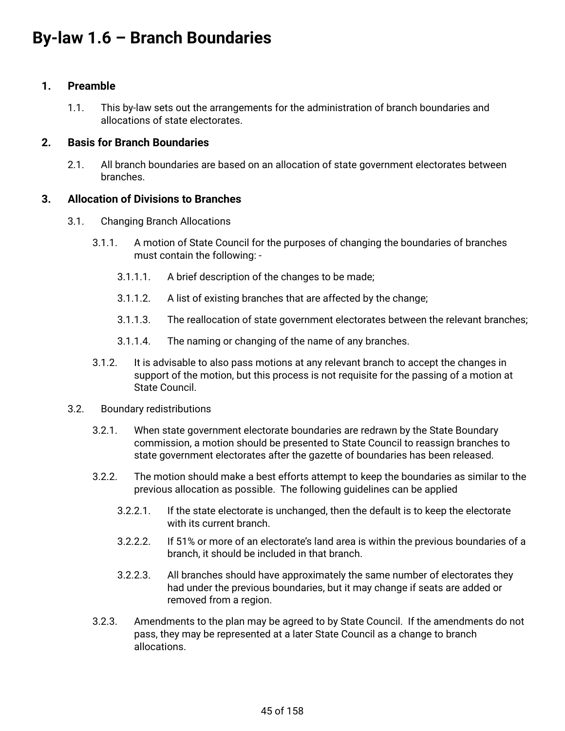# By-law 1.6 – Branch Boundaries

## 1. Preamble

1.1. This by-law sets out the arrangements for the administration of branch boundaries and allocations of state electorates.

## 2. Basis for Branch Boundaries

2.1. All branch boundaries are based on an allocation of state government electorates between branches.

## 3. Allocation of Divisions to Branches

3.1. Changing Branch Allocations

3.1.1. A motion of State Council for the purposes of changing the boundaries of branches must contain the following: -

3.1.1.1. A brief description of the changes to be made;

3.1.1.2. A list of existing branches that are affected by the change;

3.1.1.3. The reallocation of state government electorates between the relevant branches;

3.1.1.4. The naming or changing of the name of any branches.

3.1.2. It is advisable to also pass motions at any relevant branch to accept the changes in support of the motion, but this process is not requisite for the passing of a motion at State Council.

3.2. Boundary redistributions

3.2.1. When state government electorate boundaries are redrawn by the State Boundary commission, a motion should be presented to State Council to reassign branches to state government electorates after the gazette of boundaries has been released.

3.2.2. The motion should make a best efforts attempt to keep the boundaries as similar to the previous allocation as possible. The following guidelines can be applied

3.2.2.1. If the state electorate is unchanged, then the default is to keep the electorate with its current branch.

3.2.2.2. If 51% or more of an electorate's land area is within the previous boundaries of a branch, it should be included in that branch.

3.2.2.3. All branches should have approximately the same number of electorates they had under the previous boundaries, but it may change if seats are added or removed from a region.

3.2.3. Amendments to the plan may be agreed to by State Council. If the amendments do not pass, they may be represented at a later State Council as a change to branch allocations.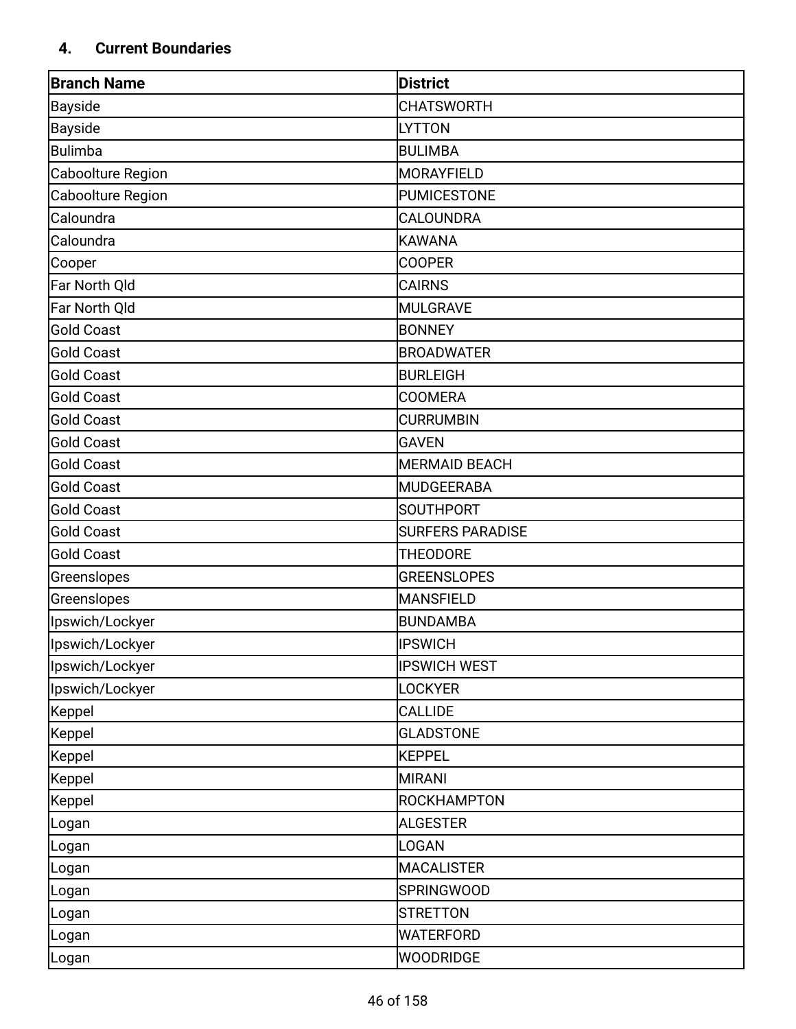## 4. Current Boundaries

| Branch Name | District |
|---|---|
| Bayside | CHATSWORTH |
| Bayside | LYTTON |
| Bulimba | BULIMBA |
| Caboolture Region | MORAYFIELD |
| Caboolture Region | PUMICESTONE |
| Caloundra | CALOUNDRA |
| Caloundra | KAWANA |
| Cooper | COOPER |
| Far North Qld | CAIRNS |
| Far North Qld | MULGRAVE |
| Gold Coast | BONNEY |
| Gold Coast | BROADWATER |
| Gold Coast | BURLEIGH |
| Gold Coast | COOMERA |
| Gold Coast | CURRUMBIN |
| Gold Coast | GAVEN |
| Gold Coast | MERMAID BEACH |
| Gold Coast | MUDGEERABA |
| Gold Coast | SOUTHPORT |
| Gold Coast | SURFERS PARADISE |
| Gold Coast | THEODORE |
| Greenslopes | GREENSLOPES |
| Greenslopes | MANSFIELD |
| Ipswich/Lockyer | BUNDAMBA |
| Ipswich/Lockyer | IPSWICH |
| Ipswich/Lockyer | IPSWICH WEST |
| Ipswich/Lockyer | LOCKYER |
| Keppel | CALLIDE |
| Keppel | GLADSTONE |
| Keppel | KEPPEL |
| Keppel | MIRANI |
| Keppel | ROCKHAMPTON |
| Logan | ALGESTER |
| Logan | LOGAN |
| Logan | MACALISTER |
| Logan | SPRINGWOOD |
| Logan | STRETTON |
| Logan | WATERFORD |
| Logan | WOODRIDGE |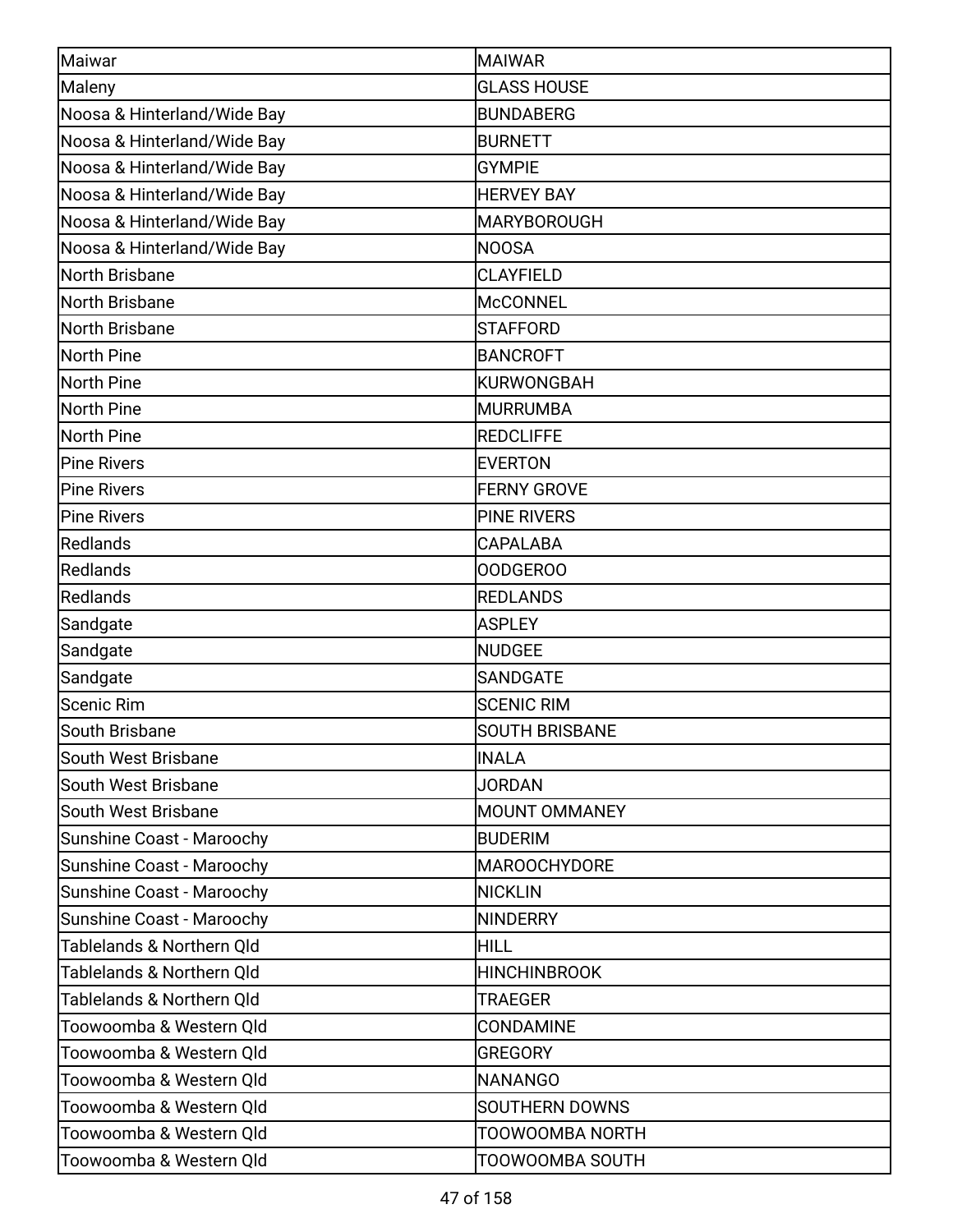| | |
|---|---|
| Maiwar | MAIWAR |
| Maleny | GLASS HOUSE |
| Noosa & Hinterland/Wide Bay | BUNDABERG |
| Noosa & Hinterland/Wide Bay | BURNETT |
| Noosa & Hinterland/Wide Bay | GYMPIE |
| Noosa & Hinterland/Wide Bay | HERVEY BAY |
| Noosa & Hinterland/Wide Bay | MARYBOROUGH |
| Noosa & Hinterland/Wide Bay | NOOSA |
| North Brisbane | CLAYFIELD |
| North Brisbane | McCONNEL |
| North Brisbane | STAFFORD |
| North Pine | BANCROFT |
| North Pine | KURWONGBAH |
| North Pine | MURRUMBA |
| North Pine | REDCLIFFE |
| Pine Rivers | EVERTON |
| Pine Rivers | FERNY GROVE |
| Pine Rivers | PINE RIVERS |
| Redlands | CAPALABA |
| Redlands | OODGEROO |
| Redlands | REDLANDS |
| Sandgate | ASPLEY |
| Sandgate | NUDGEE |
| Sandgate | SANDGATE |
| Scenic Rim | SCENIC RIM |
| South Brisbane | SOUTH BRISBANE |
| South West Brisbane | INALA |
| South West Brisbane | JORDAN |
| South West Brisbane | MOUNT OMMANEY |
| Sunshine Coast - Maroochy | BUDERIM |
| Sunshine Coast - Maroochy | MAROOCHYDORE |
| Sunshine Coast - Maroochy | NICKLIN |
| Sunshine Coast - Maroochy | NINDERRY |
| Tablelands & Northern Qld | HILL |
| Tablelands & Northern Qld | HINCHINBROOK |
| Tablelands & Northern Qld | TRAEGER |
| Toowoomba & Western Qld | CONDAMINE |
| Toowoomba & Western Qld | GREGORY |
| Toowoomba & Western Qld | NANANGO |
| Toowoomba & Western Qld | SOUTHERN DOWNS |
| Toowoomba & Western Qld | TOOWOOMBA NORTH |
| Toowoomba & Western Qld | TOOWOOMBA SOUTH |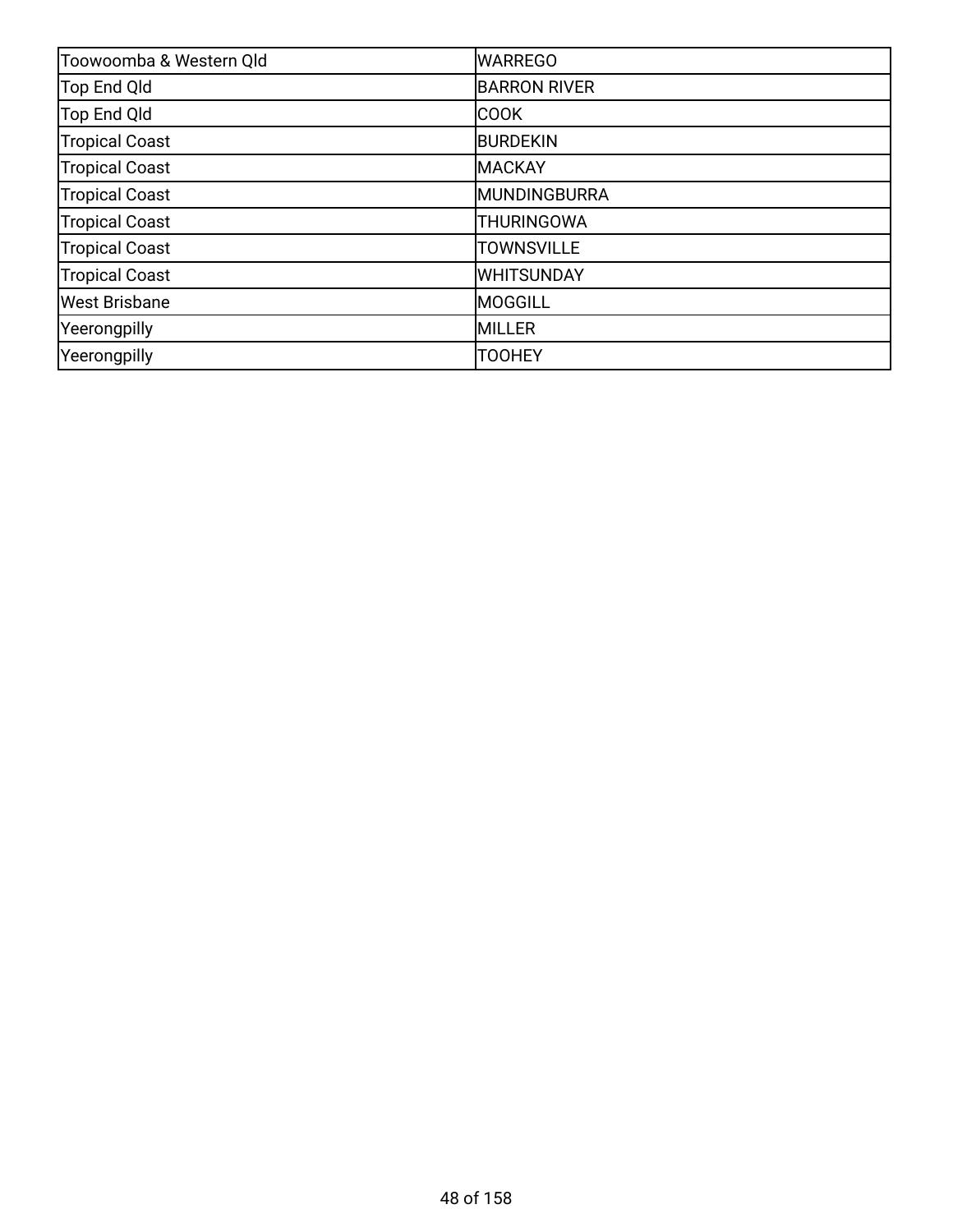| | |
|---|---|
| Toowoomba & Western Qld | WARREGO |
| Top End Qld | BARRON RIVER |
| Top End Qld | COOK |
| Tropical Coast | BURDEKIN |
| Tropical Coast | MACKAY |
| Tropical Coast | MUNDINGBURRA |
| Tropical Coast | THURINGOWA |
| Tropical Coast | TOWNSVILLE |
| Tropical Coast | WHITSUNDAY |
| West Brisbane | MOGGILL |
| Yeerongpilly | MILLER |
| Yeerongpilly | TOOHEY |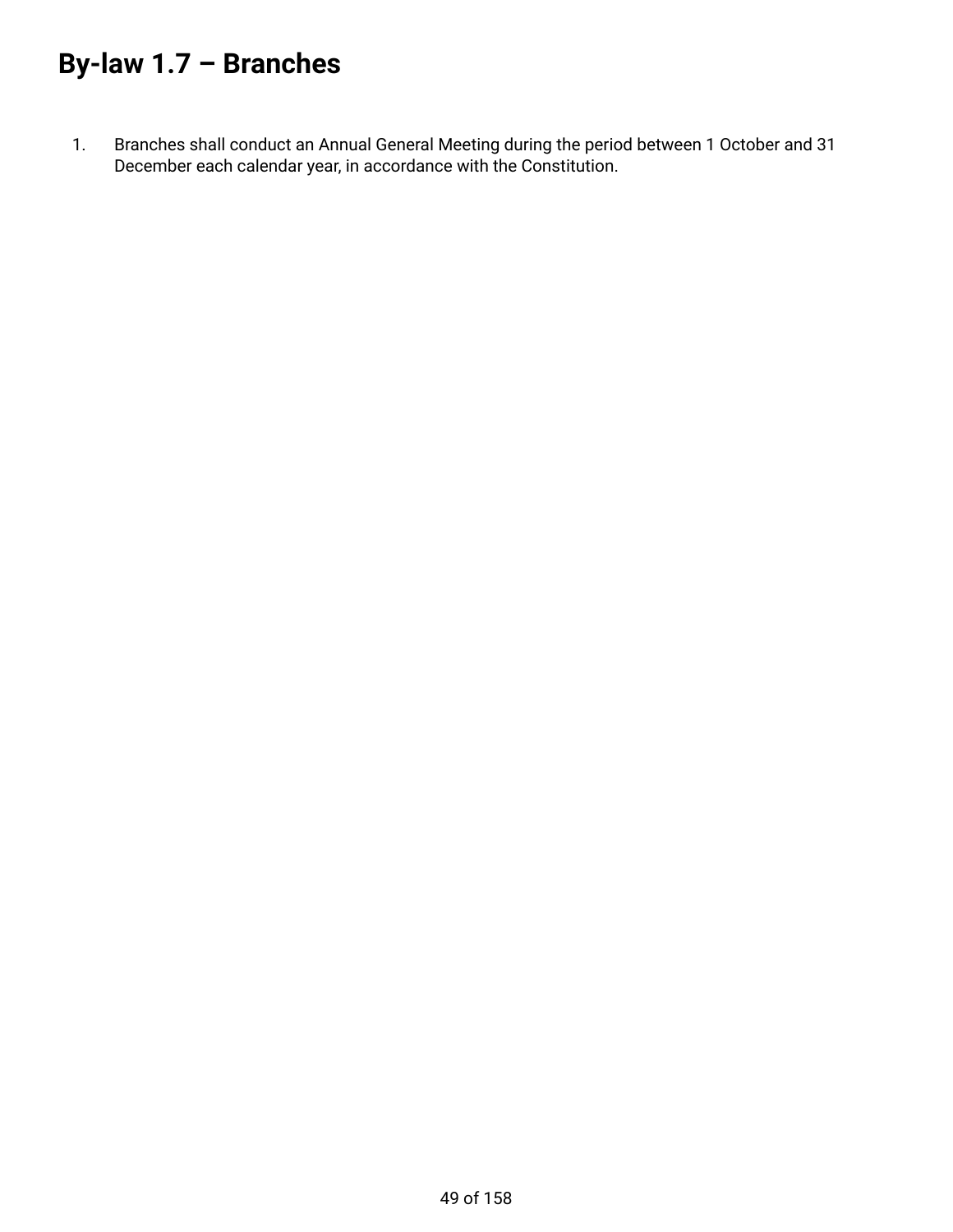# By-law 1.7 – Branches

1. Branches shall conduct an Annual General Meeting during the period between 1 October and 31 December each calendar year, in accordance with the Constitution.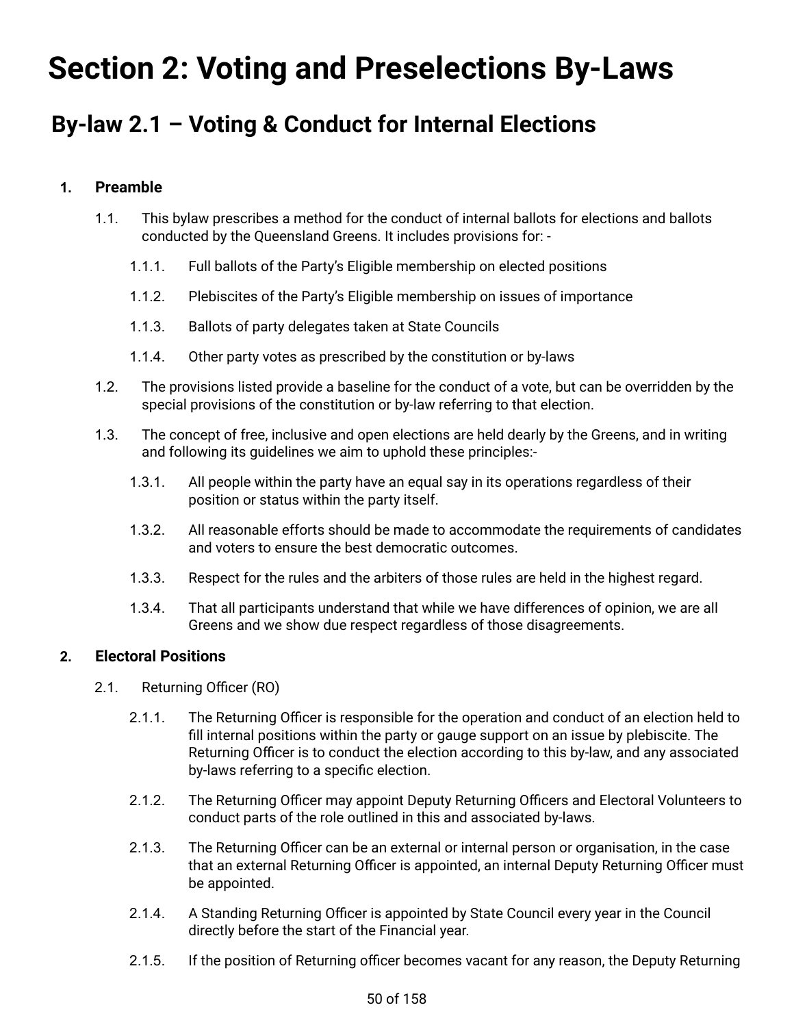# Section 2: Voting and Preselections By-Laws

## By-law 2.1 – Voting & Conduct for Internal Elections

1. **Preamble**

    1.1. This bylaw prescribes a method for the conduct of internal ballots for elections and ballots conducted by the Queensland Greens. It includes provisions for: -

    1.1.1. Full ballots of the Party's Eligible membership on elected positions

    1.1.2. Plebiscites of the Party's Eligible membership on issues of importance

    1.1.3. Ballots of party delegates taken at State Councils

    1.1.4. Other party votes as prescribed by the constitution or by-laws

    1.2. The provisions listed provide a baseline for the conduct of a vote, but can be overridden by the special provisions of the constitution or by-law referring to that election.

    1.3. The concept of free, inclusive and open elections are held dearly by the Greens, and in writing and following its guidelines we aim to uphold these principles:-

    1.3.1. All people within the party have an equal say in its operations regardless of their position or status within the party itself.

    1.3.2. All reasonable efforts should be made to accommodate the requirements of candidates and voters to ensure the best democratic outcomes.

    1.3.3. Respect for the rules and the arbiters of those rules are held in the highest regard.

    1.3.4. That all participants understand that while we have differences of opinion, we are all Greens and we show due respect regardless of those disagreements.

2. **Electoral Positions**

    2.1. Returning Officer (RO)

    2.1.1. The Returning Officer is responsible for the operation and conduct of an election held to fill internal positions within the party or gauge support on an issue by plebiscite. The Returning Officer is to conduct the election according to this by-law, and any associated by-laws referring to a specific election.

    2.1.2. The Returning Officer may appoint Deputy Returning Officers and Electoral Volunteers to conduct parts of the role outlined in this and associated by-laws.

    2.1.3. The Returning Officer can be an external or internal person or organisation, in the case that an external Returning Officer is appointed, an internal Deputy Returning Officer must be appointed.

    2.1.4. A Standing Returning Officer is appointed by State Council every year in the Council directly before the start of the Financial year.

    2.1.5. If the position of Returning officer becomes vacant for any reason, the Deputy Returning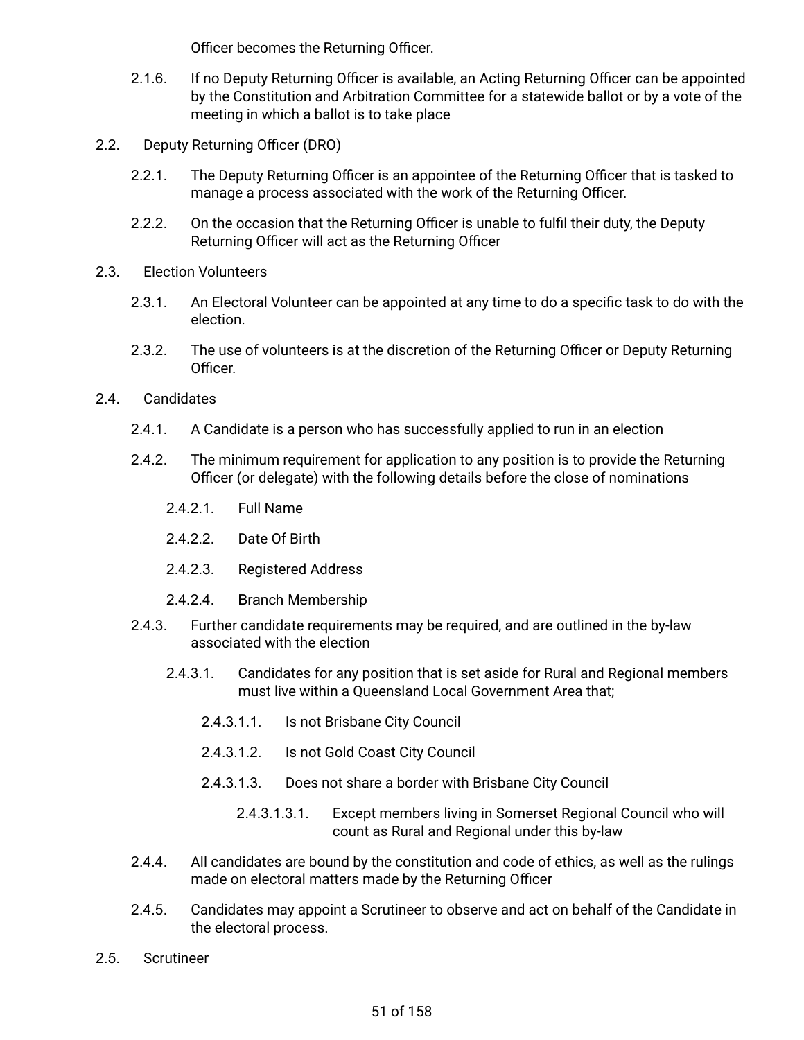Officer becomes the Returning Officer.

2.1.6. If no Deputy Returning Officer is available, an Acting Returning Officer can be appointed by the Constitution and Arbitration Committee for a statewide ballot or by a vote of the meeting in which a ballot is to take place

2.2. Deputy Returning Officer (DRO)

2.2.1. The Deputy Returning Officer is an appointee of the Returning Officer that is tasked to manage a process associated with the work of the Returning Officer.

2.2.2. On the occasion that the Returning Officer is unable to fulfil their duty, the Deputy Returning Officer will act as the Returning Officer

2.3. Election Volunteers

2.3.1. An Electoral Volunteer can be appointed at any time to do a specific task to do with the election.

2.3.2. The use of volunteers is at the discretion of the Returning Officer or Deputy Returning Officer.

2.4. Candidates

2.4.1. A Candidate is a person who has successfully applied to run in an election

2.4.2. The minimum requirement for application to any position is to provide the Returning Officer (or delegate) with the following details before the close of nominations

2.4.2.1. Full Name

2.4.2.2. Date Of Birth

2.4.2.3. Registered Address

2.4.2.4. Branch Membership

2.4.3. Further candidate requirements may be required, and are outlined in the by-law associated with the election

2.4.3.1. Candidates for any position that is set aside for Rural and Regional members must live within a Queensland Local Government Area that;

2.4.3.1.1. Is not Brisbane City Council

2.4.3.1.2. Is not Gold Coast City Council

2.4.3.1.3. Does not share a border with Brisbane City Council

2.4.3.1.3.1. Except members living in Somerset Regional Council who will count as Rural and Regional under this by-law

2.4.4. All candidates are bound by the constitution and code of ethics, as well as the rulings made on electoral matters made by the Returning Officer

2.4.5. Candidates may appoint a Scrutineer to observe and act on behalf of the Candidate in the electoral process.

2.5. Scrutineer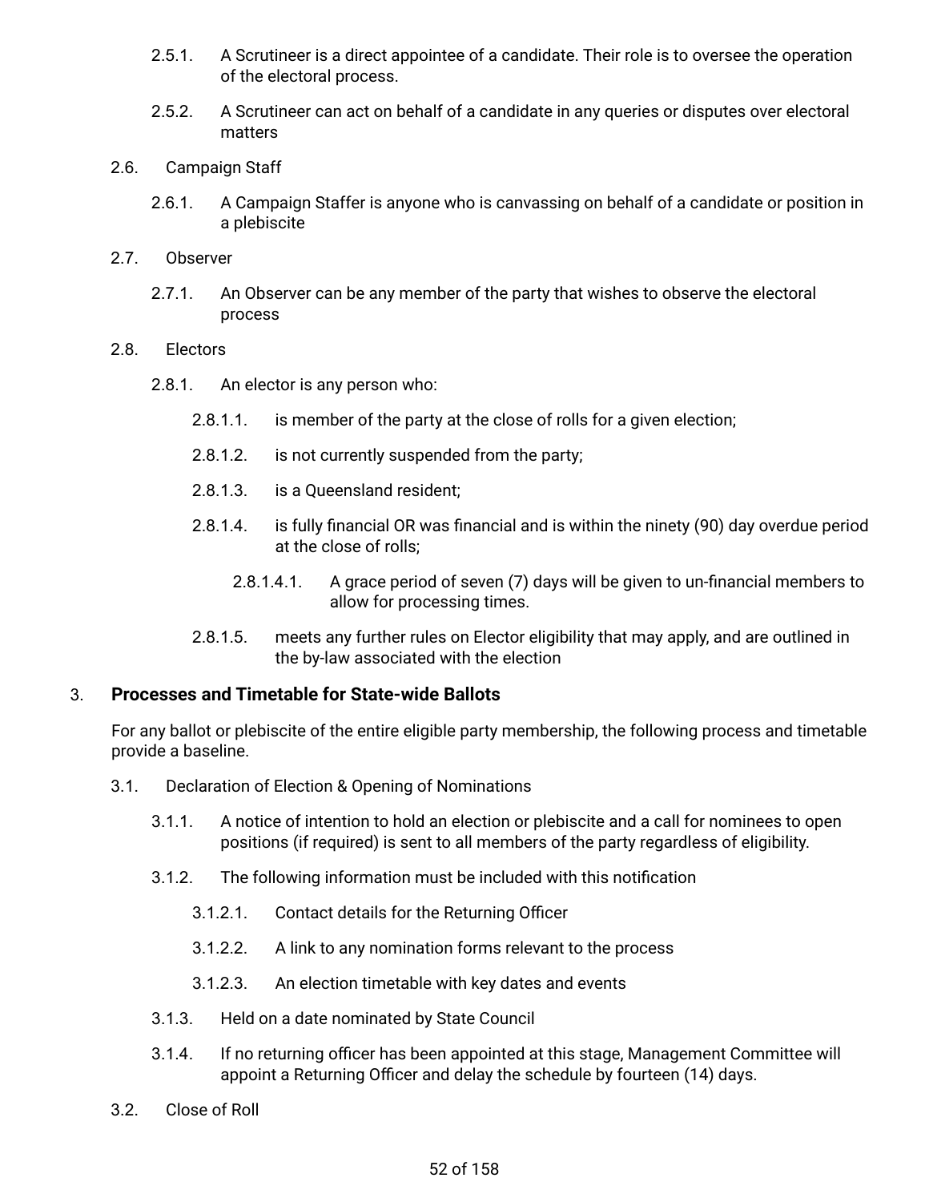2.5.1. A Scrutineer is a direct appointee of a candidate. Their role is to oversee the operation of the electoral process.

2.5.2. A Scrutineer can act on behalf of a candidate in any queries or disputes over electoral matters

2.6. Campaign Staff

2.6.1. A Campaign Staffer is anyone who is canvassing on behalf of a candidate or position in a plebiscite

2.7. Observer

2.7.1. An Observer can be any member of the party that wishes to observe the electoral process

2.8. Electors

2.8.1. An elector is any person who:

2.8.1.1. is member of the party at the close of rolls for a given election;

2.8.1.2. is not currently suspended from the party;

2.8.1.3. is a Queensland resident;

2.8.1.4. is fully financial OR was financial and is within the ninety (90) day overdue period at the close of rolls;

2.8.1.4.1. A grace period of seven (7) days will be given to un-financial members to allow for processing times.

2.8.1.5. meets any further rules on Elector eligibility that may apply, and are outlined in the by-law associated with the election

## 3. Processes and Timetable for State-wide Ballots

For any ballot or plebiscite of the entire eligible party membership, the following process and timetable provide a baseline.

3.1. Declaration of Election & Opening of Nominations

3.1.1. A notice of intention to hold an election or plebiscite and a call for nominees to open positions (if required) is sent to all members of the party regardless of eligibility.

3.1.2. The following information must be included with this notification

3.1.2.1. Contact details for the Returning Officer

3.1.2.2. A link to any nomination forms relevant to the process

3.1.2.3. An election timetable with key dates and events

3.1.3. Held on a date nominated by State Council

3.1.4. If no returning officer has been appointed at this stage, Management Committee will appoint a Returning Officer and delay the schedule by fourteen (14) days.

3.2. Close of Roll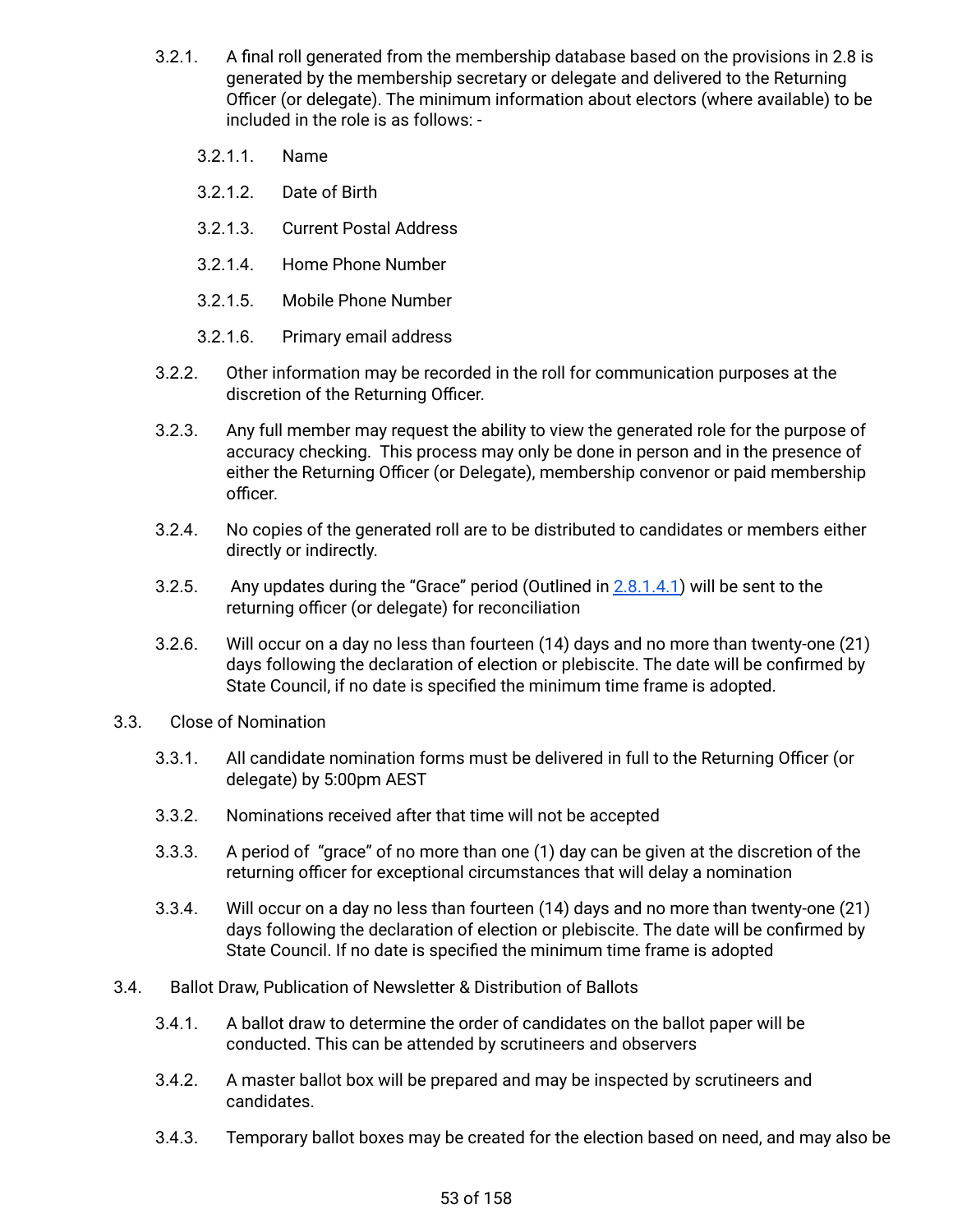3.2.1. A final roll generated from the membership database based on the provisions in 2.8 is generated by the membership secretary or delegate and delivered to the Returning Officer (or delegate). The minimum information about electors (where available) to be included in the role is as follows: -

- 3.2.1.1. Name
- 3.2.1.2. Date of Birth
- 3.2.1.3. Current Postal Address
- 3.2.1.4. Home Phone Number
- 3.2.1.5. Mobile Phone Number
- 3.2.1.6. Primary email address

3.2.2. Other information may be recorded in the roll for communication purposes at the discretion of the Returning Officer.

3.2.3. Any full member may request the ability to view the generated role for the purpose of accuracy checking. This process may only be done in person and in the presence of either the Returning Officer (or Delegate), membership convenor or paid membership officer.

3.2.4. No copies of the generated roll are to be distributed to candidates or members either directly or indirectly.

3.2.5. Any updates during the "Grace" period (Outlined in 2.8.1.4.1) will be sent to the returning officer (or delegate) for reconciliation

3.2.6. Will occur on a day no less than fourteen (14) days and no more than twenty-one (21) days following the declaration of election or plebiscite. The date will be confirmed by State Council, if no date is specified the minimum time frame is adopted.

3.3. Close of Nomination

3.3.1. All candidate nomination forms must be delivered in full to the Returning Officer (or delegate) by 5:00pm AEST

3.3.2. Nominations received after that time will not be accepted

3.3.3. A period of "grace" of no more than one (1) day can be given at the discretion of the returning officer for exceptional circumstances that will delay a nomination

3.3.4. Will occur on a day no less than fourteen (14) days and no more than twenty-one (21) days following the declaration of election or plebiscite. The date will be confirmed by State Council. If no date is specified the minimum time frame is adopted

3.4. Ballot Draw, Publication of Newsletter & Distribution of Ballots

3.4.1. A ballot draw to determine the order of candidates on the ballot paper will be conducted. This can be attended by scrutineers and observers

3.4.2. A master ballot box will be prepared and may be inspected by scrutineers and candidates.

3.4.3. Temporary ballot boxes may be created for the election based on need, and may also be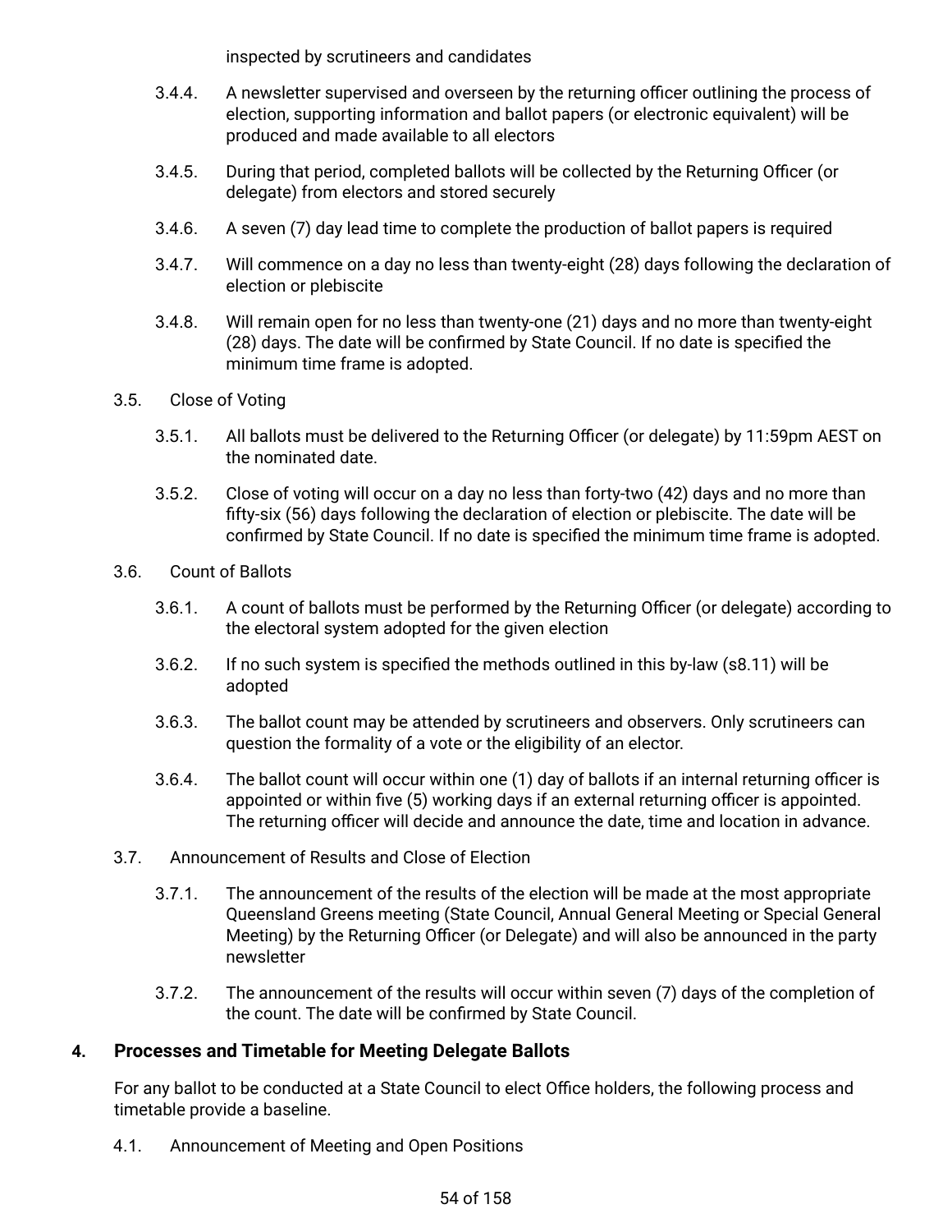inspected by scrutineers and candidates

3.4.4. A newsletter supervised and overseen by the returning officer outlining the process of election, supporting information and ballot papers (or electronic equivalent) will be produced and made available to all electors

3.4.5. During that period, completed ballots will be collected by the Returning Officer (or delegate) from electors and stored securely

3.4.6. A seven (7) day lead time to complete the production of ballot papers is required

3.4.7. Will commence on a day no less than twenty-eight (28) days following the declaration of election or plebiscite

3.4.8. Will remain open for no less than twenty-one (21) days and no more than twenty-eight (28) days. The date will be confirmed by State Council. If no date is specified the minimum time frame is adopted.

3.5. Close of Voting

3.5.1. All ballots must be delivered to the Returning Officer (or delegate) by 11:59pm AEST on the nominated date.

3.5.2. Close of voting will occur on a day no less than forty-two (42) days and no more than fifty-six (56) days following the declaration of election or plebiscite. The date will be confirmed by State Council. If no date is specified the minimum time frame is adopted.

3.6. Count of Ballots

3.6.1. A count of ballots must be performed by the Returning Officer (or delegate) according to the electoral system adopted for the given election

3.6.2. If no such system is specified the methods outlined in this by-law (s8.11) will be adopted

3.6.3. The ballot count may be attended by scrutineers and observers. Only scrutineers can question the formality of a vote or the eligibility of an elector.

3.6.4. The ballot count will occur within one (1) day of ballots if an internal returning officer is appointed or within five (5) working days if an external returning officer is appointed. The returning officer will decide and announce the date, time and location in advance.

3.7. Announcement of Results and Close of Election

3.7.1. The announcement of the results of the election will be made at the most appropriate Queensland Greens meeting (State Council, Annual General Meeting or Special General Meeting) by the Returning Officer (or Delegate) and will also be announced in the party newsletter

3.7.2. The announcement of the results will occur within seven (7) days of the completion of the count. The date will be confirmed by State Council.

## 4. Processes and Timetable for Meeting Delegate Ballots

For any ballot to be conducted at a State Council to elect Office holders, the following process and timetable provide a baseline.

4.1. Announcement of Meeting and Open Positions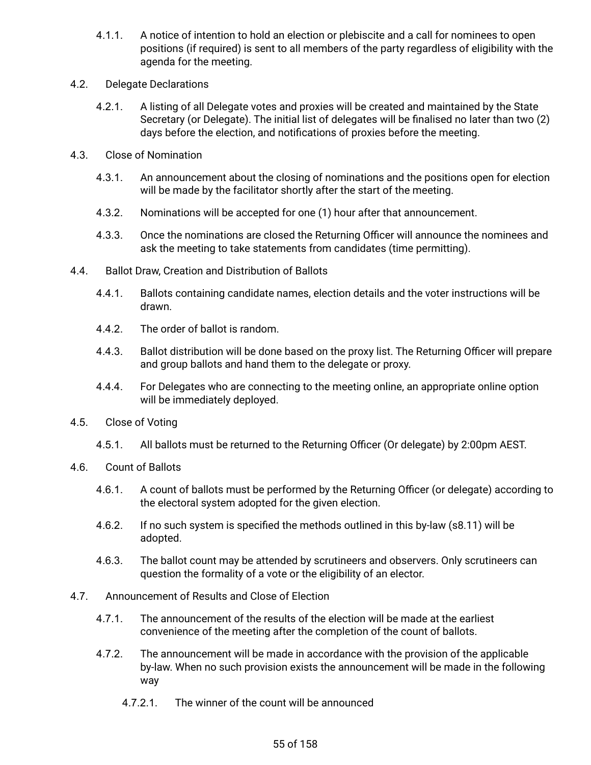4.1.1. A notice of intention to hold an election or plebiscite and a call for nominees to open positions (if required) is sent to all members of the party regardless of eligibility with the agenda for the meeting.

4.2. Delegate Declarations

4.2.1. A listing of all Delegate votes and proxies will be created and maintained by the State Secretary (or Delegate). The initial list of delegates will be finalised no later than two (2) days before the election, and notifications of proxies before the meeting.

4.3. Close of Nomination

4.3.1. An announcement about the closing of nominations and the positions open for election will be made by the facilitator shortly after the start of the meeting.

4.3.2. Nominations will be accepted for one (1) hour after that announcement.

4.3.3. Once the nominations are closed the Returning Officer will announce the nominees and ask the meeting to take statements from candidates (time permitting).

4.4. Ballot Draw, Creation and Distribution of Ballots

4.4.1. Ballots containing candidate names, election details and the voter instructions will be drawn.

4.4.2. The order of ballot is random.

4.4.3. Ballot distribution will be done based on the proxy list. The Returning Officer will prepare and group ballots and hand them to the delegate or proxy.

4.4.4. For Delegates who are connecting to the meeting online, an appropriate online option will be immediately deployed.

4.5. Close of Voting

4.5.1. All ballots must be returned to the Returning Officer (Or delegate) by 2:00pm AEST.

4.6. Count of Ballots

4.6.1. A count of ballots must be performed by the Returning Officer (or delegate) according to the electoral system adopted for the given election.

4.6.2. If no such system is specified the methods outlined in this by-law (s8.11) will be adopted.

4.6.3. The ballot count may be attended by scrutineers and observers. Only scrutineers can question the formality of a vote or the eligibility of an elector.

4.7. Announcement of Results and Close of Election

4.7.1. The announcement of the results of the election will be made at the earliest convenience of the meeting after the completion of the count of ballots.

4.7.2. The announcement will be made in accordance with the provision of the applicable by-law. When no such provision exists the announcement will be made in the following way

4.7.2.1. The winner of the count will be announced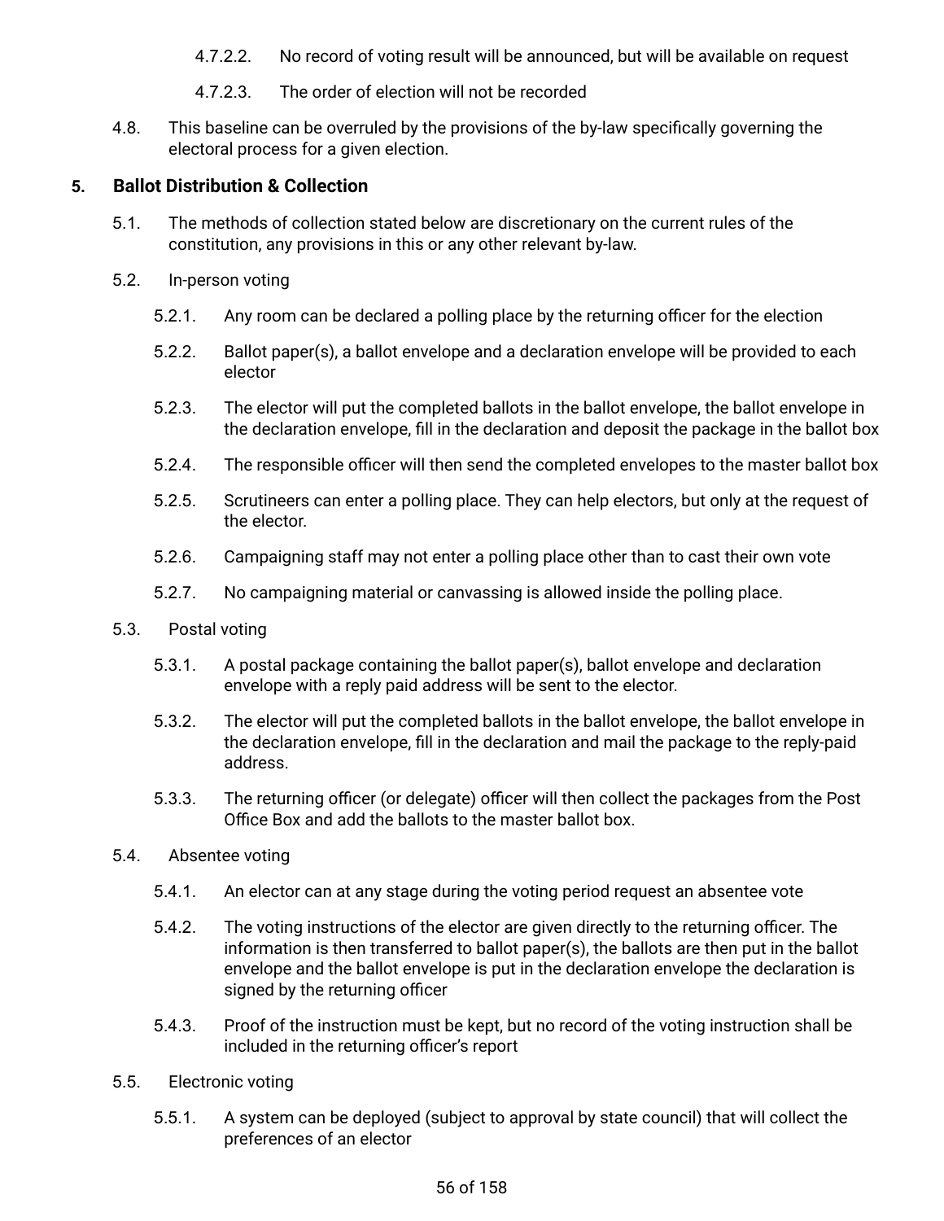4.7.2.2. No record of voting result will be announced, but will be available on request

4.7.2.3. The order of election will not be recorded

4.8. This baseline can be overruled by the provisions of the by-law specifically governing the electoral process for a given election.

## 5. Ballot Distribution & Collection

5.1. The methods of collection stated below are discretionary on the current rules of the constitution, any provisions in this or any other relevant by-law.

5.2. In-person voting

5.2.1. Any room can be declared a polling place by the returning officer for the election

5.2.2. Ballot paper(s), a ballot envelope and a declaration envelope will be provided to each elector

5.2.3. The elector will put the completed ballots in the ballot envelope, the ballot envelope in the declaration envelope, fill in the declaration and deposit the package in the ballot box

5.2.4. The responsible officer will then send the completed envelopes to the master ballot box

5.2.5. Scrutineers can enter a polling place. They can help electors, but only at the request of the elector.

5.2.6. Campaigning staff may not enter a polling place other than to cast their own vote

5.2.7. No campaigning material or canvassing is allowed inside the polling place.

5.3. Postal voting

5.3.1. A postal package containing the ballot paper(s), ballot envelope and declaration envelope with a reply paid address will be sent to the elector.

5.3.2. The elector will put the completed ballots in the ballot envelope, the ballot envelope in the declaration envelope, fill in the declaration and mail the package to the reply-paid address.

5.3.3. The returning officer (or delegate) officer will then collect the packages from the Post Office Box and add the ballots to the master ballot box.

5.4. Absentee voting

5.4.1. An elector can at any stage during the voting period request an absentee vote

5.4.2. The voting instructions of the elector are given directly to the returning officer. The information is then transferred to ballot paper(s), the ballots are then put in the ballot envelope and the ballot envelope is put in the declaration envelope the declaration is signed by the returning officer

5.4.3. Proof of the instruction must be kept, but no record of the voting instruction shall be included in the returning officer's report

5.5. Electronic voting

5.5.1. A system can be deployed (subject to approval by state council) that will collect the preferences of an elector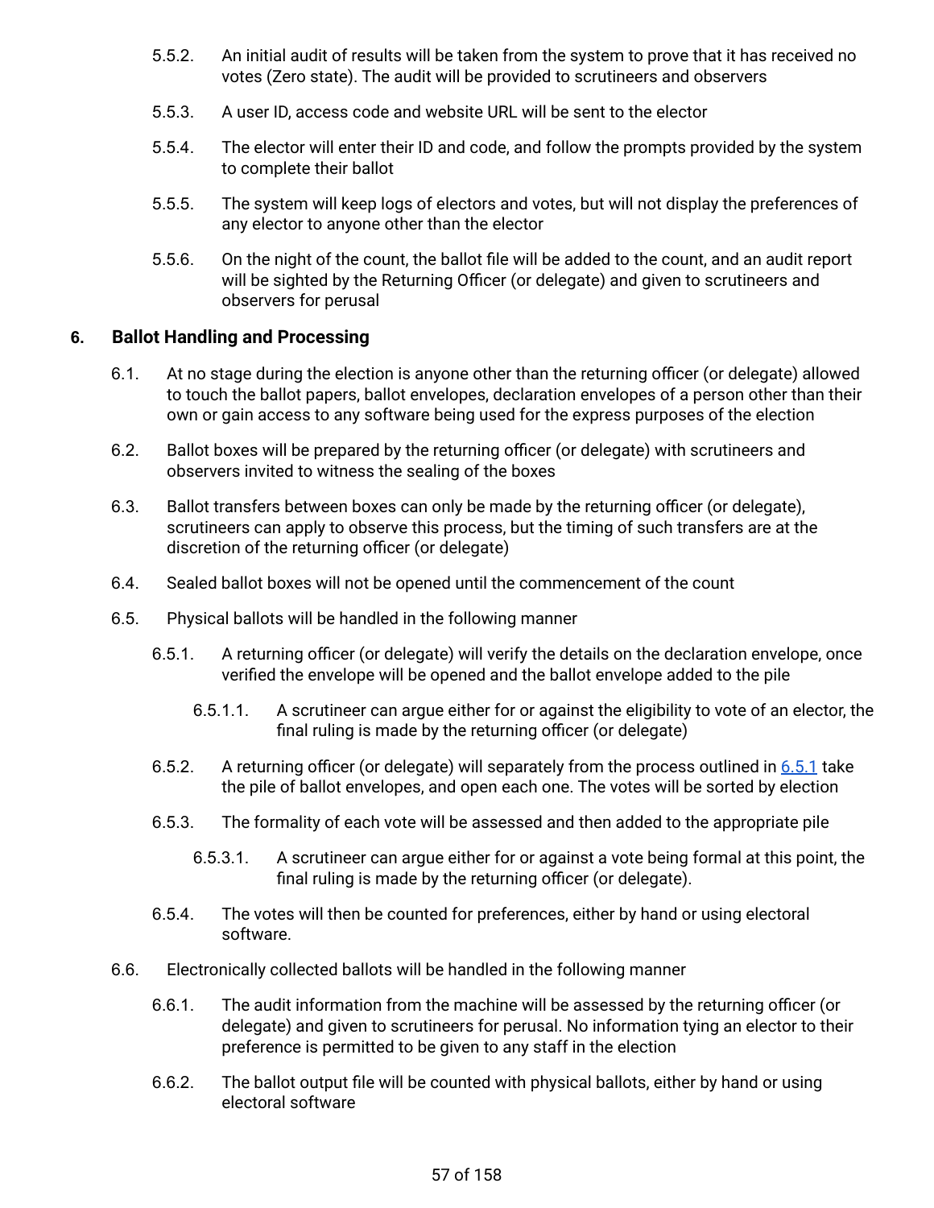5.5.2. An initial audit of results will be taken from the system to prove that it has received no votes (Zero state). The audit will be provided to scrutineers and observers

5.5.3. A user ID, access code and website URL will be sent to the elector

5.5.4. The elector will enter their ID and code, and follow the prompts provided by the system to complete their ballot

5.5.5. The system will keep logs of electors and votes, but will not display the preferences of any elector to anyone other than the elector

5.5.6. On the night of the count, the ballot file will be added to the count, and an audit report will be sighted by the Returning Officer (or delegate) and given to scrutineers and observers for perusal

## 6. Ballot Handling and Processing

6.1. At no stage during the election is anyone other than the returning officer (or delegate) allowed to touch the ballot papers, ballot envelopes, declaration envelopes of a person other than their own or gain access to any software being used for the express purposes of the election

6.2. Ballot boxes will be prepared by the returning officer (or delegate) with scrutineers and observers invited to witness the sealing of the boxes

6.3. Ballot transfers between boxes can only be made by the returning officer (or delegate), scrutineers can apply to observe this process, but the timing of such transfers are at the discretion of the returning officer (or delegate)

6.4. Sealed ballot boxes will not be opened until the commencement of the count

6.5. Physical ballots will be handled in the following manner

6.5.1. A returning officer (or delegate) will verify the details on the declaration envelope, once verified the envelope will be opened and the ballot envelope added to the pile

6.5.1.1. A scrutineer can argue either for or against the eligibility to vote of an elector, the final ruling is made by the returning officer (or delegate)

6.5.2. A returning officer (or delegate) will separately from the process outlined in 6.5.1 take the pile of ballot envelopes, and open each one. The votes will be sorted by election

6.5.3. The formality of each vote will be assessed and then added to the appropriate pile

6.5.3.1. A scrutineer can argue either for or against a vote being formal at this point, the final ruling is made by the returning officer (or delegate).

6.5.4. The votes will then be counted for preferences, either by hand or using electoral software.

6.6. Electronically collected ballots will be handled in the following manner

6.6.1. The audit information from the machine will be assessed by the returning officer (or delegate) and given to scrutineers for perusal. No information tying an elector to their preference is permitted to be given to any staff in the election

6.6.2. The ballot output file will be counted with physical ballots, either by hand or using electoral software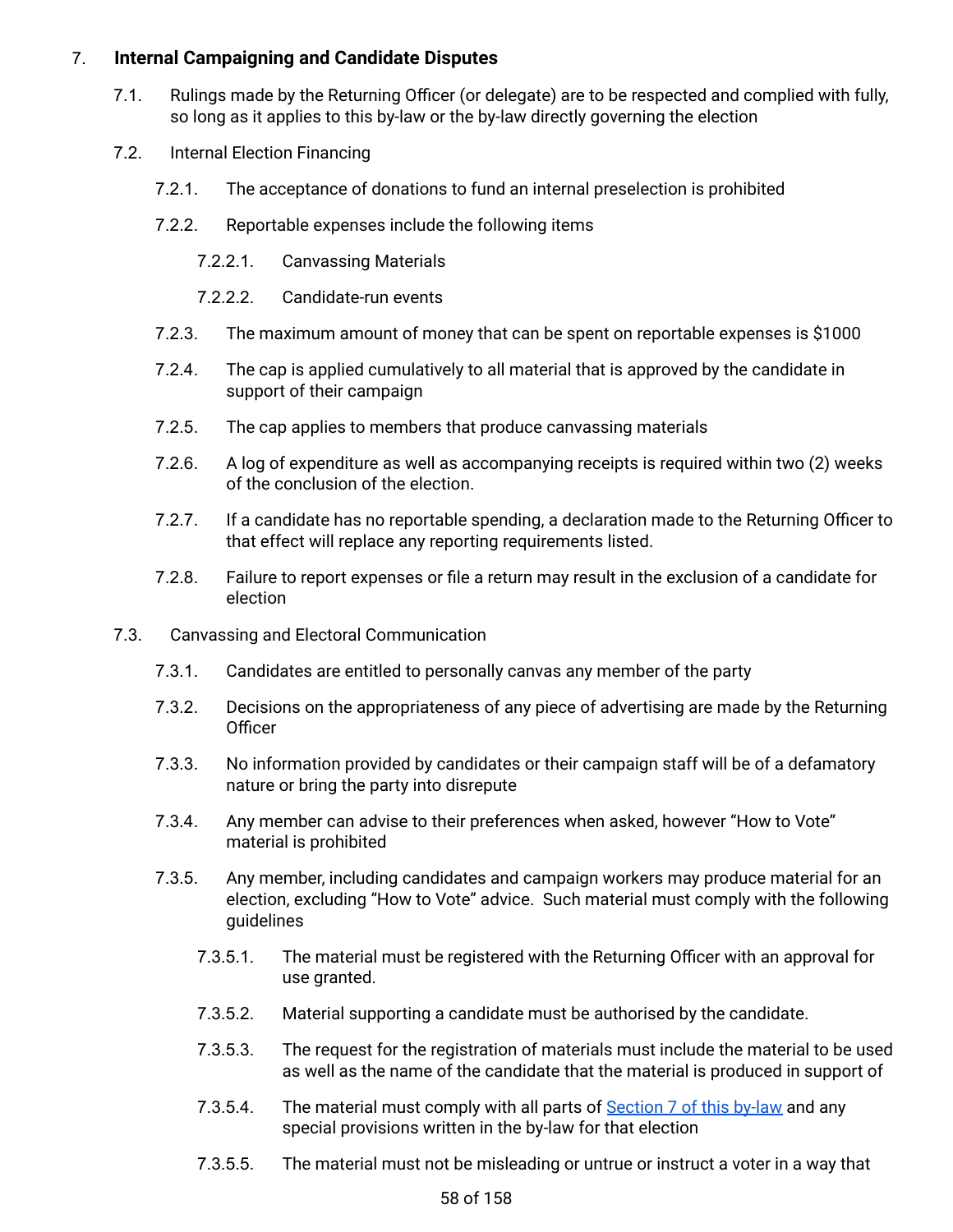7. **Internal Campaigning and Candidate Disputes**

7.1. Rulings made by the Returning Officer (or delegate) are to be respected and complied with fully, so long as it applies to this by-law or the by-law directly governing the election

7.2. Internal Election Financing

7.2.1. The acceptance of donations to fund an internal preselection is prohibited

7.2.2. Reportable expenses include the following items

7.2.2.1. Canvassing Materials

7.2.2.2. Candidate-run events

7.2.3. The maximum amount of money that can be spent on reportable expenses is $1000

7.2.4. The cap is applied cumulatively to all material that is approved by the candidate in support of their campaign

7.2.5. The cap applies to members that produce canvassing materials

7.2.6. A log of expenditure as well as accompanying receipts is required within two (2) weeks of the conclusion of the election.

7.2.7. If a candidate has no reportable spending, a declaration made to the Returning Officer to that effect will replace any reporting requirements listed.

7.2.8. Failure to report expenses or file a return may result in the exclusion of a candidate for election

7.3. Canvassing and Electoral Communication

7.3.1. Candidates are entitled to personally canvas any member of the party

7.3.2. Decisions on the appropriateness of any piece of advertising are made by the Returning Officer

7.3.3. No information provided by candidates or their campaign staff will be of a defamatory nature or bring the party into disrepute

7.3.4. Any member can advise to their preferences when asked, however "How to Vote" material is prohibited

7.3.5. Any member, including candidates and campaign workers may produce material for an election, excluding "How to Vote" advice. Such material must comply with the following guidelines

7.3.5.1. The material must be registered with the Returning Officer with an approval for use granted.

7.3.5.2. Material supporting a candidate must be authorised by the candidate.

7.3.5.3. The request for the registration of materials must include the material to be used as well as the name of the candidate that the material is produced in support of

7.3.5.4. The material must comply with all parts of [Section 7 of this by-law]() and any special provisions written in the by-law for that election

7.3.5.5. The material must not be misleading or untrue or instruct a voter in a way that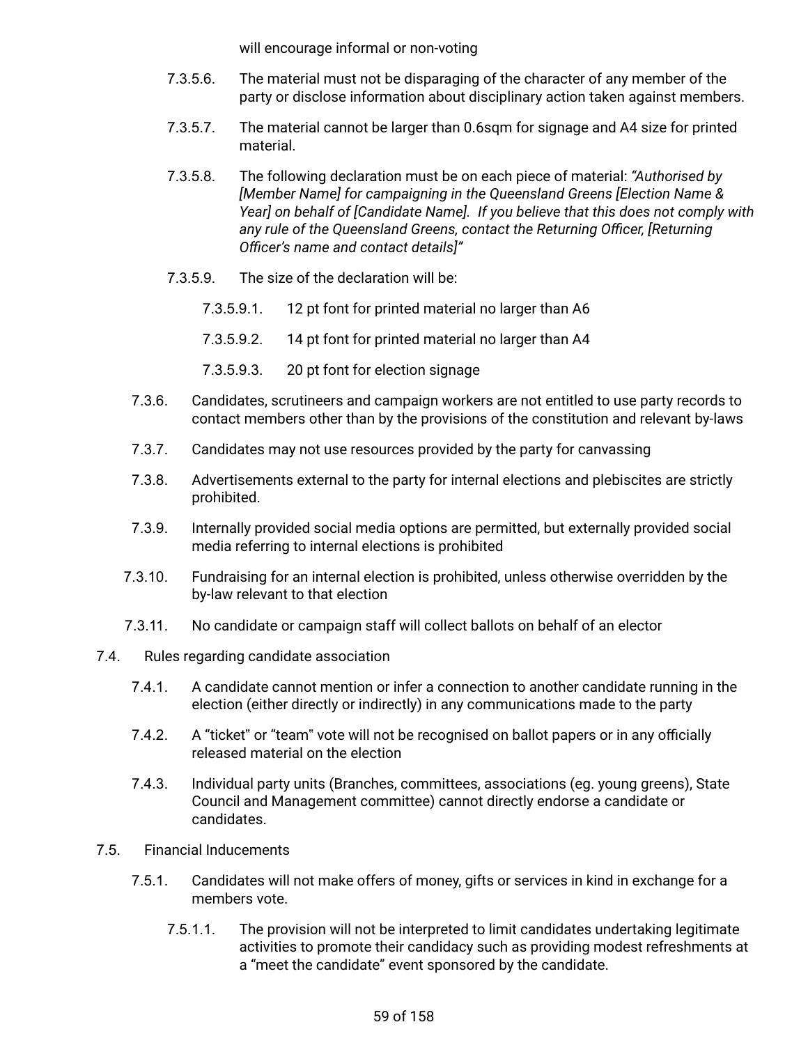will encourage informal or non-voting

7.3.5.6. The material must not be disparaging of the character of any member of the party or disclose information about disciplinary action taken against members.

7.3.5.7. The material cannot be larger than 0.6sqm for signage and A4 size for printed material.

7.3.5.8. The following declaration must be on each piece of material: *"Authorised by [Member Name] for campaigning in the Queensland Greens [Election Name & Year] on behalf of [Candidate Name]. If you believe that this does not comply with any rule of the Queensland Greens, contact the Returning Officer, [Returning Officer's name and contact details]"*

7.3.5.9. The size of the declaration will be:

7.3.5.9.1. 12 pt font for printed material no larger than A6

7.3.5.9.2. 14 pt font for printed material no larger than A4

7.3.5.9.3. 20 pt font for election signage

7.3.6. Candidates, scrutineers and campaign workers are not entitled to use party records to contact members other than by the provisions of the constitution and relevant by-laws

7.3.7. Candidates may not use resources provided by the party for canvassing

7.3.8. Advertisements external to the party for internal elections and plebiscites are strictly prohibited.

7.3.9. Internally provided social media options are permitted, but externally provided social media referring to internal elections is prohibited

7.3.10. Fundraising for an internal election is prohibited, unless otherwise overridden by the by-law relevant to that election

7.3.11. No candidate or campaign staff will collect ballots on behalf of an elector

7.4. Rules regarding candidate association

7.4.1. A candidate cannot mention or infer a connection to another candidate running in the election (either directly or indirectly) in any communications made to the party

7.4.2. A "ticket" or "team" vote will not be recognised on ballot papers or in any officially released material on the election

7.4.3. Individual party units (Branches, committees, associations (eg. young greens), State Council and Management committee) cannot directly endorse a candidate or candidates.

7.5. Financial Inducements

7.5.1. Candidates will not make offers of money, gifts or services in kind in exchange for a members vote.

7.5.1.1. The provision will not be interpreted to limit candidates undertaking legitimate activities to promote their candidacy such as providing modest refreshments at a "meet the candidate" event sponsored by the candidate.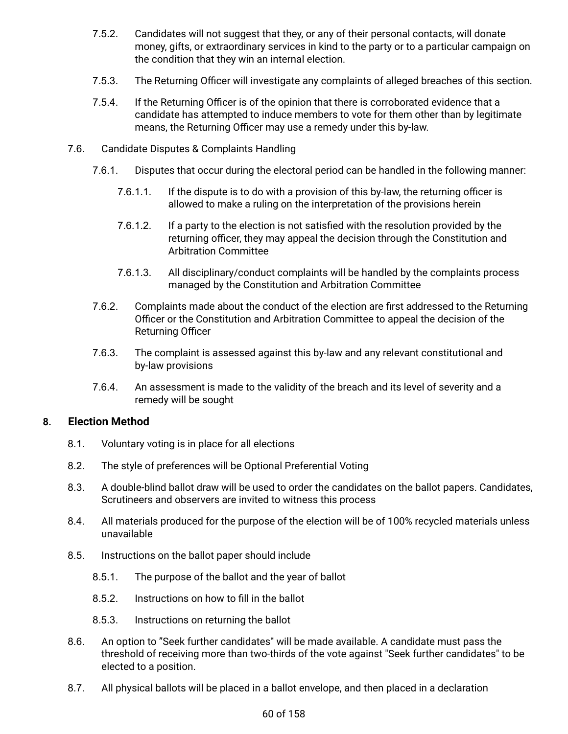7.5.2. Candidates will not suggest that they, or any of their personal contacts, will donate money, gifts, or extraordinary services in kind to the party or to a particular campaign on the condition that they win an internal election.

7.5.3. The Returning Officer will investigate any complaints of alleged breaches of this section.

7.5.4. If the Returning Officer is of the opinion that there is corroborated evidence that a candidate has attempted to induce members to vote for them other than by legitimate means, the Returning Officer may use a remedy under this by-law.

7.6. Candidate Disputes & Complaints Handling

7.6.1. Disputes that occur during the electoral period can be handled in the following manner:

7.6.1.1. If the dispute is to do with a provision of this by-law, the returning officer is allowed to make a ruling on the interpretation of the provisions herein

7.6.1.2. If a party to the election is not satisfied with the resolution provided by the returning officer, they may appeal the decision through the Constitution and Arbitration Committee

7.6.1.3. All disciplinary/conduct complaints will be handled by the complaints process managed by the Constitution and Arbitration Committee

7.6.2. Complaints made about the conduct of the election are first addressed to the Returning Officer or the Constitution and Arbitration Committee to appeal the decision of the Returning Officer

7.6.3. The complaint is assessed against this by-law and any relevant constitutional and by-law provisions

7.6.4. An assessment is made to the validity of the breach and its level of severity and a remedy will be sought

## 8. Election Method

8.1. Voluntary voting is in place for all elections

8.2. The style of preferences will be Optional Preferential Voting

8.3. A double-blind ballot draw will be used to order the candidates on the ballot papers. Candidates, Scrutineers and observers are invited to witness this process

8.4. All materials produced for the purpose of the election will be of 100% recycled materials unless unavailable

8.5. Instructions on the ballot paper should include

8.5.1. The purpose of the ballot and the year of ballot

8.5.2. Instructions on how to fill in the ballot

8.5.3. Instructions on returning the ballot

8.6. An option to "Seek further candidates" will be made available. A candidate must pass the threshold of receiving more than two-thirds of the vote against "Seek further candidates" to be elected to a position.

8.7. All physical ballots will be placed in a ballot envelope, and then placed in a declaration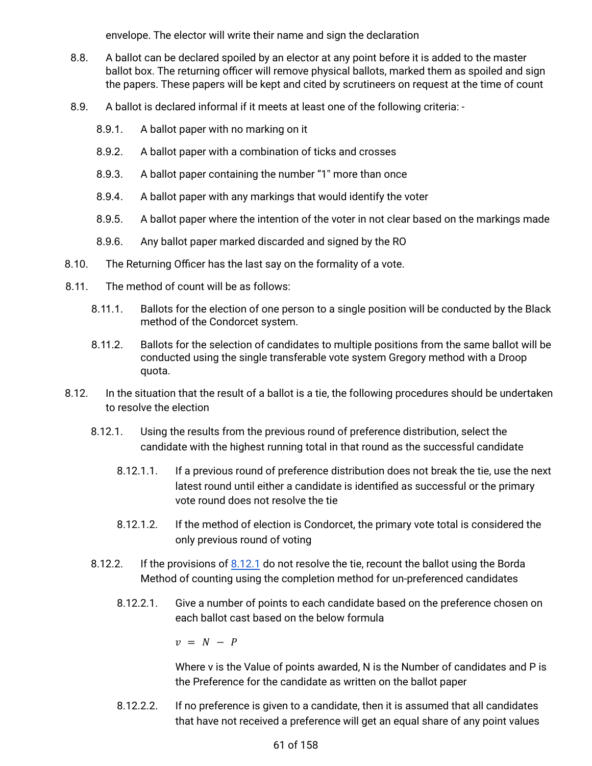envelope. The elector will write their name and sign the declaration

8.8. A ballot can be declared spoiled by an elector at any point before it is added to the master ballot box. The returning officer will remove physical ballots, marked them as spoiled and sign the papers. These papers will be kept and cited by scrutineers on request at the time of count

8.9. A ballot is declared informal if it meets at least one of the following criteria: -

8.9.1. A ballot paper with no marking on it

8.9.2. A ballot paper with a combination of ticks and crosses

8.9.3. A ballot paper containing the number "1" more than once

8.9.4. A ballot paper with any markings that would identify the voter

8.9.5. A ballot paper where the intention of the voter in not clear based on the markings made

8.9.6. Any ballot paper marked discarded and signed by the RO

8.10. The Returning Officer has the last say on the formality of a vote.

8.11. The method of count will be as follows:

8.11.1. Ballots for the election of one person to a single position will be conducted by the Black method of the Condorcet system.

8.11.2. Ballots for the selection of candidates to multiple positions from the same ballot will be conducted using the single transferable vote system Gregory method with a Droop quota.

8.12. In the situation that the result of a ballot is a tie, the following procedures should be undertaken to resolve the election

8.12.1. Using the results from the previous round of preference distribution, select the candidate with the highest running total in that round as the successful candidate

8.12.1.1. If a previous round of preference distribution does not break the tie, use the next latest round until either a candidate is identified as successful or the primary vote round does not resolve the tie

8.12.1.2. If the method of election is Condorcet, the primary vote total is considered the only previous round of voting

8.12.2. If the provisions of 8.12.1 do not resolve the tie, recount the ballot using the Borda Method of counting using the completion method for un-preferenced candidates

8.12.2.1. Give a number of points to each candidate based on the preference chosen on each ballot cast based on the below formula

$$v = N - P$$

Where v is the Value of points awarded, N is the Number of candidates and P is the Preference for the candidate as written on the ballot paper

8.12.2.2. If no preference is given to a candidate, then it is assumed that all candidates that have not received a preference will get an equal share of any point values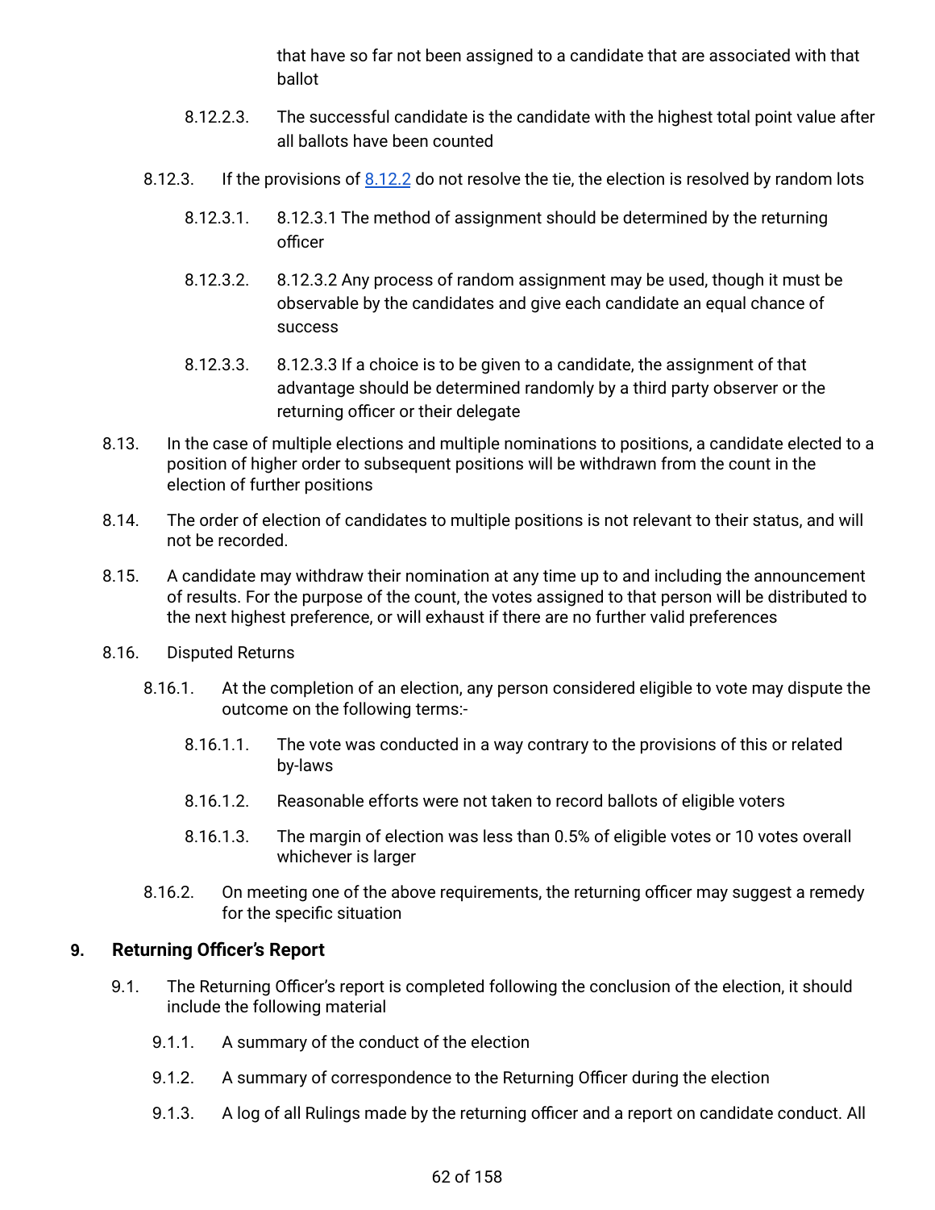that have so far not been assigned to a candidate that are associated with that ballot

8.12.2.3. The successful candidate is the candidate with the highest total point value after all ballots have been counted

8.12.3. If the provisions of 8.12.2 do not resolve the tie, the election is resolved by random lots

8.12.3.1. 8.12.3.1 The method of assignment should be determined by the returning officer

8.12.3.2. 8.12.3.2 Any process of random assignment may be used, though it must be observable by the candidates and give each candidate an equal chance of success

8.12.3.3. 8.12.3.3 If a choice is to be given to a candidate, the assignment of that advantage should be determined randomly by a third party observer or the returning officer or their delegate

8.13. In the case of multiple elections and multiple nominations to positions, a candidate elected to a position of higher order to subsequent positions will be withdrawn from the count in the election of further positions

8.14. The order of election of candidates to multiple positions is not relevant to their status, and will not be recorded.

8.15. A candidate may withdraw their nomination at any time up to and including the announcement of results. For the purpose of the count, the votes assigned to that person will be distributed to the next highest preference, or will exhaust if there are no further valid preferences

8.16. Disputed Returns

8.16.1. At the completion of an election, any person considered eligible to vote may dispute the outcome on the following terms:-

8.16.1.1. The vote was conducted in a way contrary to the provisions of this or related by-laws

8.16.1.2. Reasonable efforts were not taken to record ballots of eligible voters

8.16.1.3. The margin of election was less than 0.5% of eligible votes or 10 votes overall whichever is larger

8.16.2. On meeting one of the above requirements, the returning officer may suggest a remedy for the specific situation

## 9. Returning Officer's Report

9.1. The Returning Officer's report is completed following the conclusion of the election, it should include the following material

9.1.1. A summary of the conduct of the election

9.1.2. A summary of correspondence to the Returning Officer during the election

9.1.3. A log of all Rulings made by the returning officer and a report on candidate conduct. All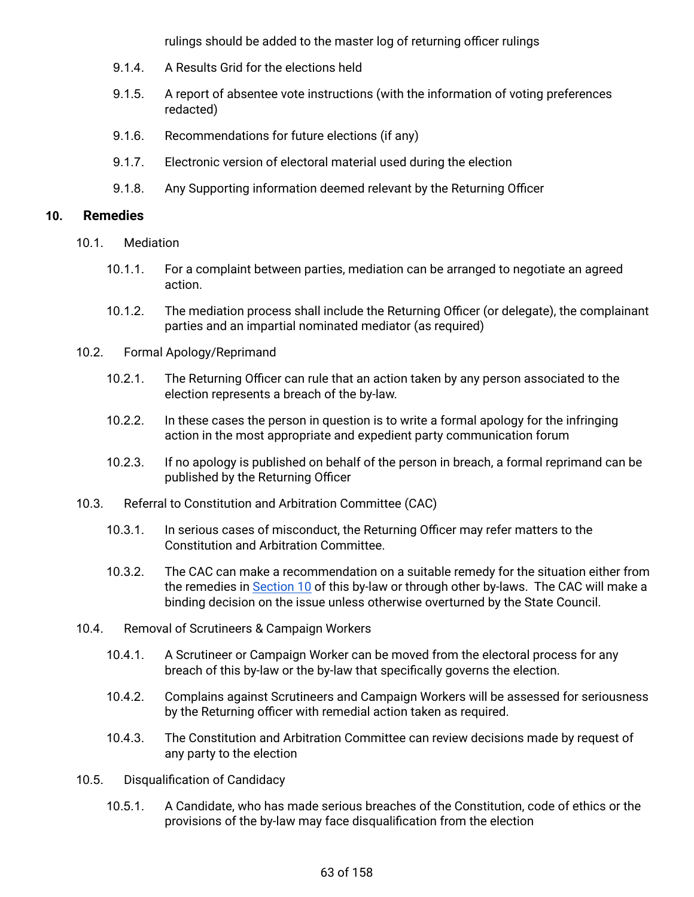rulings should be added to the master log of returning officer rulings

9.1.4. A Results Grid for the elections held

9.1.5. A report of absentee vote instructions (with the information of voting preferences redacted)

9.1.6. Recommendations for future elections (if any)

9.1.7. Electronic version of electoral material used during the election

9.1.8. Any Supporting information deemed relevant by the Returning Officer

## 10. Remedies

### 10.1. Mediation

10.1.1. For a complaint between parties, mediation can be arranged to negotiate an agreed action.

10.1.2. The mediation process shall include the Returning Officer (or delegate), the complainant parties and an impartial nominated mediator (as required)

### 10.2. Formal Apology/Reprimand

10.2.1. The Returning Officer can rule that an action taken by any person associated to the election represents a breach of the by-law.

10.2.2. In these cases the person in question is to write a formal apology for the infringing action in the most appropriate and expedient party communication forum

10.2.3. If no apology is published on behalf of the person in breach, a formal reprimand can be published by the Returning Officer

### 10.3. Referral to Constitution and Arbitration Committee (CAC)

10.3.1. In serious cases of misconduct, the Returning Officer may refer matters to the Constitution and Arbitration Committee.

10.3.2. The CAC can make a recommendation on a suitable remedy for the situation either from the remedies in Section 10 of this by-law or through other by-laws. The CAC will make a binding decision on the issue unless otherwise overturned by the State Council.

### 10.4. Removal of Scrutineers & Campaign Workers

10.4.1. A Scrutineer or Campaign Worker can be moved from the electoral process for any breach of this by-law or the by-law that specifically governs the election.

10.4.2. Complains against Scrutineers and Campaign Workers will be assessed for seriousness by the Returning officer with remedial action taken as required.

10.4.3. The Constitution and Arbitration Committee can review decisions made by request of any party to the election

### 10.5. Disqualification of Candidacy

10.5.1. A Candidate, who has made serious breaches of the Constitution, code of ethics or the provisions of the by-law may face disqualification from the election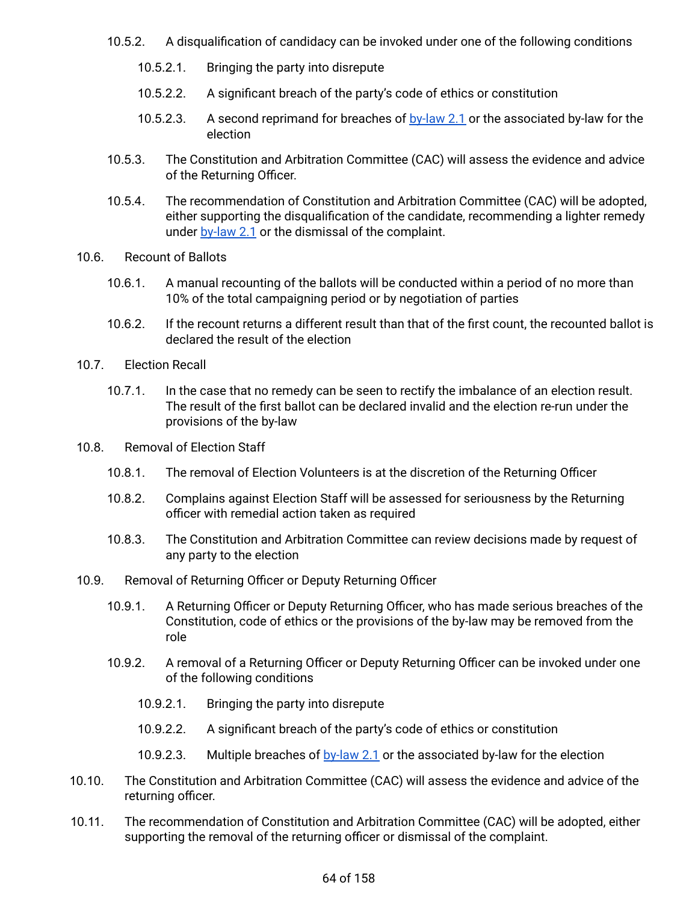- 10.5.2. A disqualification of candidacy can be invoked under one of the following conditions
  - 10.5.2.1. Bringing the party into disrepute
  - 10.5.2.2. A significant breach of the party's code of ethics or constitution
  - 10.5.2.3. A second reprimand for breaches of by-law 2.1 or the associated by-law for the election
- 10.5.3. The Constitution and Arbitration Committee (CAC) will assess the evidence and advice of the Returning Officer.
- 10.5.4. The recommendation of Constitution and Arbitration Committee (CAC) will be adopted, either supporting the disqualification of the candidate, recommending a lighter remedy under by-law 2.1 or the dismissal of the complaint.

10.6. Recount of Ballots

- 10.6.1. A manual recounting of the ballots will be conducted within a period of no more than 10% of the total campaigning period or by negotiation of parties
- 10.6.2. If the recount returns a different result than that of the first count, the recounted ballot is declared the result of the election

10.7. Election Recall

- 10.7.1. In the case that no remedy can be seen to rectify the imbalance of an election result. The result of the first ballot can be declared invalid and the election re-run under the provisions of the by-law

10.8. Removal of Election Staff

- 10.8.1. The removal of Election Volunteers is at the discretion of the Returning Officer
- 10.8.2. Complains against Election Staff will be assessed for seriousness by the Returning officer with remedial action taken as required
- 10.8.3. The Constitution and Arbitration Committee can review decisions made by request of any party to the election

10.9. Removal of Returning Officer or Deputy Returning Officer

- 10.9.1. A Returning Officer or Deputy Returning Officer, who has made serious breaches of the Constitution, code of ethics or the provisions of the by-law may be removed from the role
- 10.9.2. A removal of a Returning Officer or Deputy Returning Officer can be invoked under one of the following conditions
  - 10.9.2.1. Bringing the party into disrepute
  - 10.9.2.2. A significant breach of the party's code of ethics or constitution
  - 10.9.2.3. Multiple breaches of by-law 2.1 or the associated by-law for the election

10.10. The Constitution and Arbitration Committee (CAC) will assess the evidence and advice of the returning officer.

10.11. The recommendation of Constitution and Arbitration Committee (CAC) will be adopted, either supporting the removal of the returning officer or dismissal of the complaint.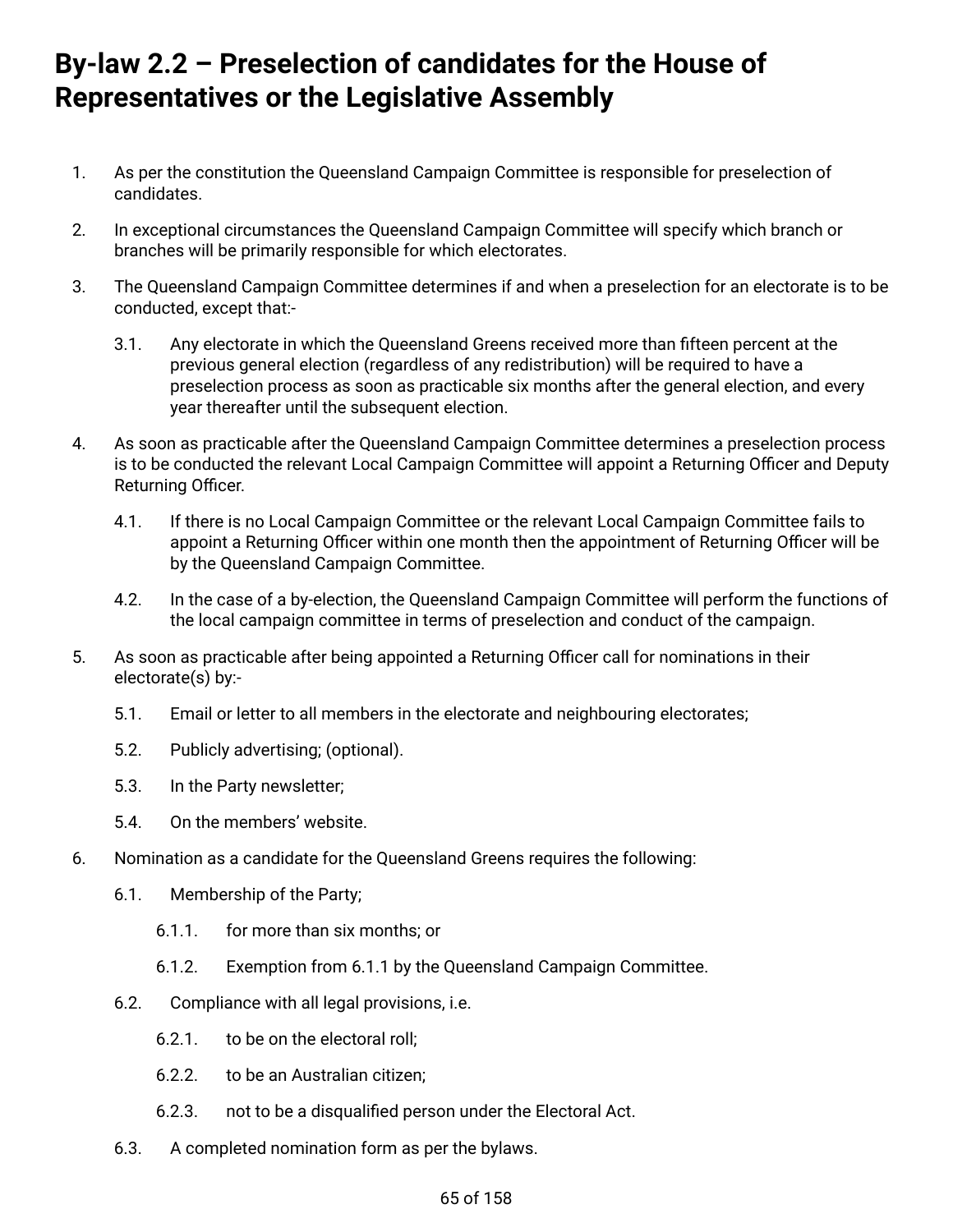# By-law 2.2 – Preselection of candidates for the House of Representatives or the Legislative Assembly

1. As per the constitution the Queensland Campaign Committee is responsible for preselection of candidates.

2. In exceptional circumstances the Queensland Campaign Committee will specify which branch or branches will be primarily responsible for which electorates.

3. The Queensland Campaign Committee determines if and when a preselection for an electorate is to be conducted, except that:-

    3.1. Any electorate in which the Queensland Greens received more than fifteen percent at the previous general election (regardless of any redistribution) will be required to have a preselection process as soon as practicable six months after the general election, and every year thereafter until the subsequent election.

4. As soon as practicable after the Queensland Campaign Committee determines a preselection process is to be conducted the relevant Local Campaign Committee will appoint a Returning Officer and Deputy Returning Officer.

    4.1. If there is no Local Campaign Committee or the relevant Local Campaign Committee fails to appoint a Returning Officer within one month then the appointment of Returning Officer will be by the Queensland Campaign Committee.

    4.2. In the case of a by-election, the Queensland Campaign Committee will perform the functions of the local campaign committee in terms of preselection and conduct of the campaign.

5. As soon as practicable after being appointed a Returning Officer call for nominations in their electorate(s) by:-

    5.1. Email or letter to all members in the electorate and neighbouring electorates;

    5.2. Publicly advertising; (optional).

    5.3. In the Party newsletter;

    5.4. On the members' website.

6. Nomination as a candidate for the Queensland Greens requires the following:

    6.1. Membership of the Party;

        6.1.1. for more than six months; or

        6.1.2. Exemption from 6.1.1 by the Queensland Campaign Committee.

    6.2. Compliance with all legal provisions, i.e.

        6.2.1. to be on the electoral roll;

        6.2.2. to be an Australian citizen;

        6.2.3. not to be a disqualified person under the Electoral Act.

    6.3. A completed nomination form as per the bylaws.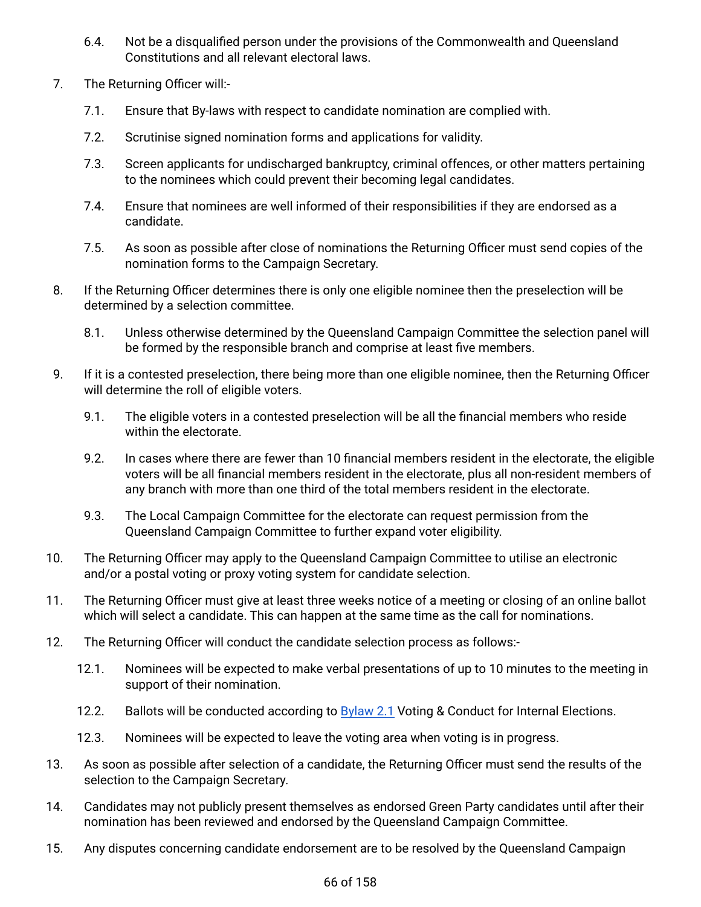6.4. Not be a disqualified person under the provisions of the Commonwealth and Queensland Constitutions and all relevant electoral laws.

7. The Returning Officer will:-

   7.1. Ensure that By-laws with respect to candidate nomination are complied with.

   7.2. Scrutinise signed nomination forms and applications for validity.

   7.3. Screen applicants for undischarged bankruptcy, criminal offences, or other matters pertaining to the nominees which could prevent their becoming legal candidates.

   7.4. Ensure that nominees are well informed of their responsibilities if they are endorsed as a candidate.

   7.5. As soon as possible after close of nominations the Returning Officer must send copies of the nomination forms to the Campaign Secretary.

8. If the Returning Officer determines there is only one eligible nominee then the preselection will be determined by a selection committee.

   8.1. Unless otherwise determined by the Queensland Campaign Committee the selection panel will be formed by the responsible branch and comprise at least five members.

9. If it is a contested preselection, there being more than one eligible nominee, then the Returning Officer will determine the roll of eligible voters.

   9.1. The eligible voters in a contested preselection will be all the financial members who reside within the electorate.

   9.2. In cases where there are fewer than 10 financial members resident in the electorate, the eligible voters will be all financial members resident in the electorate, plus all non-resident members of any branch with more than one third of the total members resident in the electorate.

   9.3. The Local Campaign Committee for the electorate can request permission from the Queensland Campaign Committee to further expand voter eligibility.

10. The Returning Officer may apply to the Queensland Campaign Committee to utilise an electronic and/or a postal voting or proxy voting system for candidate selection.

11. The Returning Officer must give at least three weeks notice of a meeting or closing of an online ballot which will select a candidate. This can happen at the same time as the call for nominations.

12. The Returning Officer will conduct the candidate selection process as follows:-

   12.1. Nominees will be expected to make verbal presentations of up to 10 minutes to the meeting in support of their nomination.

   12.2. Ballots will be conducted according to Bylaw 2.1 Voting & Conduct for Internal Elections.

   12.3. Nominees will be expected to leave the voting area when voting is in progress.

13. As soon as possible after selection of a candidate, the Returning Officer must send the results of the selection to the Campaign Secretary.

14. Candidates may not publicly present themselves as endorsed Green Party candidates until after their nomination has been reviewed and endorsed by the Queensland Campaign Committee.

15. Any disputes concerning candidate endorsement are to be resolved by the Queensland Campaign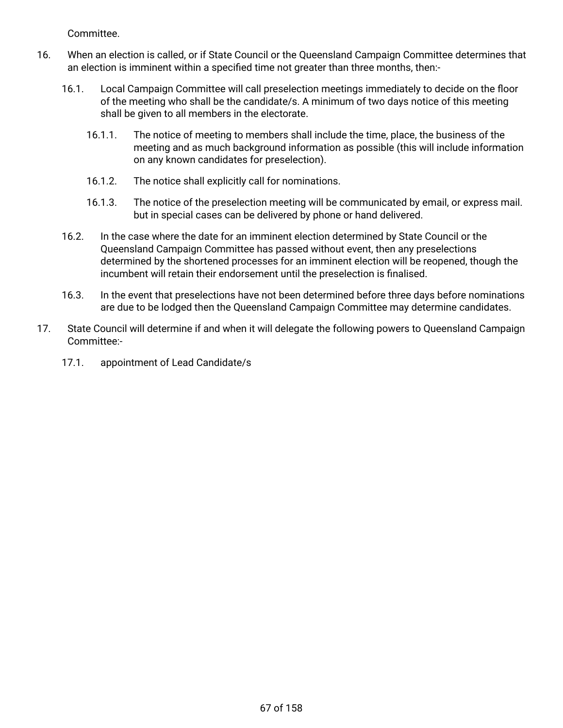Committee.

16. When an election is called, or if State Council or the Queensland Campaign Committee determines that an election is imminent within a specified time not greater than three months, then:-

    16.1. Local Campaign Committee will call preselection meetings immediately to decide on the floor of the meeting who shall be the candidate/s. A minimum of two days notice of this meeting shall be given to all members in the electorate.

        16.1.1. The notice of meeting to members shall include the time, place, the business of the meeting and as much background information as possible (this will include information on any known candidates for preselection).

        16.1.2. The notice shall explicitly call for nominations.

        16.1.3. The notice of the preselection meeting will be communicated by email, or express mail. but in special cases can be delivered by phone or hand delivered.

    16.2. In the case where the date for an imminent election determined by State Council or the Queensland Campaign Committee has passed without event, then any preselections determined by the shortened processes for an imminent election will be reopened, though the incumbent will retain their endorsement until the preselection is finalised.

    16.3. In the event that preselections have not been determined before three days before nominations are due to be lodged then the Queensland Campaign Committee may determine candidates.

17. State Council will determine if and when it will delegate the following powers to Queensland Campaign Committee:-

    17.1. appointment of Lead Candidate/s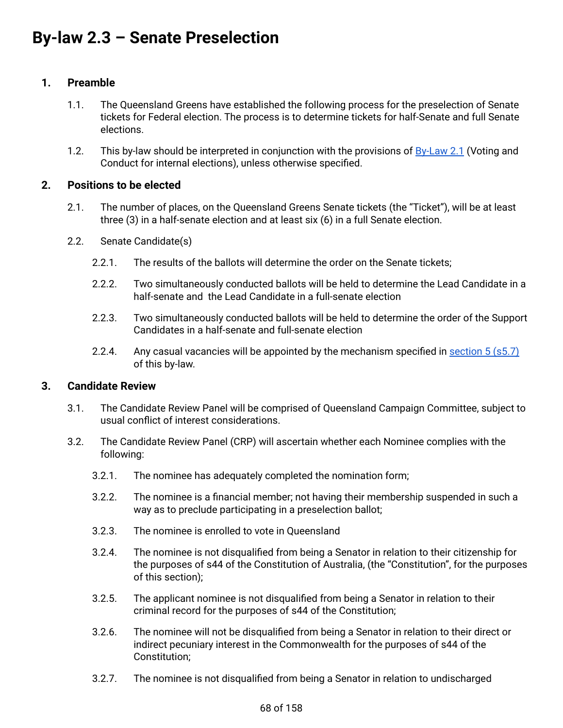# By-law 2.3 – Senate Preselection

1. **Preamble**

   1.1. The Queensland Greens have established the following process for the preselection of Senate tickets for Federal election. The process is to determine tickets for half-Senate and full Senate elections.

   1.2. This by-law should be interpreted in conjunction with the provisions of [By-Law 2.1](#) (Voting and Conduct for internal elections), unless otherwise specified.

2. **Positions to be elected**

   2.1. The number of places, on the Queensland Greens Senate tickets (the "Ticket"), will be at least three (3) in a half-senate election and at least six (6) in a full Senate election.

   2.2. Senate Candidate(s)

   2.2.1. The results of the ballots will determine the order on the Senate tickets;

   2.2.2. Two simultaneously conducted ballots will be held to determine the Lead Candidate in a half-senate and the Lead Candidate in a full-senate election

   2.2.3. Two simultaneously conducted ballots will be held to determine the order of the Support Candidates in a half-senate and full-senate election

   2.2.4. Any casual vacancies will be appointed by the mechanism specified in [section 5 (s5.7)](#) of this by-law.

3. **Candidate Review**

   3.1. The Candidate Review Panel will be comprised of Queensland Campaign Committee, subject to usual conflict of interest considerations.

   3.2. The Candidate Review Panel (CRP) will ascertain whether each Nominee complies with the following:

   3.2.1. The nominee has adequately completed the nomination form;

   3.2.2. The nominee is a financial member; not having their membership suspended in such a way as to preclude participating in a preselection ballot;

   3.2.3. The nominee is enrolled to vote in Queensland

   3.2.4. The nominee is not disqualified from being a Senator in relation to their citizenship for the purposes of s44 of the Constitution of Australia, (the "Constitution", for the purposes of this section);

   3.2.5. The applicant nominee is not disqualified from being a Senator in relation to their criminal record for the purposes of s44 of the Constitution;

   3.2.6. The nominee will not be disqualified from being a Senator in relation to their direct or indirect pecuniary interest in the Commonwealth for the purposes of s44 of the Constitution;

   3.2.7. The nominee is not disqualified from being a Senator in relation to undischarged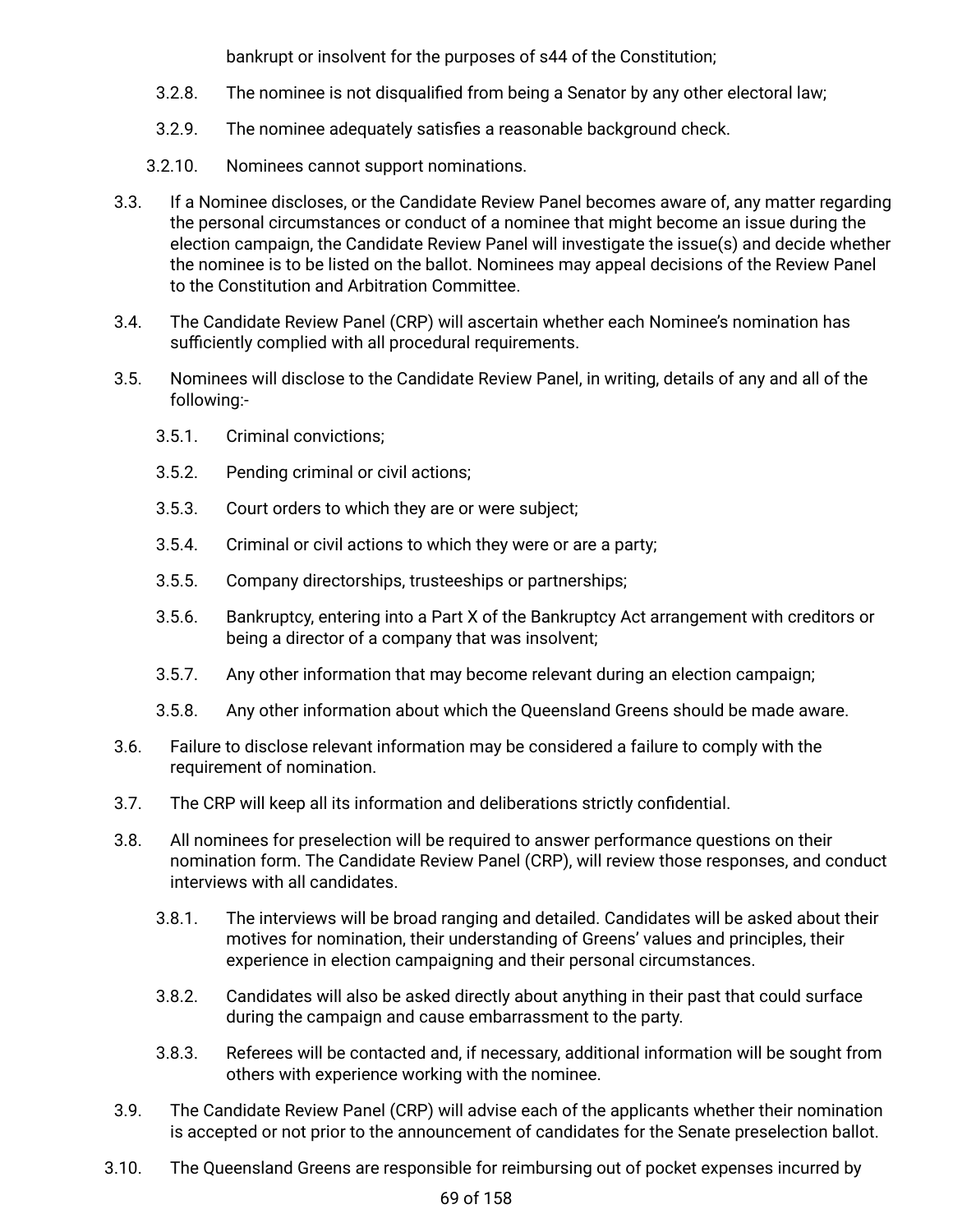bankrupt or insolvent for the purposes of s44 of the Constitution;

3.2.8. The nominee is not disqualified from being a Senator by any other electoral law;

3.2.9. The nominee adequately satisfies a reasonable background check.

3.2.10. Nominees cannot support nominations.

3.3. If a Nominee discloses, or the Candidate Review Panel becomes aware of, any matter regarding the personal circumstances or conduct of a nominee that might become an issue during the election campaign, the Candidate Review Panel will investigate the issue(s) and decide whether the nominee is to be listed on the ballot. Nominees may appeal decisions of the Review Panel to the Constitution and Arbitration Committee.

3.4. The Candidate Review Panel (CRP) will ascertain whether each Nominee's nomination has sufficiently complied with all procedural requirements.

3.5. Nominees will disclose to the Candidate Review Panel, in writing, details of any and all of the following:-

3.5.1. Criminal convictions;

3.5.2. Pending criminal or civil actions;

3.5.3. Court orders to which they are or were subject;

3.5.4. Criminal or civil actions to which they were or are a party;

3.5.5. Company directorships, trusteeships or partnerships;

3.5.6. Bankruptcy, entering into a Part X of the Bankruptcy Act arrangement with creditors or being a director of a company that was insolvent;

3.5.7. Any other information that may become relevant during an election campaign;

3.5.8. Any other information about which the Queensland Greens should be made aware.

3.6. Failure to disclose relevant information may be considered a failure to comply with the requirement of nomination.

3.7. The CRP will keep all its information and deliberations strictly confidential.

3.8. All nominees for preselection will be required to answer performance questions on their nomination form. The Candidate Review Panel (CRP), will review those responses, and conduct interviews with all candidates.

3.8.1. The interviews will be broad ranging and detailed. Candidates will be asked about their motives for nomination, their understanding of Greens' values and principles, their experience in election campaigning and their personal circumstances.

3.8.2. Candidates will also be asked directly about anything in their past that could surface during the campaign and cause embarrassment to the party.

3.8.3. Referees will be contacted and, if necessary, additional information will be sought from others with experience working with the nominee.

3.9. The Candidate Review Panel (CRP) will advise each of the applicants whether their nomination is accepted or not prior to the announcement of candidates for the Senate preselection ballot.

3.10. The Queensland Greens are responsible for reimbursing out of pocket expenses incurred by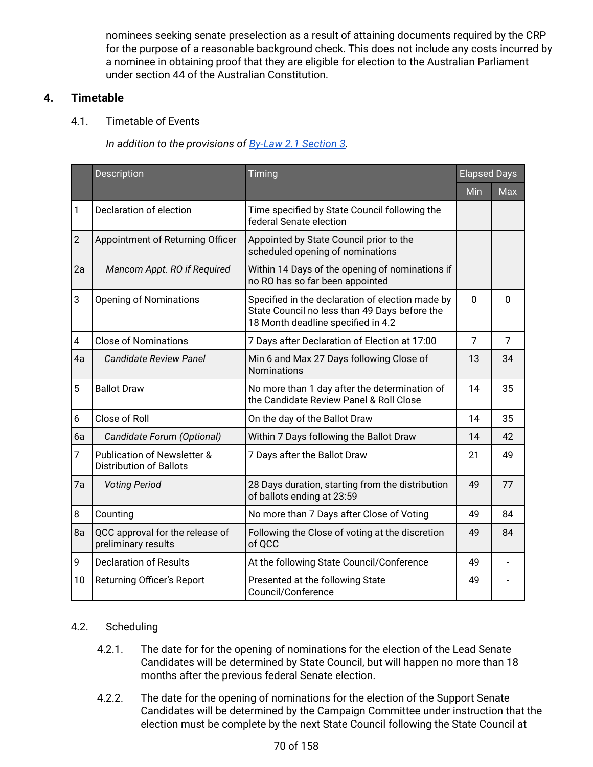nominees seeking senate preselection as a result of attaining documents required by the CRP for the purpose of a reasonable background check. This does not include any costs incurred by a nominee in obtaining proof that they are eligible for election to the Australian Parliament under section 44 of the Australian Constitution.

## 4. Timetable

### 4.1. Timetable of Events

*In addition to the provisions of [By-Law 2.1 Section 3](#).*

| | Description | Timing | Elapsed Days | |
|---|---|---|---|---|
| | | | Min | Max |
| 1 | Declaration of election | Time specified by State Council following the federal Senate election | | |
| 2 | Appointment of Returning Officer | Appointed by State Council prior to the scheduled opening of nominations | | |
| 2a | *Mancom Appt. RO if Required* | Within 14 Days of the opening of nominations if no RO has so far been appointed | | |
| 3 | Opening of Nominations | Specified in the declaration of election made by State Council no less than 49 Days before the 18 Month deadline specified in 4.2 | 0 | 0 |
| 4 | Close of Nominations | 7 Days after Declaration of Election at 17:00 | 7 | 7 |
| 4a | *Candidate Review Panel* | Min 6 and Max 27 Days following Close of Nominations | 13 | 34 |
| 5 | Ballot Draw | No more than 1 day after the determination of the Candidate Review Panel & Roll Close | 14 | 35 |
| 6 | Close of Roll | On the day of the Ballot Draw | 14 | 35 |
| 6a | *Candidate Forum (Optional)* | Within 7 Days following the Ballot Draw | 14 | 42 |
| 7 | Publication of Newsletter & Distribution of Ballots | 7 Days after the Ballot Draw | 21 | 49 |
| 7a | *Voting Period* | 28 Days duration, starting from the distribution of ballots ending at 23:59 | 49 | 77 |
| 8 | Counting | No more than 7 Days after Close of Voting | 49 | 84 |
| 8a | QCC approval for the release of preliminary results | Following the Close of voting at the discretion of QCC | 49 | 84 |
| 9 | Declaration of Results | At the following State Council/Conference | 49 | - |
| 10 | Returning Officer's Report | Presented at the following State Council/Conference | 49 | - |

### 4.2. Scheduling

4.2.1. The date for for the opening of nominations for the election of the Lead Senate Candidates will be determined by State Council, but will happen no more than 18 months after the previous federal Senate election.

4.2.2. The date for the opening of nominations for the election of the Support Senate Candidates will be determined by the Campaign Committee under instruction that the election must be complete by the next State Council following the State Council at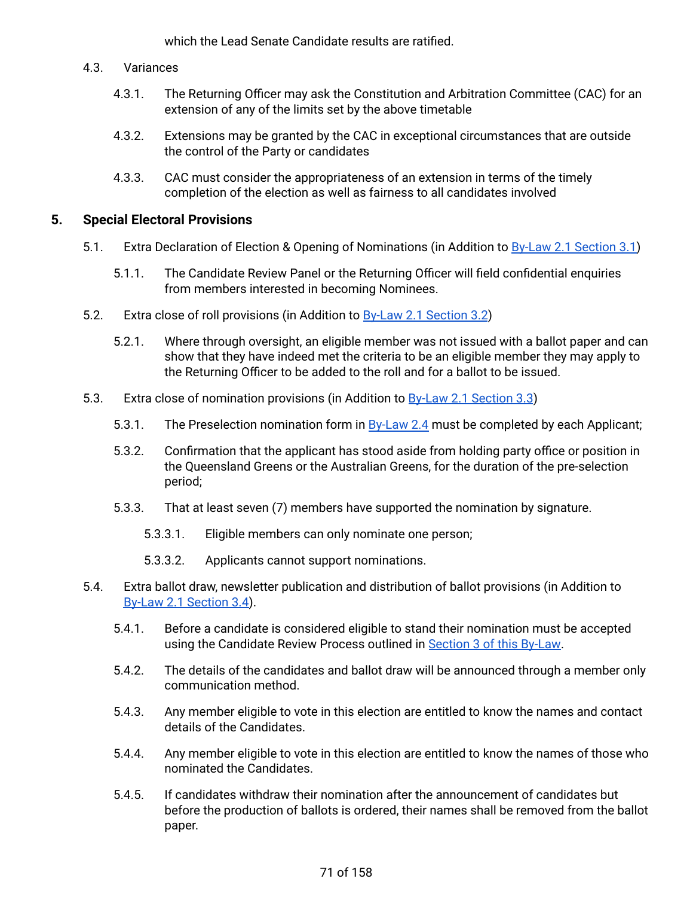which the Lead Senate Candidate results are ratified.

4.3. Variances

4.3.1. The Returning Officer may ask the Constitution and Arbitration Committee (CAC) for an extension of any of the limits set by the above timetable

4.3.2. Extensions may be granted by the CAC in exceptional circumstances that are outside the control of the Party or candidates

4.3.3. CAC must consider the appropriateness of an extension in terms of the timely completion of the election as well as fairness to all candidates involved

## 5. Special Electoral Provisions

5.1. Extra Declaration of Election & Opening of Nominations (in Addition to By-Law 2.1 Section 3.1)

5.1.1. The Candidate Review Panel or the Returning Officer will field confidential enquiries from members interested in becoming Nominees.

5.2. Extra close of roll provisions (in Addition to By-Law 2.1 Section 3.2)

5.2.1. Where through oversight, an eligible member was not issued with a ballot paper and can show that they have indeed met the criteria to be an eligible member they may apply to the Returning Officer to be added to the roll and for a ballot to be issued.

5.3. Extra close of nomination provisions (in Addition to By-Law 2.1 Section 3.3)

5.3.1. The Preselection nomination form in By-Law 2.4 must be completed by each Applicant;

5.3.2. Confirmation that the applicant has stood aside from holding party office or position in the Queensland Greens or the Australian Greens, for the duration of the pre-selection period;

5.3.3. That at least seven (7) members have supported the nomination by signature.

5.3.3.1. Eligible members can only nominate one person;

5.3.3.2. Applicants cannot support nominations.

5.4. Extra ballot draw, newsletter publication and distribution of ballot provisions (in Addition to By-Law 2.1 Section 3.4).

5.4.1. Before a candidate is considered eligible to stand their nomination must be accepted using the Candidate Review Process outlined in Section 3 of this By-Law.

5.4.2. The details of the candidates and ballot draw will be announced through a member only communication method.

5.4.3. Any member eligible to vote in this election are entitled to know the names and contact details of the Candidates.

5.4.4. Any member eligible to vote in this election are entitled to know the names of those who nominated the Candidates.

5.4.5. If candidates withdraw their nomination after the announcement of candidates but before the production of ballots is ordered, their names shall be removed from the ballot paper.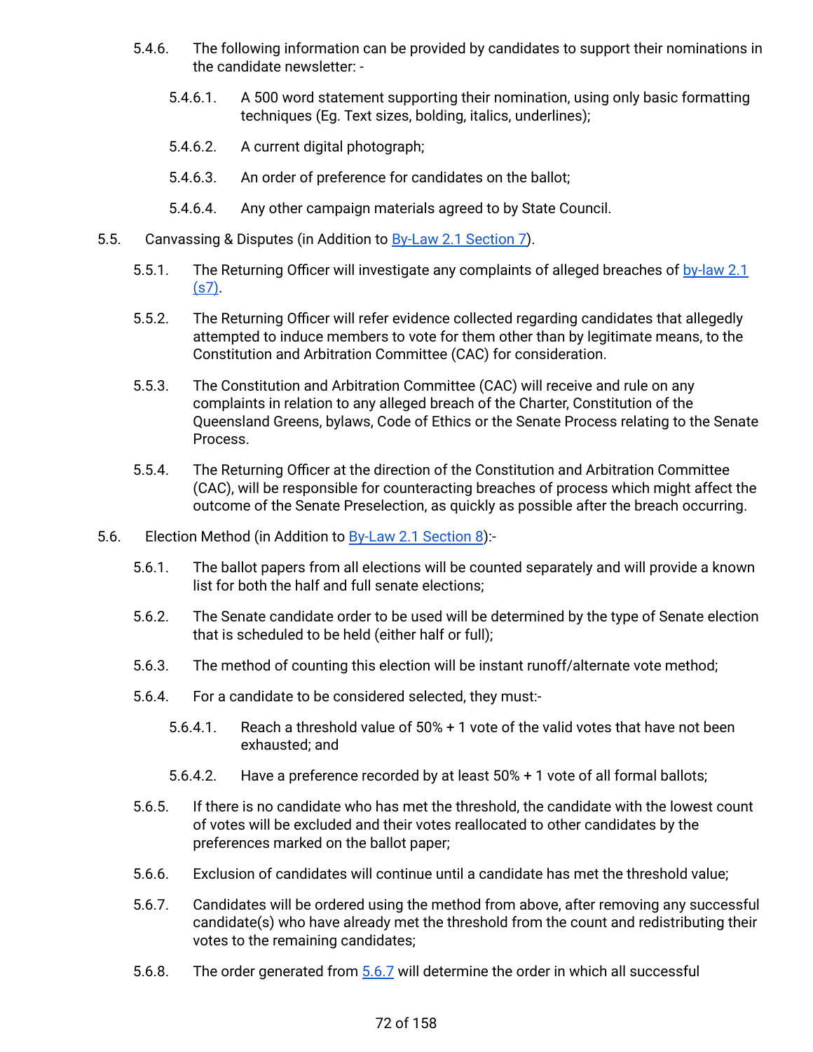5.4.6. The following information can be provided by candidates to support their nominations in the candidate newsletter: -

5.4.6.1. A 500 word statement supporting their nomination, using only basic formatting techniques (Eg. Text sizes, bolding, italics, underlines);

5.4.6.2. A current digital photograph;

5.4.6.3. An order of preference for candidates on the ballot;

5.4.6.4. Any other campaign materials agreed to by State Council.

5.5. Canvassing & Disputes (in Addition to [By-Law 2.1 Section 7](#)).

5.5.1. The Returning Officer will investigate any complaints of alleged breaches of [by-law 2.1 (s7)](#).

5.5.2. The Returning Officer will refer evidence collected regarding candidates that allegedly attempted to induce members to vote for them other than by legitimate means, to the Constitution and Arbitration Committee (CAC) for consideration.

5.5.3. The Constitution and Arbitration Committee (CAC) will receive and rule on any complaints in relation to any alleged breach of the Charter, Constitution of the Queensland Greens, bylaws, Code of Ethics or the Senate Process relating to the Senate Process.

5.5.4. The Returning Officer at the direction of the Constitution and Arbitration Committee (CAC), will be responsible for counteracting breaches of process which might affect the outcome of the Senate Preselection, as quickly as possible after the breach occurring.

5.6. Election Method (in Addition to [By-Law 2.1 Section 8](#)):-

5.6.1. The ballot papers from all elections will be counted separately and will provide a known list for both the half and full senate elections;

5.6.2. The Senate candidate order to be used will be determined by the type of Senate election that is scheduled to be held (either half or full);

5.6.3. The method of counting this election will be instant runoff/alternate vote method;

5.6.4. For a candidate to be considered selected, they must:-

5.6.4.1. Reach a threshold value of 50% + 1 vote of the valid votes that have not been exhausted; and

5.6.4.2. Have a preference recorded by at least 50% + 1 vote of all formal ballots;

5.6.5. If there is no candidate who has met the threshold, the candidate with the lowest count of votes will be excluded and their votes reallocated to other candidates by the preferences marked on the ballot paper;

5.6.6. Exclusion of candidates will continue until a candidate has met the threshold value;

5.6.7. Candidates will be ordered using the method from above, after removing any successful candidate(s) who have already met the threshold from the count and redistributing their votes to the remaining candidates;

5.6.8. The order generated from [5.6.7](#) will determine the order in which all successful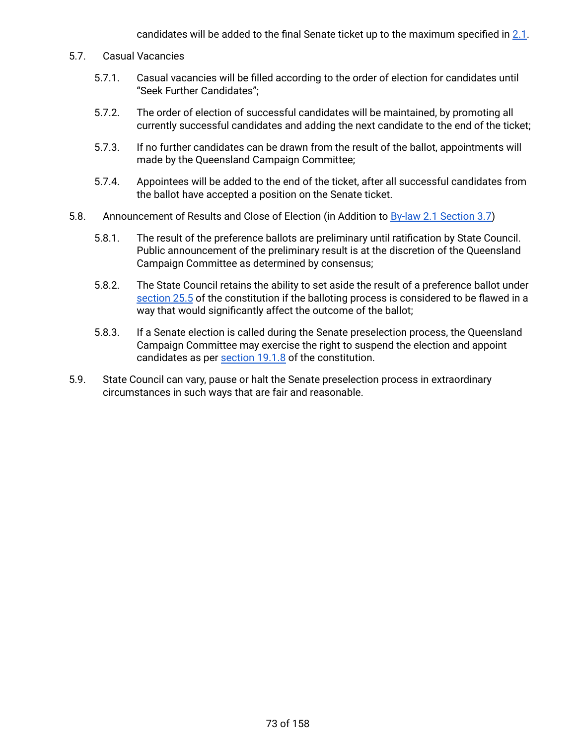candidates will be added to the final Senate ticket up to the maximum specified in 2.1.

5.7. Casual Vacancies

5.7.1. Casual vacancies will be filled according to the order of election for candidates until "Seek Further Candidates";

5.7.2. The order of election of successful candidates will be maintained, by promoting all currently successful candidates and adding the next candidate to the end of the ticket;

5.7.3. If no further candidates can be drawn from the result of the ballot, appointments will made by the Queensland Campaign Committee;

5.7.4. Appointees will be added to the end of the ticket, after all successful candidates from the ballot have accepted a position on the Senate ticket.

5.8. Announcement of Results and Close of Election (in Addition to By-law 2.1 Section 3.7)

5.8.1. The result of the preference ballots are preliminary until ratification by State Council. Public announcement of the preliminary result is at the discretion of the Queensland Campaign Committee as determined by consensus;

5.8.2. The State Council retains the ability to set aside the result of a preference ballot under section 25.5 of the constitution if the balloting process is considered to be flawed in a way that would significantly affect the outcome of the ballot;

5.8.3. If a Senate election is called during the Senate preselection process, the Queensland Campaign Committee may exercise the right to suspend the election and appoint candidates as per section 19.1.8 of the constitution.

5.9. State Council can vary, pause or halt the Senate preselection process in extraordinary circumstances in such ways that are fair and reasonable.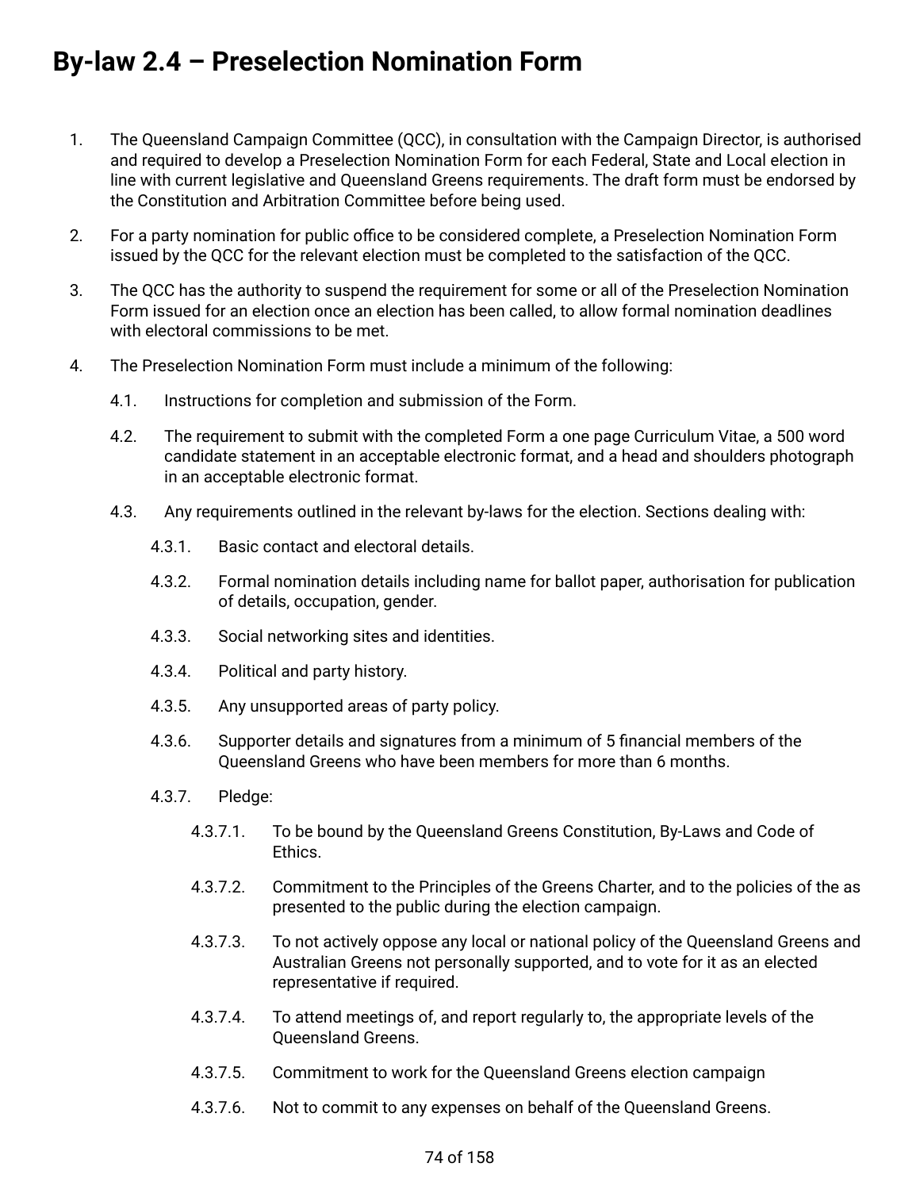# By-law 2.4 – Preselection Nomination Form

1. The Queensland Campaign Committee (QCC), in consultation with the Campaign Director, is authorised and required to develop a Preselection Nomination Form for each Federal, State and Local election in line with current legislative and Queensland Greens requirements. The draft form must be endorsed by the Constitution and Arbitration Committee before being used.
2. For a party nomination for public office to be considered complete, a Preselection Nomination Form issued by the QCC for the relevant election must be completed to the satisfaction of the QCC.
3. The QCC has the authority to suspend the requirement for some or all of the Preselection Nomination Form issued for an election once an election has been called, to allow formal nomination deadlines with electoral commissions to be met.
4. The Preselection Nomination Form must include a minimum of the following:
   - 4.1. Instructions for completion and submission of the Form.
   - 4.2. The requirement to submit with the completed Form a one page Curriculum Vitae, a 500 word candidate statement in an acceptable electronic format, and a head and shoulders photograph in an acceptable electronic format.
   - 4.3. Any requirements outlined in the relevant by-laws for the election. Sections dealing with:
     - 4.3.1. Basic contact and electoral details.
     - 4.3.2. Formal nomination details including name for ballot paper, authorisation for publication of details, occupation, gender.
     - 4.3.3. Social networking sites and identities.
     - 4.3.4. Political and party history.
     - 4.3.5. Any unsupported areas of party policy.
     - 4.3.6. Supporter details and signatures from a minimum of 5 financial members of the Queensland Greens who have been members for more than 6 months.
     - 4.3.7. Pledge:
       - 4.3.7.1. To be bound by the Queensland Greens Constitution, By-Laws and Code of Ethics.
       - 4.3.7.2. Commitment to the Principles of the Greens Charter, and to the policies of the as presented to the public during the election campaign.
       - 4.3.7.3. To not actively oppose any local or national policy of the Queensland Greens and Australian Greens not personally supported, and to vote for it as an elected representative if required.
       - 4.3.7.4. To attend meetings of, and report regularly to, the appropriate levels of the Queensland Greens.
       - 4.3.7.5. Commitment to work for the Queensland Greens election campaign
       - 4.3.7.6. Not to commit to any expenses on behalf of the Queensland Greens.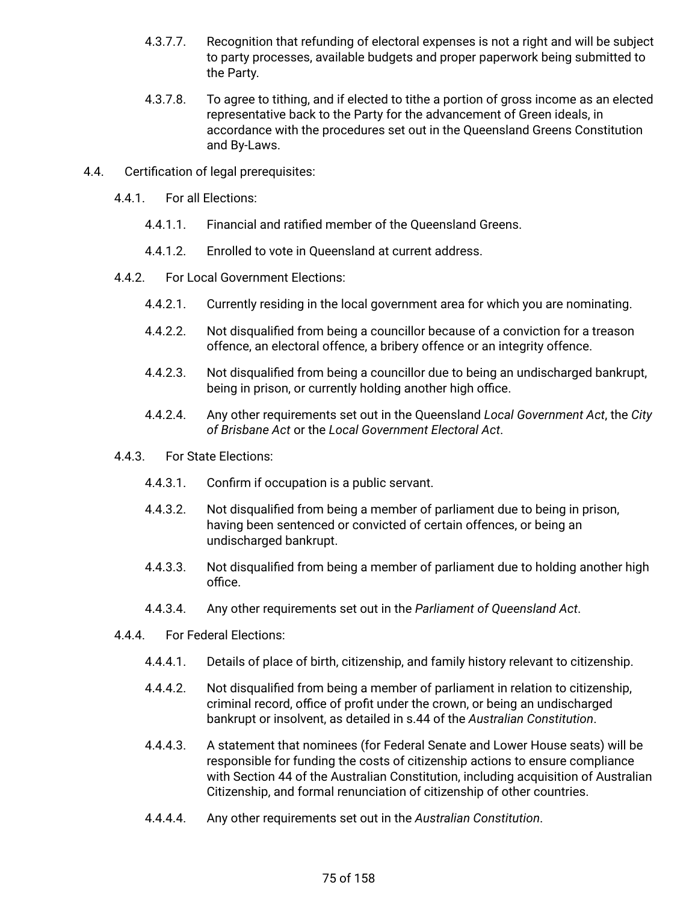4.3.7.7. Recognition that refunding of electoral expenses is not a right and will be subject to party processes, available budgets and proper paperwork being submitted to the Party.

4.3.7.8. To agree to tithing, and if elected to tithe a portion of gross income as an elected representative back to the Party for the advancement of Green ideals, in accordance with the procedures set out in the Queensland Greens Constitution and By-Laws.

4.4. Certification of legal prerequisites:

4.4.1. For all Elections:

4.4.1.1. Financial and ratified member of the Queensland Greens.

4.4.1.2. Enrolled to vote in Queensland at current address.

4.4.2. For Local Government Elections:

4.4.2.1. Currently residing in the local government area for which you are nominating.

4.4.2.2. Not disqualified from being a councillor because of a conviction for a treason offence, an electoral offence, a bribery offence or an integrity offence.

4.4.2.3. Not disqualified from being a councillor due to being an undischarged bankrupt, being in prison, or currently holding another high office.

4.4.2.4. Any other requirements set out in the Queensland *Local Government Act*, the *City of Brisbane Act* or the *Local Government Electoral Act*.

4.4.3. For State Elections:

4.4.3.1. Confirm if occupation is a public servant.

4.4.3.2. Not disqualified from being a member of parliament due to being in prison, having been sentenced or convicted of certain offences, or being an undischarged bankrupt.

4.4.3.3. Not disqualified from being a member of parliament due to holding another high office.

4.4.3.4. Any other requirements set out in the *Parliament of Queensland Act*.

4.4.4. For Federal Elections:

4.4.4.1. Details of place of birth, citizenship, and family history relevant to citizenship.

4.4.4.2. Not disqualified from being a member of parliament in relation to citizenship, criminal record, office of profit under the crown, or being an undischarged bankrupt or insolvent, as detailed in s.44 of the *Australian Constitution*.

4.4.4.3. A statement that nominees (for Federal Senate and Lower House seats) will be responsible for funding the costs of citizenship actions to ensure compliance with Section 44 of the Australian Constitution, including acquisition of Australian Citizenship, and formal renunciation of citizenship of other countries.

4.4.4.4. Any other requirements set out in the *Australian Constitution*.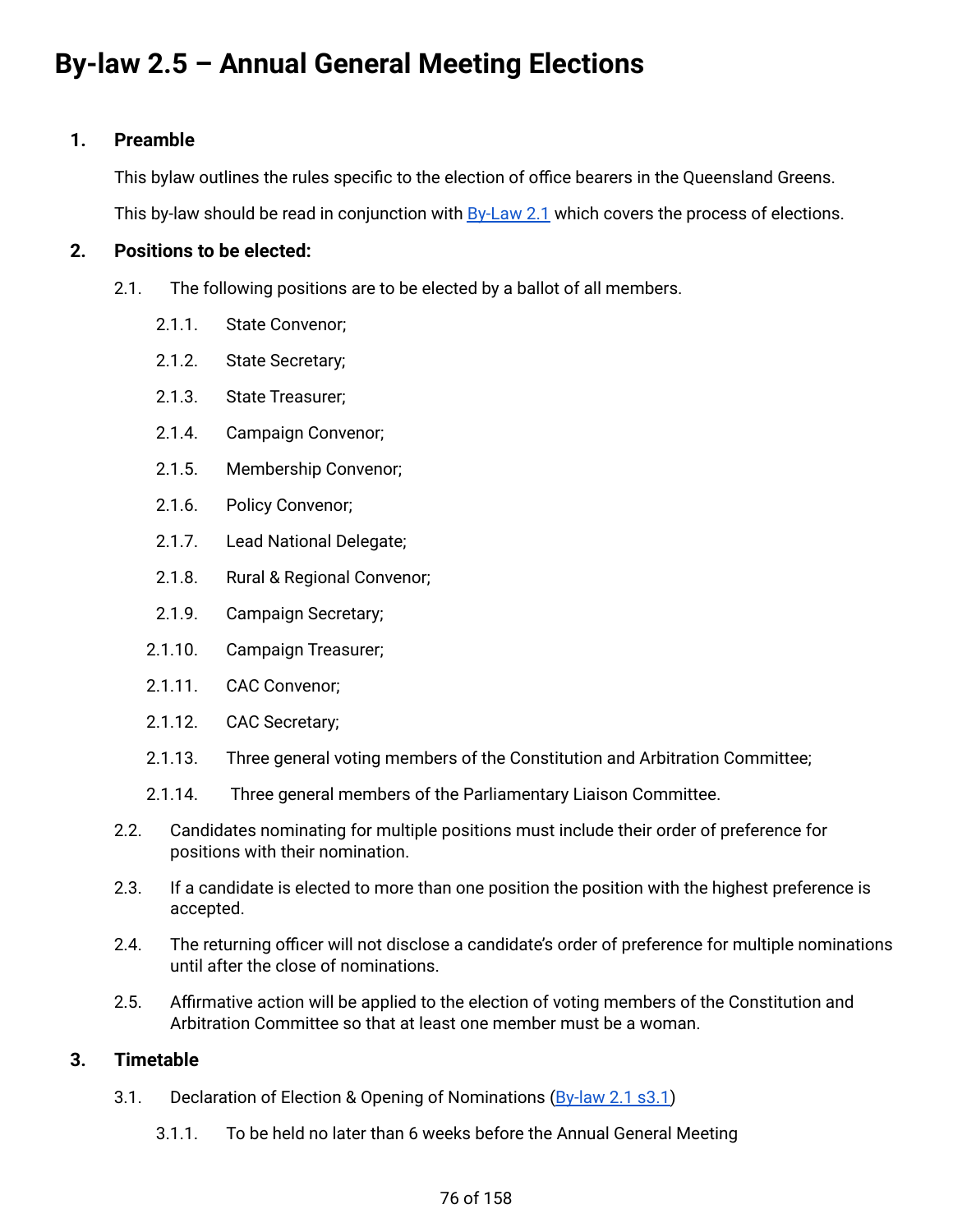# By-law 2.5 – Annual General Meeting Elections

1. **Preamble**

   This bylaw outlines the rules specific to the election of office bearers in the Queensland Greens.

   This by-law should be read in conjunction with By-Law 2.1 which covers the process of elections.

2. **Positions to be elected:**

   2.1. The following positions are to be elected by a ballot of all members.

   2.1.1. State Convenor;

   2.1.2. State Secretary;

   2.1.3. State Treasurer;

   2.1.4. Campaign Convenor;

   2.1.5. Membership Convenor;

   2.1.6. Policy Convenor;

   2.1.7. Lead National Delegate;

   2.1.8. Rural & Regional Convenor;

   2.1.9. Campaign Secretary;

   2.1.10. Campaign Treasurer;

   2.1.11. CAC Convenor;

   2.1.12. CAC Secretary;

   2.1.13. Three general voting members of the Constitution and Arbitration Committee;

   2.1.14. Three general members of the Parliamentary Liaison Committee.

   2.2. Candidates nominating for multiple positions must include their order of preference for positions with their nomination.

   2.3. If a candidate is elected to more than one position the position with the highest preference is accepted.

   2.4. The returning officer will not disclose a candidate's order of preference for multiple nominations until after the close of nominations.

   2.5. Affirmative action will be applied to the election of voting members of the Constitution and Arbitration Committee so that at least one member must be a woman.

3. **Timetable**

   3.1. Declaration of Election & Opening of Nominations (By-law 2.1 s3.1)

   3.1.1. To be held no later than 6 weeks before the Annual General Meeting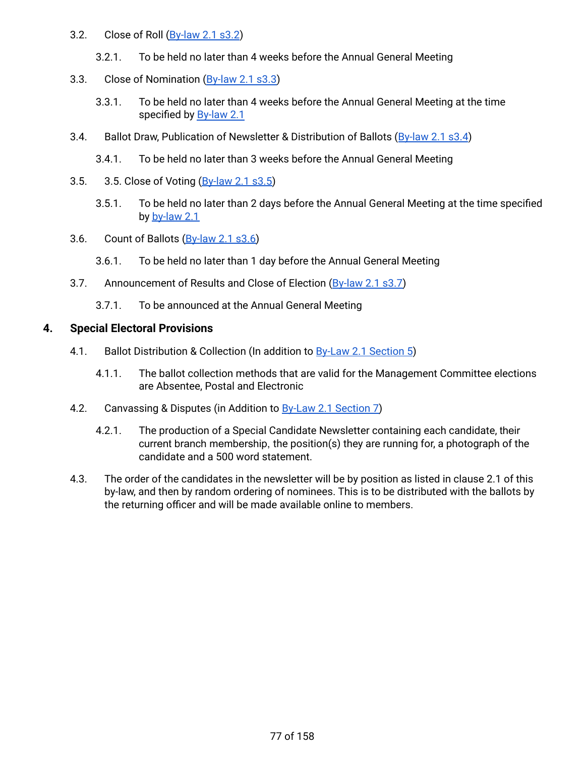3.2. Close of Roll (By-law 2.1 s3.2)

3.2.1. To be held no later than 4 weeks before the Annual General Meeting

3.3. Close of Nomination (By-law 2.1 s3.3)

3.3.1. To be held no later than 4 weeks before the Annual General Meeting at the time specified by By-law 2.1

3.4. Ballot Draw, Publication of Newsletter & Distribution of Ballots (By-law 2.1 s3.4)

3.4.1. To be held no later than 3 weeks before the Annual General Meeting

3.5. 3.5. Close of Voting (By-law 2.1 s3.5)

3.5.1. To be held no later than 2 days before the Annual General Meeting at the time specified by by-law 2.1

3.6. Count of Ballots (By-law 2.1 s3.6)

3.6.1. To be held no later than 1 day before the Annual General Meeting

3.7. Announcement of Results and Close of Election (By-law 2.1 s3.7)

3.7.1. To be announced at the Annual General Meeting

## 4. Special Electoral Provisions

4.1. Ballot Distribution & Collection (In addition to By-Law 2.1 Section 5)

4.1.1. The ballot collection methods that are valid for the Management Committee elections are Absentee, Postal and Electronic

4.2. Canvassing & Disputes (in Addition to By-Law 2.1 Section 7)

4.2.1. The production of a Special Candidate Newsletter containing each candidate, their current branch membership, the position(s) they are running for, a photograph of the candidate and a 500 word statement.

4.3. The order of the candidates in the newsletter will be by position as listed in clause 2.1 of this by-law, and then by random ordering of nominees. This is to be distributed with the ballots by the returning officer and will be made available online to members.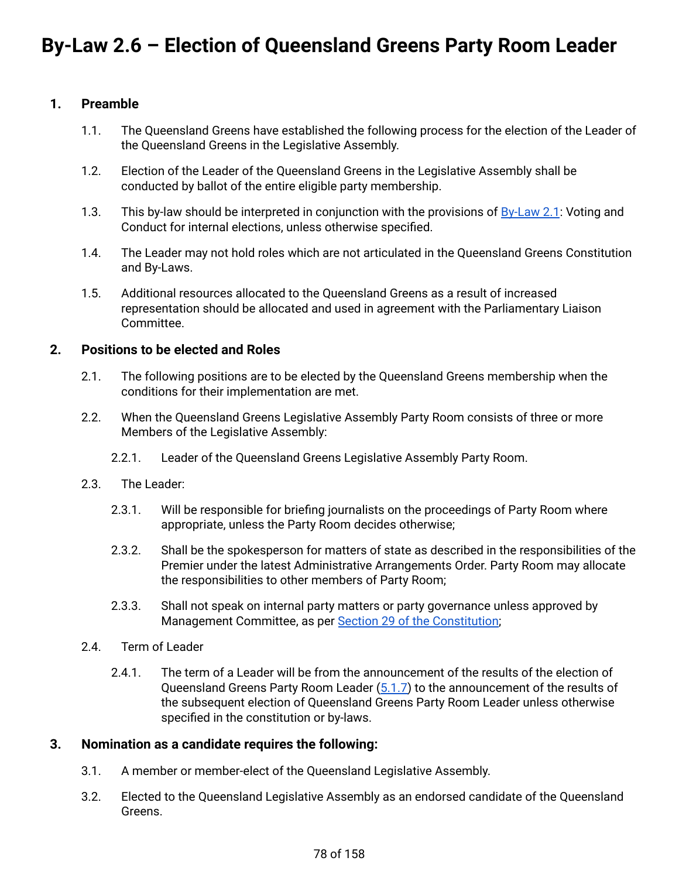# By-Law 2.6 – Election of Queensland Greens Party Room Leader

## 1. Preamble

1.1. The Queensland Greens have established the following process for the election of the Leader of the Queensland Greens in the Legislative Assembly.

1.2. Election of the Leader of the Queensland Greens in the Legislative Assembly shall be conducted by ballot of the entire eligible party membership.

1.3. This by-law should be interpreted in conjunction with the provisions of By-Law 2.1: Voting and Conduct for internal elections, unless otherwise specified.

1.4. The Leader may not hold roles which are not articulated in the Queensland Greens Constitution and By-Laws.

1.5. Additional resources allocated to the Queensland Greens as a result of increased representation should be allocated and used in agreement with the Parliamentary Liaison Committee.

## 2. Positions to be elected and Roles

2.1. The following positions are to be elected by the Queensland Greens membership when the conditions for their implementation are met.

2.2. When the Queensland Greens Legislative Assembly Party Room consists of three or more Members of the Legislative Assembly:

2.2.1. Leader of the Queensland Greens Legislative Assembly Party Room.

2.3. The Leader:

2.3.1. Will be responsible for briefing journalists on the proceedings of Party Room where appropriate, unless the Party Room decides otherwise;

2.3.2. Shall be the spokesperson for matters of state as described in the responsibilities of the Premier under the latest Administrative Arrangements Order. Party Room may allocate the responsibilities to other members of Party Room;

2.3.3. Shall not speak on internal party matters or party governance unless approved by Management Committee, as per Section 29 of the Constitution;

2.4. Term of Leader

2.4.1. The term of a Leader will be from the announcement of the results of the election of Queensland Greens Party Room Leader (5.1.7) to the announcement of the results of the subsequent election of Queensland Greens Party Room Leader unless otherwise specified in the constitution or by-laws.

## 3. Nomination as a candidate requires the following:

3.1. A member or member-elect of the Queensland Legislative Assembly.

3.2. Elected to the Queensland Legislative Assembly as an endorsed candidate of the Queensland Greens.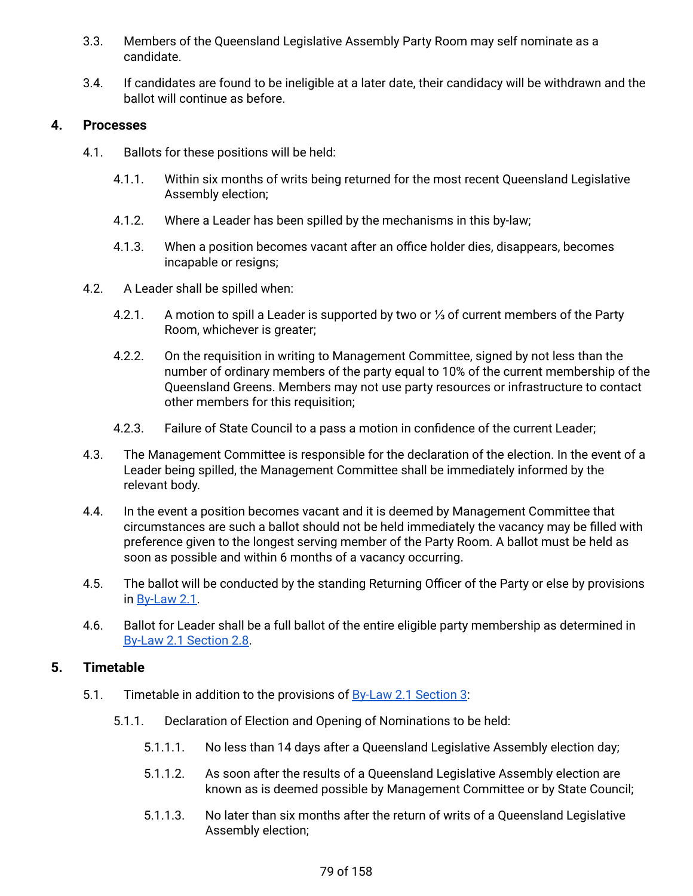3.3. Members of the Queensland Legislative Assembly Party Room may self nominate as a candidate.

3.4. If candidates are found to be ineligible at a later date, their candidacy will be withdrawn and the ballot will continue as before.

## 4. Processes

4.1. Ballots for these positions will be held:

4.1.1. Within six months of writs being returned for the most recent Queensland Legislative Assembly election;

4.1.2. Where a Leader has been spilled by the mechanisms in this by-law;

4.1.3. When a position becomes vacant after an office holder dies, disappears, becomes incapable or resigns;

4.2. A Leader shall be spilled when:

4.2.1. A motion to spill a Leader is supported by two or ⅓ of current members of the Party Room, whichever is greater;

4.2.2. On the requisition in writing to Management Committee, signed by not less than the number of ordinary members of the party equal to 10% of the current membership of the Queensland Greens. Members may not use party resources or infrastructure to contact other members for this requisition;

4.2.3. Failure of State Council to a pass a motion in confidence of the current Leader;

4.3. The Management Committee is responsible for the declaration of the election. In the event of a Leader being spilled, the Management Committee shall be immediately informed by the relevant body.

4.4. In the event a position becomes vacant and it is deemed by Management Committee that circumstances are such a ballot should not be held immediately the vacancy may be filled with preference given to the longest serving member of the Party Room. A ballot must be held as soon as possible and within 6 months of a vacancy occurring.

4.5. The ballot will be conducted by the standing Returning Officer of the Party or else by provisions in By-Law 2.1.

4.6. Ballot for Leader shall be a full ballot of the entire eligible party membership as determined in By-Law 2.1 Section 2.8.

## 5. Timetable

5.1. Timetable in addition to the provisions of By-Law 2.1 Section 3:

5.1.1. Declaration of Election and Opening of Nominations to be held:

5.1.1.1. No less than 14 days after a Queensland Legislative Assembly election day;

5.1.1.2. As soon after the results of a Queensland Legislative Assembly election are known as is deemed possible by Management Committee or by State Council;

5.1.1.3. No later than six months after the return of writs of a Queensland Legislative Assembly election;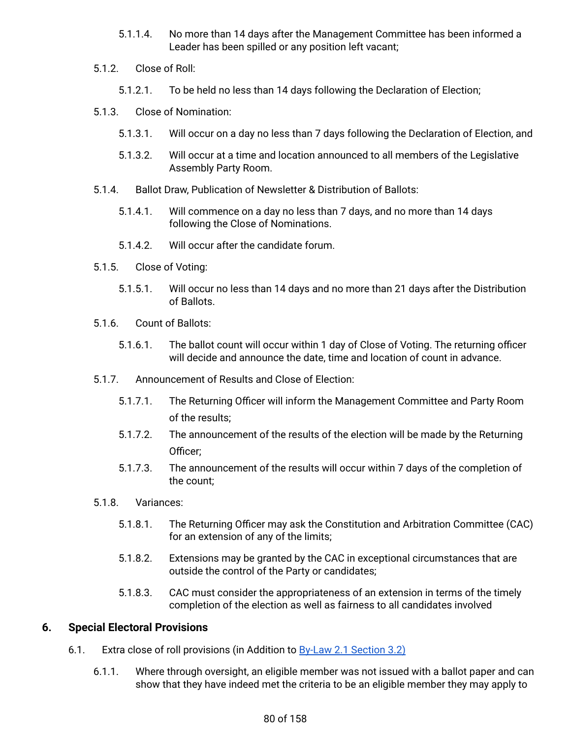5.1.1.4. No more than 14 days after the Management Committee has been informed a Leader has been spilled or any position left vacant;

5.1.2. Close of Roll:

5.1.2.1. To be held no less than 14 days following the Declaration of Election;

5.1.3. Close of Nomination:

5.1.3.1. Will occur on a day no less than 7 days following the Declaration of Election, and

5.1.3.2. Will occur at a time and location announced to all members of the Legislative Assembly Party Room.

5.1.4. Ballot Draw, Publication of Newsletter & Distribution of Ballots:

5.1.4.1. Will commence on a day no less than 7 days, and no more than 14 days following the Close of Nominations.

5.1.4.2. Will occur after the candidate forum.

5.1.5. Close of Voting:

5.1.5.1. Will occur no less than 14 days and no more than 21 days after the Distribution of Ballots.

5.1.6. Count of Ballots:

5.1.6.1. The ballot count will occur within 1 day of Close of Voting. The returning officer will decide and announce the date, time and location of count in advance.

5.1.7. Announcement of Results and Close of Election:

5.1.7.1. The Returning Officer will inform the Management Committee and Party Room of the results;

5.1.7.2. The announcement of the results of the election will be made by the Returning Officer;

5.1.7.3. The announcement of the results will occur within 7 days of the completion of the count;

5.1.8. Variances:

5.1.8.1. The Returning Officer may ask the Constitution and Arbitration Committee (CAC) for an extension of any of the limits;

5.1.8.2. Extensions may be granted by the CAC in exceptional circumstances that are outside the control of the Party or candidates;

5.1.8.3. CAC must consider the appropriateness of an extension in terms of the timely completion of the election as well as fairness to all candidates involved

## 6. Special Electoral Provisions

6.1. Extra close of roll provisions (in Addition to By-Law 2.1 Section 3.2)

6.1.1. Where through oversight, an eligible member was not issued with a ballot paper and can show that they have indeed met the criteria to be an eligible member they may apply to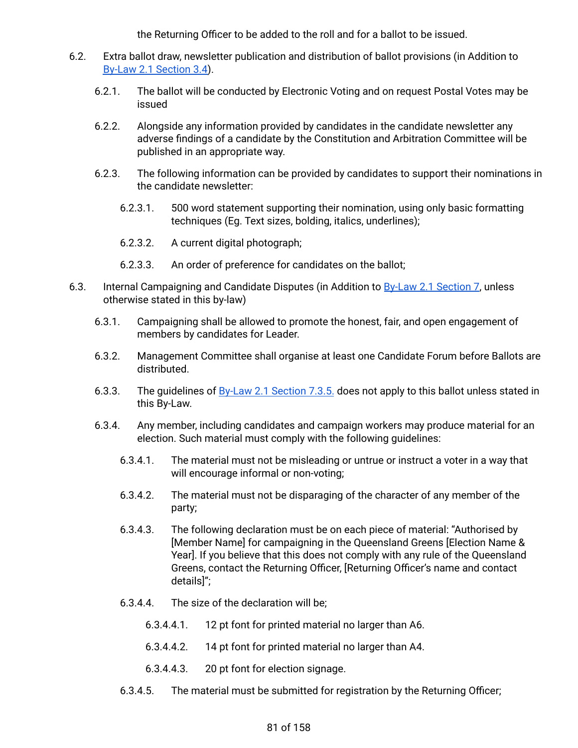the Returning Officer to be added to the roll and for a ballot to be issued.

6.2. Extra ballot draw, newsletter publication and distribution of ballot provisions (in Addition to By-Law 2.1 Section 3.4).

6.2.1. The ballot will be conducted by Electronic Voting and on request Postal Votes may be issued

6.2.2. Alongside any information provided by candidates in the candidate newsletter any adverse findings of a candidate by the Constitution and Arbitration Committee will be published in an appropriate way.

6.2.3. The following information can be provided by candidates to support their nominations in the candidate newsletter:

6.2.3.1. 500 word statement supporting their nomination, using only basic formatting techniques (Eg. Text sizes, bolding, italics, underlines);

6.2.3.2. A current digital photograph;

6.2.3.3. An order of preference for candidates on the ballot;

6.3. Internal Campaigning and Candidate Disputes (in Addition to By-Law 2.1 Section 7, unless otherwise stated in this by-law)

6.3.1. Campaigning shall be allowed to promote the honest, fair, and open engagement of members by candidates for Leader.

6.3.2. Management Committee shall organise at least one Candidate Forum before Ballots are distributed.

6.3.3. The guidelines of By-Law 2.1 Section 7.3.5. does not apply to this ballot unless stated in this By-Law.

6.3.4. Any member, including candidates and campaign workers may produce material for an election. Such material must comply with the following guidelines:

6.3.4.1. The material must not be misleading or untrue or instruct a voter in a way that will encourage informal or non-voting;

6.3.4.2. The material must not be disparaging of the character of any member of the party;

6.3.4.3. The following declaration must be on each piece of material: "Authorised by [Member Name] for campaigning in the Queensland Greens [Election Name & Year]. If you believe that this does not comply with any rule of the Queensland Greens, contact the Returning Officer, [Returning Officer's name and contact details]";

6.3.4.4. The size of the declaration will be;

6.3.4.4.1. 12 pt font for printed material no larger than A6.

6.3.4.4.2. 14 pt font for printed material no larger than A4.

6.3.4.4.3. 20 pt font for election signage.

6.3.4.5. The material must be submitted for registration by the Returning Officer;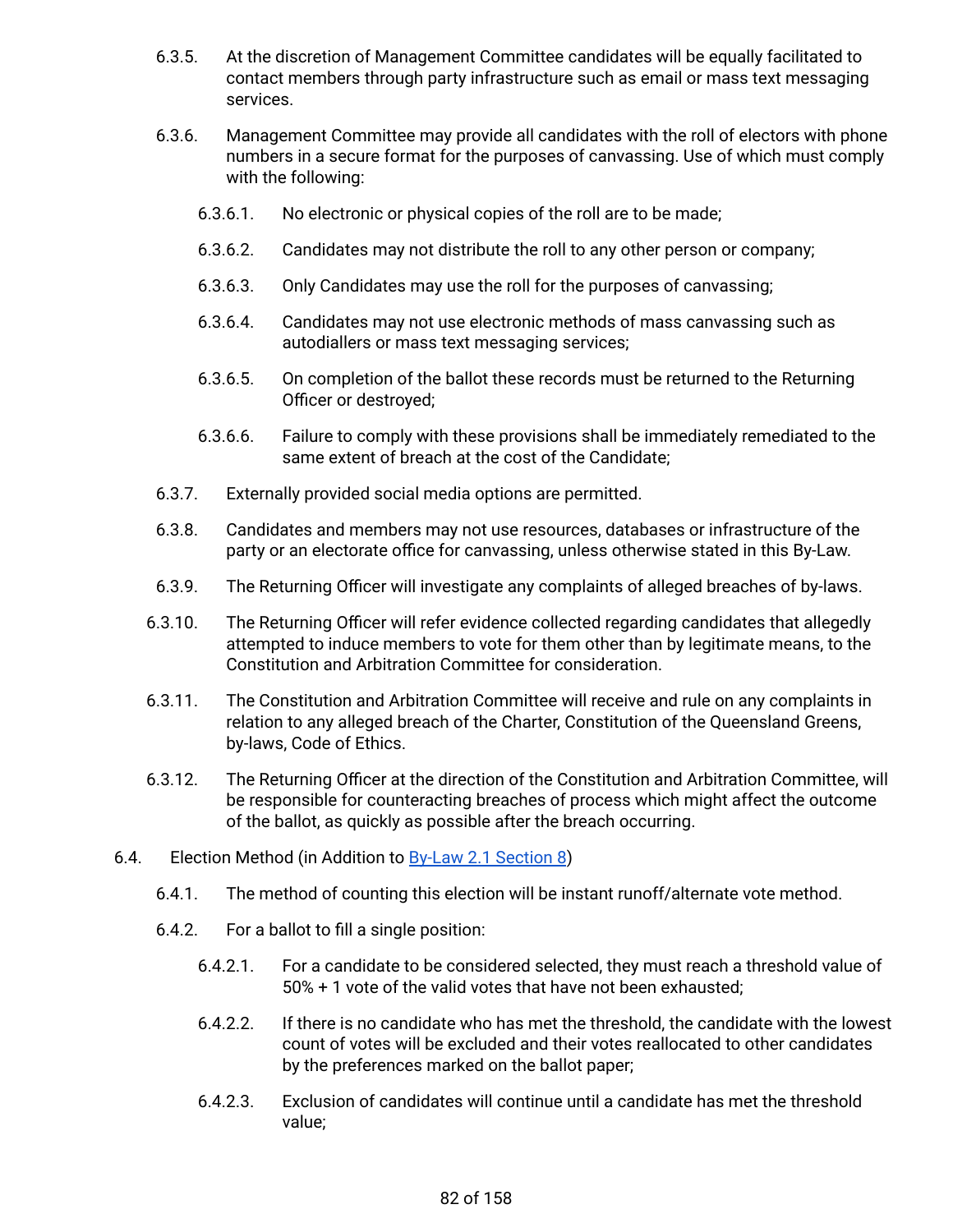6.3.5. At the discretion of Management Committee candidates will be equally facilitated to contact members through party infrastructure such as email or mass text messaging services.

6.3.6. Management Committee may provide all candidates with the roll of electors with phone numbers in a secure format for the purposes of canvassing. Use of which must comply with the following:

- 6.3.6.1. No electronic or physical copies of the roll are to be made;
- 6.3.6.2. Candidates may not distribute the roll to any other person or company;
- 6.3.6.3. Only Candidates may use the roll for the purposes of canvassing;
- 6.3.6.4. Candidates may not use electronic methods of mass canvassing such as autodiallers or mass text messaging services;
- 6.3.6.5. On completion of the ballot these records must be returned to the Returning Officer or destroyed;
- 6.3.6.6. Failure to comply with these provisions shall be immediately remediated to the same extent of breach at the cost of the Candidate;

6.3.7. Externally provided social media options are permitted.

6.3.8. Candidates and members may not use resources, databases or infrastructure of the party or an electorate office for canvassing, unless otherwise stated in this By-Law.

6.3.9. The Returning Officer will investigate any complaints of alleged breaches of by-laws.

6.3.10. The Returning Officer will refer evidence collected regarding candidates that allegedly attempted to induce members to vote for them other than by legitimate means, to the Constitution and Arbitration Committee for consideration.

6.3.11. The Constitution and Arbitration Committee will receive and rule on any complaints in relation to any alleged breach of the Charter, Constitution of the Queensland Greens, by-laws, Code of Ethics.

6.3.12. The Returning Officer at the direction of the Constitution and Arbitration Committee, will be responsible for counteracting breaches of process which might affect the outcome of the ballot, as quickly as possible after the breach occurring.

6.4. Election Method (in Addition to By-Law 2.1 Section 8)

6.4.1. The method of counting this election will be instant runoff/alternate vote method.

6.4.2. For a ballot to fill a single position:

- 6.4.2.1. For a candidate to be considered selected, they must reach a threshold value of 50% + 1 vote of the valid votes that have not been exhausted;
- 6.4.2.2. If there is no candidate who has met the threshold, the candidate with the lowest count of votes will be excluded and their votes reallocated to other candidates by the preferences marked on the ballot paper;
- 6.4.2.3. Exclusion of candidates will continue until a candidate has met the threshold value;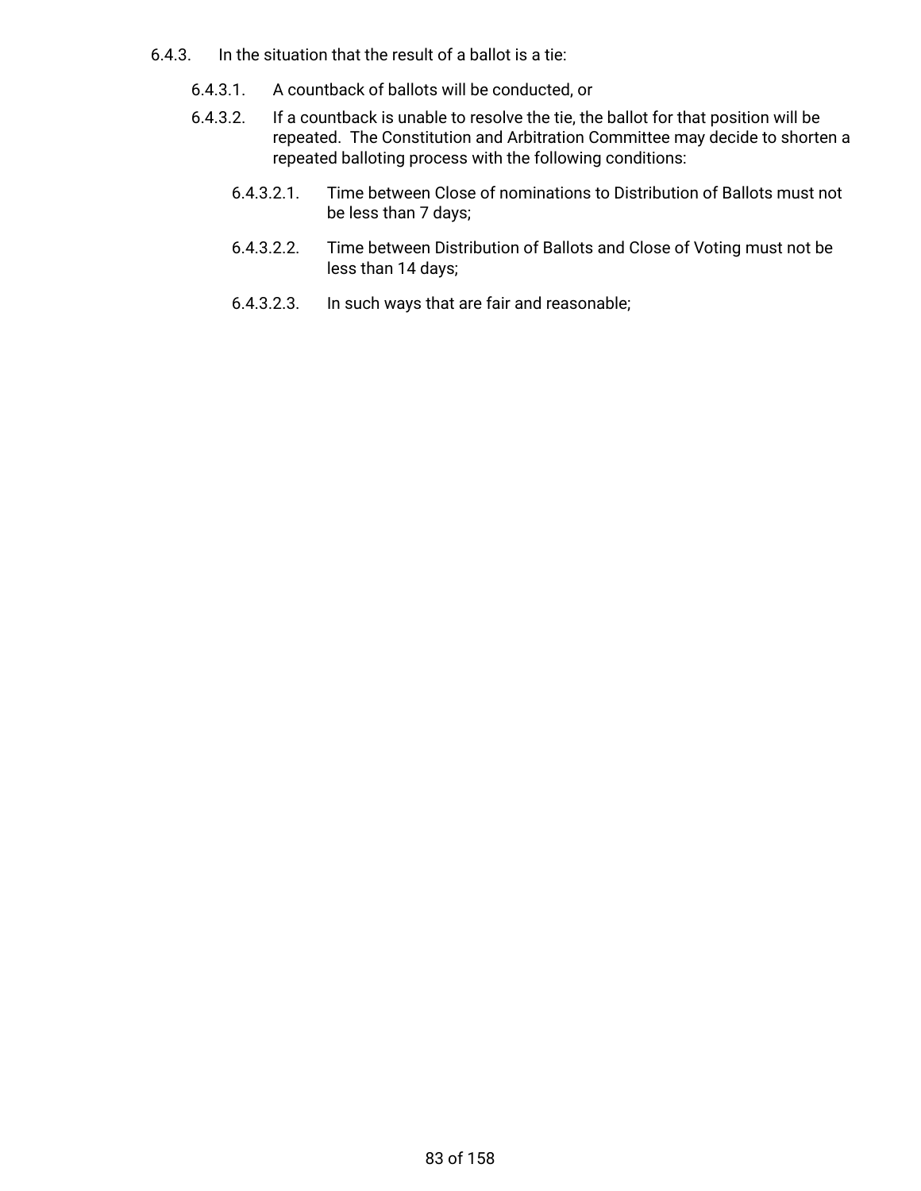6.4.3. In the situation that the result of a ballot is a tie:

- 6.4.3.1. A countback of ballots will be conducted, or
- 6.4.3.2. If a countback is unable to resolve the tie, the ballot for that position will be repeated. The Constitution and Arbitration Committee may decide to shorten a repeated balloting process with the following conditions:
  - 6.4.3.2.1. Time between Close of nominations to Distribution of Ballots must not be less than 7 days;
  - 6.4.3.2.2. Time between Distribution of Ballots and Close of Voting must not be less than 14 days;
  - 6.4.3.2.3. In such ways that are fair and reasonable;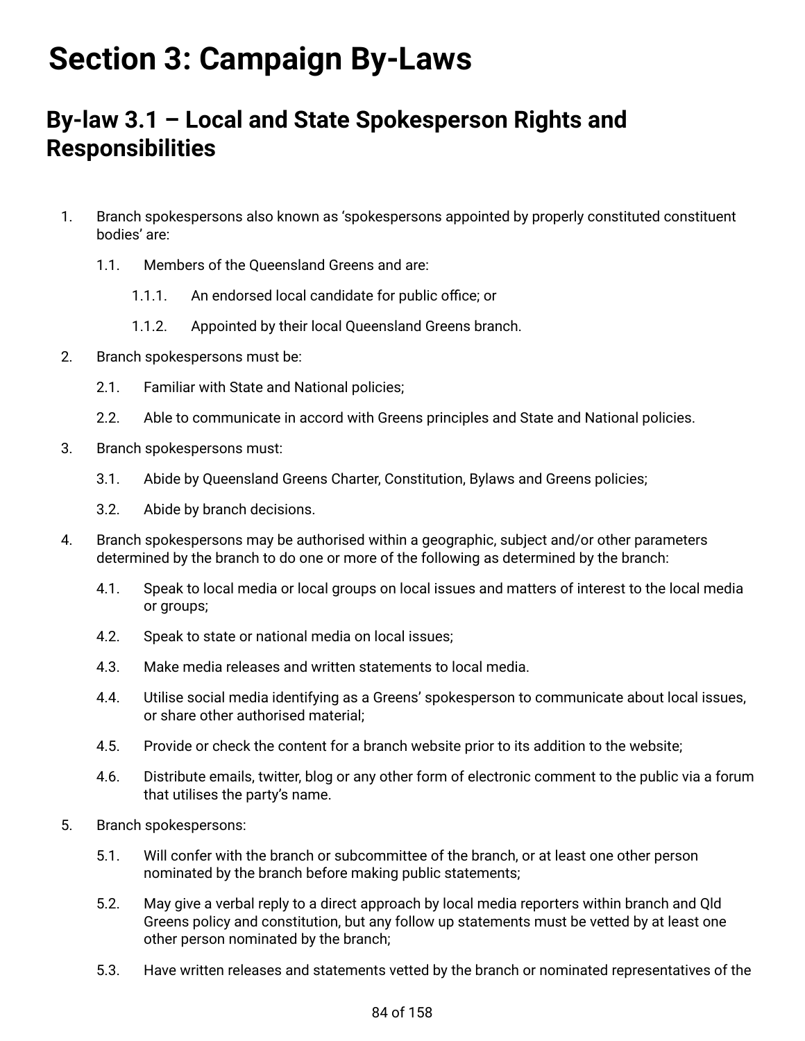# Section 3: Campaign By-Laws

## By-law 3.1 – Local and State Spokesperson Rights and Responsibilities

1. Branch spokespersons also known as 'spokespersons appointed by properly constituted constituent bodies' are:
    - 1.1. Members of the Queensland Greens and are:
        - 1.1.1. An endorsed local candidate for public office; or
        - 1.1.2. Appointed by their local Queensland Greens branch.
2. Branch spokespersons must be:
    - 2.1. Familiar with State and National policies;
    - 2.2. Able to communicate in accord with Greens principles and State and National policies.
3. Branch spokespersons must:
    - 3.1. Abide by Queensland Greens Charter, Constitution, Bylaws and Greens policies;
    - 3.2. Abide by branch decisions.
4. Branch spokespersons may be authorised within a geographic, subject and/or other parameters determined by the branch to do one or more of the following as determined by the branch:
    - 4.1. Speak to local media or local groups on local issues and matters of interest to the local media or groups;
    - 4.2. Speak to state or national media on local issues;
    - 4.3. Make media releases and written statements to local media.
    - 4.4. Utilise social media identifying as a Greens' spokesperson to communicate about local issues, or share other authorised material;
    - 4.5. Provide or check the content for a branch website prior to its addition to the website;
    - 4.6. Distribute emails, twitter, blog or any other form of electronic comment to the public via a forum that utilises the party's name.
5. Branch spokespersons:
    - 5.1. Will confer with the branch or subcommittee of the branch, or at least one other person nominated by the branch before making public statements;
    - 5.2. May give a verbal reply to a direct approach by local media reporters within branch and Qld Greens policy and constitution, but any follow up statements must be vetted by at least one other person nominated by the branch;
    - 5.3. Have written releases and statements vetted by the branch or nominated representatives of the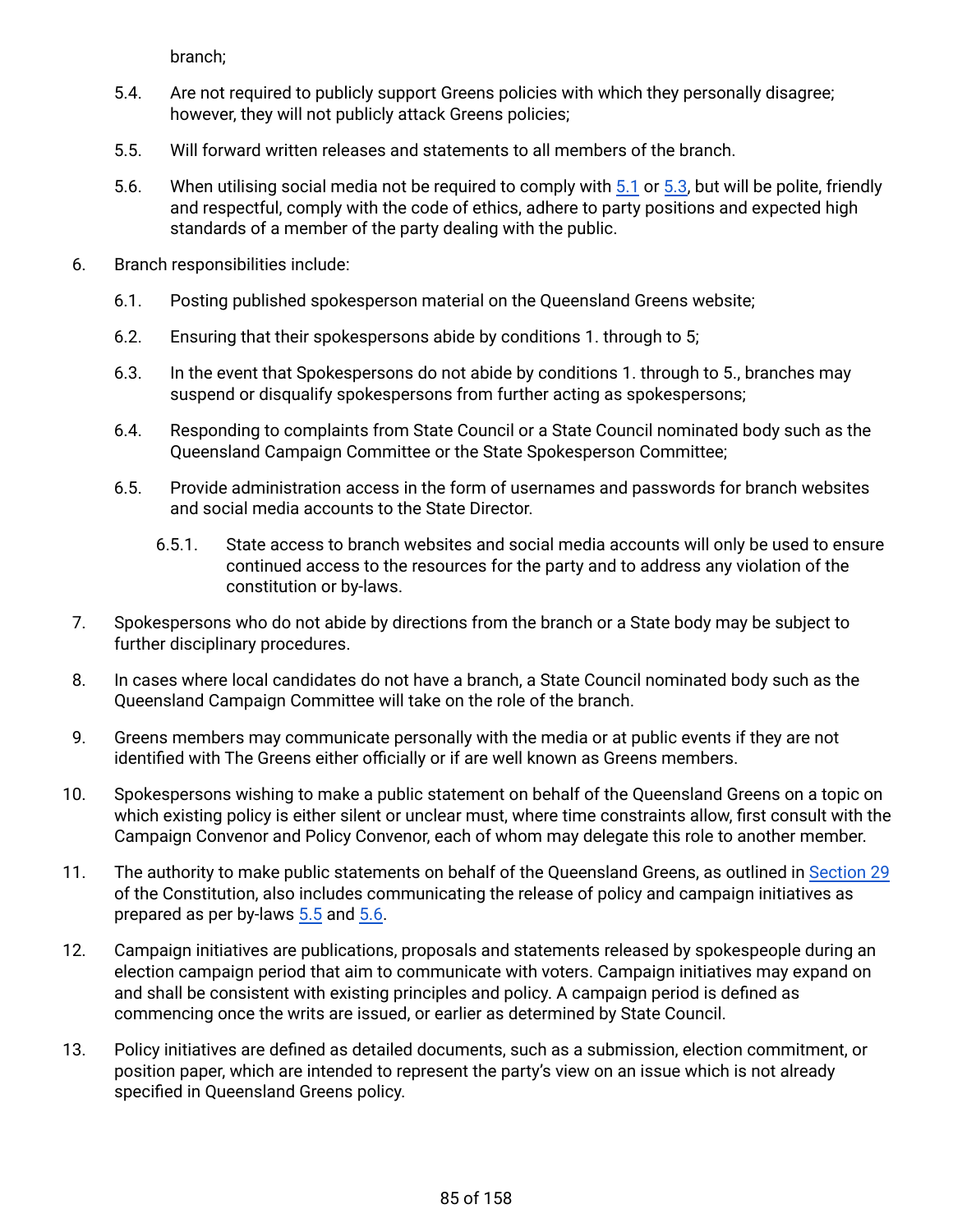branch;

5.4. Are not required to publicly support Greens policies with which they personally disagree; however, they will not publicly attack Greens policies;

5.5. Will forward written releases and statements to all members of the branch.

5.6. When utilising social media not be required to comply with 5.1 or 5.3, but will be polite, friendly and respectful, comply with the code of ethics, adhere to party positions and expected high standards of a member of the party dealing with the public.

6. Branch responsibilities include:

   6.1. Posting published spokesperson material on the Queensland Greens website;

   6.2. Ensuring that their spokespersons abide by conditions 1. through to 5;

   6.3. In the event that Spokespersons do not abide by conditions 1. through to 5., branches may suspend or disqualify spokespersons from further acting as spokespersons;

   6.4. Responding to complaints from State Council or a State Council nominated body such as the Queensland Campaign Committee or the State Spokesperson Committee;

   6.5. Provide administration access in the form of usernames and passwords for branch websites and social media accounts to the State Director.

      6.5.1. State access to branch websites and social media accounts will only be used to ensure continued access to the resources for the party and to address any violation of the constitution or by-laws.

7. Spokespersons who do not abide by directions from the branch or a State body may be subject to further disciplinary procedures.

8. In cases where local candidates do not have a branch, a State Council nominated body such as the Queensland Campaign Committee will take on the role of the branch.

9. Greens members may communicate personally with the media or at public events if they are not identified with The Greens either officially or if are well known as Greens members.

10. Spokespersons wishing to make a public statement on behalf of the Queensland Greens on a topic on which existing policy is either silent or unclear must, where time constraints allow, first consult with the Campaign Convenor and Policy Convenor, each of whom may delegate this role to another member.

11. The authority to make public statements on behalf of the Queensland Greens, as outlined in Section 29 of the Constitution, also includes communicating the release of policy and campaign initiatives as prepared as per by-laws 5.5 and 5.6.

12. Campaign initiatives are publications, proposals and statements released by spokespeople during an election campaign period that aim to communicate with voters. Campaign initiatives may expand on and shall be consistent with existing principles and policy. A campaign period is defined as commencing once the writs are issued, or earlier as determined by State Council.

13. Policy initiatives are defined as detailed documents, such as a submission, election commitment, or position paper, which are intended to represent the party's view on an issue which is not already specified in Queensland Greens policy.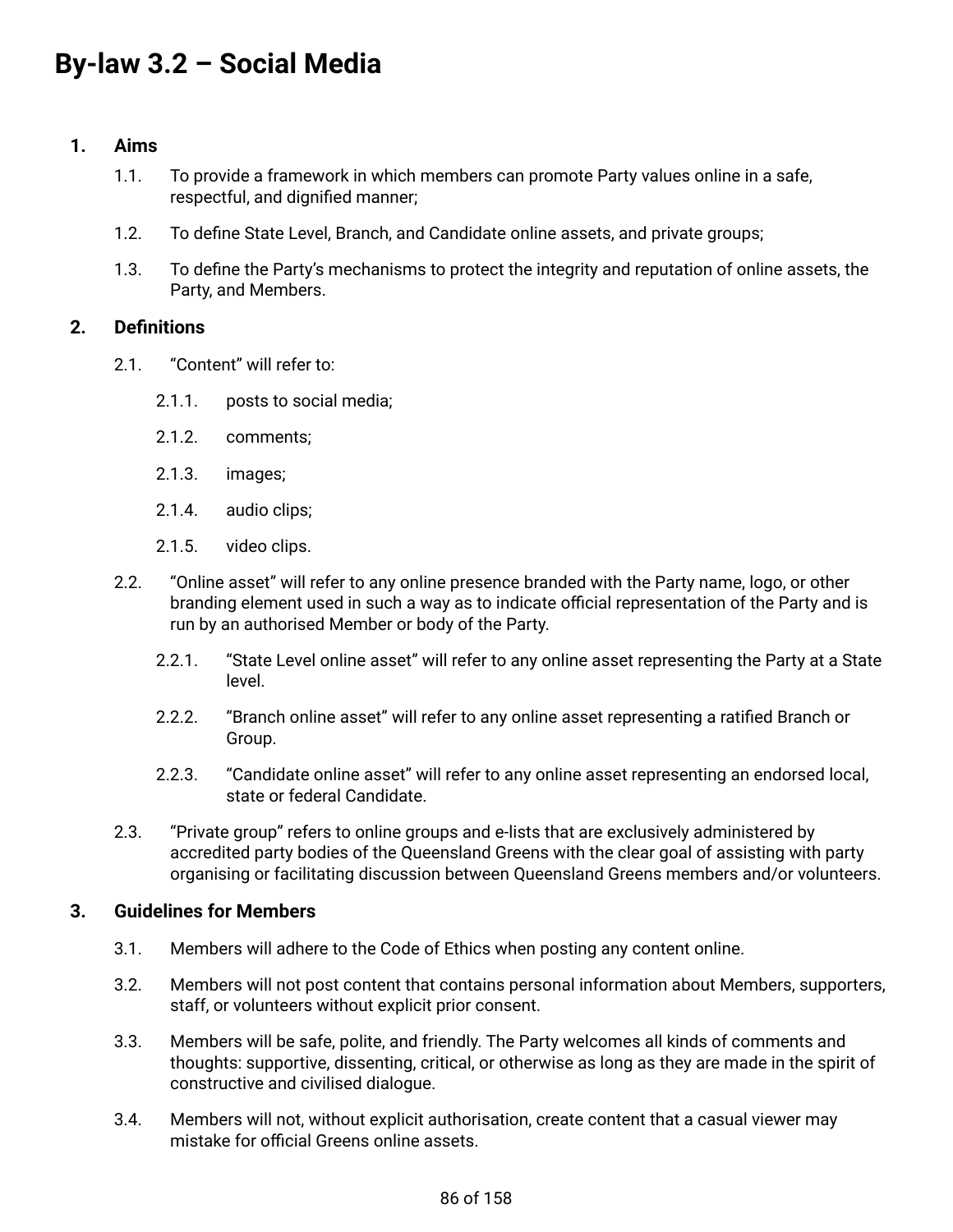# By-law 3.2 – Social Media

**1. Aims**

1.1. To provide a framework in which members can promote Party values online in a safe, respectful, and dignified manner;

1.2. To define State Level, Branch, and Candidate online assets, and private groups;

1.3. To define the Party's mechanisms to protect the integrity and reputation of online assets, the Party, and Members.

**2. Definitions**

2.1. "Content" will refer to:

2.1.1. posts to social media;

2.1.2. comments;

2.1.3. images;

2.1.4. audio clips;

2.1.5. video clips.

2.2. "Online asset" will refer to any online presence branded with the Party name, logo, or other branding element used in such a way as to indicate official representation of the Party and is run by an authorised Member or body of the Party.

2.2.1. "State Level online asset" will refer to any online asset representing the Party at a State level.

2.2.2. "Branch online asset" will refer to any online asset representing a ratified Branch or Group.

2.2.3. "Candidate online asset" will refer to any online asset representing an endorsed local, state or federal Candidate.

2.3. "Private group" refers to online groups and e-lists that are exclusively administered by accredited party bodies of the Queensland Greens with the clear goal of assisting with party organising or facilitating discussion between Queensland Greens members and/or volunteers.

**3. Guidelines for Members**

3.1. Members will adhere to the Code of Ethics when posting any content online.

3.2. Members will not post content that contains personal information about Members, supporters, staff, or volunteers without explicit prior consent.

3.3. Members will be safe, polite, and friendly. The Party welcomes all kinds of comments and thoughts: supportive, dissenting, critical, or otherwise as long as they are made in the spirit of constructive and civilised dialogue.

3.4. Members will not, without explicit authorisation, create content that a casual viewer may mistake for official Greens online assets.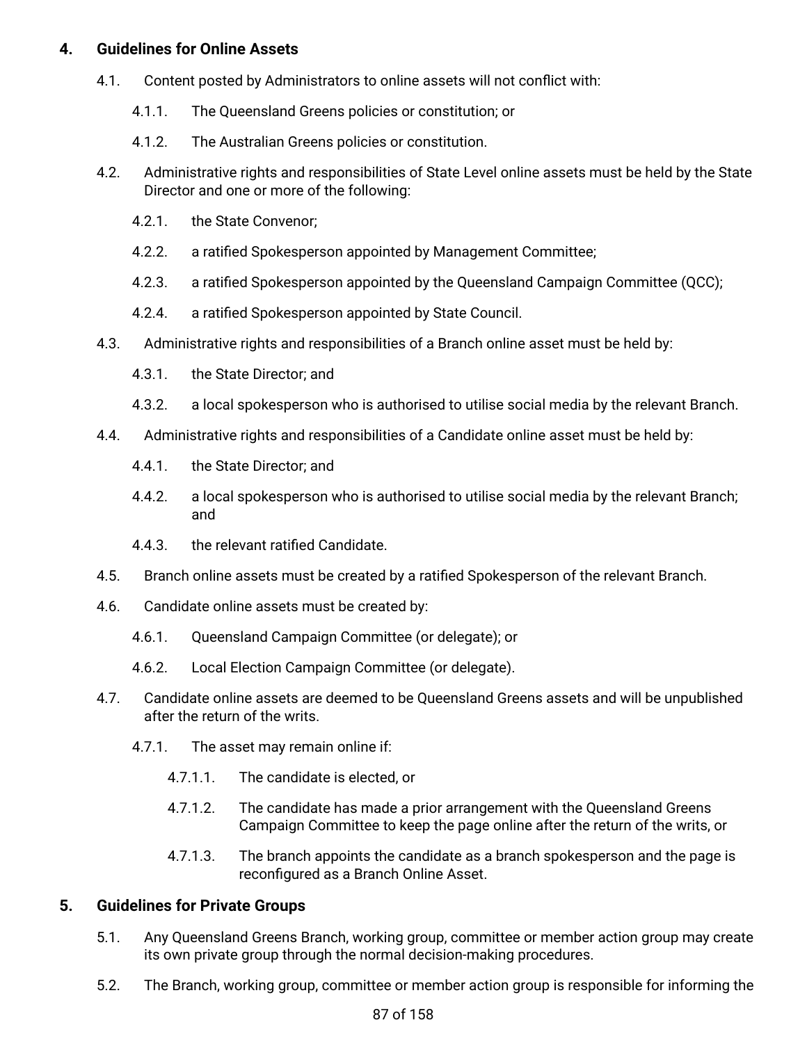## 4. Guidelines for Online Assets

4.1. Content posted by Administrators to online assets will not conflict with:

4.1.1. The Queensland Greens policies or constitution; or

4.1.2. The Australian Greens policies or constitution.

4.2. Administrative rights and responsibilities of State Level online assets must be held by the State Director and one or more of the following:

4.2.1. the State Convenor;

4.2.2. a ratified Spokesperson appointed by Management Committee;

4.2.3. a ratified Spokesperson appointed by the Queensland Campaign Committee (QCC);

4.2.4. a ratified Spokesperson appointed by State Council.

4.3. Administrative rights and responsibilities of a Branch online asset must be held by:

4.3.1. the State Director; and

4.3.2. a local spokesperson who is authorised to utilise social media by the relevant Branch.

4.4. Administrative rights and responsibilities of a Candidate online asset must be held by:

4.4.1. the State Director; and

4.4.2. a local spokesperson who is authorised to utilise social media by the relevant Branch; and

4.4.3. the relevant ratified Candidate.

4.5. Branch online assets must be created by a ratified Spokesperson of the relevant Branch.

4.6. Candidate online assets must be created by:

4.6.1. Queensland Campaign Committee (or delegate); or

4.6.2. Local Election Campaign Committee (or delegate).

4.7. Candidate online assets are deemed to be Queensland Greens assets and will be unpublished after the return of the writs.

4.7.1. The asset may remain online if:

4.7.1.1. The candidate is elected, or

4.7.1.2. The candidate has made a prior arrangement with the Queensland Greens Campaign Committee to keep the page online after the return of the writs, or

4.7.1.3. The branch appoints the candidate as a branch spokesperson and the page is reconfigured as a Branch Online Asset.

## 5. Guidelines for Private Groups

5.1. Any Queensland Greens Branch, working group, committee or member action group may create its own private group through the normal decision-making procedures.

5.2. The Branch, working group, committee or member action group is responsible for informing the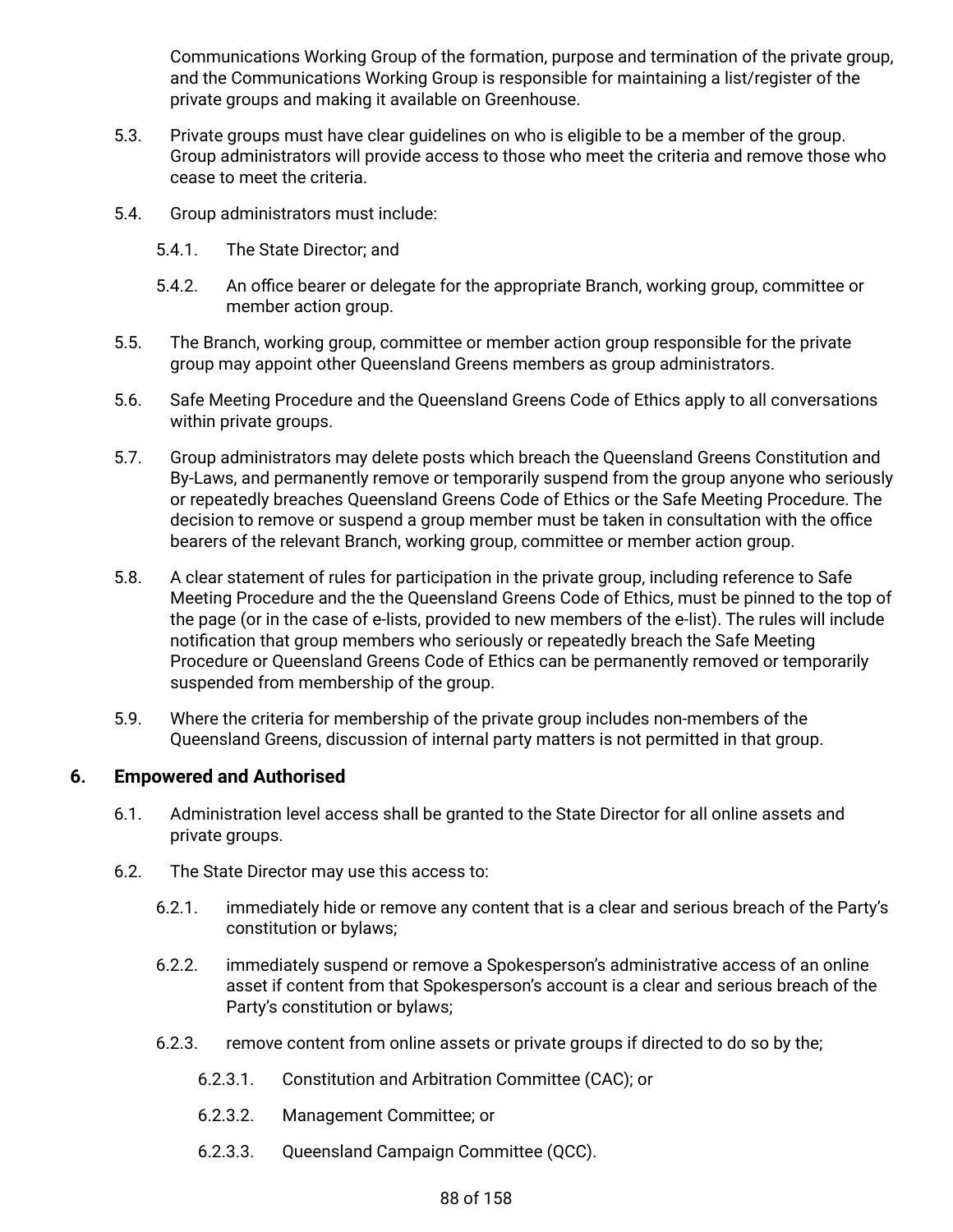Communications Working Group of the formation, purpose and termination of the private group, and the Communications Working Group is responsible for maintaining a list/register of the private groups and making it available on Greenhouse.

5.3. Private groups must have clear guidelines on who is eligible to be a member of the group. Group administrators will provide access to those who meet the criteria and remove those who cease to meet the criteria.

5.4. Group administrators must include:

  5.4.1. The State Director; and

  5.4.2. An office bearer or delegate for the appropriate Branch, working group, committee or member action group.

5.5. The Branch, working group, committee or member action group responsible for the private group may appoint other Queensland Greens members as group administrators.

5.6. Safe Meeting Procedure and the Queensland Greens Code of Ethics apply to all conversations within private groups.

5.7. Group administrators may delete posts which breach the Queensland Greens Constitution and By-Laws, and permanently remove or temporarily suspend from the group anyone who seriously or repeatedly breaches Queensland Greens Code of Ethics or the Safe Meeting Procedure. The decision to remove or suspend a group member must be taken in consultation with the office bearers of the relevant Branch, working group, committee or member action group.

5.8. A clear statement of rules for participation in the private group, including reference to Safe Meeting Procedure and the the Queensland Greens Code of Ethics, must be pinned to the top of the page (or in the case of e-lists, provided to new members of the e-list). The rules will include notification that group members who seriously or repeatedly breach the Safe Meeting Procedure or Queensland Greens Code of Ethics can be permanently removed or temporarily suspended from membership of the group.

5.9. Where the criteria for membership of the private group includes non-members of the Queensland Greens, discussion of internal party matters is not permitted in that group.

## 6. Empowered and Authorised

6.1. Administration level access shall be granted to the State Director for all online assets and private groups.

6.2. The State Director may use this access to:

  6.2.1. immediately hide or remove any content that is a clear and serious breach of the Party's constitution or bylaws;

  6.2.2. immediately suspend or remove a Spokesperson's administrative access of an online asset if content from that Spokesperson's account is a clear and serious breach of the Party's constitution or bylaws;

  6.2.3. remove content from online assets or private groups if directed to do so by the;

    6.2.3.1. Constitution and Arbitration Committee (CAC); or

    6.2.3.2. Management Committee; or

    6.2.3.3. Queensland Campaign Committee (QCC).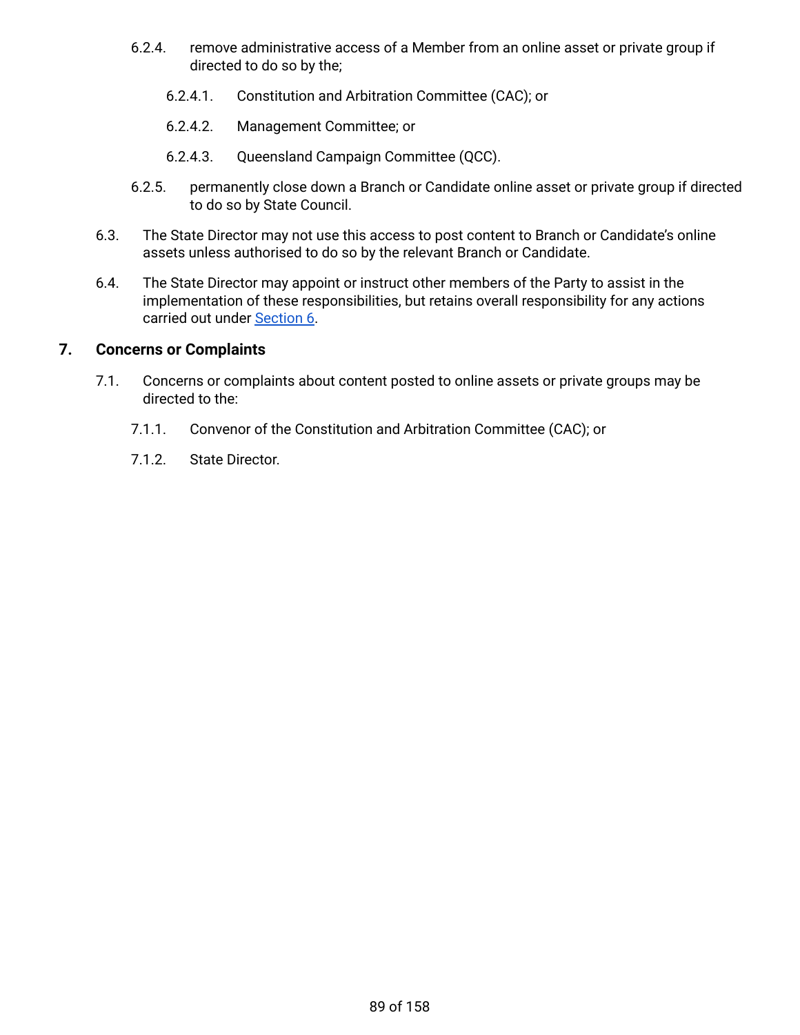6.2.4. remove administrative access of a Member from an online asset or private group if directed to do so by the;

6.2.4.1. Constitution and Arbitration Committee (CAC); or

6.2.4.2. Management Committee; or

6.2.4.3. Queensland Campaign Committee (QCC).

6.2.5. permanently close down a Branch or Candidate online asset or private group if directed to do so by State Council.

6.3. The State Director may not use this access to post content to Branch or Candidate's online assets unless authorised to do so by the relevant Branch or Candidate.

6.4. The State Director may appoint or instruct other members of the Party to assist in the implementation of these responsibilities, but retains overall responsibility for any actions carried out under Section 6.

## 7. Concerns or Complaints

7.1. Concerns or complaints about content posted to online assets or private groups may be directed to the:

7.1.1. Convenor of the Constitution and Arbitration Committee (CAC); or

7.1.2. State Director.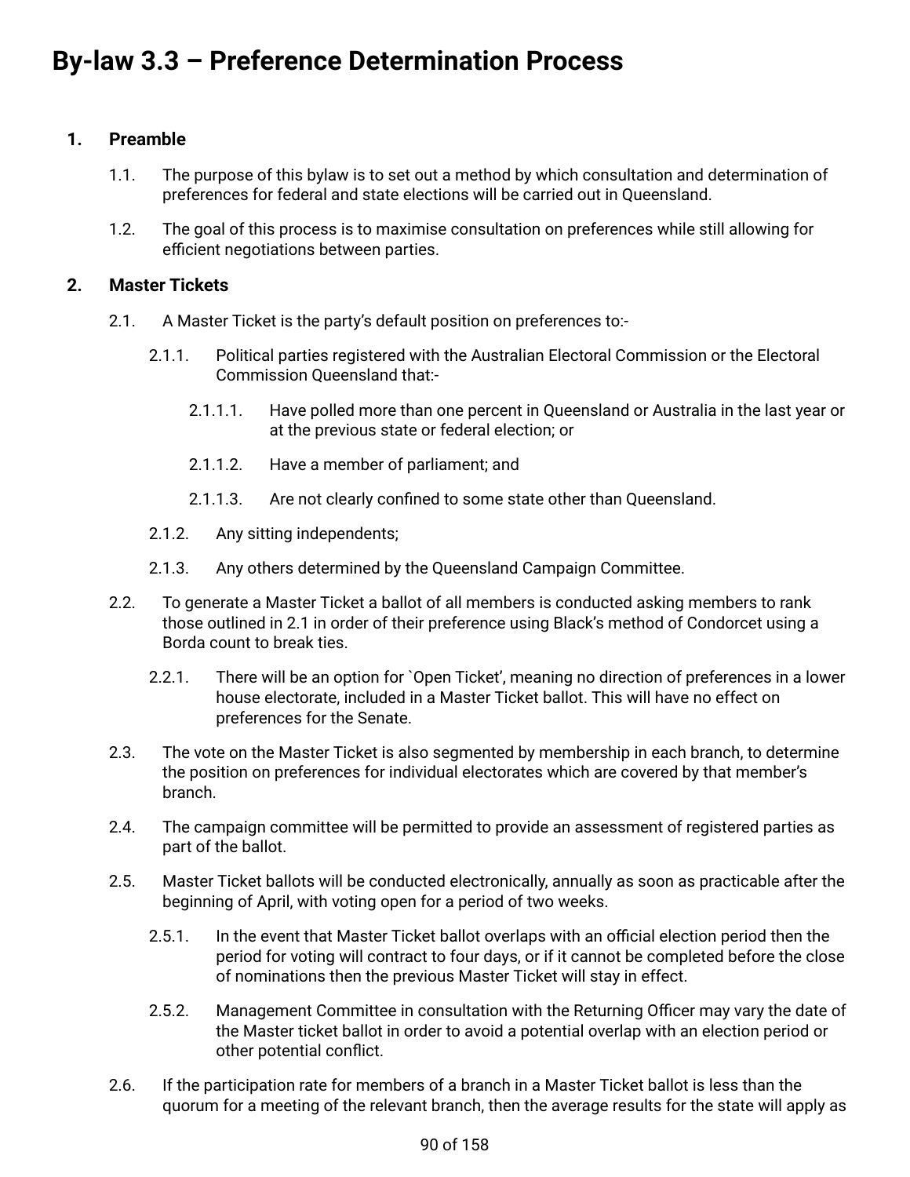# By-law 3.3 – Preference Determination Process

## 1. Preamble

1.1. The purpose of this bylaw is to set out a method by which consultation and determination of preferences for federal and state elections will be carried out in Queensland.

1.2. The goal of this process is to maximise consultation on preferences while still allowing for efficient negotiations between parties.

## 2. Master Tickets

2.1. A Master Ticket is the party's default position on preferences to:-

2.1.1. Political parties registered with the Australian Electoral Commission or the Electoral Commission Queensland that:-

2.1.1.1. Have polled more than one percent in Queensland or Australia in the last year or at the previous state or federal election; or

2.1.1.2. Have a member of parliament; and

2.1.1.3. Are not clearly confined to some state other than Queensland.

2.1.2. Any sitting independents;

2.1.3. Any others determined by the Queensland Campaign Committee.

2.2. To generate a Master Ticket a ballot of all members is conducted asking members to rank those outlined in 2.1 in order of their preference using Black's method of Condorcet using a Borda count to break ties.

2.2.1. There will be an option for `Open Ticket', meaning no direction of preferences in a lower house electorate, included in a Master Ticket ballot. This will have no effect on preferences for the Senate.

2.3. The vote on the Master Ticket is also segmented by membership in each branch, to determine the position on preferences for individual electorates which are covered by that member's branch.

2.4. The campaign committee will be permitted to provide an assessment of registered parties as part of the ballot.

2.5. Master Ticket ballots will be conducted electronically, annually as soon as practicable after the beginning of April, with voting open for a period of two weeks.

2.5.1. In the event that Master Ticket ballot overlaps with an official election period then the period for voting will contract to four days, or if it cannot be completed before the close of nominations then the previous Master Ticket will stay in effect.

2.5.2. Management Committee in consultation with the Returning Officer may vary the date of the Master ticket ballot in order to avoid a potential overlap with an election period or other potential conflict.

2.6. If the participation rate for members of a branch in a Master Ticket ballot is less than the quorum for a meeting of the relevant branch, then the average results for the state will apply as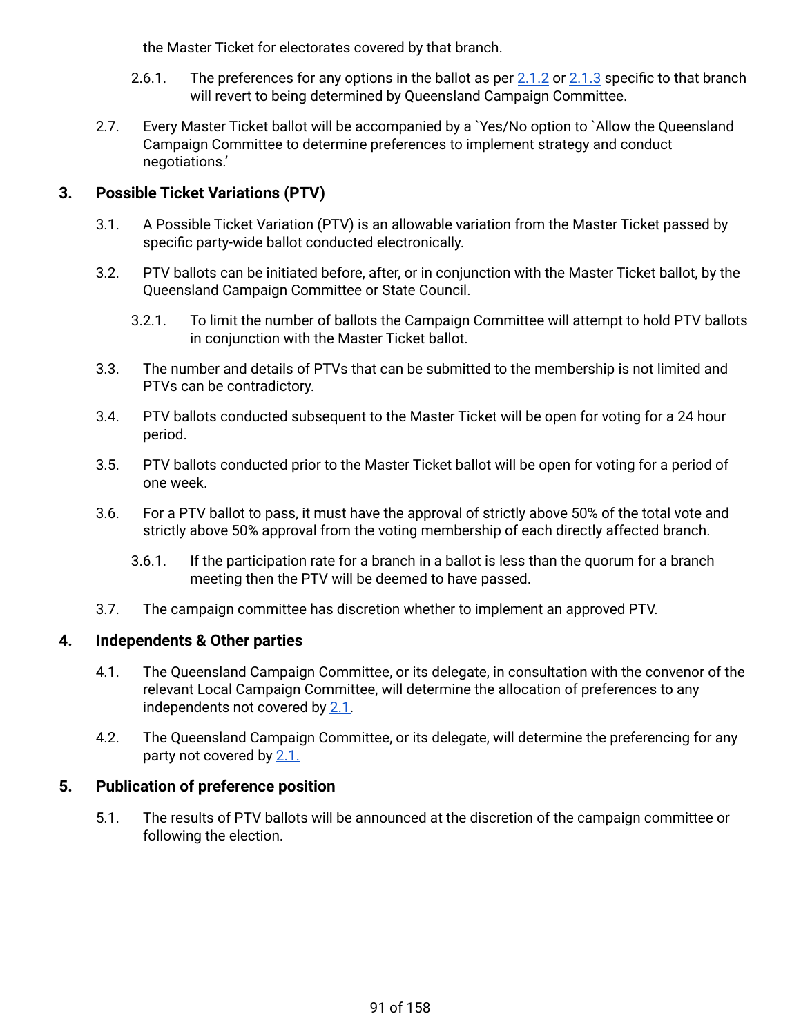the Master Ticket for electorates covered by that branch.

2.6.1. The preferences for any options in the ballot as per 2.1.2 or 2.1.3 specific to that branch will revert to being determined by Queensland Campaign Committee.

2.7. Every Master Ticket ballot will be accompanied by a `Yes/No option to `Allow the Queensland Campaign Committee to determine preferences to implement strategy and conduct negotiations.'

## 3. Possible Ticket Variations (PTV)

3.1. A Possible Ticket Variation (PTV) is an allowable variation from the Master Ticket passed by specific party-wide ballot conducted electronically.

3.2. PTV ballots can be initiated before, after, or in conjunction with the Master Ticket ballot, by the Queensland Campaign Committee or State Council.

3.2.1. To limit the number of ballots the Campaign Committee will attempt to hold PTV ballots in conjunction with the Master Ticket ballot.

3.3. The number and details of PTVs that can be submitted to the membership is not limited and PTVs can be contradictory.

3.4. PTV ballots conducted subsequent to the Master Ticket will be open for voting for a 24 hour period.

3.5. PTV ballots conducted prior to the Master Ticket ballot will be open for voting for a period of one week.

3.6. For a PTV ballot to pass, it must have the approval of strictly above 50% of the total vote and strictly above 50% approval from the voting membership of each directly affected branch.

3.6.1. If the participation rate for a branch in a ballot is less than the quorum for a branch meeting then the PTV will be deemed to have passed.

3.7. The campaign committee has discretion whether to implement an approved PTV.

## 4. Independents & Other parties

4.1. The Queensland Campaign Committee, or its delegate, in consultation with the convenor of the relevant Local Campaign Committee, will determine the allocation of preferences to any independents not covered by 2.1.

4.2. The Queensland Campaign Committee, or its delegate, will determine the preferencing for any party not covered by 2.1.

## 5. Publication of preference position

5.1. The results of PTV ballots will be announced at the discretion of the campaign committee or following the election.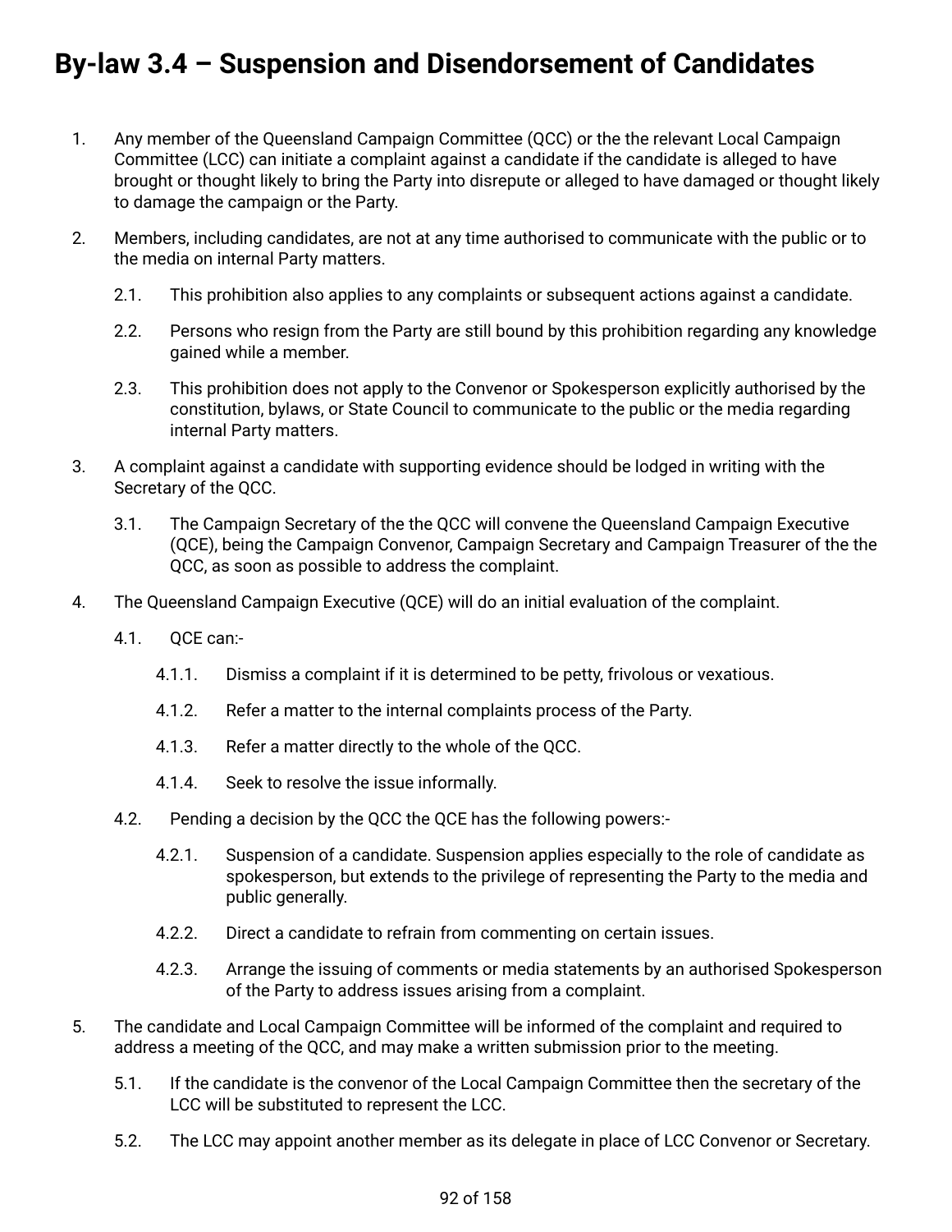# By-law 3.4 – Suspension and Disendorsement of Candidates

1. Any member of the Queensland Campaign Committee (QCC) or the the relevant Local Campaign Committee (LCC) can initiate a complaint against a candidate if the candidate is alleged to have brought or thought likely to bring the Party into disrepute or alleged to have damaged or thought likely to damage the campaign or the Party.

2. Members, including candidates, are not at any time authorised to communicate with the public or to the media on internal Party matters.

   2.1. This prohibition also applies to any complaints or subsequent actions against a candidate.

   2.2. Persons who resign from the Party are still bound by this prohibition regarding any knowledge gained while a member.

   2.3. This prohibition does not apply to the Convenor or Spokesperson explicitly authorised by the constitution, bylaws, or State Council to communicate to the public or the media regarding internal Party matters.

3. A complaint against a candidate with supporting evidence should be lodged in writing with the Secretary of the QCC.

   3.1. The Campaign Secretary of the the QCC will convene the Queensland Campaign Executive (QCE), being the Campaign Convenor, Campaign Secretary and Campaign Treasurer of the the QCC, as soon as possible to address the complaint.

4. The Queensland Campaign Executive (QCE) will do an initial evaluation of the complaint.

   4.1. QCE can:-

      4.1.1. Dismiss a complaint if it is determined to be petty, frivolous or vexatious.

      4.1.2. Refer a matter to the internal complaints process of the Party.

      4.1.3. Refer a matter directly to the whole of the QCC.

      4.1.4. Seek to resolve the issue informally.

   4.2. Pending a decision by the QCC the QCE has the following powers:-

      4.2.1. Suspension of a candidate. Suspension applies especially to the role of candidate as spokesperson, but extends to the privilege of representing the Party to the media and public generally.

      4.2.2. Direct a candidate to refrain from commenting on certain issues.

      4.2.3. Arrange the issuing of comments or media statements by an authorised Spokesperson of the Party to address issues arising from a complaint.

5. The candidate and Local Campaign Committee will be informed of the complaint and required to address a meeting of the QCC, and may make a written submission prior to the meeting.

   5.1. If the candidate is the convenor of the Local Campaign Committee then the secretary of the LCC will be substituted to represent the LCC.

   5.2. The LCC may appoint another member as its delegate in place of LCC Convenor or Secretary.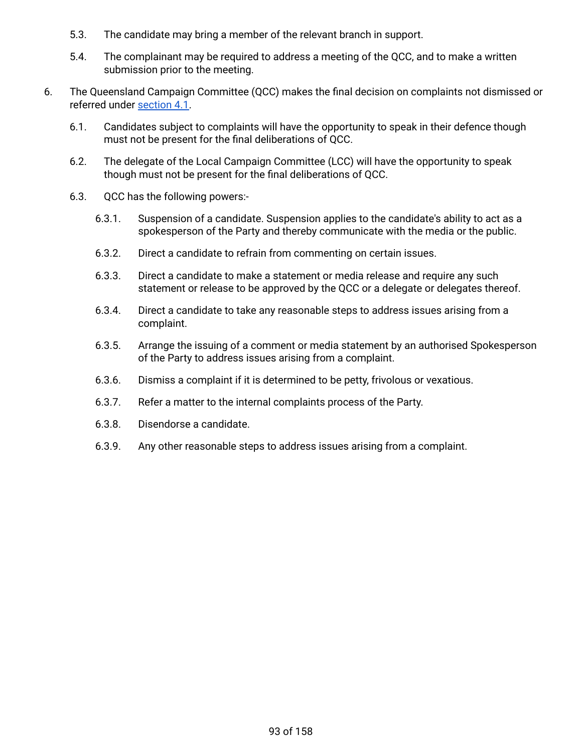5.3. The candidate may bring a member of the relevant branch in support.

5.4. The complainant may be required to address a meeting of the QCC, and to make a written submission prior to the meeting.

6. The Queensland Campaign Committee (QCC) makes the final decision on complaints not dismissed or referred under [section 4.1](#).

   6.1. Candidates subject to complaints will have the opportunity to speak in their defence though must not be present for the final deliberations of QCC.

   6.2. The delegate of the Local Campaign Committee (LCC) will have the opportunity to speak though must not be present for the final deliberations of QCC.

   6.3. QCC has the following powers:-

      6.3.1. Suspension of a candidate. Suspension applies to the candidate's ability to act as a spokesperson of the Party and thereby communicate with the media or the public.

      6.3.2. Direct a candidate to refrain from commenting on certain issues.

      6.3.3. Direct a candidate to make a statement or media release and require any such statement or release to be approved by the QCC or a delegate or delegates thereof.

      6.3.4. Direct a candidate to take any reasonable steps to address issues arising from a complaint.

      6.3.5. Arrange the issuing of a comment or media statement by an authorised Spokesperson of the Party to address issues arising from a complaint.

      6.3.6. Dismiss a complaint if it is determined to be petty, frivolous or vexatious.

      6.3.7. Refer a matter to the internal complaints process of the Party.

      6.3.8. Disendorse a candidate.

      6.3.9. Any other reasonable steps to address issues arising from a complaint.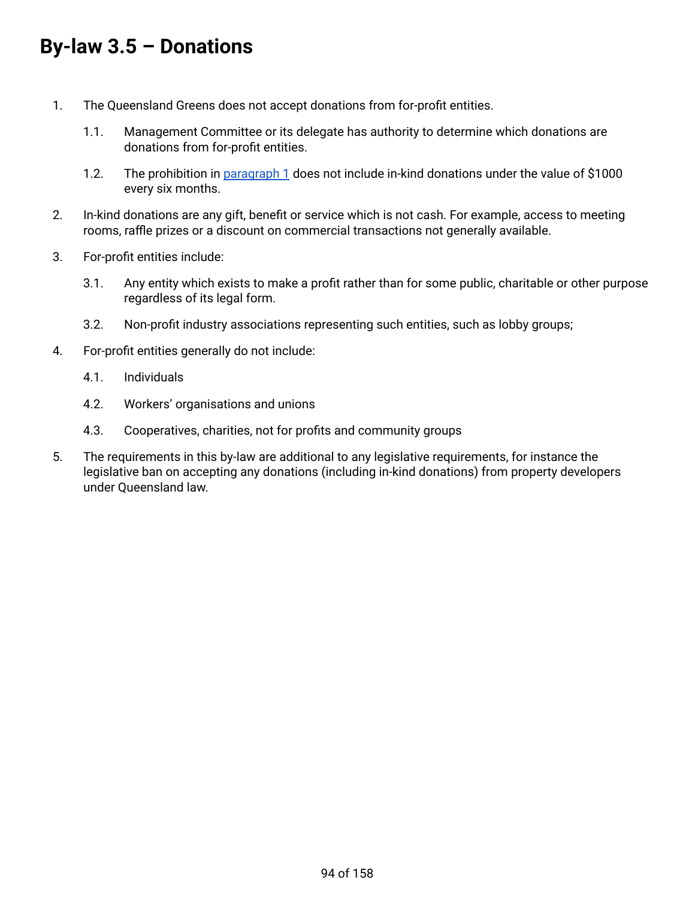# By-law 3.5 – Donations

1. The Queensland Greens does not accept donations from for-profit entities.
    1.1. Management Committee or its delegate has authority to determine which donations are donations from for-profit entities.
    1.2. The prohibition in paragraph 1 does not include in-kind donations under the value of $1000 every six months.
2. In-kind donations are any gift, benefit or service which is not cash. For example, access to meeting rooms, raffle prizes or a discount on commercial transactions not generally available.
3. For-profit entities include:
    3.1. Any entity which exists to make a profit rather than for some public, charitable or other purpose regardless of its legal form.
    3.2. Non-profit industry associations representing such entities, such as lobby groups;
4. For-profit entities generally do not include:
    4.1. Individuals
    4.2. Workers' organisations and unions
    4.3. Cooperatives, charities, not for profits and community groups
5. The requirements in this by-law are additional to any legislative requirements, for instance the legislative ban on accepting any donations (including in-kind donations) from property developers under Queensland law.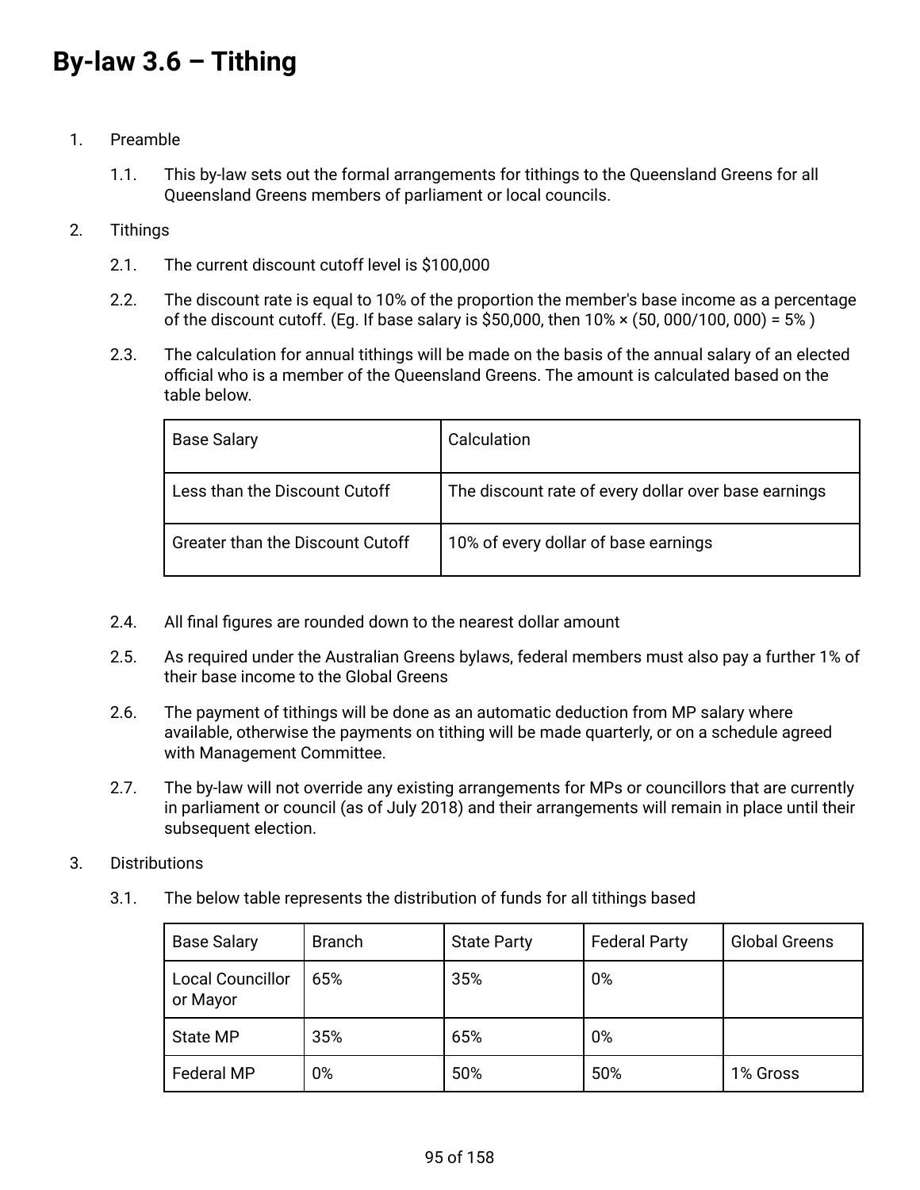# By-law 3.6 – Tithing

1. Preamble

    1.1. This by-law sets out the formal arrangements for tithings to the Queensland Greens for all Queensland Greens members of parliament or local councils.

2. Tithings

    2.1. The current discount cutoff level is $100,000

    2.2. The discount rate is equal to 10% of the proportion the member's base income as a percentage of the discount cutoff. (Eg. If base salary is $50,000, then 10% × (50, 000/100, 000) = 5% )

    2.3. The calculation for annual tithings will be made on the basis of the annual salary of an elected official who is a member of the Queensland Greens. The amount is calculated based on the table below.

| Base Salary | Calculation |
|---|---|
| Less than the Discount Cutoff | The discount rate of every dollar over base earnings |
| Greater than the Discount Cutoff | 10% of every dollar of base earnings |

    2.4. All final figures are rounded down to the nearest dollar amount

    2.5. As required under the Australian Greens bylaws, federal members must also pay a further 1% of their base income to the Global Greens

    2.6. The payment of tithings will be done as an automatic deduction from MP salary where available, otherwise the payments on tithing will be made quarterly, or on a schedule agreed with Management Committee.

    2.7. The by-law will not override any existing arrangements for MPs or councillors that are currently in parliament or council (as of July 2018) and their arrangements will remain in place until their subsequent election.

3. Distributions

    3.1. The below table represents the distribution of funds for all tithings based

| Base Salary | Branch | State Party | Federal Party | Global Greens |
|---|---|---|---|---|
| Local Councillor or Mayor | 65% | 35% | 0% | |
| State MP | 35% | 65% | 0% | |
| Federal MP | 0% | 50% | 50% | 1% Gross |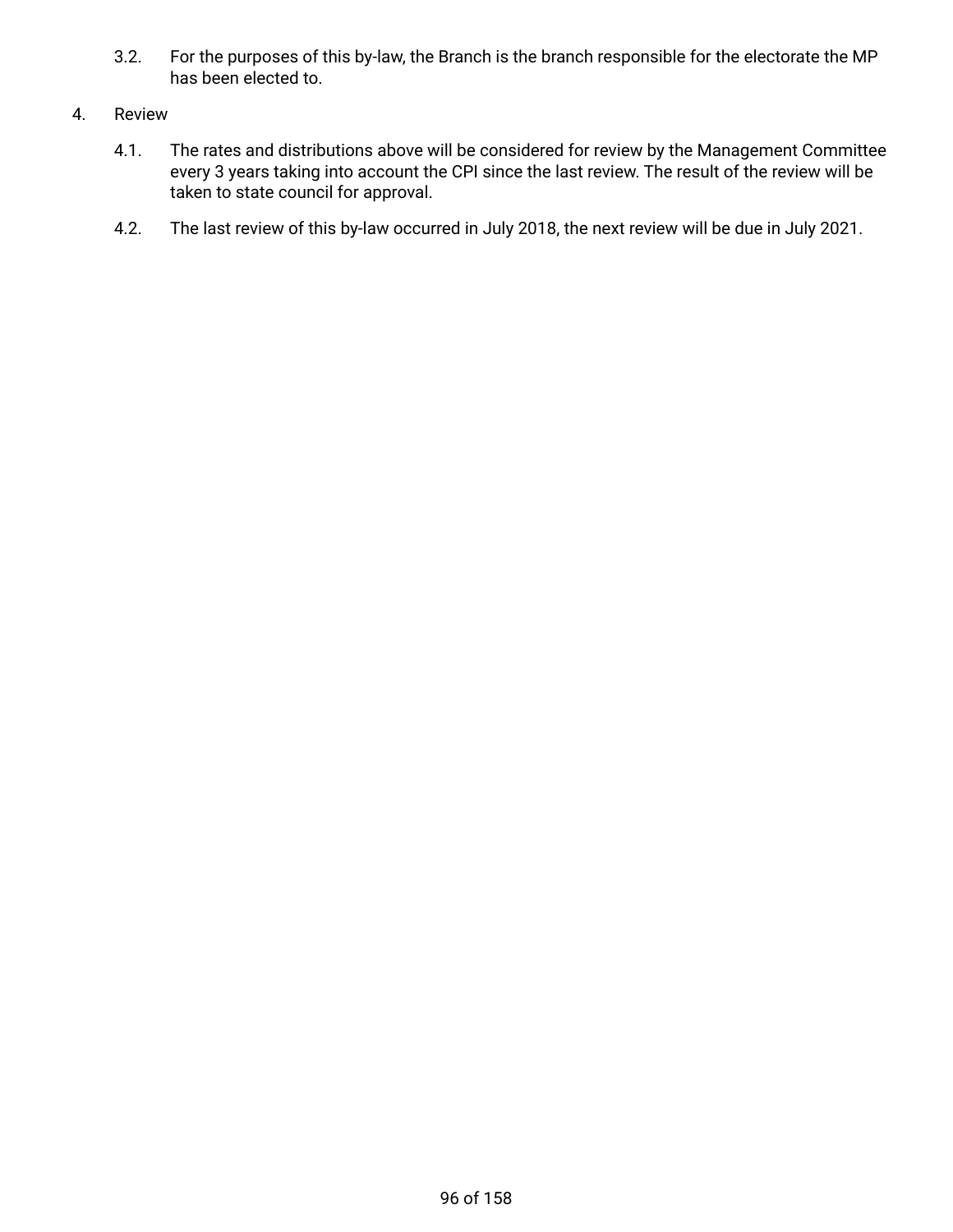3.2. For the purposes of this by-law, the Branch is the branch responsible for the electorate the MP has been elected to.

4. Review

4.1. The rates and distributions above will be considered for review by the Management Committee every 3 years taking into account the CPI since the last review. The result of the review will be taken to state council for approval.

4.2. The last review of this by-law occurred in July 2018, the next review will be due in July 2021.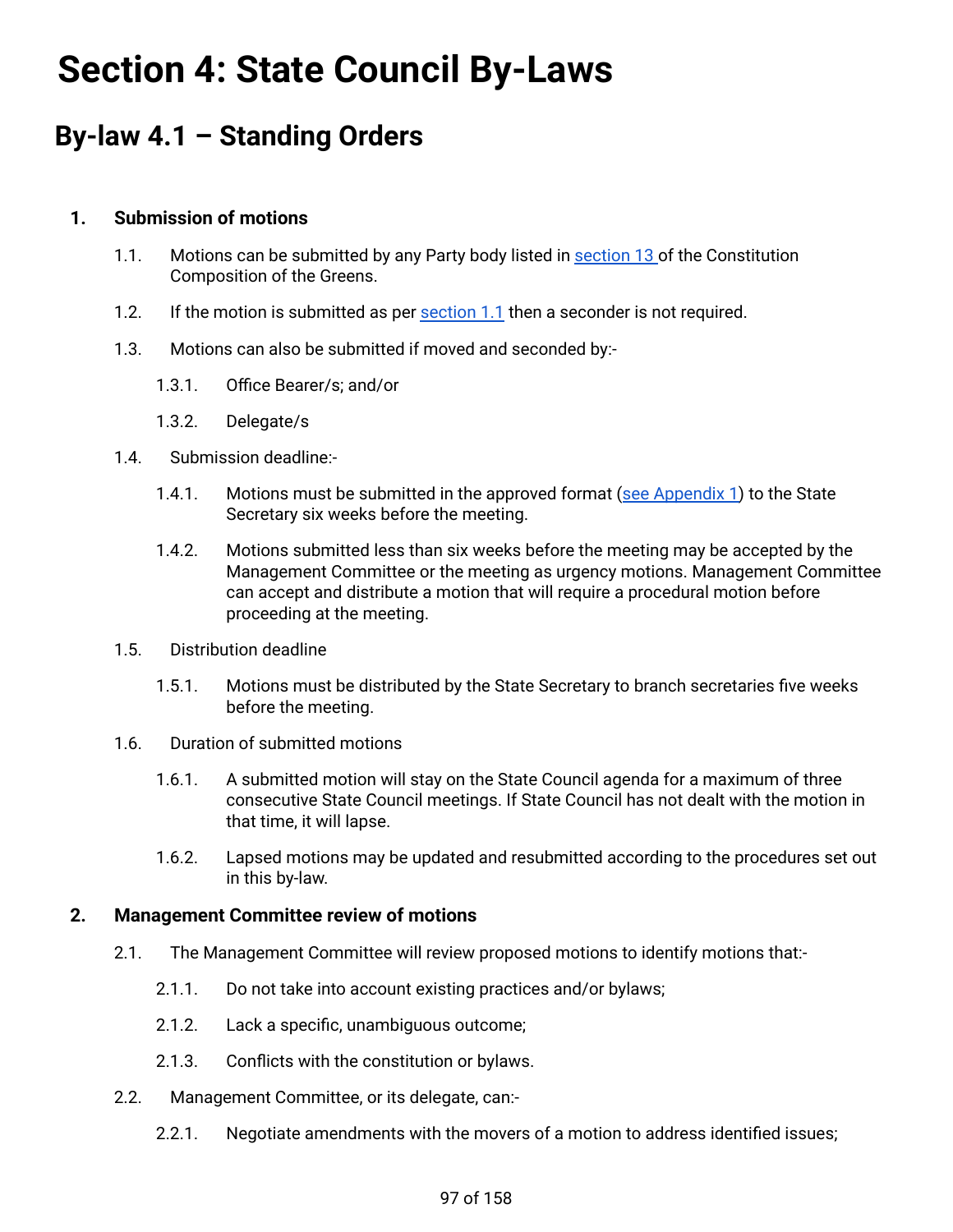# Section 4: State Council By-Laws

## By-law 4.1 – Standing Orders

1. **Submission of motions**

   1.1. Motions can be submitted by any Party body listed in section 13 of the Constitution Composition of the Greens.

   1.2. If the motion is submitted as per section 1.1 then a seconder is not required.

   1.3. Motions can also be submitted if moved and seconded by:-

   1.3.1. Office Bearer/s; and/or

   1.3.2. Delegate/s

   1.4. Submission deadline:-

   1.4.1. Motions must be submitted in the approved format (see Appendix 1) to the State Secretary six weeks before the meeting.

   1.4.2. Motions submitted less than six weeks before the meeting may be accepted by the Management Committee or the meeting as urgency motions. Management Committee can accept and distribute a motion that will require a procedural motion before proceeding at the meeting.

   1.5. Distribution deadline

   1.5.1. Motions must be distributed by the State Secretary to branch secretaries five weeks before the meeting.

   1.6. Duration of submitted motions

   1.6.1. A submitted motion will stay on the State Council agenda for a maximum of three consecutive State Council meetings. If State Council has not dealt with the motion in that time, it will lapse.

   1.6.2. Lapsed motions may be updated and resubmitted according to the procedures set out in this by-law.

2. **Management Committee review of motions**

   2.1. The Management Committee will review proposed motions to identify motions that:-

   2.1.1. Do not take into account existing practices and/or bylaws;

   2.1.2. Lack a specific, unambiguous outcome;

   2.1.3. Conflicts with the constitution or bylaws.

   2.2. Management Committee, or its delegate, can:-

   2.2.1. Negotiate amendments with the movers of a motion to address identified issues;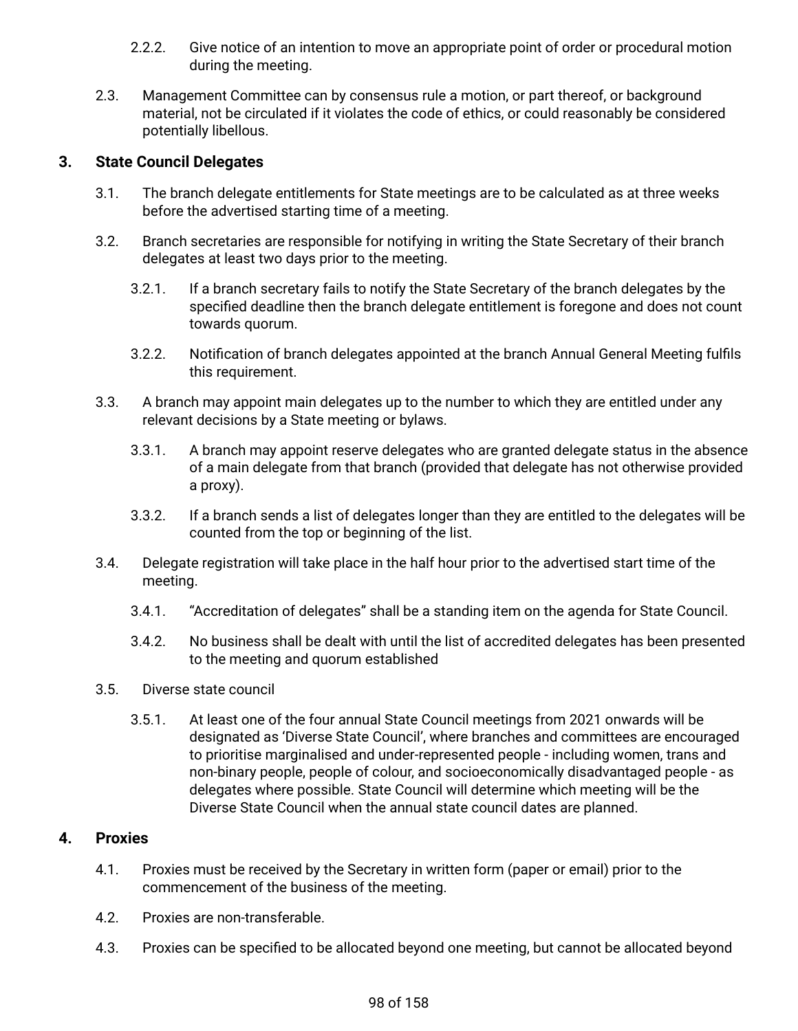2.2.2. Give notice of an intention to move an appropriate point of order or procedural motion during the meeting.

2.3. Management Committee can by consensus rule a motion, or part thereof, or background material, not be circulated if it violates the code of ethics, or could reasonably be considered potentially libellous.

## 3. State Council Delegates

3.1. The branch delegate entitlements for State meetings are to be calculated as at three weeks before the advertised starting time of a meeting.

3.2. Branch secretaries are responsible for notifying in writing the State Secretary of their branch delegates at least two days prior to the meeting.

3.2.1. If a branch secretary fails to notify the State Secretary of the branch delegates by the specified deadline then the branch delegate entitlement is foregone and does not count towards quorum.

3.2.2. Notification of branch delegates appointed at the branch Annual General Meeting fulfils this requirement.

3.3. A branch may appoint main delegates up to the number to which they are entitled under any relevant decisions by a State meeting or bylaws.

3.3.1. A branch may appoint reserve delegates who are granted delegate status in the absence of a main delegate from that branch (provided that delegate has not otherwise provided a proxy).

3.3.2. If a branch sends a list of delegates longer than they are entitled to the delegates will be counted from the top or beginning of the list.

3.4. Delegate registration will take place in the half hour prior to the advertised start time of the meeting.

3.4.1. “Accreditation of delegates” shall be a standing item on the agenda for State Council.

3.4.2. No business shall be dealt with until the list of accredited delegates has been presented to the meeting and quorum established

3.5. Diverse state council

3.5.1. At least one of the four annual State Council meetings from 2021 onwards will be designated as ‘Diverse State Council’, where branches and committees are encouraged to prioritise marginalised and under-represented people - including women, trans and non-binary people, people of colour, and socioeconomically disadvantaged people - as delegates where possible. State Council will determine which meeting will be the Diverse State Council when the annual state council dates are planned.

## 4. Proxies

4.1. Proxies must be received by the Secretary in written form (paper or email) prior to the commencement of the business of the meeting.

4.2. Proxies are non-transferable.

4.3. Proxies can be specified to be allocated beyond one meeting, but cannot be allocated beyond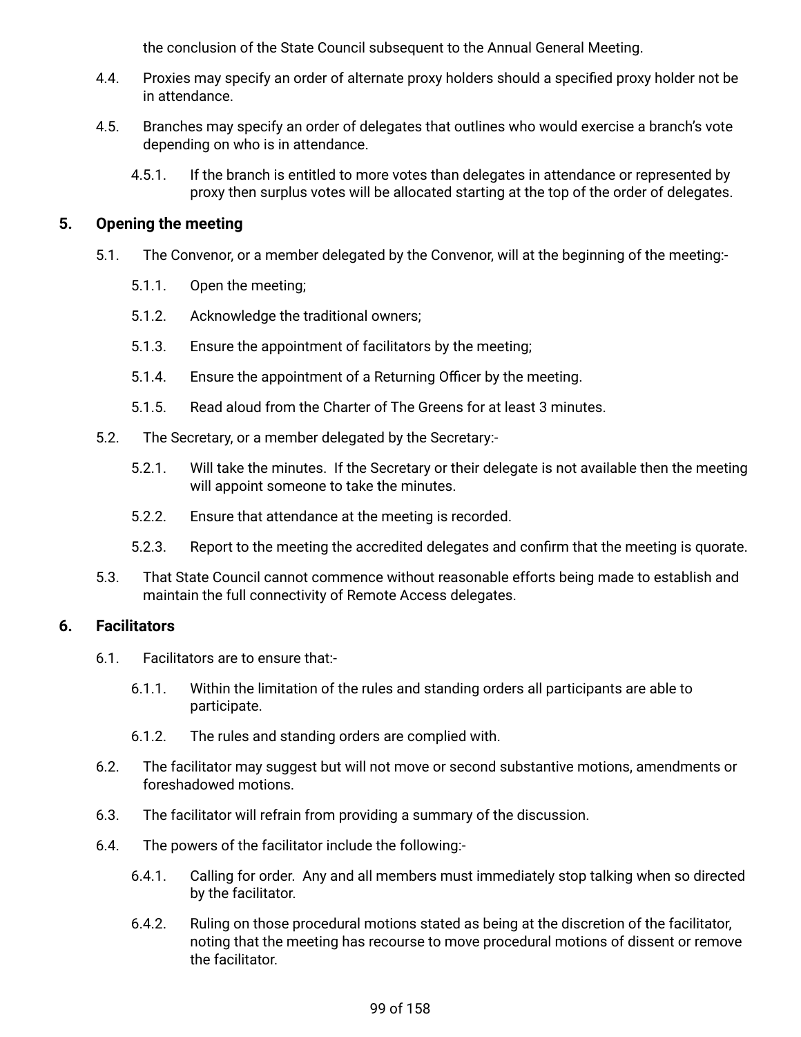the conclusion of the State Council subsequent to the Annual General Meeting.

4.4. Proxies may specify an order of alternate proxy holders should a specified proxy holder not be in attendance.

4.5. Branches may specify an order of delegates that outlines who would exercise a branch's vote depending on who is in attendance.

4.5.1. If the branch is entitled to more votes than delegates in attendance or represented by proxy then surplus votes will be allocated starting at the top of the order of delegates.

## 5. Opening the meeting

5.1. The Convenor, or a member delegated by the Convenor, will at the beginning of the meeting:-

5.1.1. Open the meeting;

5.1.2. Acknowledge the traditional owners;

5.1.3. Ensure the appointment of facilitators by the meeting;

5.1.4. Ensure the appointment of a Returning Officer by the meeting.

5.1.5. Read aloud from the Charter of The Greens for at least 3 minutes.

5.2. The Secretary, or a member delegated by the Secretary:-

5.2.1. Will take the minutes. If the Secretary or their delegate is not available then the meeting will appoint someone to take the minutes.

5.2.2. Ensure that attendance at the meeting is recorded.

5.2.3. Report to the meeting the accredited delegates and confirm that the meeting is quorate.

5.3. That State Council cannot commence without reasonable efforts being made to establish and maintain the full connectivity of Remote Access delegates.

## 6. Facilitators

6.1. Facilitators are to ensure that:-

6.1.1. Within the limitation of the rules and standing orders all participants are able to participate.

6.1.2. The rules and standing orders are complied with.

6.2. The facilitator may suggest but will not move or second substantive motions, amendments or foreshadowed motions.

6.3. The facilitator will refrain from providing a summary of the discussion.

6.4. The powers of the facilitator include the following:-

6.4.1. Calling for order. Any and all members must immediately stop talking when so directed by the facilitator.

6.4.2. Ruling on those procedural motions stated as being at the discretion of the facilitator, noting that the meeting has recourse to move procedural motions of dissent or remove the facilitator.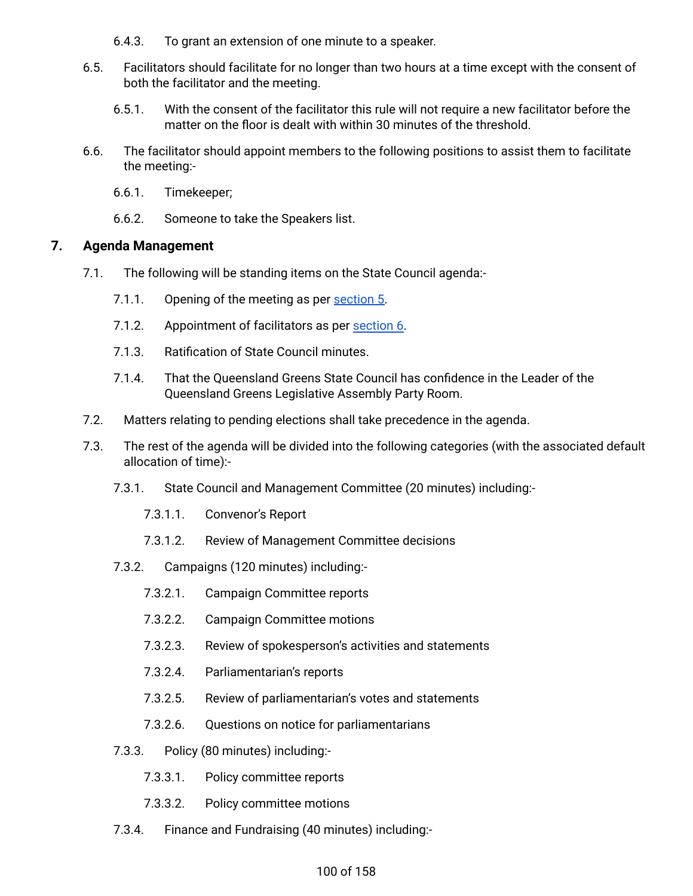6.4.3. To grant an extension of one minute to a speaker.

6.5. Facilitators should facilitate for no longer than two hours at a time except with the consent of both the facilitator and the meeting.

6.5.1. With the consent of the facilitator this rule will not require a new facilitator before the matter on the floor is dealt with within 30 minutes of the threshold.

6.6. The facilitator should appoint members to the following positions to assist them to facilitate the meeting:-

6.6.1. Timekeeper;

6.6.2. Someone to take the Speakers list.

## 7. Agenda Management

7.1. The following will be standing items on the State Council agenda:-

7.1.1. Opening of the meeting as per section 5.

7.1.2. Appointment of facilitators as per section 6.

7.1.3. Ratification of State Council minutes.

7.1.4. That the Queensland Greens State Council has confidence in the Leader of the Queensland Greens Legislative Assembly Party Room.

7.2. Matters relating to pending elections shall take precedence in the agenda.

7.3. The rest of the agenda will be divided into the following categories (with the associated default allocation of time):-

7.3.1. State Council and Management Committee (20 minutes) including:-

7.3.1.1. Convenor's Report

7.3.1.2. Review of Management Committee decisions

7.3.2. Campaigns (120 minutes) including:-

7.3.2.1. Campaign Committee reports

7.3.2.2. Campaign Committee motions

7.3.2.3. Review of spokesperson's activities and statements

7.3.2.4. Parliamentarian's reports

7.3.2.5. Review of parliamentarian's votes and statements

7.3.2.6. Questions on notice for parliamentarians

7.3.3. Policy (80 minutes) including:-

7.3.3.1. Policy committee reports

7.3.3.2. Policy committee motions

7.3.4. Finance and Fundraising (40 minutes) including:-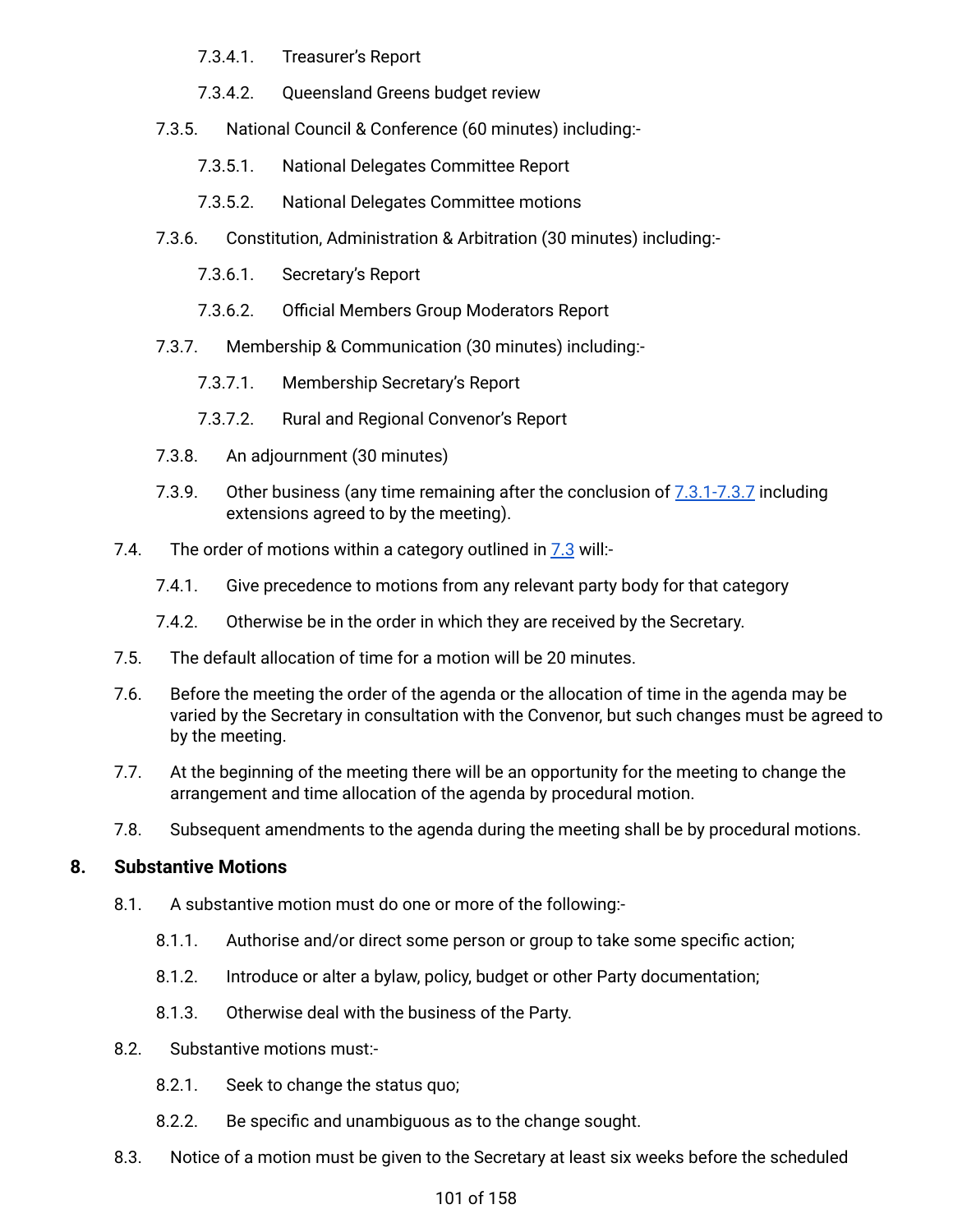7.3.4.1. Treasurer's Report

7.3.4.2. Queensland Greens budget review

7.3.5. National Council & Conference (60 minutes) including:-

7.3.5.1. National Delegates Committee Report

7.3.5.2. National Delegates Committee motions

7.3.6. Constitution, Administration & Arbitration (30 minutes) including:-

7.3.6.1. Secretary's Report

7.3.6.2. Official Members Group Moderators Report

7.3.7. Membership & Communication (30 minutes) including:-

7.3.7.1. Membership Secretary's Report

7.3.7.2. Rural and Regional Convenor's Report

7.3.8. An adjournment (30 minutes)

7.3.9. Other business (any time remaining after the conclusion of 7.3.1-7.3.7 including extensions agreed to by the meeting).

7.4. The order of motions within a category outlined in 7.3 will:-

7.4.1. Give precedence to motions from any relevant party body for that category

7.4.2. Otherwise be in the order in which they are received by the Secretary.

7.5. The default allocation of time for a motion will be 20 minutes.

7.6. Before the meeting the order of the agenda or the allocation of time in the agenda may be varied by the Secretary in consultation with the Convenor, but such changes must be agreed to by the meeting.

7.7. At the beginning of the meeting there will be an opportunity for the meeting to change the arrangement and time allocation of the agenda by procedural motion.

7.8. Subsequent amendments to the agenda during the meeting shall be by procedural motions.

## 8. Substantive Motions

8.1. A substantive motion must do one or more of the following:-

8.1.1. Authorise and/or direct some person or group to take some specific action;

8.1.2. Introduce or alter a bylaw, policy, budget or other Party documentation;

8.1.3. Otherwise deal with the business of the Party.

8.2. Substantive motions must:-

8.2.1. Seek to change the status quo;

8.2.2. Be specific and unambiguous as to the change sought.

8.3. Notice of a motion must be given to the Secretary at least six weeks before the scheduled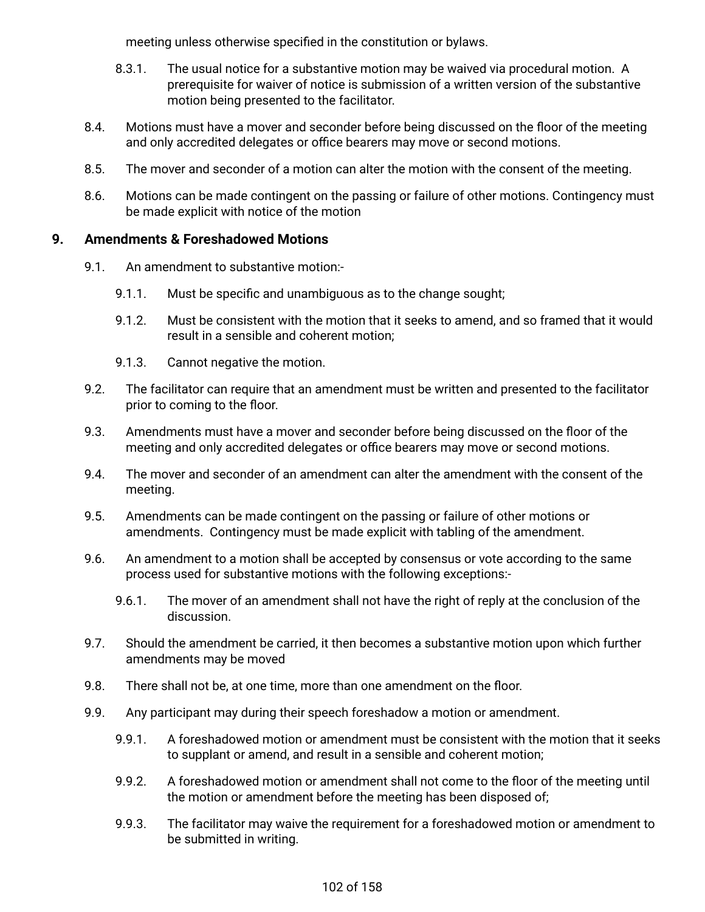meeting unless otherwise specified in the constitution or bylaws.

8.3.1. The usual notice for a substantive motion may be waived via procedural motion. A prerequisite for waiver of notice is submission of a written version of the substantive motion being presented to the facilitator.

8.4. Motions must have a mover and seconder before being discussed on the floor of the meeting and only accredited delegates or office bearers may move or second motions.

8.5. The mover and seconder of a motion can alter the motion with the consent of the meeting.

8.6. Motions can be made contingent on the passing or failure of other motions. Contingency must be made explicit with notice of the motion

## 9. Amendments & Foreshadowed Motions

9.1. An amendment to substantive motion:-

9.1.1. Must be specific and unambiguous as to the change sought;

9.1.2. Must be consistent with the motion that it seeks to amend, and so framed that it would result in a sensible and coherent motion;

9.1.3. Cannot negative the motion.

9.2. The facilitator can require that an amendment must be written and presented to the facilitator prior to coming to the floor.

9.3. Amendments must have a mover and seconder before being discussed on the floor of the meeting and only accredited delegates or office bearers may move or second motions.

9.4. The mover and seconder of an amendment can alter the amendment with the consent of the meeting.

9.5. Amendments can be made contingent on the passing or failure of other motions or amendments. Contingency must be made explicit with tabling of the amendment.

9.6. An amendment to a motion shall be accepted by consensus or vote according to the same process used for substantive motions with the following exceptions:-

9.6.1. The mover of an amendment shall not have the right of reply at the conclusion of the discussion.

9.7. Should the amendment be carried, it then becomes a substantive motion upon which further amendments may be moved

9.8. There shall not be, at one time, more than one amendment on the floor.

9.9. Any participant may during their speech foreshadow a motion or amendment.

9.9.1. A foreshadowed motion or amendment must be consistent with the motion that it seeks to supplant or amend, and result in a sensible and coherent motion;

9.9.2. A foreshadowed motion or amendment shall not come to the floor of the meeting until the motion or amendment before the meeting has been disposed of;

9.9.3. The facilitator may waive the requirement for a foreshadowed motion or amendment to be submitted in writing.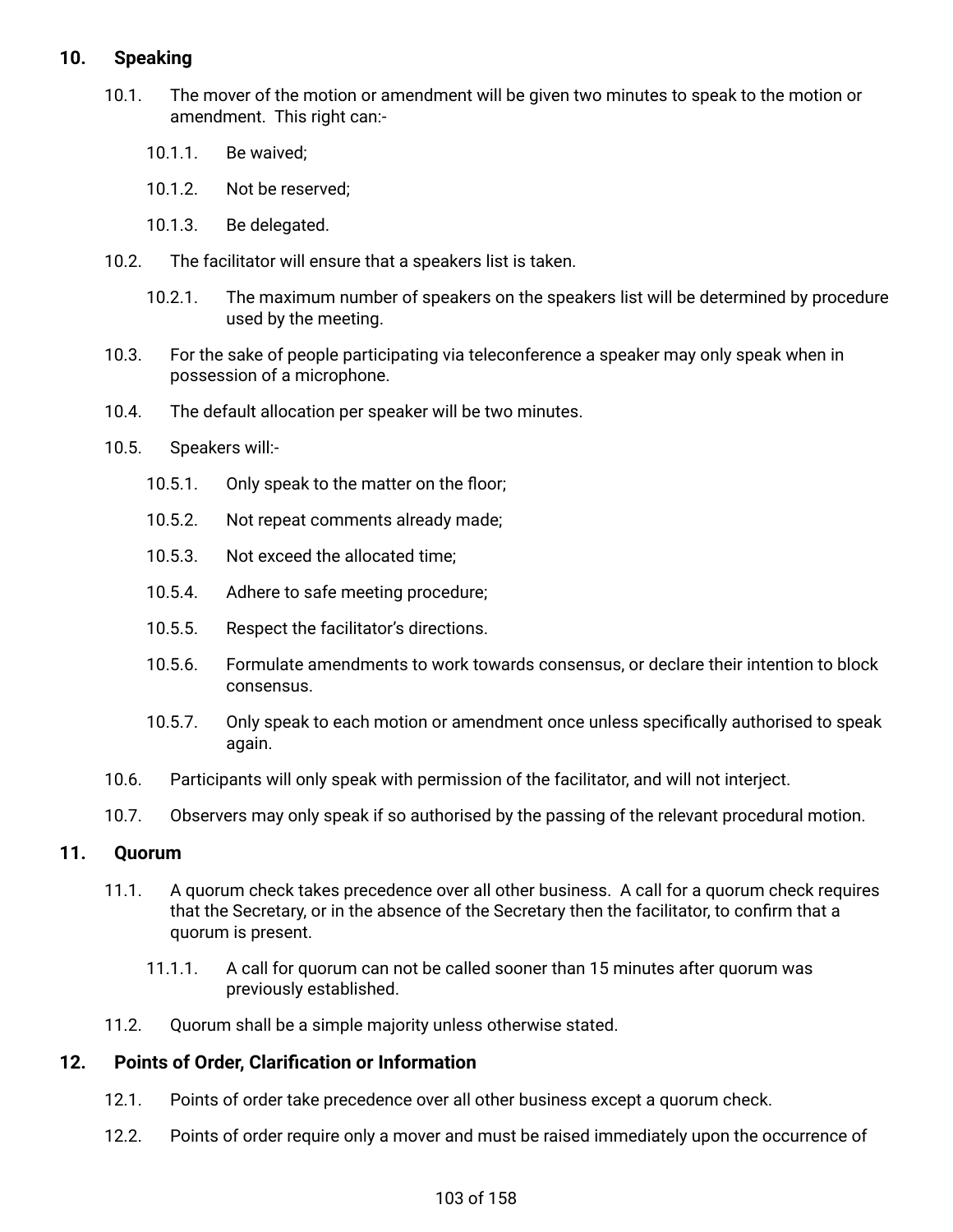## 10. Speaking

10.1. The mover of the motion or amendment will be given two minutes to speak to the motion or amendment. This right can:-

- 10.1.1. Be waived;
- 10.1.2. Not be reserved;
- 10.1.3. Be delegated.

10.2. The facilitator will ensure that a speakers list is taken.

- 10.2.1. The maximum number of speakers on the speakers list will be determined by procedure used by the meeting.

10.3. For the sake of people participating via teleconference a speaker may only speak when in possession of a microphone.

10.4. The default allocation per speaker will be two minutes.

10.5. Speakers will:-

- 10.5.1. Only speak to the matter on the floor;
- 10.5.2. Not repeat comments already made;
- 10.5.3. Not exceed the allocated time;
- 10.5.4. Adhere to safe meeting procedure;
- 10.5.5. Respect the facilitator's directions.
- 10.5.6. Formulate amendments to work towards consensus, or declare their intention to block consensus.
- 10.5.7. Only speak to each motion or amendment once unless specifically authorised to speak again.

10.6. Participants will only speak with permission of the facilitator, and will not interject.

10.7. Observers may only speak if so authorised by the passing of the relevant procedural motion.

## 11. Quorum

11.1. A quorum check takes precedence over all other business. A call for a quorum check requires that the Secretary, or in the absence of the Secretary then the facilitator, to confirm that a quorum is present.

- 11.1.1. A call for quorum can not be called sooner than 15 minutes after quorum was previously established.

11.2. Quorum shall be a simple majority unless otherwise stated.

## 12. Points of Order, Clarification or Information

12.1. Points of order take precedence over all other business except a quorum check.

12.2. Points of order require only a mover and must be raised immediately upon the occurrence of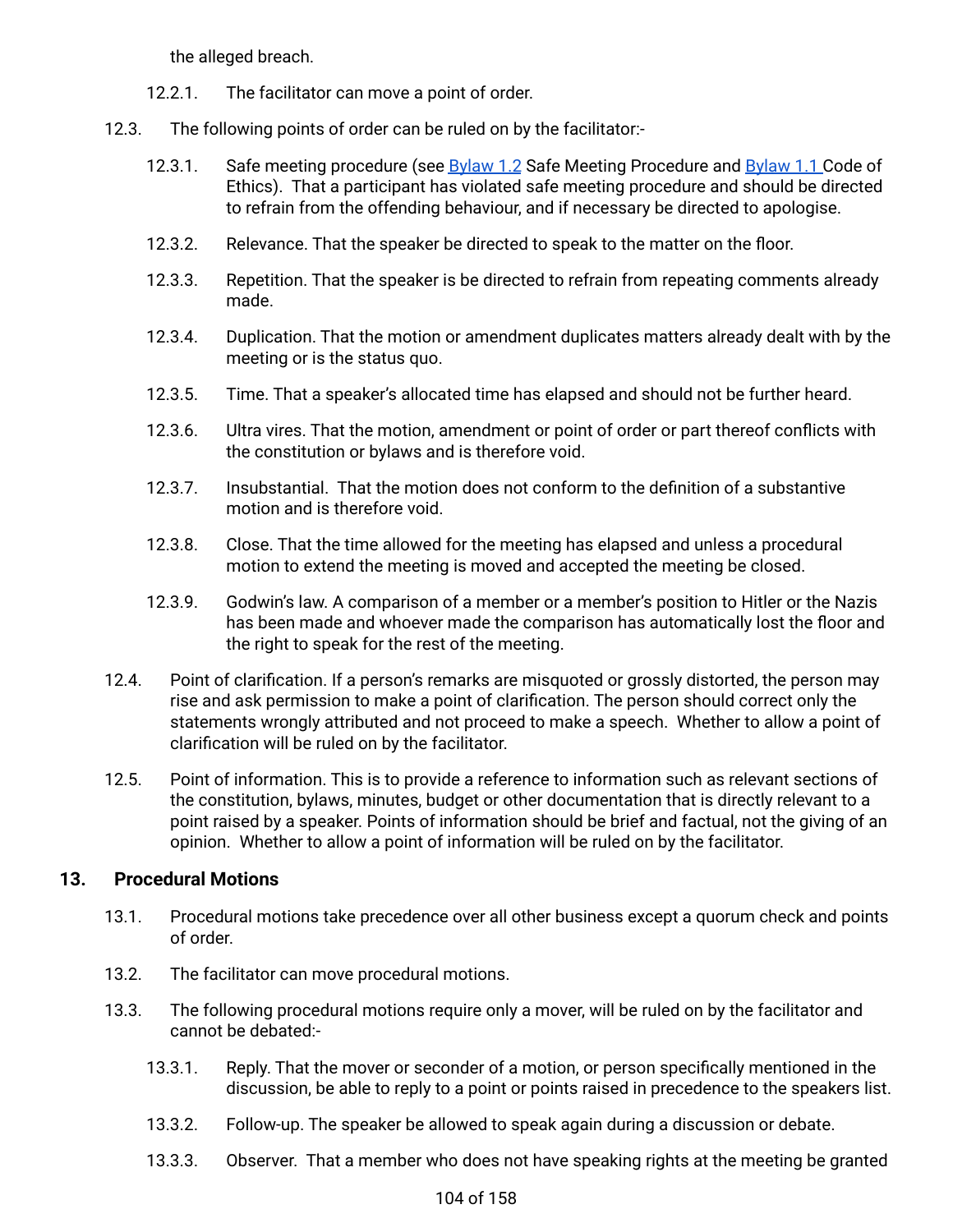the alleged breach.

12.2.1. The facilitator can move a point of order.

12.3. The following points of order can be ruled on by the facilitator:-

12.3.1. Safe meeting procedure (see Bylaw 1.2 Safe Meeting Procedure and Bylaw 1.1 Code of Ethics). That a participant has violated safe meeting procedure and should be directed to refrain from the offending behaviour, and if necessary be directed to apologise.

12.3.2. Relevance. That the speaker be directed to speak to the matter on the floor.

12.3.3. Repetition. That the speaker is be directed to refrain from repeating comments already made.

12.3.4. Duplication. That the motion or amendment duplicates matters already dealt with by the meeting or is the status quo.

12.3.5. Time. That a speaker's allocated time has elapsed and should not be further heard.

12.3.6. Ultra vires. That the motion, amendment or point of order or part thereof conflicts with the constitution or bylaws and is therefore void.

12.3.7. Insubstantial. That the motion does not conform to the definition of a substantive motion and is therefore void.

12.3.8. Close. That the time allowed for the meeting has elapsed and unless a procedural motion to extend the meeting is moved and accepted the meeting be closed.

12.3.9. Godwin's law. A comparison of a member or a member's position to Hitler or the Nazis has been made and whoever made the comparison has automatically lost the floor and the right to speak for the rest of the meeting.

12.4. Point of clarification. If a person's remarks are misquoted or grossly distorted, the person may rise and ask permission to make a point of clarification. The person should correct only the statements wrongly attributed and not proceed to make a speech. Whether to allow a point of clarification will be ruled on by the facilitator.

12.5. Point of information. This is to provide a reference to information such as relevant sections of the constitution, bylaws, minutes, budget or other documentation that is directly relevant to a point raised by a speaker. Points of information should be brief and factual, not the giving of an opinion. Whether to allow a point of information will be ruled on by the facilitator.

## 13. Procedural Motions

13.1. Procedural motions take precedence over all other business except a quorum check and points of order.

13.2. The facilitator can move procedural motions.

13.3. The following procedural motions require only a mover, will be ruled on by the facilitator and cannot be debated:-

13.3.1. Reply. That the mover or seconder of a motion, or person specifically mentioned in the discussion, be able to reply to a point or points raised in precedence to the speakers list.

13.3.2. Follow-up. The speaker be allowed to speak again during a discussion or debate.

13.3.3. Observer. That a member who does not have speaking rights at the meeting be granted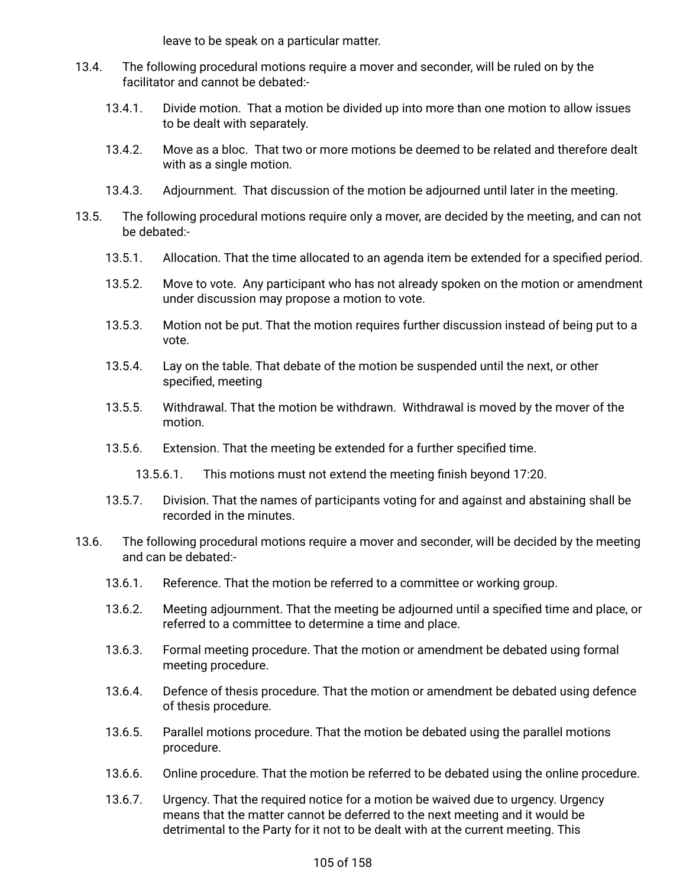leave to be speak on a particular matter.

13.4. The following procedural motions require a mover and seconder, will be ruled on by the facilitator and cannot be debated:-

- 13.4.1. Divide motion. That a motion be divided up into more than one motion to allow issues to be dealt with separately.
- 13.4.2. Move as a bloc. That two or more motions be deemed to be related and therefore dealt with as a single motion.
- 13.4.3. Adjournment. That discussion of the motion be adjourned until later in the meeting.

13.5. The following procedural motions require only a mover, are decided by the meeting, and can not be debated:-

- 13.5.1. Allocation. That the time allocated to an agenda item be extended for a specified period.
- 13.5.2. Move to vote. Any participant who has not already spoken on the motion or amendment under discussion may propose a motion to vote.
- 13.5.3. Motion not be put. That the motion requires further discussion instead of being put to a vote.
- 13.5.4. Lay on the table. That debate of the motion be suspended until the next, or other specified, meeting
- 13.5.5. Withdrawal. That the motion be withdrawn. Withdrawal is moved by the mover of the motion.
- 13.5.6. Extension. That the meeting be extended for a further specified time.
  - 13.5.6.1. This motions must not extend the meeting finish beyond 17:20.
- 13.5.7. Division. That the names of participants voting for and against and abstaining shall be recorded in the minutes.

13.6. The following procedural motions require a mover and seconder, will be decided by the meeting and can be debated:-

- 13.6.1. Reference. That the motion be referred to a committee or working group.
- 13.6.2. Meeting adjournment. That the meeting be adjourned until a specified time and place, or referred to a committee to determine a time and place.
- 13.6.3. Formal meeting procedure. That the motion or amendment be debated using formal meeting procedure.
- 13.6.4. Defence of thesis procedure. That the motion or amendment be debated using defence of thesis procedure.
- 13.6.5. Parallel motions procedure. That the motion be debated using the parallel motions procedure.
- 13.6.6. Online procedure. That the motion be referred to be debated using the online procedure.
- 13.6.7. Urgency. That the required notice for a motion be waived due to urgency. Urgency means that the matter cannot be deferred to the next meeting and it would be detrimental to the Party for it not to be dealt with at the current meeting. This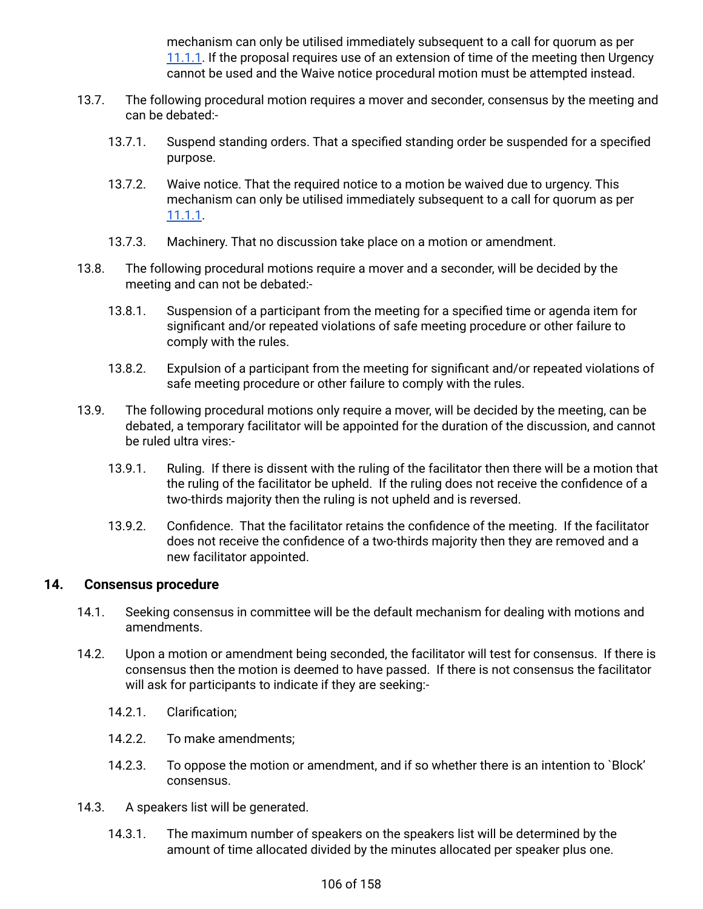mechanism can only be utilised immediately subsequent to a call for quorum as per 11.1.1. If the proposal requires use of an extension of time of the meeting then Urgency cannot be used and the Waive notice procedural motion must be attempted instead.

13.7. The following procedural motion requires a mover and seconder, consensus by the meeting and can be debated:-

13.7.1. Suspend standing orders. That a specified standing order be suspended for a specified purpose.

13.7.2. Waive notice. That the required notice to a motion be waived due to urgency. This mechanism can only be utilised immediately subsequent to a call for quorum as per 11.1.1.

13.7.3. Machinery. That no discussion take place on a motion or amendment.

13.8. The following procedural motions require a mover and a seconder, will be decided by the meeting and can not be debated:-

13.8.1. Suspension of a participant from the meeting for a specified time or agenda item for significant and/or repeated violations of safe meeting procedure or other failure to comply with the rules.

13.8.2. Expulsion of a participant from the meeting for significant and/or repeated violations of safe meeting procedure or other failure to comply with the rules.

13.9. The following procedural motions only require a mover, will be decided by the meeting, can be debated, a temporary facilitator will be appointed for the duration of the discussion, and cannot be ruled ultra vires:-

13.9.1. Ruling. If there is dissent with the ruling of the facilitator then there will be a motion that the ruling of the facilitator be upheld. If the ruling does not receive the confidence of a two-thirds majority then the ruling is not upheld and is reversed.

13.9.2. Confidence. That the facilitator retains the confidence of the meeting. If the facilitator does not receive the confidence of a two-thirds majority then they are removed and a new facilitator appointed.

## 14. Consensus procedure

14.1. Seeking consensus in committee will be the default mechanism for dealing with motions and amendments.

14.2. Upon a motion or amendment being seconded, the facilitator will test for consensus. If there is consensus then the motion is deemed to have passed. If there is not consensus the facilitator will ask for participants to indicate if they are seeking:-

14.2.1. Clarification;

14.2.2. To make amendments;

14.2.3. To oppose the motion or amendment, and if so whether there is an intention to `Block' consensus.

14.3. A speakers list will be generated.

14.3.1. The maximum number of speakers on the speakers list will be determined by the amount of time allocated divided by the minutes allocated per speaker plus one.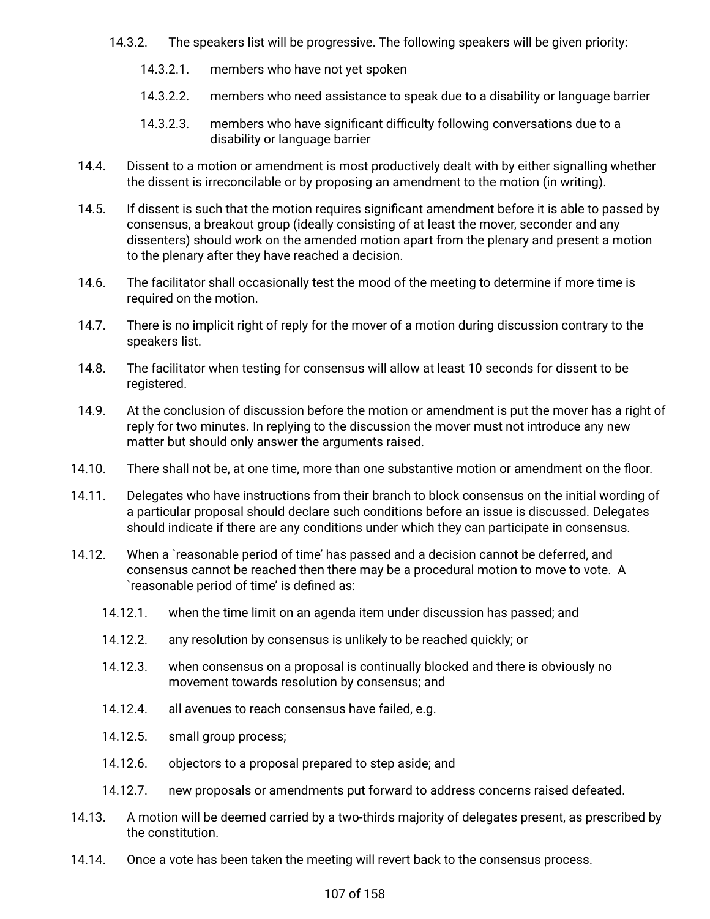14.3.2. The speakers list will be progressive. The following speakers will be given priority:

14.3.2.1. members who have not yet spoken

14.3.2.2. members who need assistance to speak due to a disability or language barrier

14.3.2.3. members who have significant difficulty following conversations due to a disability or language barrier

14.4. Dissent to a motion or amendment is most productively dealt with by either signalling whether the dissent is irreconcilable or by proposing an amendment to the motion (in writing).

14.5. If dissent is such that the motion requires significant amendment before it is able to passed by consensus, a breakout group (ideally consisting of at least the mover, seconder and any dissenters) should work on the amended motion apart from the plenary and present a motion to the plenary after they have reached a decision.

14.6. The facilitator shall occasionally test the mood of the meeting to determine if more time is required on the motion.

14.7. There is no implicit right of reply for the mover of a motion during discussion contrary to the speakers list.

14.8. The facilitator when testing for consensus will allow at least 10 seconds for dissent to be registered.

14.9. At the conclusion of discussion before the motion or amendment is put the mover has a right of reply for two minutes. In replying to the discussion the mover must not introduce any new matter but should only answer the arguments raised.

14.10. There shall not be, at one time, more than one substantive motion or amendment on the floor.

14.11. Delegates who have instructions from their branch to block consensus on the initial wording of a particular proposal should declare such conditions before an issue is discussed. Delegates should indicate if there are any conditions under which they can participate in consensus.

14.12. When a `reasonable period of time' has passed and a decision cannot be deferred, and consensus cannot be reached then there may be a procedural motion to move to vote. A `reasonable period of time' is defined as:

14.12.1. when the time limit on an agenda item under discussion has passed; and

14.12.2. any resolution by consensus is unlikely to be reached quickly; or

14.12.3. when consensus on a proposal is continually blocked and there is obviously no movement towards resolution by consensus; and

14.12.4. all avenues to reach consensus have failed, e.g.

14.12.5. small group process;

14.12.6. objectors to a proposal prepared to step aside; and

14.12.7. new proposals or amendments put forward to address concerns raised defeated.

14.13. A motion will be deemed carried by a two-thirds majority of delegates present, as prescribed by the constitution.

14.14. Once a vote has been taken the meeting will revert back to the consensus process.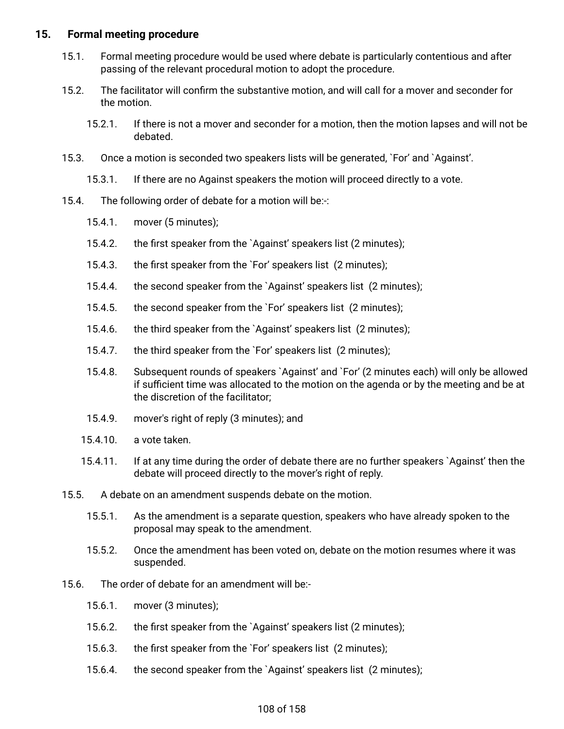## 15. Formal meeting procedure

15.1. Formal meeting procedure would be used where debate is particularly contentious and after passing of the relevant procedural motion to adopt the procedure.

15.2. The facilitator will confirm the substantive motion, and will call for a mover and seconder for the motion.

15.2.1. If there is not a mover and seconder for a motion, then the motion lapses and will not be debated.

15.3. Once a motion is seconded two speakers lists will be generated, `For' and `Against'.

15.3.1. If there are no Against speakers the motion will proceed directly to a vote.

15.4. The following order of debate for a motion will be:-:

15.4.1. mover (5 minutes);

15.4.2. the first speaker from the `Against' speakers list (2 minutes);

15.4.3. the first speaker from the `For' speakers list (2 minutes);

15.4.4. the second speaker from the `Against' speakers list (2 minutes);

15.4.5. the second speaker from the `For' speakers list (2 minutes);

15.4.6. the third speaker from the `Against' speakers list (2 minutes);

15.4.7. the third speaker from the `For' speakers list (2 minutes);

15.4.8. Subsequent rounds of speakers `Against' and `For' (2 minutes each) will only be allowed if sufficient time was allocated to the motion on the agenda or by the meeting and be at the discretion of the facilitator;

15.4.9. mover's right of reply (3 minutes); and

15.4.10. a vote taken.

15.4.11. If at any time during the order of debate there are no further speakers `Against' then the debate will proceed directly to the mover's right of reply.

15.5. A debate on an amendment suspends debate on the motion.

15.5.1. As the amendment is a separate question, speakers who have already spoken to the proposal may speak to the amendment.

15.5.2. Once the amendment has been voted on, debate on the motion resumes where it was suspended.

15.6. The order of debate for an amendment will be:-

15.6.1. mover (3 minutes);

15.6.2. the first speaker from the `Against' speakers list (2 minutes);

15.6.3. the first speaker from the `For' speakers list (2 minutes);

15.6.4. the second speaker from the `Against' speakers list (2 minutes);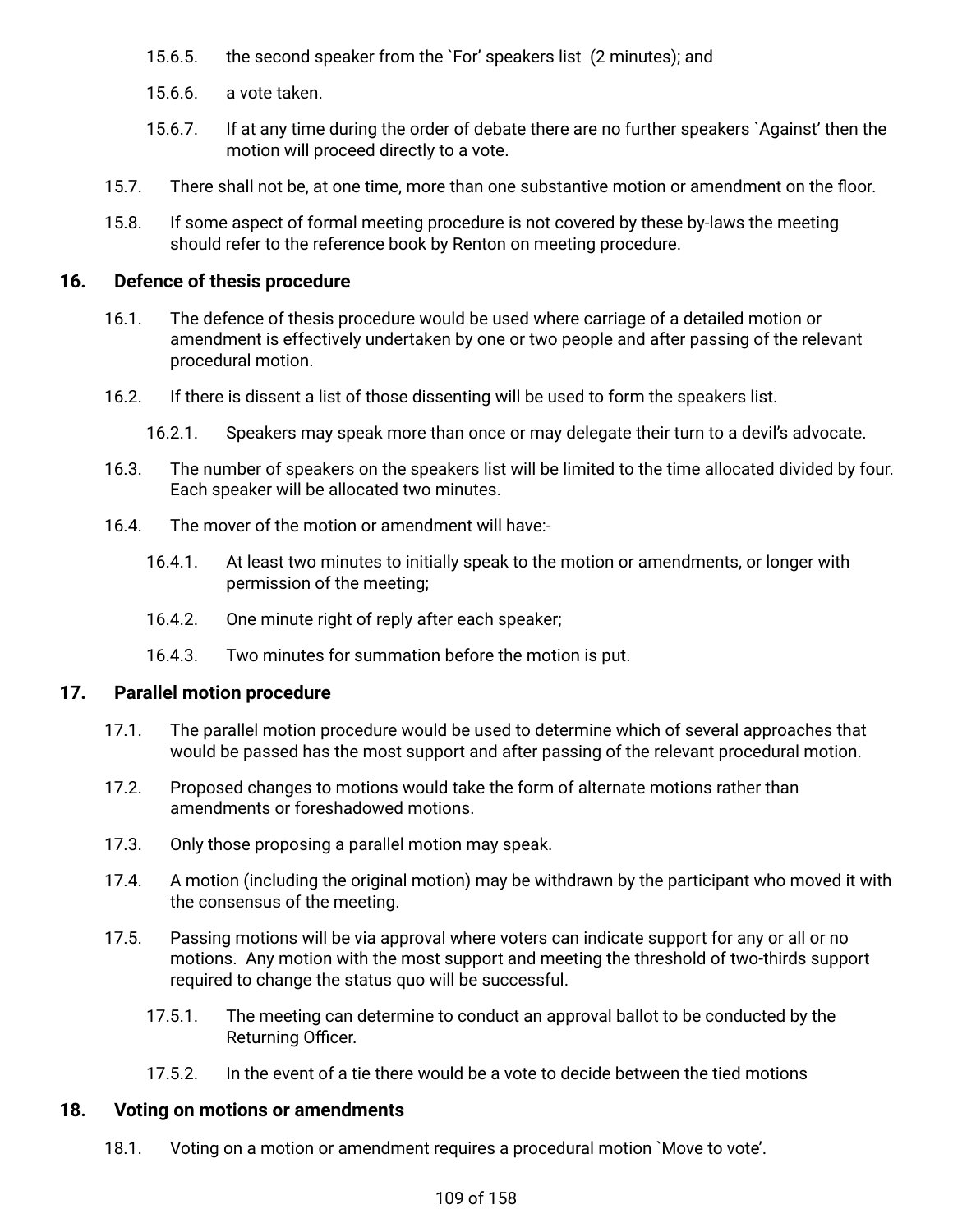15.6.5. the second speaker from the `For' speakers list (2 minutes); and

15.6.6. a vote taken.

15.6.7. If at any time during the order of debate there are no further speakers `Against' then the motion will proceed directly to a vote.

15.7. There shall not be, at one time, more than one substantive motion or amendment on the floor.

15.8. If some aspect of formal meeting procedure is not covered by these by-laws the meeting should refer to the reference book by Renton on meeting procedure.

## 16. Defence of thesis procedure

16.1. The defence of thesis procedure would be used where carriage of a detailed motion or amendment is effectively undertaken by one or two people and after passing of the relevant procedural motion.

16.2. If there is dissent a list of those dissenting will be used to form the speakers list.

16.2.1. Speakers may speak more than once or may delegate their turn to a devil's advocate.

16.3. The number of speakers on the speakers list will be limited to the time allocated divided by four. Each speaker will be allocated two minutes.

16.4. The mover of the motion or amendment will have:-

16.4.1. At least two minutes to initially speak to the motion or amendments, or longer with permission of the meeting;

16.4.2. One minute right of reply after each speaker;

16.4.3. Two minutes for summation before the motion is put.

## 17. Parallel motion procedure

17.1. The parallel motion procedure would be used to determine which of several approaches that would be passed has the most support and after passing of the relevant procedural motion.

17.2. Proposed changes to motions would take the form of alternate motions rather than amendments or foreshadowed motions.

17.3. Only those proposing a parallel motion may speak.

17.4. A motion (including the original motion) may be withdrawn by the participant who moved it with the consensus of the meeting.

17.5. Passing motions will be via approval where voters can indicate support for any or all or no motions. Any motion with the most support and meeting the threshold of two-thirds support required to change the status quo will be successful.

17.5.1. The meeting can determine to conduct an approval ballot to be conducted by the Returning Officer.

17.5.2. In the event of a tie there would be a vote to decide between the tied motions

## 18. Voting on motions or amendments

18.1. Voting on a motion or amendment requires a procedural motion `Move to vote'.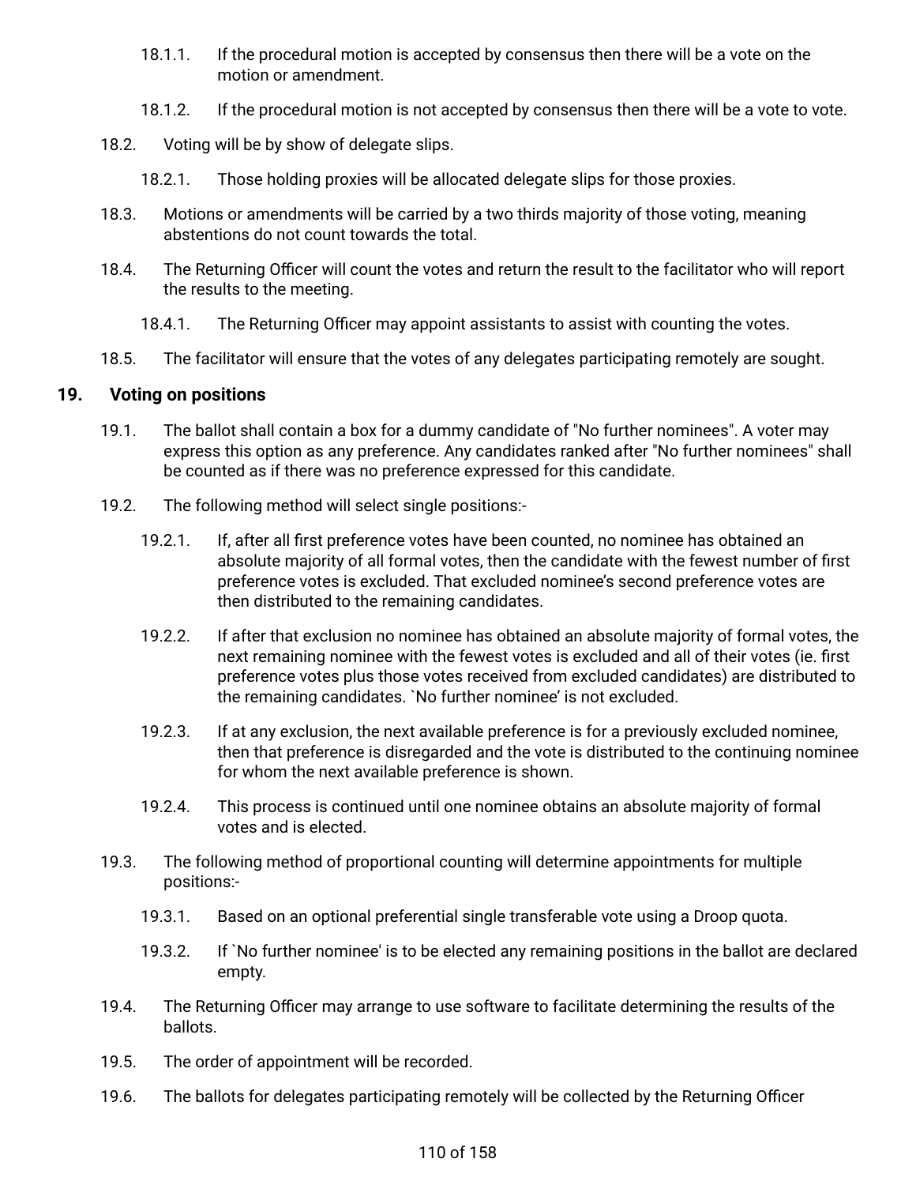18.1.1. If the procedural motion is accepted by consensus then there will be a vote on the motion or amendment.

18.1.2. If the procedural motion is not accepted by consensus then there will be a vote to vote.

18.2. Voting will be by show of delegate slips.

18.2.1. Those holding proxies will be allocated delegate slips for those proxies.

18.3. Motions or amendments will be carried by a two thirds majority of those voting, meaning abstentions do not count towards the total.

18.4. The Returning Officer will count the votes and return the result to the facilitator who will report the results to the meeting.

18.4.1. The Returning Officer may appoint assistants to assist with counting the votes.

18.5. The facilitator will ensure that the votes of any delegates participating remotely are sought.

## 19. Voting on positions

19.1. The ballot shall contain a box for a dummy candidate of "No further nominees". A voter may express this option as any preference. Any candidates ranked after "No further nominees" shall be counted as if there was no preference expressed for this candidate.

19.2. The following method will select single positions:-

19.2.1. If, after all first preference votes have been counted, no nominee has obtained an absolute majority of all formal votes, then the candidate with the fewest number of first preference votes is excluded. That excluded nominee's second preference votes are then distributed to the remaining candidates.

19.2.2. If after that exclusion no nominee has obtained an absolute majority of formal votes, the next remaining nominee with the fewest votes is excluded and all of their votes (ie. first preference votes plus those votes received from excluded candidates) are distributed to the remaining candidates. `No further nominee' is not excluded.

19.2.3. If at any exclusion, the next available preference is for a previously excluded nominee, then that preference is disregarded and the vote is distributed to the continuing nominee for whom the next available preference is shown.

19.2.4. This process is continued until one nominee obtains an absolute majority of formal votes and is elected.

19.3. The following method of proportional counting will determine appointments for multiple positions:-

19.3.1. Based on an optional preferential single transferable vote using a Droop quota.

19.3.2. If `No further nominee' is to be elected any remaining positions in the ballot are declared empty.

19.4. The Returning Officer may arrange to use software to facilitate determining the results of the ballots.

19.5. The order of appointment will be recorded.

19.6. The ballots for delegates participating remotely will be collected by the Returning Officer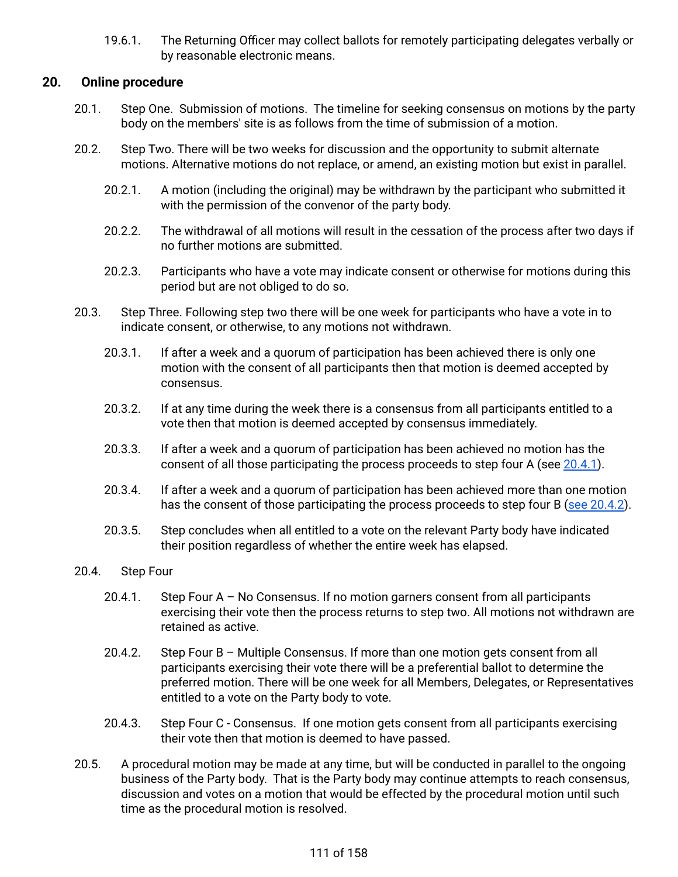19.6.1. The Returning Officer may collect ballots for remotely participating delegates verbally or by reasonable electronic means.

## 20. Online procedure

20.1. Step One. Submission of motions. The timeline for seeking consensus on motions by the party body on the members' site is as follows from the time of submission of a motion.

20.2. Step Two. There will be two weeks for discussion and the opportunity to submit alternate motions. Alternative motions do not replace, or amend, an existing motion but exist in parallel.

20.2.1. A motion (including the original) may be withdrawn by the participant who submitted it with the permission of the convenor of the party body.

20.2.2. The withdrawal of all motions will result in the cessation of the process after two days if no further motions are submitted.

20.2.3. Participants who have a vote may indicate consent or otherwise for motions during this period but are not obliged to do so.

20.3. Step Three. Following step two there will be one week for participants who have a vote in to indicate consent, or otherwise, to any motions not withdrawn.

20.3.1. If after a week and a quorum of participation has been achieved there is only one motion with the consent of all participants then that motion is deemed accepted by consensus.

20.3.2. If at any time during the week there is a consensus from all participants entitled to a vote then that motion is deemed accepted by consensus immediately.

20.3.3. If after a week and a quorum of participation has been achieved no motion has the consent of all those participating the process proceeds to step four A (see 20.4.1).

20.3.4. If after a week and a quorum of participation has been achieved more than one motion has the consent of those participating the process proceeds to step four B (see 20.4.2).

20.3.5. Step concludes when all entitled to a vote on the relevant Party body have indicated their position regardless of whether the entire week has elapsed.

20.4. Step Four

20.4.1. Step Four A – No Consensus. If no motion garners consent from all participants exercising their vote then the process returns to step two. All motions not withdrawn are retained as active.

20.4.2. Step Four B – Multiple Consensus. If more than one motion gets consent from all participants exercising their vote there will be a preferential ballot to determine the preferred motion. There will be one week for all Members, Delegates, or Representatives entitled to a vote on the Party body to vote.

20.4.3. Step Four C - Consensus. If one motion gets consent from all participants exercising their vote then that motion is deemed to have passed.

20.5. A procedural motion may be made at any time, but will be conducted in parallel to the ongoing business of the Party body. That is the Party body may continue attempts to reach consensus, discussion and votes on a motion that would be effected by the procedural motion until such time as the procedural motion is resolved.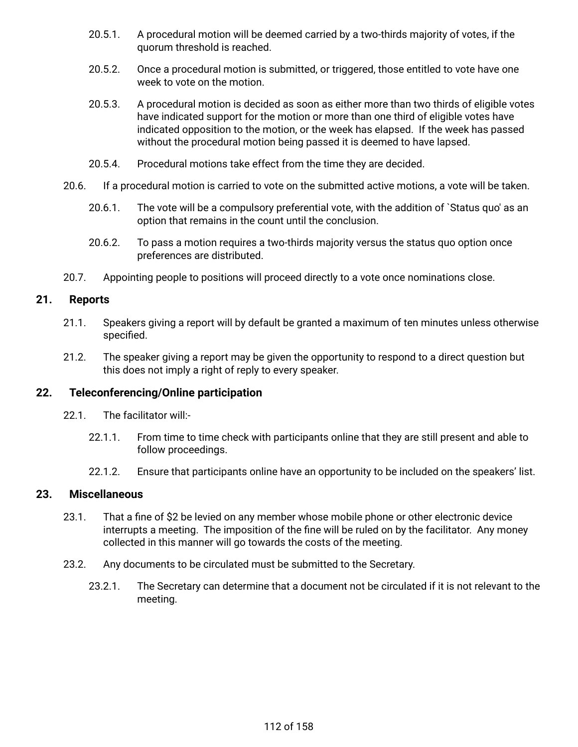20.5.1. A procedural motion will be deemed carried by a two-thirds majority of votes, if the quorum threshold is reached.

20.5.2. Once a procedural motion is submitted, or triggered, those entitled to vote have one week to vote on the motion.

20.5.3. A procedural motion is decided as soon as either more than two thirds of eligible votes have indicated support for the motion or more than one third of eligible votes have indicated opposition to the motion, or the week has elapsed. If the week has passed without the procedural motion being passed it is deemed to have lapsed.

20.5.4. Procedural motions take effect from the time they are decided.

20.6. If a procedural motion is carried to vote on the submitted active motions, a vote will be taken.

20.6.1. The vote will be a compulsory preferential vote, with the addition of `Status quo' as an option that remains in the count until the conclusion.

20.6.2. To pass a motion requires a two-thirds majority versus the status quo option once preferences are distributed.

20.7. Appointing people to positions will proceed directly to a vote once nominations close.

## 21. Reports

21.1. Speakers giving a report will by default be granted a maximum of ten minutes unless otherwise specified.

21.2. The speaker giving a report may be given the opportunity to respond to a direct question but this does not imply a right of reply to every speaker.

## 22. Teleconferencing/Online participation

22.1. The facilitator will:-

22.1.1. From time to time check with participants online that they are still present and able to follow proceedings.

22.1.2. Ensure that participants online have an opportunity to be included on the speakers' list.

## 23. Miscellaneous

23.1. That a fine of $2 be levied on any member whose mobile phone or other electronic device interrupts a meeting. The imposition of the fine will be ruled on by the facilitator. Any money collected in this manner will go towards the costs of the meeting.

23.2. Any documents to be circulated must be submitted to the Secretary.

23.2.1. The Secretary can determine that a document not be circulated if it is not relevant to the meeting.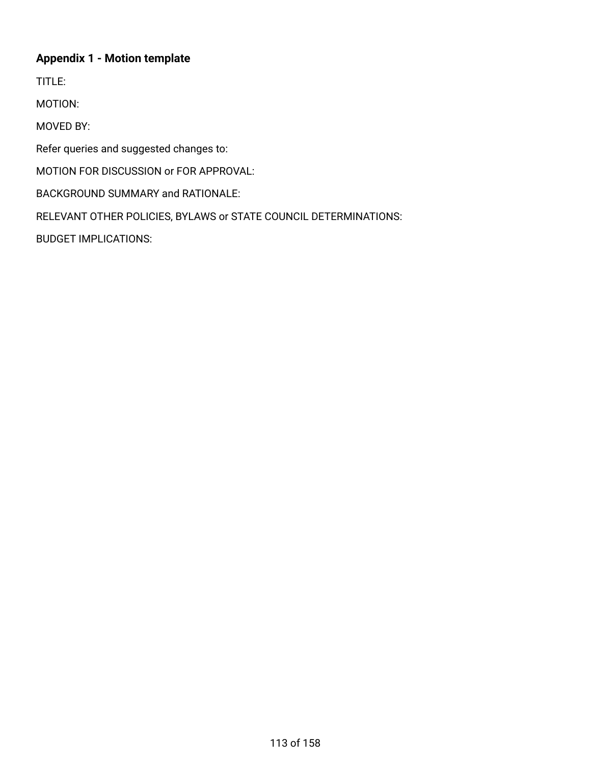**Appendix 1 - Motion template**

TITLE:

MOTION:

MOVED BY:

Refer queries and suggested changes to:

MOTION FOR DISCUSSION or FOR APPROVAL:

BACKGROUND SUMMARY and RATIONALE:

RELEVANT OTHER POLICIES, BYLAWS or STATE COUNCIL DETERMINATIONS:

BUDGET IMPLICATIONS: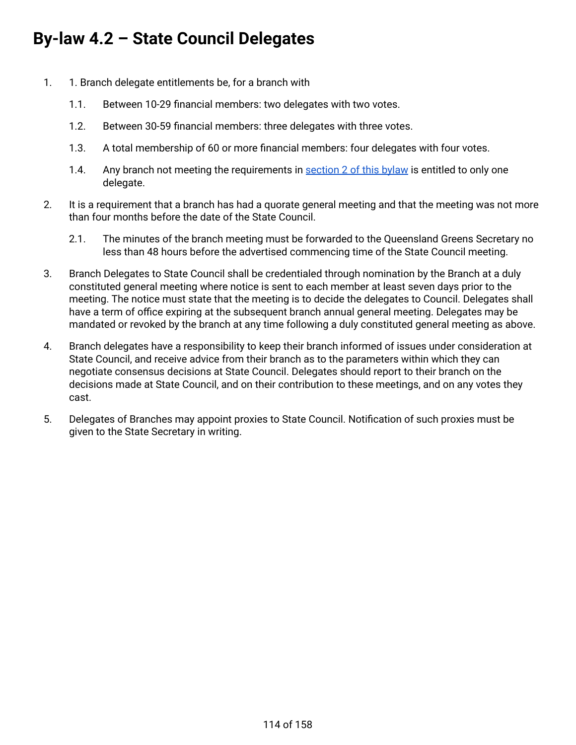# By-law 4.2 – State Council Delegates

1. 1. Branch delegate entitlements be, for a branch with
   1.1. Between 10-29 financial members: two delegates with two votes.
   1.2. Between 30-59 financial members: three delegates with three votes.
   1.3. A total membership of 60 or more financial members: four delegates with four votes.
   1.4. Any branch not meeting the requirements in section 2 of this bylaw is entitled to only one delegate.
2. It is a requirement that a branch has had a quorate general meeting and that the meeting was not more than four months before the date of the State Council.
   2.1. The minutes of the branch meeting must be forwarded to the Queensland Greens Secretary no less than 48 hours before the advertised commencing time of the State Council meeting.
3. Branch Delegates to State Council shall be credentialed through nomination by the Branch at a duly constituted general meeting where notice is sent to each member at least seven days prior to the meeting. The notice must state that the meeting is to decide the delegates to Council. Delegates shall have a term of office expiring at the subsequent branch annual general meeting. Delegates may be mandated or revoked by the branch at any time following a duly constituted general meeting as above.
4. Branch delegates have a responsibility to keep their branch informed of issues under consideration at State Council, and receive advice from their branch as to the parameters within which they can negotiate consensus decisions at State Council. Delegates should report to their branch on the decisions made at State Council, and on their contribution to these meetings, and on any votes they cast.
5. Delegates of Branches may appoint proxies to State Council. Notification of such proxies must be given to the State Secretary in writing.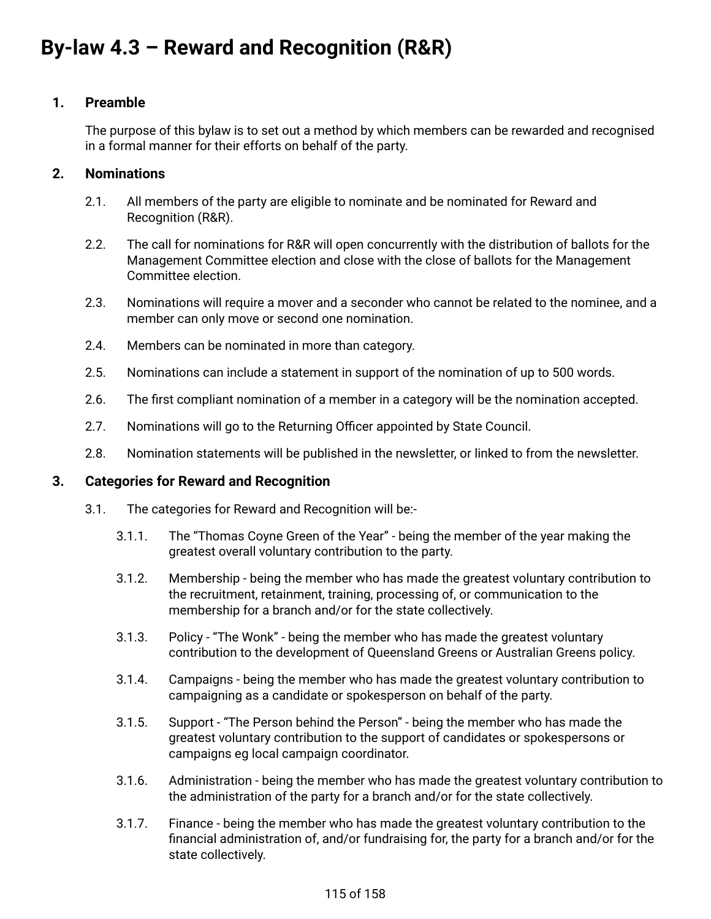# By-law 4.3 – Reward and Recognition (R&R)

## 1. Preamble

The purpose of this bylaw is to set out a method by which members can be rewarded and recognised in a formal manner for their efforts on behalf of the party.

## 2. Nominations

2.1. All members of the party are eligible to nominate and be nominated for Reward and Recognition (R&R).

2.2. The call for nominations for R&R will open concurrently with the distribution of ballots for the Management Committee election and close with the close of ballots for the Management Committee election.

2.3. Nominations will require a mover and a seconder who cannot be related to the nominee, and a member can only move or second one nomination.

2.4. Members can be nominated in more than category.

2.5. Nominations can include a statement in support of the nomination of up to 500 words.

2.6. The first compliant nomination of a member in a category will be the nomination accepted.

2.7. Nominations will go to the Returning Officer appointed by State Council.

2.8. Nomination statements will be published in the newsletter, or linked to from the newsletter.

## 3. Categories for Reward and Recognition

3.1. The categories for Reward and Recognition will be:-

3.1.1. The "Thomas Coyne Green of the Year" - being the member of the year making the greatest overall voluntary contribution to the party.

3.1.2. Membership - being the member who has made the greatest voluntary contribution to the recruitment, retainment, training, processing of, or communication to the membership for a branch and/or for the state collectively.

3.1.3. Policy - "The Wonk" - being the member who has made the greatest voluntary contribution to the development of Queensland Greens or Australian Greens policy.

3.1.4. Campaigns - being the member who has made the greatest voluntary contribution to campaigning as a candidate or spokesperson on behalf of the party.

3.1.5. Support - "The Person behind the Person" - being the member who has made the greatest voluntary contribution to the support of candidates or spokespersons or campaigns eg local campaign coordinator.

3.1.6. Administration - being the member who has made the greatest voluntary contribution to the administration of the party for a branch and/or for the state collectively.

3.1.7. Finance - being the member who has made the greatest voluntary contribution to the financial administration of, and/or fundraising for, the party for a branch and/or for the state collectively.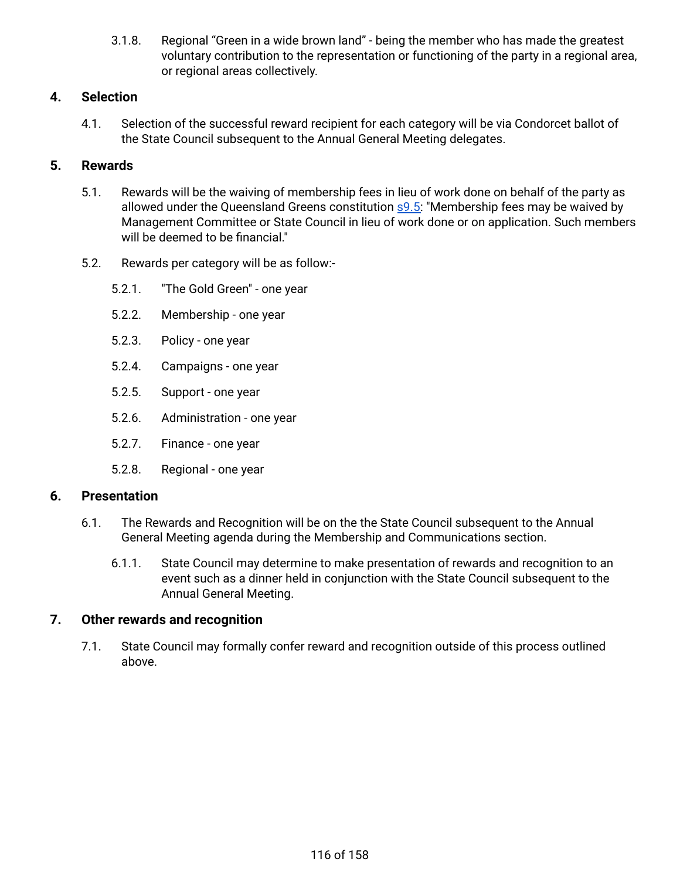3.1.8. Regional “Green in a wide brown land” - being the member who has made the greatest voluntary contribution to the representation or functioning of the party in a regional area, or regional areas collectively.

## 4. Selection

4.1. Selection of the successful reward recipient for each category will be via Condorcet ballot of the State Council subsequent to the Annual General Meeting delegates.

## 5. Rewards

5.1. Rewards will be the waiving of membership fees in lieu of work done on behalf of the party as allowed under the Queensland Greens constitution s9.5: "Membership fees may be waived by Management Committee or State Council in lieu of work done or on application. Such members will be deemed to be financial."

5.2. Rewards per category will be as follow:-

5.2.1. "The Gold Green" - one year

5.2.2. Membership - one year

5.2.3. Policy - one year

5.2.4. Campaigns - one year

5.2.5. Support - one year

5.2.6. Administration - one year

5.2.7. Finance - one year

5.2.8. Regional - one year

## 6. Presentation

6.1. The Rewards and Recognition will be on the the State Council subsequent to the Annual General Meeting agenda during the Membership and Communications section.

6.1.1. State Council may determine to make presentation of rewards and recognition to an event such as a dinner held in conjunction with the State Council subsequent to the Annual General Meeting.

## 7. Other rewards and recognition

7.1. State Council may formally confer reward and recognition outside of this process outlined above.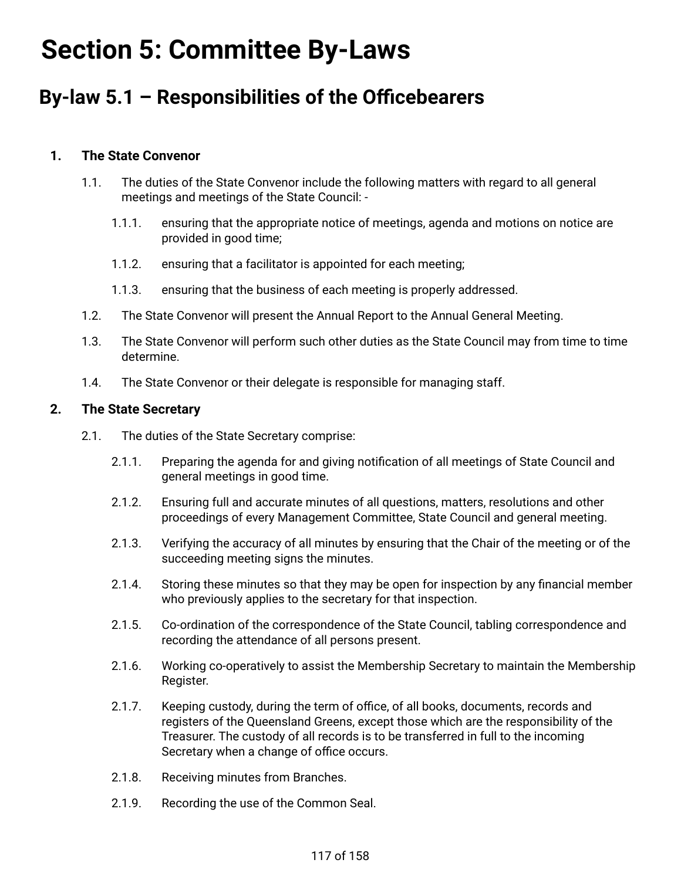# Section 5: Committee By-Laws

## By-law 5.1 – Responsibilities of the Officebearers

1. **The State Convenor**

   1.1. The duties of the State Convenor include the following matters with regard to all general meetings and meetings of the State Council: -

   1.1.1. ensuring that the appropriate notice of meetings, agenda and motions on notice are provided in good time;

   1.1.2. ensuring that a facilitator is appointed for each meeting;

   1.1.3. ensuring that the business of each meeting is properly addressed.

   1.2. The State Convenor will present the Annual Report to the Annual General Meeting.

   1.3. The State Convenor will perform such other duties as the State Council may from time to time determine.

   1.4. The State Convenor or their delegate is responsible for managing staff.

2. **The State Secretary**

   2.1. The duties of the State Secretary comprise:

   2.1.1. Preparing the agenda for and giving notification of all meetings of State Council and general meetings in good time.

   2.1.2. Ensuring full and accurate minutes of all questions, matters, resolutions and other proceedings of every Management Committee, State Council and general meeting.

   2.1.3. Verifying the accuracy of all minutes by ensuring that the Chair of the meeting or of the succeeding meeting signs the minutes.

   2.1.4. Storing these minutes so that they may be open for inspection by any financial member who previously applies to the secretary for that inspection.

   2.1.5. Co-ordination of the correspondence of the State Council, tabling correspondence and recording the attendance of all persons present.

   2.1.6. Working co-operatively to assist the Membership Secretary to maintain the Membership Register.

   2.1.7. Keeping custody, during the term of office, of all books, documents, records and registers of the Queensland Greens, except those which are the responsibility of the Treasurer. The custody of all records is to be transferred in full to the incoming Secretary when a change of office occurs.

   2.1.8. Receiving minutes from Branches.

   2.1.9. Recording the use of the Common Seal.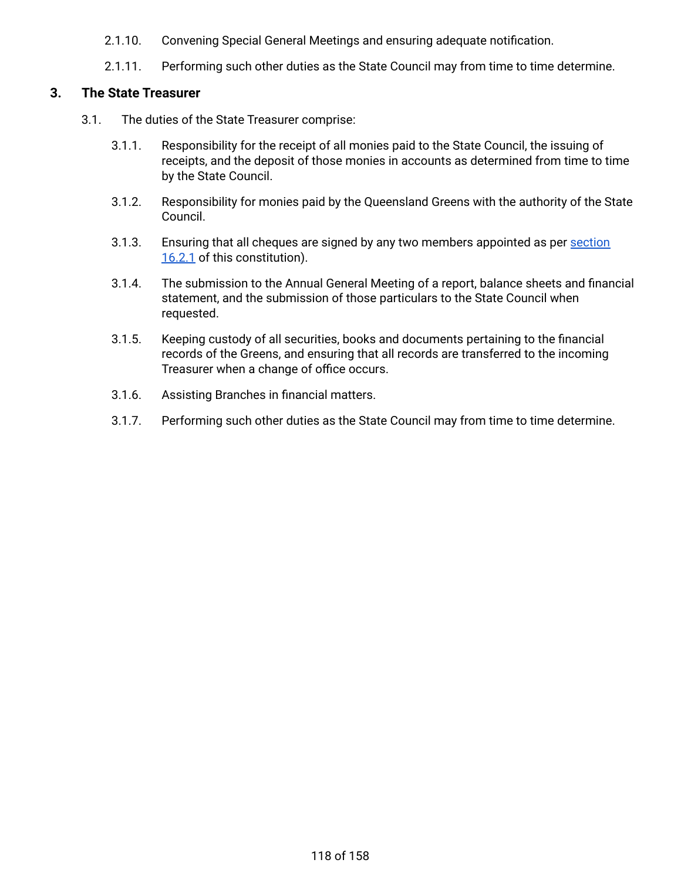2.1.10. Convening Special General Meetings and ensuring adequate notification.

2.1.11. Performing such other duties as the State Council may from time to time determine.

## 3. The State Treasurer

3.1. The duties of the State Treasurer comprise:

3.1.1. Responsibility for the receipt of all monies paid to the State Council, the issuing of receipts, and the deposit of those monies in accounts as determined from time to time by the State Council.

3.1.2. Responsibility for monies paid by the Queensland Greens with the authority of the State Council.

3.1.3. Ensuring that all cheques are signed by any two members appointed as per section 16.2.1 of this constitution).

3.1.4. The submission to the Annual General Meeting of a report, balance sheets and financial statement, and the submission of those particulars to the State Council when requested.

3.1.5. Keeping custody of all securities, books and documents pertaining to the financial records of the Greens, and ensuring that all records are transferred to the incoming Treasurer when a change of office occurs.

3.1.6. Assisting Branches in financial matters.

3.1.7. Performing such other duties as the State Council may from time to time determine.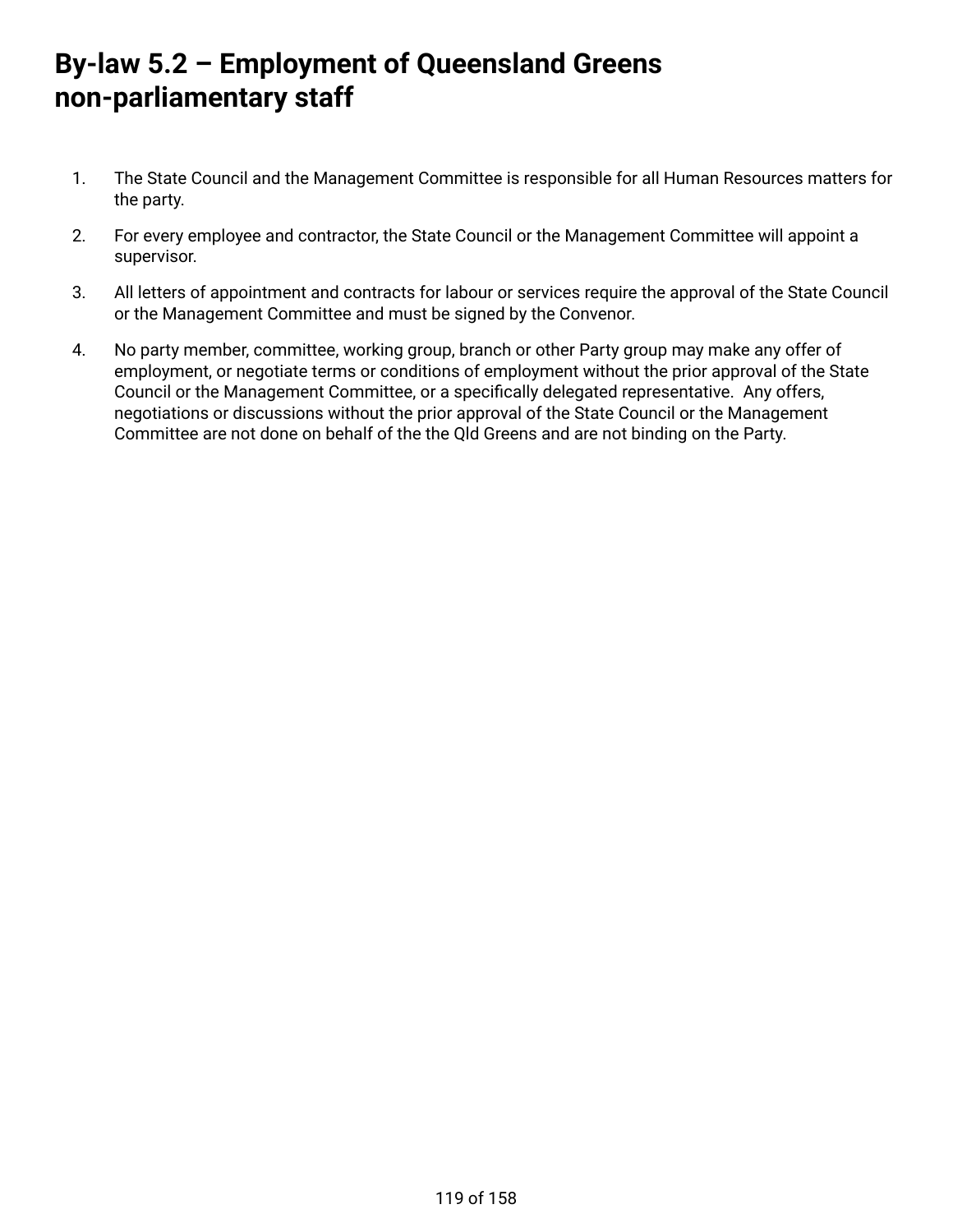# By-law 5.2 – Employment of Queensland Greens non-parliamentary staff

1. The State Council and the Management Committee is responsible for all Human Resources matters for the party.
2. For every employee and contractor, the State Council or the Management Committee will appoint a supervisor.
3. All letters of appointment and contracts for labour or services require the approval of the State Council or the Management Committee and must be signed by the Convenor.
4. No party member, committee, working group, branch or other Party group may make any offer of employment, or negotiate terms or conditions of employment without the prior approval of the State Council or the Management Committee, or a specifically delegated representative. Any offers, negotiations or discussions without the prior approval of the State Council or the Management Committee are not done on behalf of the the Qld Greens and are not binding on the Party.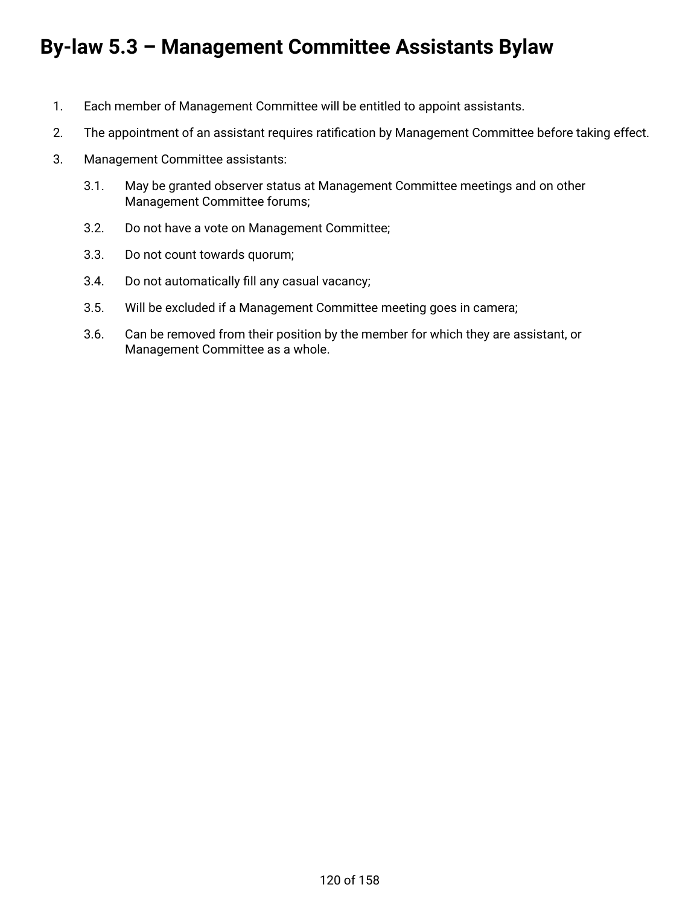# By-law 5.3 – Management Committee Assistants Bylaw

1. Each member of Management Committee will be entitled to appoint assistants.
2. The appointment of an assistant requires ratification by Management Committee before taking effect.
3. Management Committee assistants:
   - 3.1. May be granted observer status at Management Committee meetings and on other Management Committee forums;
   - 3.2. Do not have a vote on Management Committee;
   - 3.3. Do not count towards quorum;
   - 3.4. Do not automatically fill any casual vacancy;
   - 3.5. Will be excluded if a Management Committee meeting goes in camera;
   - 3.6. Can be removed from their position by the member for which they are assistant, or Management Committee as a whole.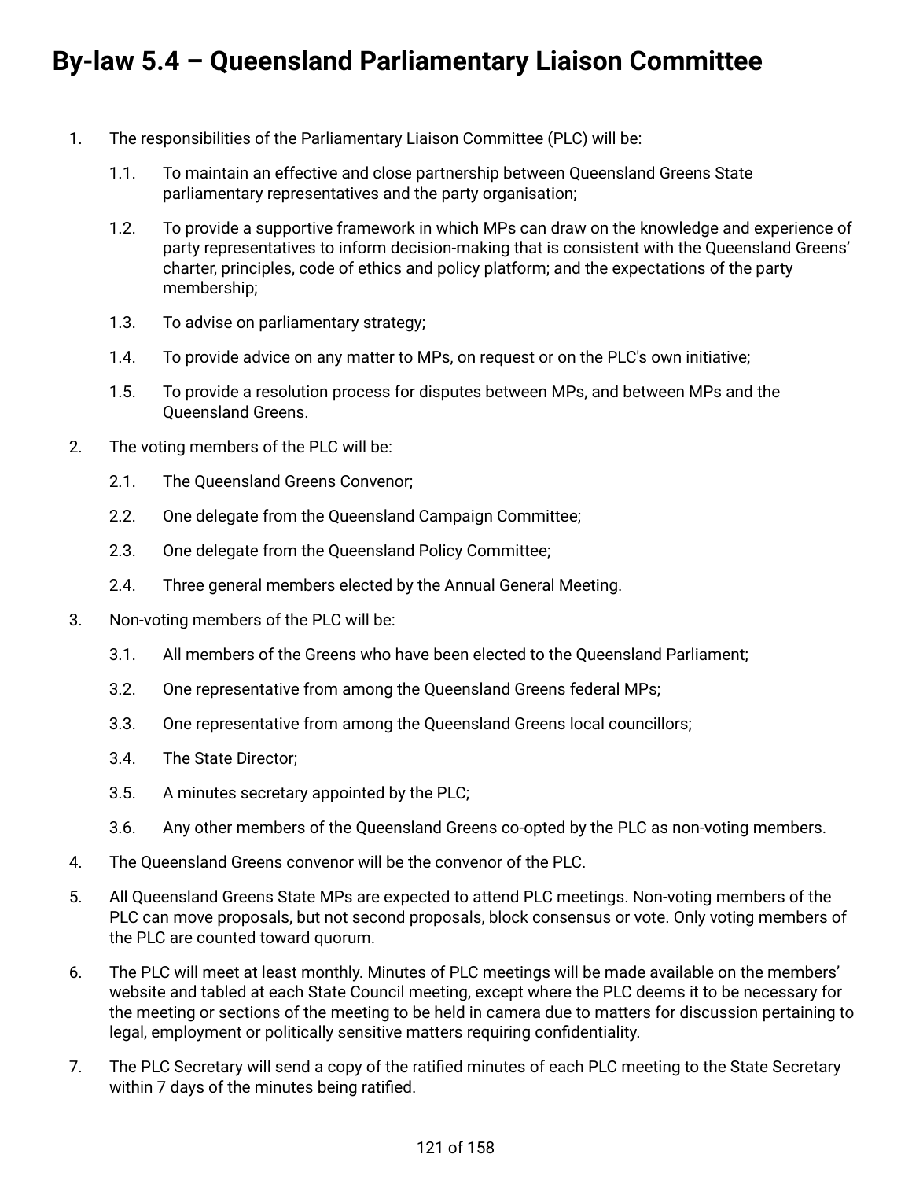# By-law 5.4 – Queensland Parliamentary Liaison Committee

1. The responsibilities of the Parliamentary Liaison Committee (PLC) will be:
   1.1. To maintain an effective and close partnership between Queensland Greens State parliamentary representatives and the party organisation;
   1.2. To provide a supportive framework in which MPs can draw on the knowledge and experience of party representatives to inform decision-making that is consistent with the Queensland Greens' charter, principles, code of ethics and policy platform; and the expectations of the party membership;
   1.3. To advise on parliamentary strategy;
   1.4. To provide advice on any matter to MPs, on request or on the PLC's own initiative;
   1.5. To provide a resolution process for disputes between MPs, and between MPs and the Queensland Greens.
2. The voting members of the PLC will be:
   2.1. The Queensland Greens Convenor;
   2.2. One delegate from the Queensland Campaign Committee;
   2.3. One delegate from the Queensland Policy Committee;
   2.4. Three general members elected by the Annual General Meeting.
3. Non-voting members of the PLC will be:
   3.1. All members of the Greens who have been elected to the Queensland Parliament;
   3.2. One representative from among the Queensland Greens federal MPs;
   3.3. One representative from among the Queensland Greens local councillors;
   3.4. The State Director;
   3.5. A minutes secretary appointed by the PLC;
   3.6. Any other members of the Queensland Greens co-opted by the PLC as non-voting members.
4. The Queensland Greens convenor will be the convenor of the PLC.
5. All Queensland Greens State MPs are expected to attend PLC meetings. Non-voting members of the PLC can move proposals, but not second proposals, block consensus or vote. Only voting members of the PLC are counted toward quorum.
6. The PLC will meet at least monthly. Minutes of PLC meetings will be made available on the members' website and tabled at each State Council meeting, except where the PLC deems it to be necessary for the meeting or sections of the meeting to be held in camera due to matters for discussion pertaining to legal, employment or politically sensitive matters requiring confidentiality.
7. The PLC Secretary will send a copy of the ratified minutes of each PLC meeting to the State Secretary within 7 days of the minutes being ratified.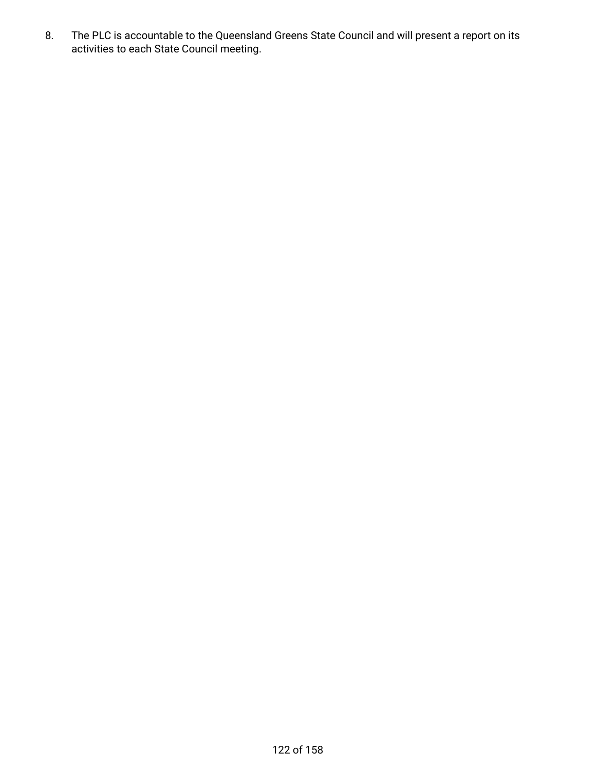8. The PLC is accountable to the Queensland Greens State Council and will present a report on its activities to each State Council meeting.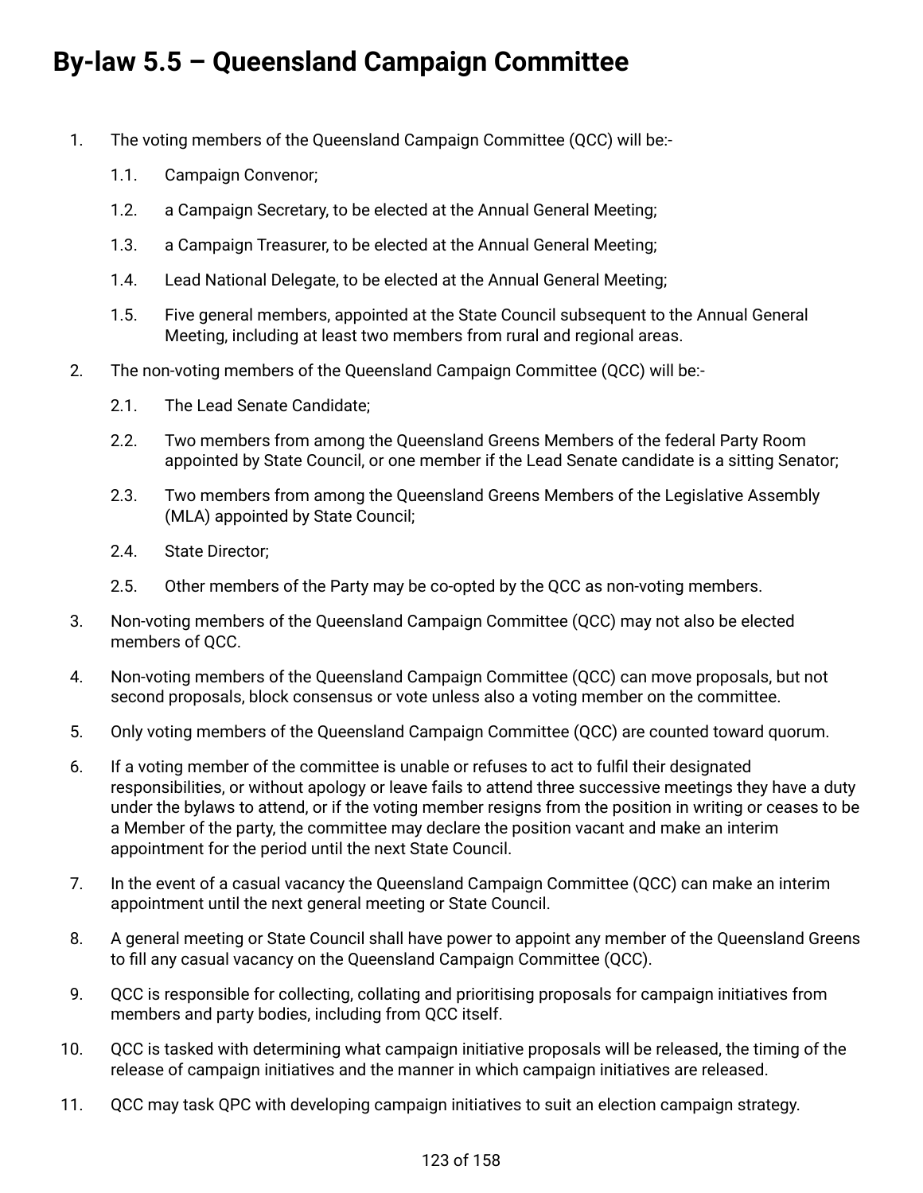# By-law 5.5 – Queensland Campaign Committee

1. The voting members of the Queensland Campaign Committee (QCC) will be:-
   1.1. Campaign Convenor;
   1.2. a Campaign Secretary, to be elected at the Annual General Meeting;
   1.3. a Campaign Treasurer, to be elected at the Annual General Meeting;
   1.4. Lead National Delegate, to be elected at the Annual General Meeting;
   1.5. Five general members, appointed at the State Council subsequent to the Annual General Meeting, including at least two members from rural and regional areas.
2. The non-voting members of the Queensland Campaign Committee (QCC) will be:-
   2.1. The Lead Senate Candidate;
   2.2. Two members from among the Queensland Greens Members of the federal Party Room appointed by State Council, or one member if the Lead Senate candidate is a sitting Senator;
   2.3. Two members from among the Queensland Greens Members of the Legislative Assembly (MLA) appointed by State Council;
   2.4. State Director;
   2.5. Other members of the Party may be co-opted by the QCC as non-voting members.
3. Non-voting members of the Queensland Campaign Committee (QCC) may not also be elected members of QCC.
4. Non-voting members of the Queensland Campaign Committee (QCC) can move proposals, but not second proposals, block consensus or vote unless also a voting member on the committee.
5. Only voting members of the Queensland Campaign Committee (QCC) are counted toward quorum.
6. If a voting member of the committee is unable or refuses to act to fulfil their designated responsibilities, or without apology or leave fails to attend three successive meetings they have a duty under the bylaws to attend, or if the voting member resigns from the position in writing or ceases to be a Member of the party, the committee may declare the position vacant and make an interim appointment for the period until the next State Council.
7. In the event of a casual vacancy the Queensland Campaign Committee (QCC) can make an interim appointment until the next general meeting or State Council.
8. A general meeting or State Council shall have power to appoint any member of the Queensland Greens to fill any casual vacancy on the Queensland Campaign Committee (QCC).
9. QCC is responsible for collecting, collating and prioritising proposals for campaign initiatives from members and party bodies, including from QCC itself.
10. QCC is tasked with determining what campaign initiative proposals will be released, the timing of the release of campaign initiatives and the manner in which campaign initiatives are released.
11. QCC may task QPC with developing campaign initiatives to suit an election campaign strategy.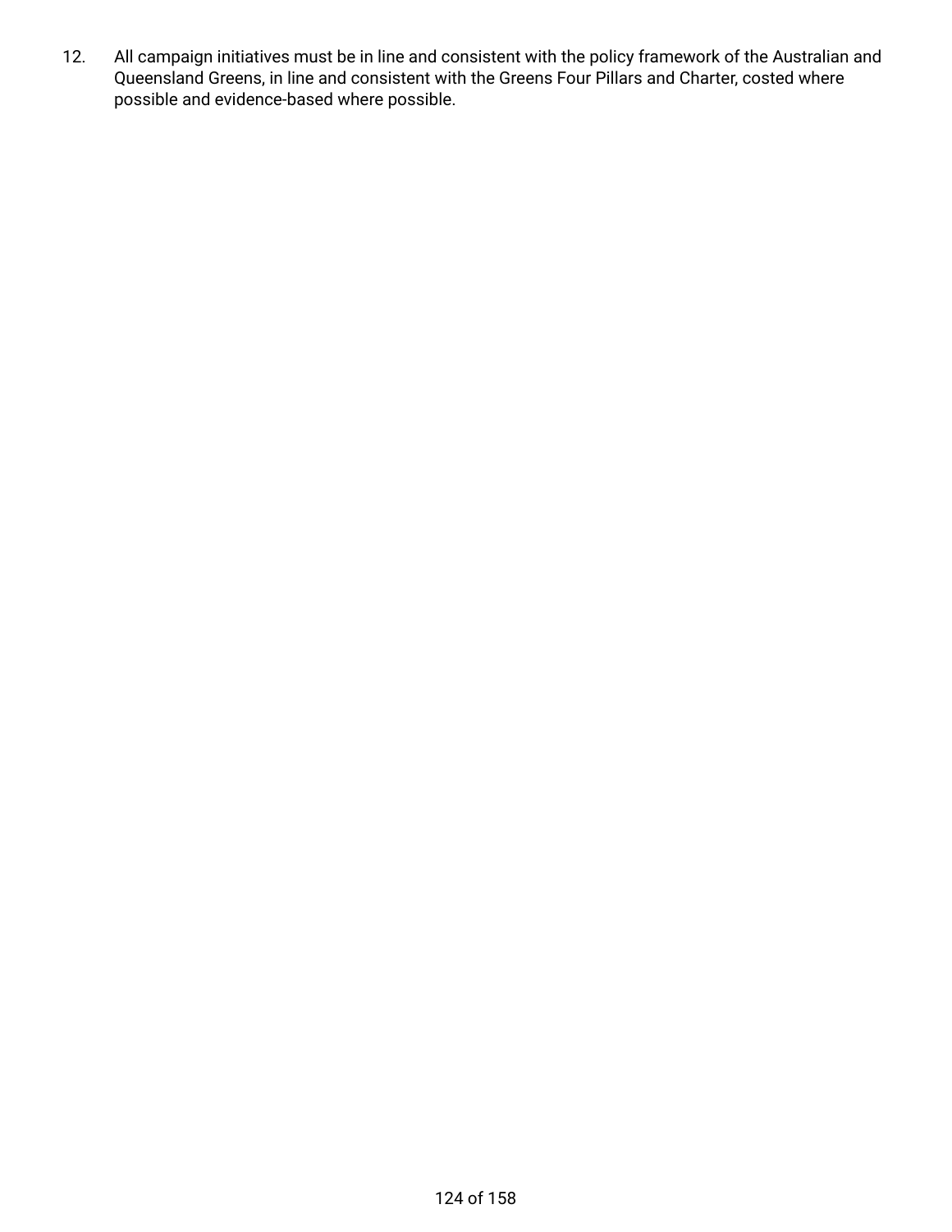12. All campaign initiatives must be in line and consistent with the policy framework of the Australian and Queensland Greens, in line and consistent with the Greens Four Pillars and Charter, costed where possible and evidence-based where possible.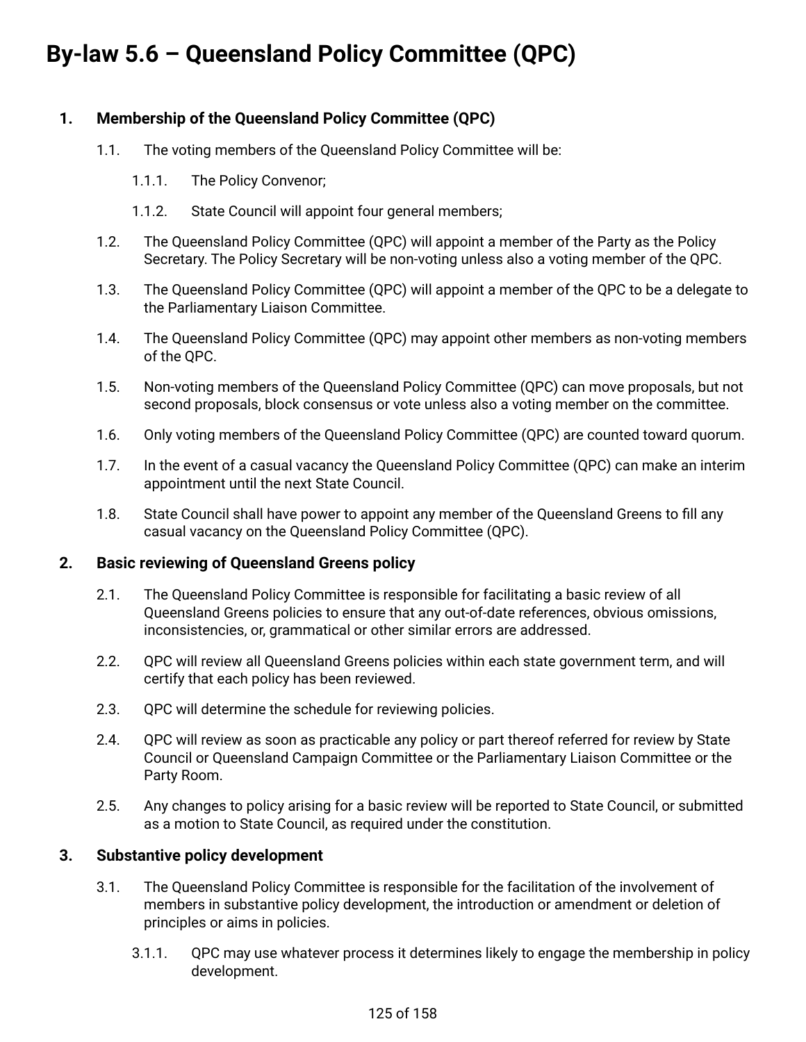# By-law 5.6 – Queensland Policy Committee (QPC)

## 1. Membership of the Queensland Policy Committee (QPC)

1.1. The voting members of the Queensland Policy Committee will be:

1.1.1. The Policy Convenor;

1.1.2. State Council will appoint four general members;

1.2. The Queensland Policy Committee (QPC) will appoint a member of the Party as the Policy Secretary. The Policy Secretary will be non-voting unless also a voting member of the QPC.

1.3. The Queensland Policy Committee (QPC) will appoint a member of the QPC to be a delegate to the Parliamentary Liaison Committee.

1.4. The Queensland Policy Committee (QPC) may appoint other members as non-voting members of the QPC.

1.5. Non-voting members of the Queensland Policy Committee (QPC) can move proposals, but not second proposals, block consensus or vote unless also a voting member on the committee.

1.6. Only voting members of the Queensland Policy Committee (QPC) are counted toward quorum.

1.7. In the event of a casual vacancy the Queensland Policy Committee (QPC) can make an interim appointment until the next State Council.

1.8. State Council shall have power to appoint any member of the Queensland Greens to fill any casual vacancy on the Queensland Policy Committee (QPC).

## 2. Basic reviewing of Queensland Greens policy

2.1. The Queensland Policy Committee is responsible for facilitating a basic review of all Queensland Greens policies to ensure that any out-of-date references, obvious omissions, inconsistencies, or, grammatical or other similar errors are addressed.

2.2. QPC will review all Queensland Greens policies within each state government term, and will certify that each policy has been reviewed.

2.3. QPC will determine the schedule for reviewing policies.

2.4. QPC will review as soon as practicable any policy or part thereof referred for review by State Council or Queensland Campaign Committee or the Parliamentary Liaison Committee or the Party Room.

2.5. Any changes to policy arising for a basic review will be reported to State Council, or submitted as a motion to State Council, as required under the constitution.

## 3. Substantive policy development

3.1. The Queensland Policy Committee is responsible for the facilitation of the involvement of members in substantive policy development, the introduction or amendment or deletion of principles or aims in policies.

3.1.1. QPC may use whatever process it determines likely to engage the membership in policy development.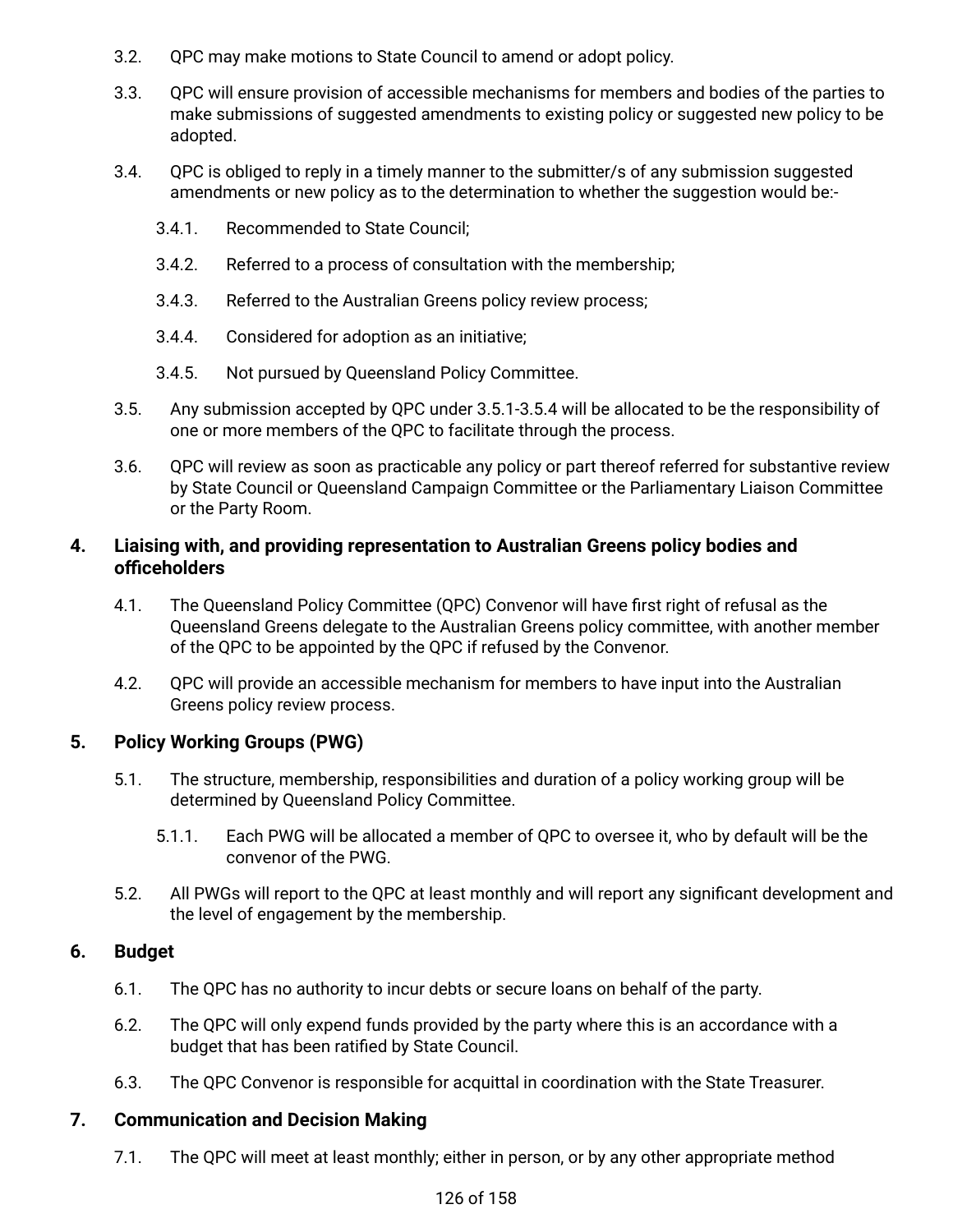3.2. QPC may make motions to State Council to amend or adopt policy.

3.3. QPC will ensure provision of accessible mechanisms for members and bodies of the parties to make submissions of suggested amendments to existing policy or suggested new policy to be adopted.

3.4. QPC is obliged to reply in a timely manner to the submitter/s of any submission suggested amendments or new policy as to the determination to whether the suggestion would be:-

- 3.4.1. Recommended to State Council;
- 3.4.2. Referred to a process of consultation with the membership;
- 3.4.3. Referred to the Australian Greens policy review process;
- 3.4.4. Considered for adoption as an initiative;
- 3.4.5. Not pursued by Queensland Policy Committee.

3.5. Any submission accepted by QPC under 3.5.1-3.5.4 will be allocated to be the responsibility of one or more members of the QPC to facilitate through the process.

3.6. QPC will review as soon as practicable any policy or part thereof referred for substantive review by State Council or Queensland Campaign Committee or the Parliamentary Liaison Committee or the Party Room.

## 4. Liaising with, and providing representation to Australian Greens policy bodies and officeholders

4.1. The Queensland Policy Committee (QPC) Convenor will have first right of refusal as the Queensland Greens delegate to the Australian Greens policy committee, with another member of the QPC to be appointed by the QPC if refused by the Convenor.

4.2. QPC will provide an accessible mechanism for members to have input into the Australian Greens policy review process.

## 5. Policy Working Groups (PWG)

5.1. The structure, membership, responsibilities and duration of a policy working group will be determined by Queensland Policy Committee.

- 5.1.1. Each PWG will be allocated a member of QPC to oversee it, who by default will be the convenor of the PWG.

5.2. All PWGs will report to the QPC at least monthly and will report any significant development and the level of engagement by the membership.

## 6. Budget

6.1. The QPC has no authority to incur debts or secure loans on behalf of the party.

6.2. The QPC will only expend funds provided by the party where this is an accordance with a budget that has been ratified by State Council.

6.3. The QPC Convenor is responsible for acquittal in coordination with the State Treasurer.

## 7. Communication and Decision Making

7.1. The QPC will meet at least monthly; either in person, or by any other appropriate method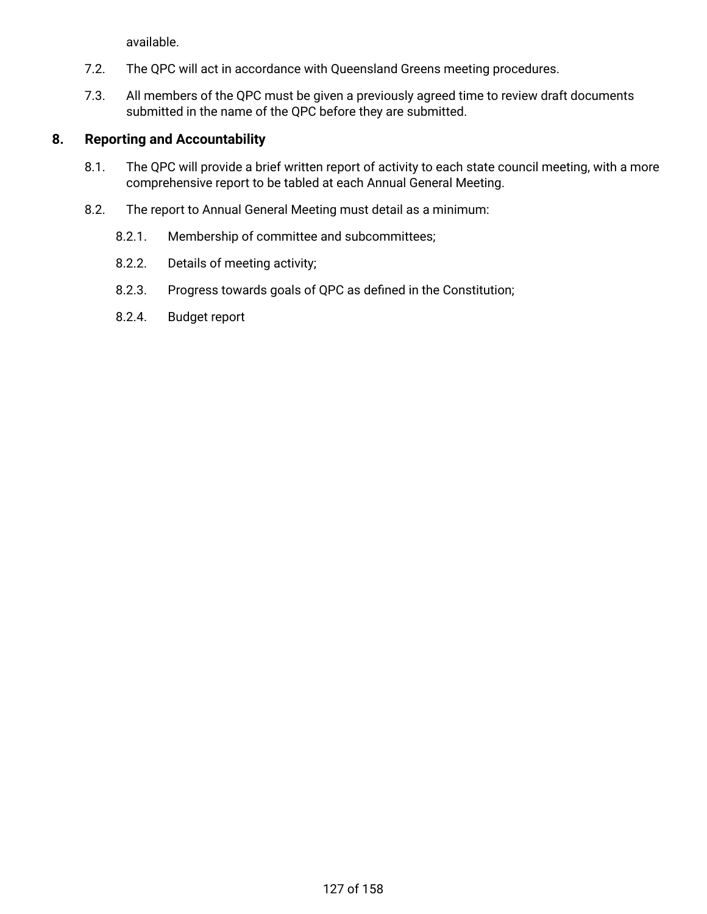available.

7.2. The QPC will act in accordance with Queensland Greens meeting procedures.

7.3. All members of the QPC must be given a previously agreed time to review draft documents submitted in the name of the QPC before they are submitted.

## 8. Reporting and Accountability

8.1. The QPC will provide a brief written report of activity to each state council meeting, with a more comprehensive report to be tabled at each Annual General Meeting.

8.2. The report to Annual General Meeting must detail as a minimum:

8.2.1. Membership of committee and subcommittees;

8.2.2. Details of meeting activity;

8.2.3. Progress towards goals of QPC as defined in the Constitution;

8.2.4. Budget report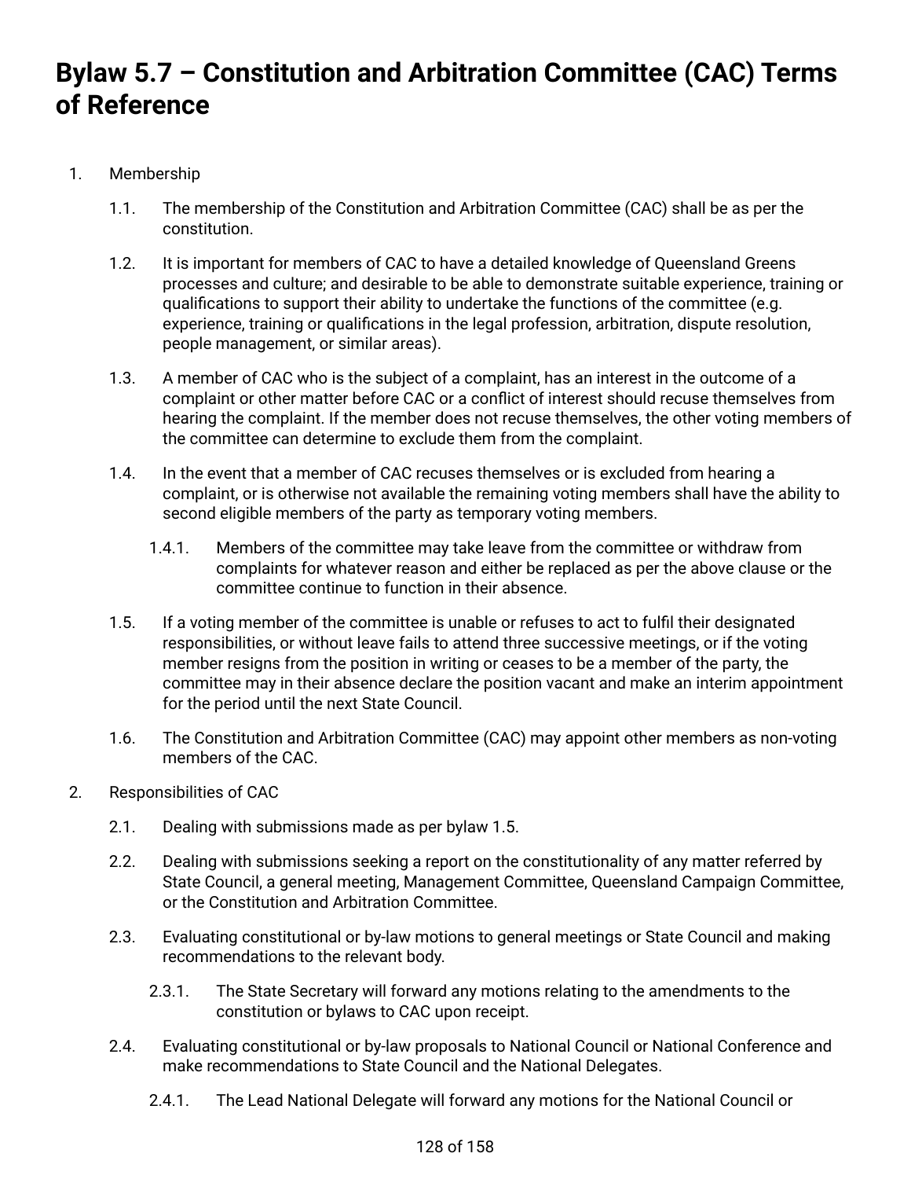# Bylaw 5.7 – Constitution and Arbitration Committee (CAC) Terms of Reference

1. Membership

    1.1. The membership of the Constitution and Arbitration Committee (CAC) shall be as per the constitution.

    1.2. It is important for members of CAC to have a detailed knowledge of Queensland Greens processes and culture; and desirable to be able to demonstrate suitable experience, training or qualifications to support their ability to undertake the functions of the committee (e.g. experience, training or qualifications in the legal profession, arbitration, dispute resolution, people management, or similar areas).

    1.3. A member of CAC who is the subject of a complaint, has an interest in the outcome of a complaint or other matter before CAC or a conflict of interest should recuse themselves from hearing the complaint. If the member does not recuse themselves, the other voting members of the committee can determine to exclude them from the complaint.

    1.4. In the event that a member of CAC recuses themselves or is excluded from hearing a complaint, or is otherwise not available the remaining voting members shall have the ability to second eligible members of the party as temporary voting members.

        1.4.1. Members of the committee may take leave from the committee or withdraw from complaints for whatever reason and either be replaced as per the above clause or the committee continue to function in their absence.

    1.5. If a voting member of the committee is unable or refuses to act to fulfil their designated responsibilities, or without leave fails to attend three successive meetings, or if the voting member resigns from the position in writing or ceases to be a member of the party, the committee may in their absence declare the position vacant and make an interim appointment for the period until the next State Council.

    1.6. The Constitution and Arbitration Committee (CAC) may appoint other members as non-voting members of the CAC.

2. Responsibilities of CAC

    2.1. Dealing with submissions made as per bylaw 1.5.

    2.2. Dealing with submissions seeking a report on the constitutionality of any matter referred by State Council, a general meeting, Management Committee, Queensland Campaign Committee, or the Constitution and Arbitration Committee.

    2.3. Evaluating constitutional or by-law motions to general meetings or State Council and making recommendations to the relevant body.

        2.3.1. The State Secretary will forward any motions relating to the amendments to the constitution or bylaws to CAC upon receipt.

    2.4. Evaluating constitutional or by-law proposals to National Council or National Conference and make recommendations to State Council and the National Delegates.

        2.4.1. The Lead National Delegate will forward any motions for the National Council or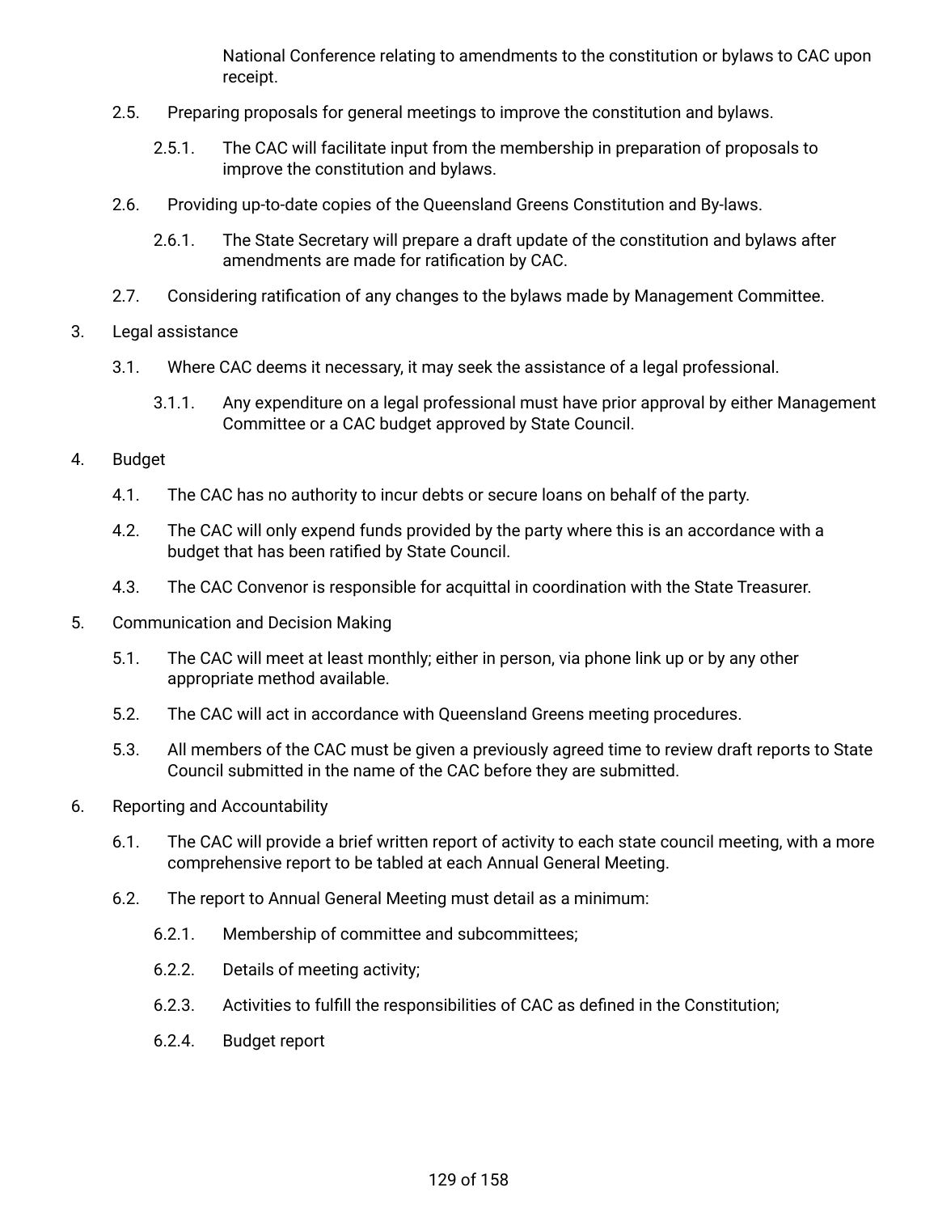National Conference relating to amendments to the constitution or bylaws to CAC upon receipt.

2.5. Preparing proposals for general meetings to improve the constitution and bylaws.

2.5.1. The CAC will facilitate input from the membership in preparation of proposals to improve the constitution and bylaws.

2.6. Providing up-to-date copies of the Queensland Greens Constitution and By-laws.

2.6.1. The State Secretary will prepare a draft update of the constitution and bylaws after amendments are made for ratification by CAC.

2.7. Considering ratification of any changes to the bylaws made by Management Committee.

3. Legal assistance

3.1. Where CAC deems it necessary, it may seek the assistance of a legal professional.

3.1.1. Any expenditure on a legal professional must have prior approval by either Management Committee or a CAC budget approved by State Council.

4. Budget

4.1. The CAC has no authority to incur debts or secure loans on behalf of the party.

4.2. The CAC will only expend funds provided by the party where this is an accordance with a budget that has been ratified by State Council.

4.3. The CAC Convenor is responsible for acquittal in coordination with the State Treasurer.

5. Communication and Decision Making

5.1. The CAC will meet at least monthly; either in person, via phone link up or by any other appropriate method available.

5.2. The CAC will act in accordance with Queensland Greens meeting procedures.

5.3. All members of the CAC must be given a previously agreed time to review draft reports to State Council submitted in the name of the CAC before they are submitted.

6. Reporting and Accountability

6.1. The CAC will provide a brief written report of activity to each state council meeting, with a more comprehensive report to be tabled at each Annual General Meeting.

6.2. The report to Annual General Meeting must detail as a minimum:

6.2.1. Membership of committee and subcommittees;

6.2.2. Details of meeting activity;

6.2.3. Activities to fulfill the responsibilities of CAC as defined in the Constitution;

6.2.4. Budget report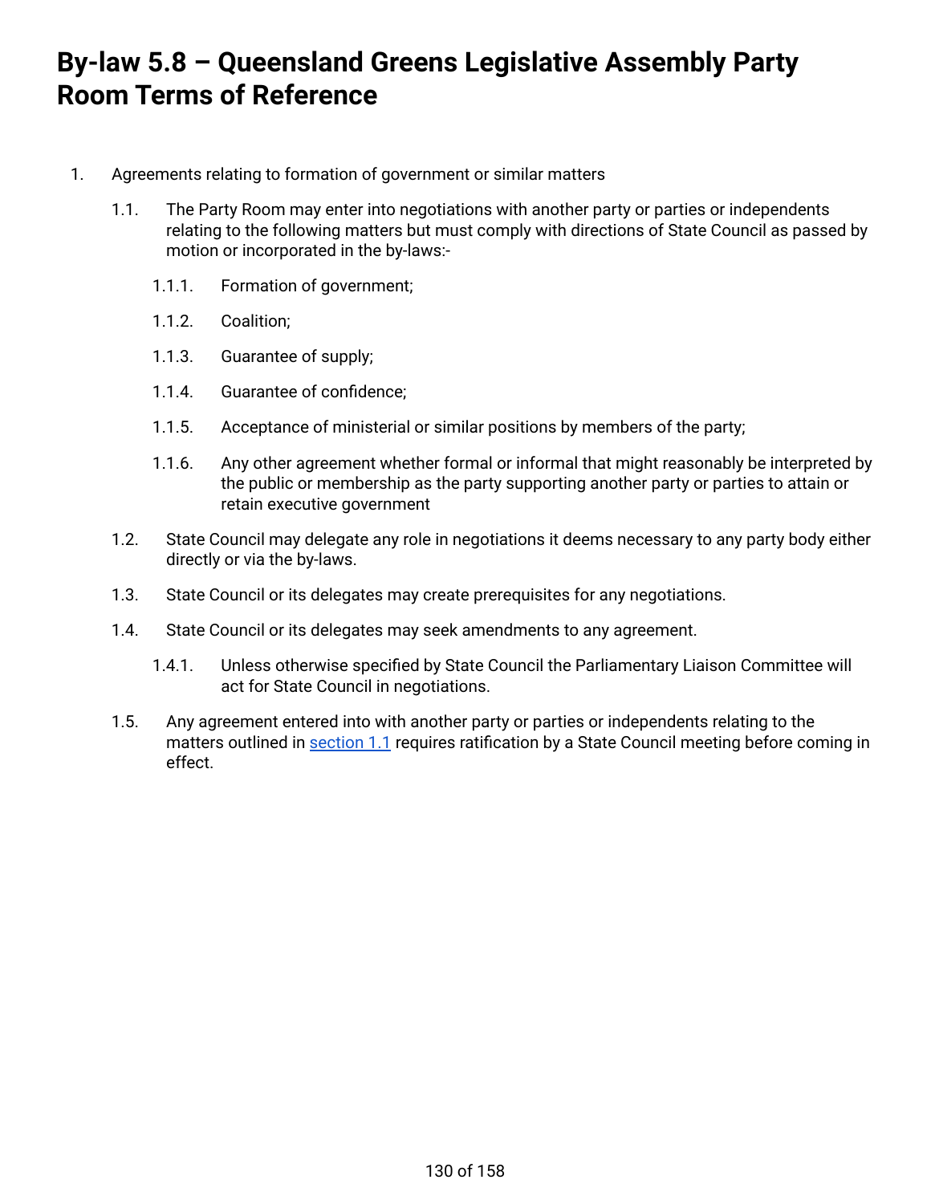# By-law 5.8 – Queensland Greens Legislative Assembly Party Room Terms of Reference

1. Agreements relating to formation of government or similar matters

    1.1. The Party Room may enter into negotiations with another party or parties or independents relating to the following matters but must comply with directions of State Council as passed by motion or incorporated in the by-laws:-

        1.1.1. Formation of government;

        1.1.2. Coalition;

        1.1.3. Guarantee of supply;

        1.1.4. Guarantee of confidence;

        1.1.5. Acceptance of ministerial or similar positions by members of the party;

        1.1.6. Any other agreement whether formal or informal that might reasonably be interpreted by the public or membership as the party supporting another party or parties to attain or retain executive government

    1.2. State Council may delegate any role in negotiations it deems necessary to any party body either directly or via the by-laws.

    1.3. State Council or its delegates may create prerequisites for any negotiations.

    1.4. State Council or its delegates may seek amendments to any agreement.

        1.4.1. Unless otherwise specified by State Council the Parliamentary Liaison Committee will act for State Council in negotiations.

    1.5. Any agreement entered into with another party or parties or independents relating to the matters outlined in section 1.1 requires ratification by a State Council meeting before coming in effect.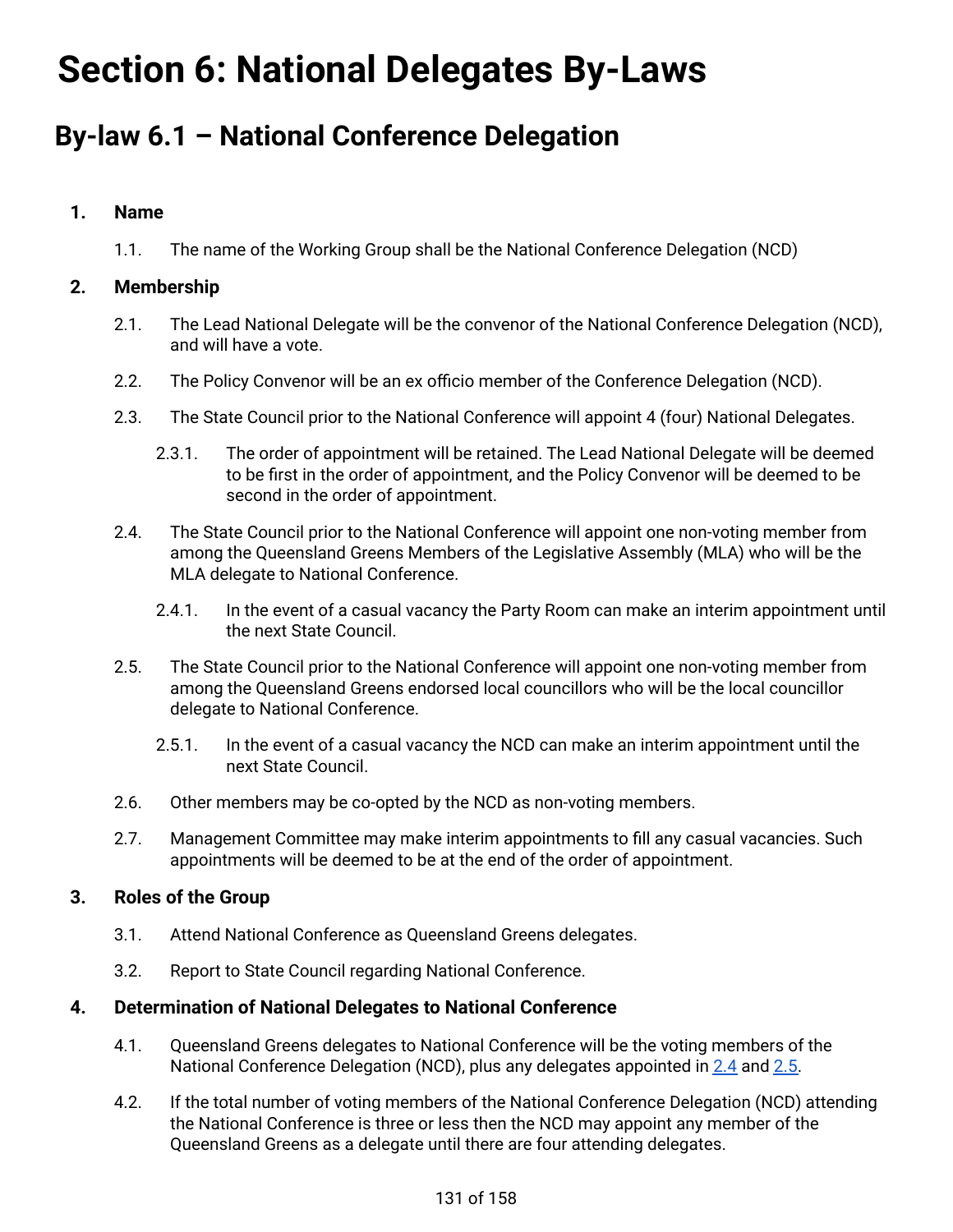# Section 6: National Delegates By-Laws

## By-law 6.1 – National Conference Delegation

1. **Name**

   1.1. The name of the Working Group shall be the National Conference Delegation (NCD)

2. **Membership**

   2.1. The Lead National Delegate will be the convenor of the National Conference Delegation (NCD), and will have a vote.

   2.2. The Policy Convenor will be an ex officio member of the Conference Delegation (NCD).

   2.3. The State Council prior to the National Conference will appoint 4 (four) National Delegates.

      2.3.1. The order of appointment will be retained. The Lead National Delegate will be deemed to be first in the order of appointment, and the Policy Convenor will be deemed to be second in the order of appointment.

   2.4. The State Council prior to the National Conference will appoint one non-voting member from among the Queensland Greens Members of the Legislative Assembly (MLA) who will be the MLA delegate to National Conference.

      2.4.1. In the event of a casual vacancy the Party Room can make an interim appointment until the next State Council.

   2.5. The State Council prior to the National Conference will appoint one non-voting member from among the Queensland Greens endorsed local councillors who will be the local councillor delegate to National Conference.

      2.5.1. In the event of a casual vacancy the NCD can make an interim appointment until the next State Council.

   2.6. Other members may be co-opted by the NCD as non-voting members.

   2.7. Management Committee may make interim appointments to fill any casual vacancies. Such appointments will be deemed to be at the end of the order of appointment.

3. **Roles of the Group**

   3.1. Attend National Conference as Queensland Greens delegates.

   3.2. Report to State Council regarding National Conference.

4. **Determination of National Delegates to National Conference**

   4.1. Queensland Greens delegates to National Conference will be the voting members of the National Conference Delegation (NCD), plus any delegates appointed in 2.4 and 2.5.

   4.2. If the total number of voting members of the National Conference Delegation (NCD) attending the National Conference is three or less then the NCD may appoint any member of the Queensland Greens as a delegate until there are four attending delegates.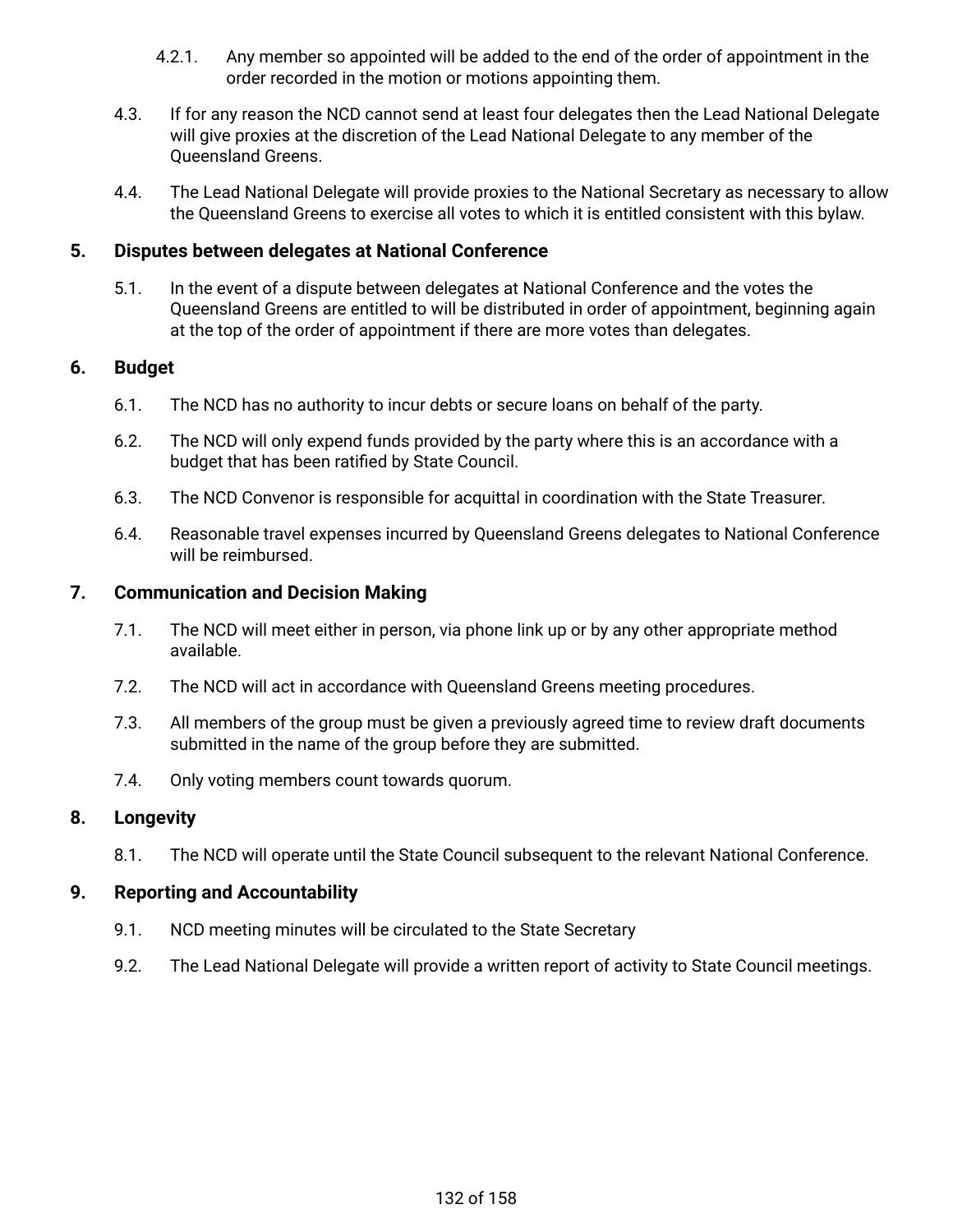4.2.1. Any member so appointed will be added to the end of the order of appointment in the order recorded in the motion or motions appointing them.

4.3. If for any reason the NCD cannot send at least four delegates then the Lead National Delegate will give proxies at the discretion of the Lead National Delegate to any member of the Queensland Greens.

4.4. The Lead National Delegate will provide proxies to the National Secretary as necessary to allow the Queensland Greens to exercise all votes to which it is entitled consistent with this bylaw.

### 5. Disputes between delegates at National Conference

5.1. In the event of a dispute between delegates at National Conference and the votes the Queensland Greens are entitled to will be distributed in order of appointment, beginning again at the top of the order of appointment if there are more votes than delegates.

### 6. Budget

6.1. The NCD has no authority to incur debts or secure loans on behalf of the party.

6.2. The NCD will only expend funds provided by the party where this is an accordance with a budget that has been ratified by State Council.

6.3. The NCD Convenor is responsible for acquittal in coordination with the State Treasurer.

6.4. Reasonable travel expenses incurred by Queensland Greens delegates to National Conference will be reimbursed.

### 7. Communication and Decision Making

7.1. The NCD will meet either in person, via phone link up or by any other appropriate method available.

7.2. The NCD will act in accordance with Queensland Greens meeting procedures.

7.3. All members of the group must be given a previously agreed time to review draft documents submitted in the name of the group before they are submitted.

7.4. Only voting members count towards quorum.

### 8. Longevity

8.1. The NCD will operate until the State Council subsequent to the relevant National Conference.

### 9. Reporting and Accountability

9.1. NCD meeting minutes will be circulated to the State Secretary

9.2. The Lead National Delegate will provide a written report of activity to State Council meetings.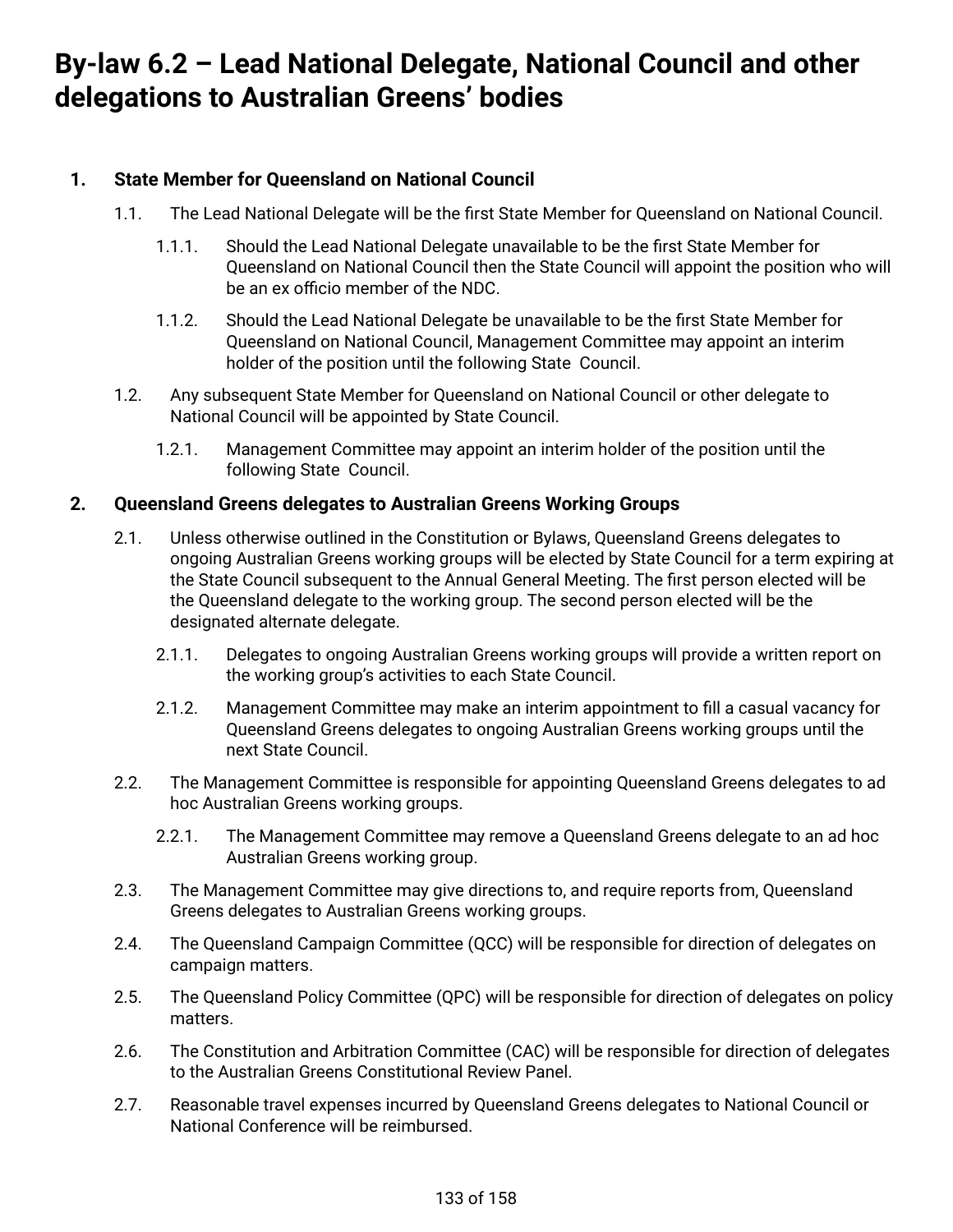# By-law 6.2 – Lead National Delegate, National Council and other delegations to Australian Greens' bodies

**1. State Member for Queensland on National Council**

1.1. The Lead National Delegate will be the first State Member for Queensland on National Council.

1.1.1. Should the Lead National Delegate unavailable to be the first State Member for Queensland on National Council then the State Council will appoint the position who will be an ex officio member of the NDC.

1.1.2. Should the Lead National Delegate be unavailable to be the first State Member for Queensland on National Council, Management Committee may appoint an interim holder of the position until the following State Council.

1.2. Any subsequent State Member for Queensland on National Council or other delegate to National Council will be appointed by State Council.

1.2.1. Management Committee may appoint an interim holder of the position until the following State Council.

**2. Queensland Greens delegates to Australian Greens Working Groups**

2.1. Unless otherwise outlined in the Constitution or Bylaws, Queensland Greens delegates to ongoing Australian Greens working groups will be elected by State Council for a term expiring at the State Council subsequent to the Annual General Meeting. The first person elected will be the Queensland delegate to the working group. The second person elected will be the designated alternate delegate.

2.1.1. Delegates to ongoing Australian Greens working groups will provide a written report on the working group's activities to each State Council.

2.1.2. Management Committee may make an interim appointment to fill a casual vacancy for Queensland Greens delegates to ongoing Australian Greens working groups until the next State Council.

2.2. The Management Committee is responsible for appointing Queensland Greens delegates to ad hoc Australian Greens working groups.

2.2.1. The Management Committee may remove a Queensland Greens delegate to an ad hoc Australian Greens working group.

2.3. The Management Committee may give directions to, and require reports from, Queensland Greens delegates to Australian Greens working groups.

2.4. The Queensland Campaign Committee (QCC) will be responsible for direction of delegates on campaign matters.

2.5. The Queensland Policy Committee (QPC) will be responsible for direction of delegates on policy matters.

2.6. The Constitution and Arbitration Committee (CAC) will be responsible for direction of delegates to the Australian Greens Constitutional Review Panel.

2.7. Reasonable travel expenses incurred by Queensland Greens delegates to National Council or National Conference will be reimbursed.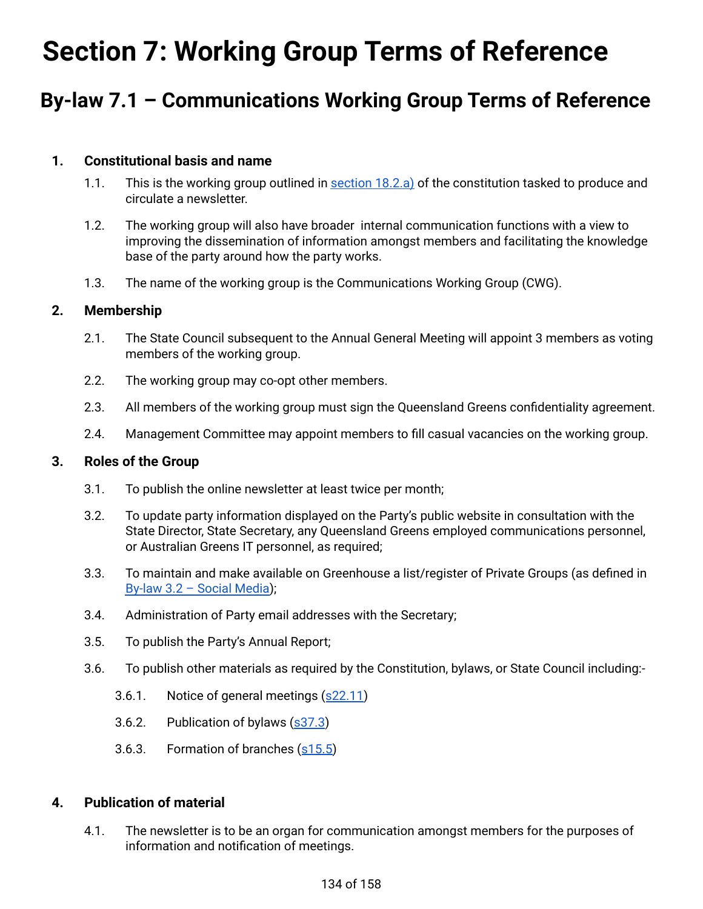# Section 7: Working Group Terms of Reference

## By-law 7.1 – Communications Working Group Terms of Reference

1. **Constitutional basis and name**

   1.1. This is the working group outlined in section 18.2.a) of the constitution tasked to produce and circulate a newsletter.

   1.2. The working group will also have broader internal communication functions with a view to improving the dissemination of information amongst members and facilitating the knowledge base of the party around how the party works.

   1.3. The name of the working group is the Communications Working Group (CWG).

2. **Membership**

   2.1. The State Council subsequent to the Annual General Meeting will appoint 3 members as voting members of the working group.

   2.2. The working group may co-opt other members.

   2.3. All members of the working group must sign the Queensland Greens confidentiality agreement.

   2.4. Management Committee may appoint members to fill casual vacancies on the working group.

3. **Roles of the Group**

   3.1. To publish the online newsletter at least twice per month;

   3.2. To update party information displayed on the Party's public website in consultation with the State Director, State Secretary, any Queensland Greens employed communications personnel, or Australian Greens IT personnel, as required;

   3.3. To maintain and make available on Greenhouse a list/register of Private Groups (as defined in By-law 3.2 – Social Media);

   3.4. Administration of Party email addresses with the Secretary;

   3.5. To publish the Party's Annual Report;

   3.6. To publish other materials as required by the Constitution, bylaws, or State Council including:-

      3.6.1. Notice of general meetings (s22.11)

      3.6.2. Publication of bylaws (s37.3)

      3.6.3. Formation of branches (s15.5)

4. **Publication of material**

   4.1. The newsletter is to be an organ for communication amongst members for the purposes of information and notification of meetings.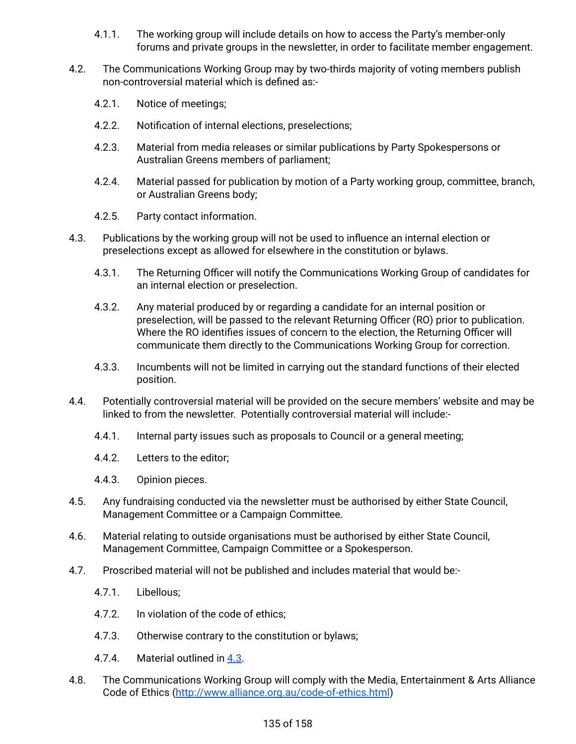4.1.1. The working group will include details on how to access the Party's member-only forums and private groups in the newsletter, in order to facilitate member engagement.

4.2. The Communications Working Group may by two-thirds majority of voting members publish non-controversial material which is defined as:-

4.2.1. Notice of meetings;

4.2.2. Notification of internal elections, preselections;

4.2.3. Material from media releases or similar publications by Party Spokespersons or Australian Greens members of parliament;

4.2.4. Material passed for publication by motion of a Party working group, committee, branch, or Australian Greens body;

4.2.5. Party contact information.

4.3. Publications by the working group will not be used to influence an internal election or preselections except as allowed for elsewhere in the constitution or bylaws.

4.3.1. The Returning Officer will notify the Communications Working Group of candidates for an internal election or preselection.

4.3.2. Any material produced by or regarding a candidate for an internal position or preselection, will be passed to the relevant Returning Officer (RO) prior to publication. Where the RO identifies issues of concern to the election, the Returning Officer will communicate them directly to the Communications Working Group for correction.

4.3.3. Incumbents will not be limited in carrying out the standard functions of their elected position.

4.4. Potentially controversial material will be provided on the secure members' website and may be linked to from the newsletter. Potentially controversial material will include:-

4.4.1. Internal party issues such as proposals to Council or a general meeting;

4.4.2. Letters to the editor;

4.4.3. Opinion pieces.

4.5. Any fundraising conducted via the newsletter must be authorised by either State Council, Management Committee or a Campaign Committee.

4.6. Material relating to outside organisations must be authorised by either State Council, Management Committee, Campaign Committee or a Spokesperson.

4.7. Proscribed material will not be published and includes material that would be:-

4.7.1. Libellous;

4.7.2. In violation of the code of ethics;

4.7.3. Otherwise contrary to the constitution or bylaws;

4.7.4. Material outlined in 4.3.

4.8. The Communications Working Group will comply with the Media, Entertainment & Arts Alliance Code of Ethics (http://www.alliance.org.au/code-of-ethics.html)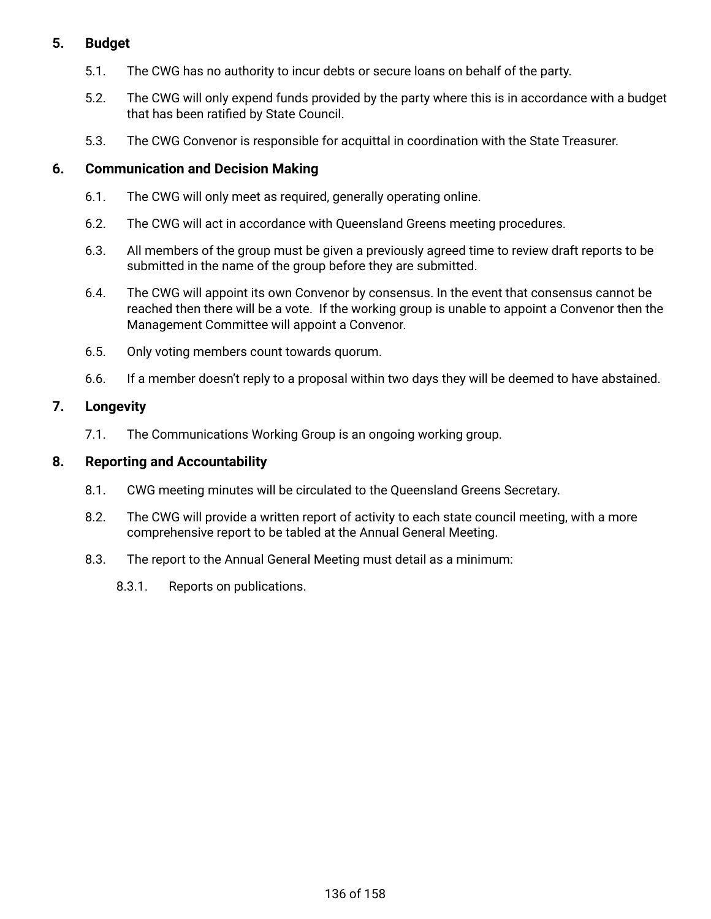## 5. Budget

5.1. The CWG has no authority to incur debts or secure loans on behalf of the party.

5.2. The CWG will only expend funds provided by the party where this is in accordance with a budget that has been ratified by State Council.

5.3. The CWG Convenor is responsible for acquittal in coordination with the State Treasurer.

## 6. Communication and Decision Making

6.1. The CWG will only meet as required, generally operating online.

6.2. The CWG will act in accordance with Queensland Greens meeting procedures.

6.3. All members of the group must be given a previously agreed time to review draft reports to be submitted in the name of the group before they are submitted.

6.4. The CWG will appoint its own Convenor by consensus. In the event that consensus cannot be reached then there will be a vote. If the working group is unable to appoint a Convenor then the Management Committee will appoint a Convenor.

6.5. Only voting members count towards quorum.

6.6. If a member doesn't reply to a proposal within two days they will be deemed to have abstained.

## 7. Longevity

7.1. The Communications Working Group is an ongoing working group.

## 8. Reporting and Accountability

8.1. CWG meeting minutes will be circulated to the Queensland Greens Secretary.

8.2. The CWG will provide a written report of activity to each state council meeting, with a more comprehensive report to be tabled at the Annual General Meeting.

8.3. The report to the Annual General Meeting must detail as a minimum:

8.3.1. Reports on publications.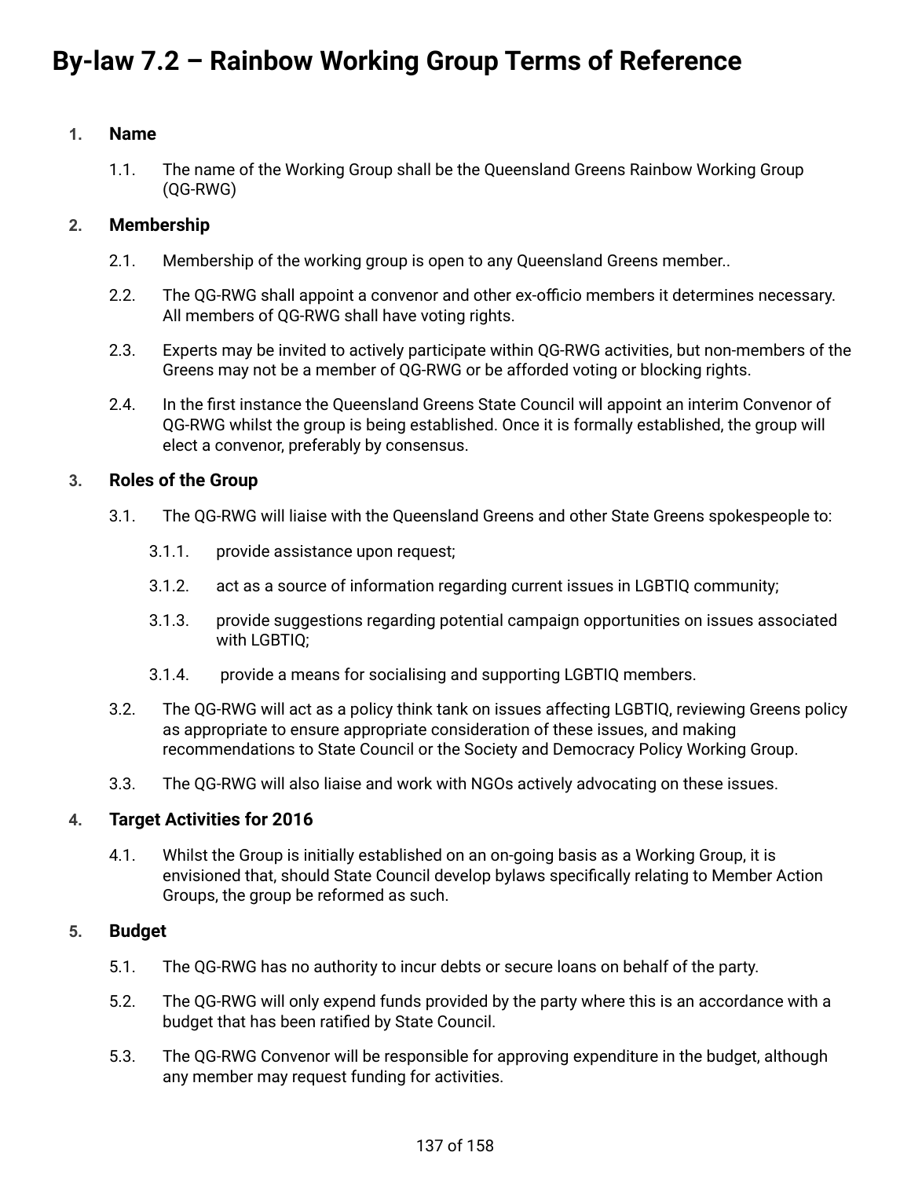# By-law 7.2 – Rainbow Working Group Terms of Reference

1. **Name**

    1.1. The name of the Working Group shall be the Queensland Greens Rainbow Working Group (QG-RWG)

2. **Membership**

    2.1. Membership of the working group is open to any Queensland Greens member..

    2.2. The QG-RWG shall appoint a convenor and other ex-officio members it determines necessary. All members of QG-RWG shall have voting rights.

    2.3. Experts may be invited to actively participate within QG-RWG activities, but non-members of the Greens may not be a member of QG-RWG or be afforded voting or blocking rights.

    2.4. In the first instance the Queensland Greens State Council will appoint an interim Convenor of QG-RWG whilst the group is being established. Once it is formally established, the group will elect a convenor, preferably by consensus.

3. **Roles of the Group**

    3.1. The QG-RWG will liaise with the Queensland Greens and other State Greens spokespeople to:

    3.1.1. provide assistance upon request;

    3.1.2. act as a source of information regarding current issues in LGBTIQ community;

    3.1.3. provide suggestions regarding potential campaign opportunities on issues associated with LGBTIQ;

    3.1.4. provide a means for socialising and supporting LGBTIQ members.

    3.2. The QG-RWG will act as a policy think tank on issues affecting LGBTIQ, reviewing Greens policy as appropriate to ensure appropriate consideration of these issues, and making recommendations to State Council or the Society and Democracy Policy Working Group.

    3.3. The QG-RWG will also liaise and work with NGOs actively advocating on these issues.

4. **Target Activities for 2016**

    4.1. Whilst the Group is initially established on an on-going basis as a Working Group, it is envisioned that, should State Council develop bylaws specifically relating to Member Action Groups, the group be reformed as such.

5. **Budget**

    5.1. The QG-RWG has no authority to incur debts or secure loans on behalf of the party.

    5.2. The QG-RWG will only expend funds provided by the party where this is an accordance with a budget that has been ratified by State Council.

    5.3. The QG-RWG Convenor will be responsible for approving expenditure in the budget, although any member may request funding for activities.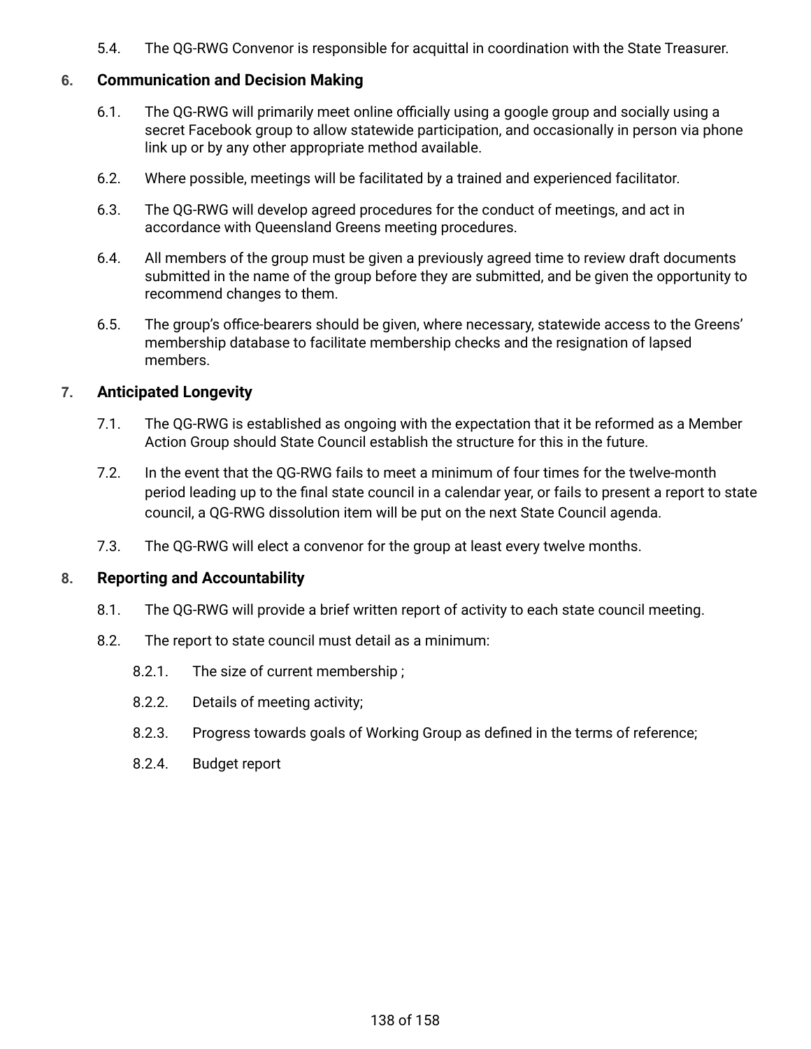5.4. The QG-RWG Convenor is responsible for acquittal in coordination with the State Treasurer.

## 6. Communication and Decision Making

6.1. The QG-RWG will primarily meet online officially using a google group and socially using a secret Facebook group to allow statewide participation, and occasionally in person via phone link up or by any other appropriate method available.

6.2. Where possible, meetings will be facilitated by a trained and experienced facilitator.

6.3. The QG-RWG will develop agreed procedures for the conduct of meetings, and act in accordance with Queensland Greens meeting procedures.

6.4. All members of the group must be given a previously agreed time to review draft documents submitted in the name of the group before they are submitted, and be given the opportunity to recommend changes to them.

6.5. The group's office-bearers should be given, where necessary, statewide access to the Greens' membership database to facilitate membership checks and the resignation of lapsed members.

## 7. Anticipated Longevity

7.1. The QG-RWG is established as ongoing with the expectation that it be reformed as a Member Action Group should State Council establish the structure for this in the future.

7.2. In the event that the QG-RWG fails to meet a minimum of four times for the twelve-month period leading up to the final state council in a calendar year, or fails to present a report to state council, a QG-RWG dissolution item will be put on the next State Council agenda.

7.3. The QG-RWG will elect a convenor for the group at least every twelve months.

## 8. Reporting and Accountability

8.1. The QG-RWG will provide a brief written report of activity to each state council meeting.

8.2. The report to state council must detail as a minimum:

8.2.1. The size of current membership ;

8.2.2. Details of meeting activity;

8.2.3. Progress towards goals of Working Group as defined in the terms of reference;

8.2.4. Budget report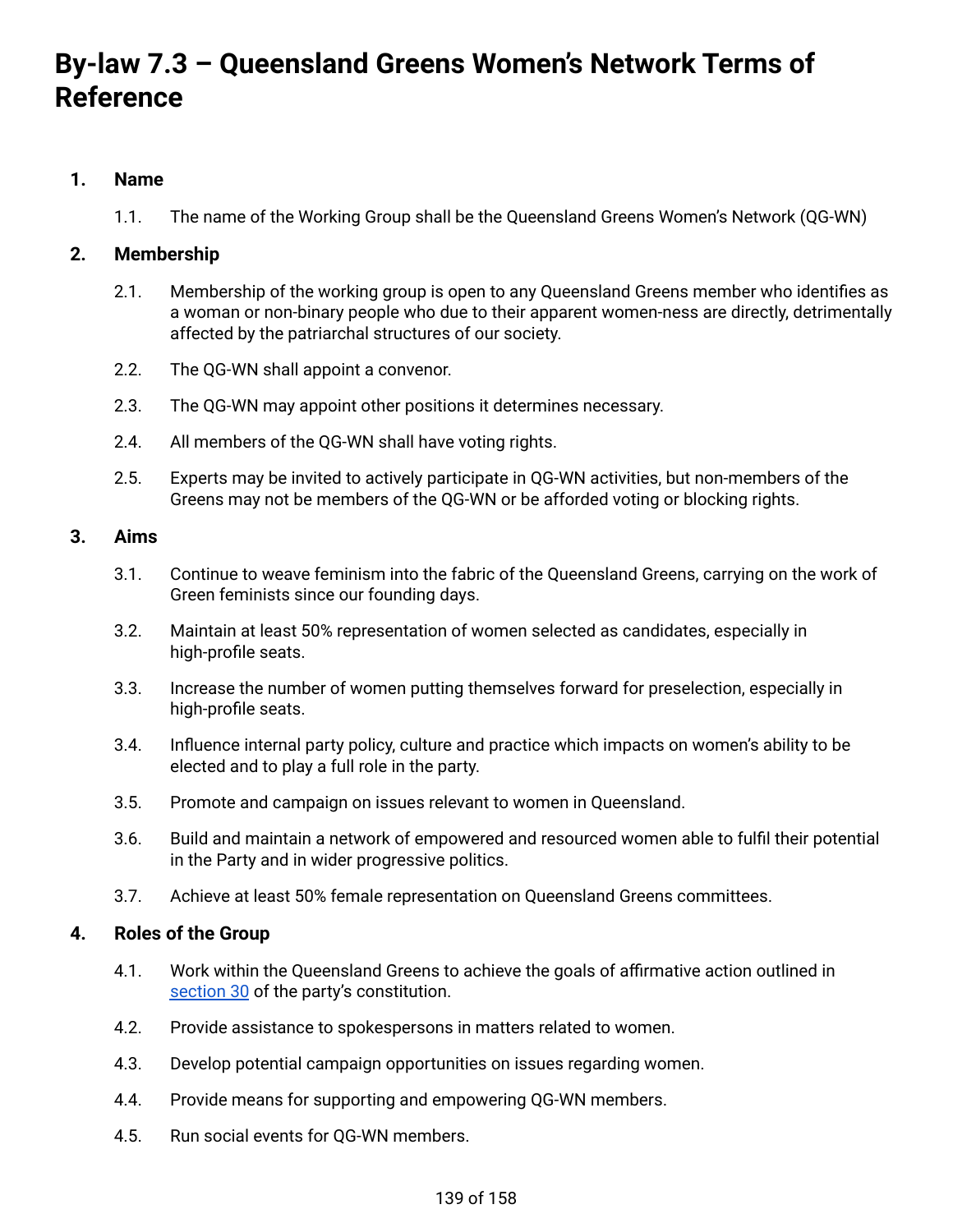# By-law 7.3 – Queensland Greens Women's Network Terms of Reference

1. **Name**

    1.1. The name of the Working Group shall be the Queensland Greens Women's Network (QG-WN)

2. **Membership**

    2.1. Membership of the working group is open to any Queensland Greens member who identifies as a woman or non-binary people who due to their apparent women-ness are directly, detrimentally affected by the patriarchal structures of our society.

    2.2. The QG-WN shall appoint a convenor.

    2.3. The QG-WN may appoint other positions it determines necessary.

    2.4. All members of the QG-WN shall have voting rights.

    2.5. Experts may be invited to actively participate in QG-WN activities, but non-members of the Greens may not be members of the QG-WN or be afforded voting or blocking rights.

3. **Aims**

    3.1. Continue to weave feminism into the fabric of the Queensland Greens, carrying on the work of Green feminists since our founding days.

    3.2. Maintain at least 50% representation of women selected as candidates, especially in high-profile seats.

    3.3. Increase the number of women putting themselves forward for preselection, especially in high-profile seats.

    3.4. Influence internal party policy, culture and practice which impacts on women's ability to be elected and to play a full role in the party.

    3.5. Promote and campaign on issues relevant to women in Queensland.

    3.6. Build and maintain a network of empowered and resourced women able to fulfil their potential in the Party and in wider progressive politics.

    3.7. Achieve at least 50% female representation on Queensland Greens committees.

4. **Roles of the Group**

    4.1. Work within the Queensland Greens to achieve the goals of affirmative action outlined in section 30 of the party's constitution.

    4.2. Provide assistance to spokespersons in matters related to women.

    4.3. Develop potential campaign opportunities on issues regarding women.

    4.4. Provide means for supporting and empowering QG-WN members.

    4.5. Run social events for QG-WN members.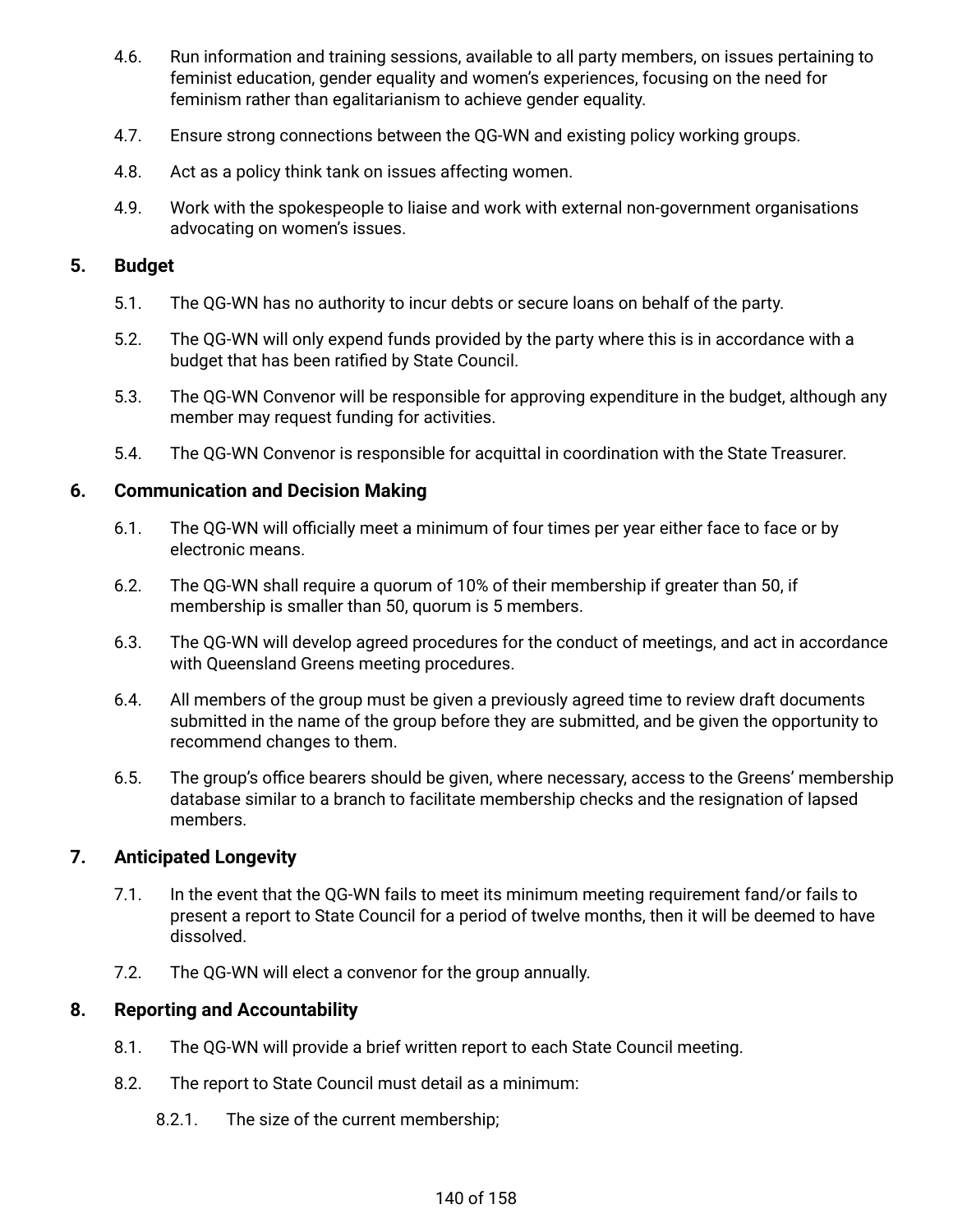4.6. Run information and training sessions, available to all party members, on issues pertaining to feminist education, gender equality and women's experiences, focusing on the need for feminism rather than egalitarianism to achieve gender equality.

4.7. Ensure strong connections between the QG-WN and existing policy working groups.

4.8. Act as a policy think tank on issues affecting women.

4.9. Work with the spokespeople to liaise and work with external non-government organisations advocating on women's issues.

## 5. Budget

5.1. The QG-WN has no authority to incur debts or secure loans on behalf of the party.

5.2. The QG-WN will only expend funds provided by the party where this is in accordance with a budget that has been ratified by State Council.

5.3. The QG-WN Convenor will be responsible for approving expenditure in the budget, although any member may request funding for activities.

5.4. The QG-WN Convenor is responsible for acquittal in coordination with the State Treasurer.

## 6. Communication and Decision Making

6.1. The QG-WN will officially meet a minimum of four times per year either face to face or by electronic means.

6.2. The QG-WN shall require a quorum of 10% of their membership if greater than 50, if membership is smaller than 50, quorum is 5 members.

6.3. The QG-WN will develop agreed procedures for the conduct of meetings, and act in accordance with Queensland Greens meeting procedures.

6.4. All members of the group must be given a previously agreed time to review draft documents submitted in the name of the group before they are submitted, and be given the opportunity to recommend changes to them.

6.5. The group's office bearers should be given, where necessary, access to the Greens' membership database similar to a branch to facilitate membership checks and the resignation of lapsed members.

## 7. Anticipated Longevity

7.1. In the event that the QG-WN fails to meet its minimum meeting requirement fand/or fails to present a report to State Council for a period of twelve months, then it will be deemed to have dissolved.

7.2. The QG-WN will elect a convenor for the group annually.

## 8. Reporting and Accountability

8.1. The QG-WN will provide a brief written report to each State Council meeting.

8.2. The report to State Council must detail as a minimum:

8.2.1. The size of the current membership;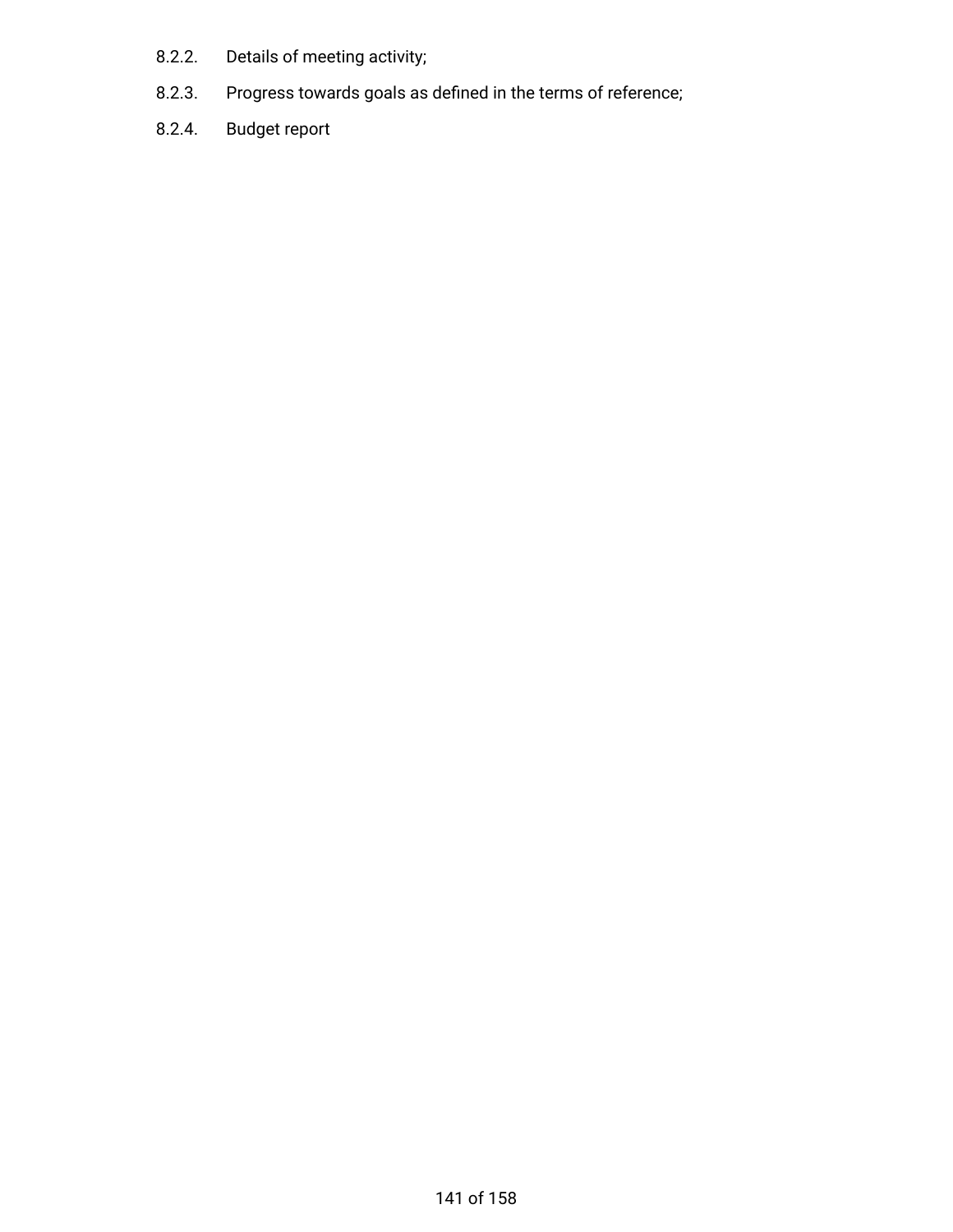8.2.2. Details of meeting activity;

8.2.3. Progress towards goals as defined in the terms of reference;

8.2.4. Budget report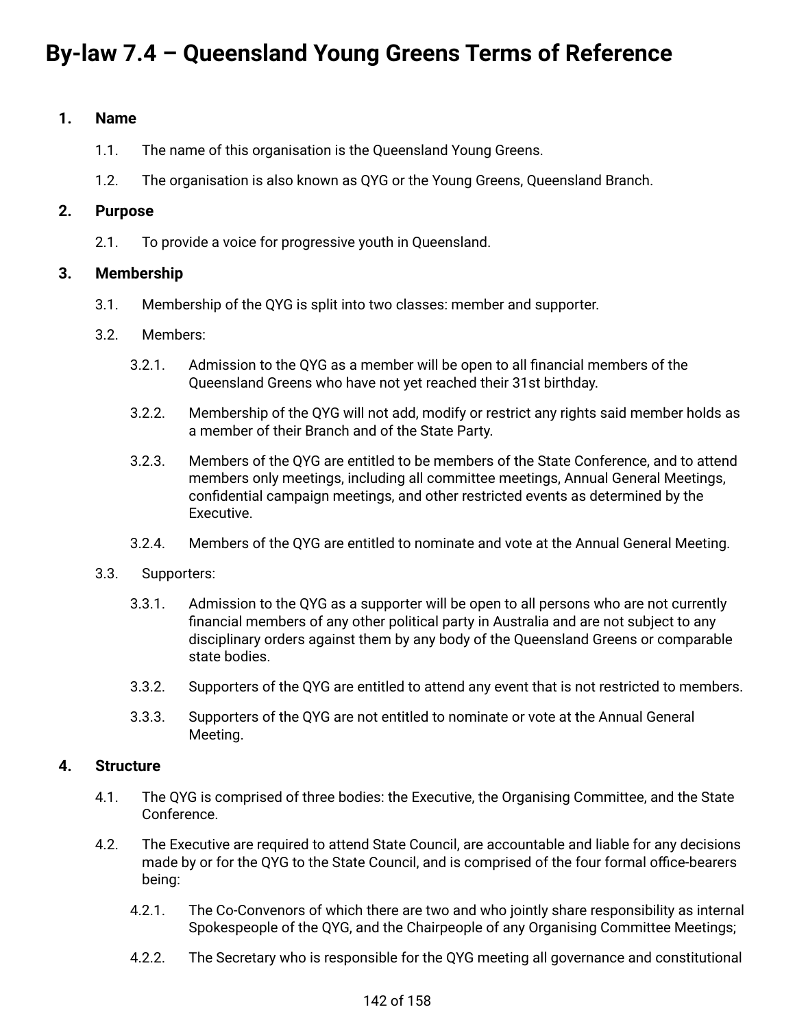# By-law 7.4 – Queensland Young Greens Terms of Reference

**1. Name**

1.1. The name of this organisation is the Queensland Young Greens.

1.2. The organisation is also known as QYG or the Young Greens, Queensland Branch.

**2. Purpose**

2.1. To provide a voice for progressive youth in Queensland.

**3. Membership**

3.1. Membership of the QYG is split into two classes: member and supporter.

3.2. Members:

3.2.1. Admission to the QYG as a member will be open to all financial members of the Queensland Greens who have not yet reached their 31st birthday.

3.2.2. Membership of the QYG will not add, modify or restrict any rights said member holds as a member of their Branch and of the State Party.

3.2.3. Members of the QYG are entitled to be members of the State Conference, and to attend members only meetings, including all committee meetings, Annual General Meetings, confidential campaign meetings, and other restricted events as determined by the Executive.

3.2.4. Members of the QYG are entitled to nominate and vote at the Annual General Meeting.

3.3. Supporters:

3.3.1. Admission to the QYG as a supporter will be open to all persons who are not currently financial members of any other political party in Australia and are not subject to any disciplinary orders against them by any body of the Queensland Greens or comparable state bodies.

3.3.2. Supporters of the QYG are entitled to attend any event that is not restricted to members.

3.3.3. Supporters of the QYG are not entitled to nominate or vote at the Annual General Meeting.

**4. Structure**

4.1. The QYG is comprised of three bodies: the Executive, the Organising Committee, and the State Conference.

4.2. The Executive are required to attend State Council, are accountable and liable for any decisions made by or for the QYG to the State Council, and is comprised of the four formal office-bearers being:

4.2.1. The Co-Convenors of which there are two and who jointly share responsibility as internal Spokespeople of the QYG, and the Chairpeople of any Organising Committee Meetings;

4.2.2. The Secretary who is responsible for the QYG meeting all governance and constitutional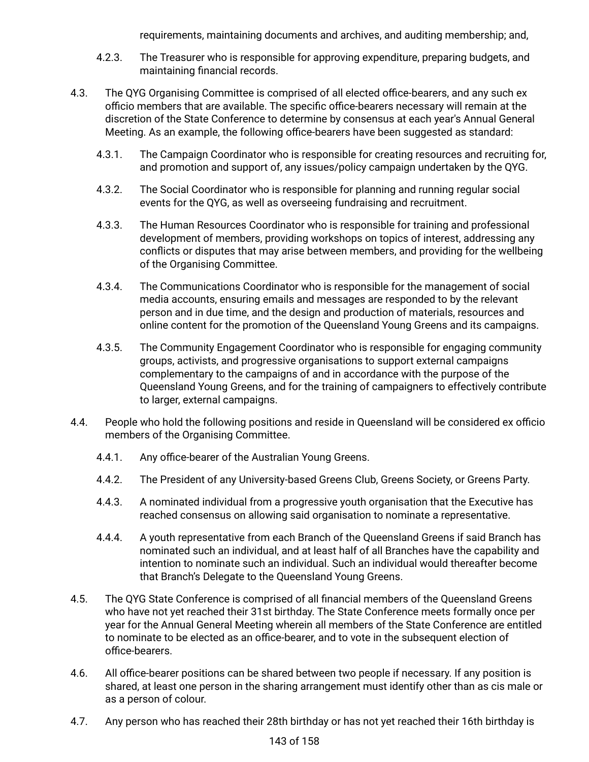requirements, maintaining documents and archives, and auditing membership; and,

4.2.3. The Treasurer who is responsible for approving expenditure, preparing budgets, and maintaining financial records.

4.3. The QYG Organising Committee is comprised of all elected office-bearers, and any such ex officio members that are available. The specific office-bearers necessary will remain at the discretion of the State Conference to determine by consensus at each year's Annual General Meeting. As an example, the following office-bearers have been suggested as standard:

4.3.1. The Campaign Coordinator who is responsible for creating resources and recruiting for, and promotion and support of, any issues/policy campaign undertaken by the QYG.

4.3.2. The Social Coordinator who is responsible for planning and running regular social events for the QYG, as well as overseeing fundraising and recruitment.

4.3.3. The Human Resources Coordinator who is responsible for training and professional development of members, providing workshops on topics of interest, addressing any conflicts or disputes that may arise between members, and providing for the wellbeing of the Organising Committee.

4.3.4. The Communications Coordinator who is responsible for the management of social media accounts, ensuring emails and messages are responded to by the relevant person and in due time, and the design and production of materials, resources and online content for the promotion of the Queensland Young Greens and its campaigns.

4.3.5. The Community Engagement Coordinator who is responsible for engaging community groups, activists, and progressive organisations to support external campaigns complementary to the campaigns of and in accordance with the purpose of the Queensland Young Greens, and for the training of campaigners to effectively contribute to larger, external campaigns.

4.4. People who hold the following positions and reside in Queensland will be considered ex officio members of the Organising Committee.

4.4.1. Any office-bearer of the Australian Young Greens.

4.4.2. The President of any University-based Greens Club, Greens Society, or Greens Party.

4.4.3. A nominated individual from a progressive youth organisation that the Executive has reached consensus on allowing said organisation to nominate a representative.

4.4.4. A youth representative from each Branch of the Queensland Greens if said Branch has nominated such an individual, and at least half of all Branches have the capability and intention to nominate such an individual. Such an individual would thereafter become that Branch's Delegate to the Queensland Young Greens.

4.5. The QYG State Conference is comprised of all financial members of the Queensland Greens who have not yet reached their 31st birthday. The State Conference meets formally once per year for the Annual General Meeting wherein all members of the State Conference are entitled to nominate to be elected as an office-bearer, and to vote in the subsequent election of office-bearers.

4.6. All office-bearer positions can be shared between two people if necessary. If any position is shared, at least one person in the sharing arrangement must identify other than as cis male or as a person of colour.

4.7. Any person who has reached their 28th birthday or has not yet reached their 16th birthday is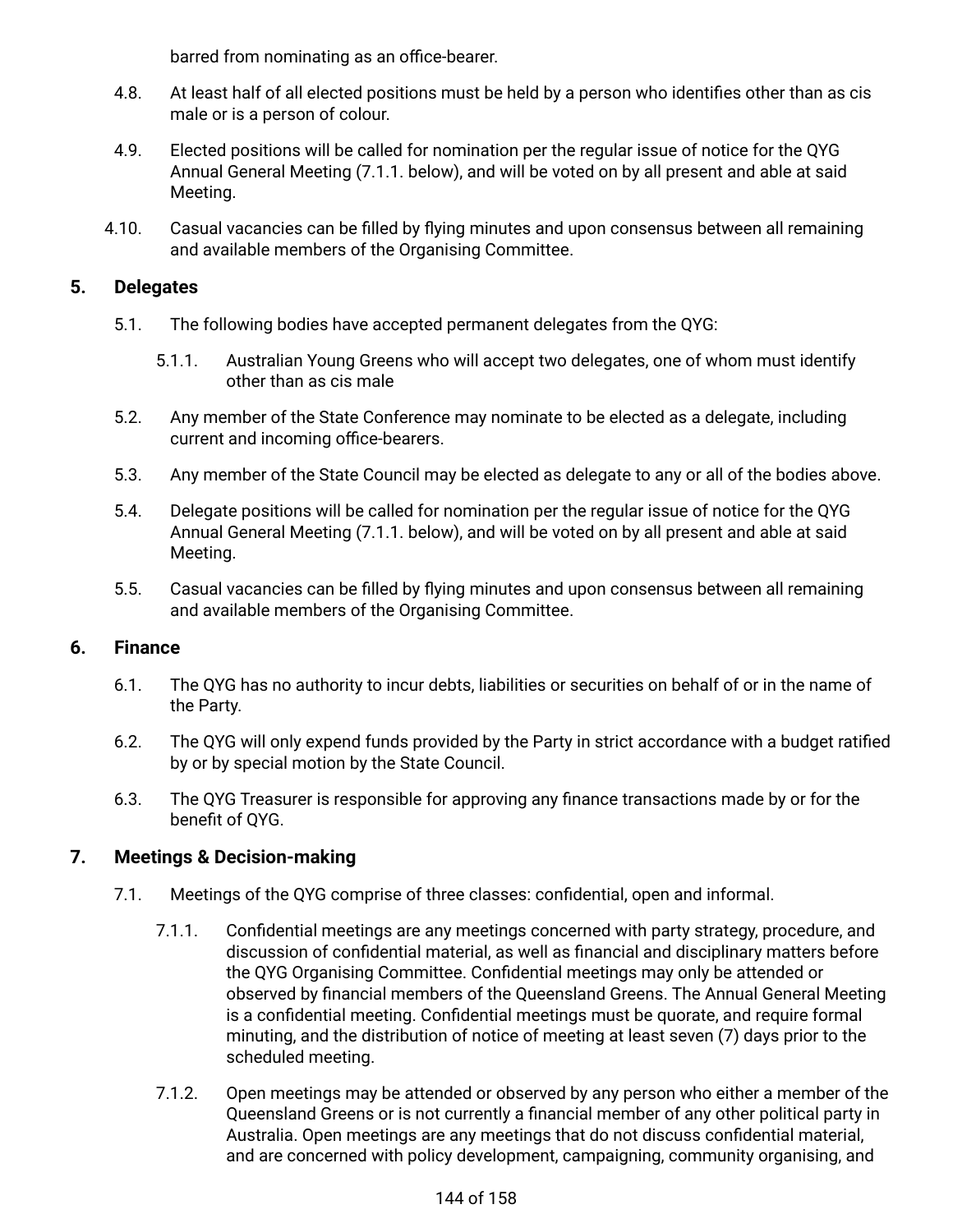barred from nominating as an office-bearer.

4.8. At least half of all elected positions must be held by a person who identifies other than as cis male or is a person of colour.

4.9. Elected positions will be called for nomination per the regular issue of notice for the QYG Annual General Meeting (7.1.1. below), and will be voted on by all present and able at said Meeting.

4.10. Casual vacancies can be filled by flying minutes and upon consensus between all remaining and available members of the Organising Committee.

## 5. Delegates

5.1. The following bodies have accepted permanent delegates from the QYG:

5.1.1. Australian Young Greens who will accept two delegates, one of whom must identify other than as cis male

5.2. Any member of the State Conference may nominate to be elected as a delegate, including current and incoming office-bearers.

5.3. Any member of the State Council may be elected as delegate to any or all of the bodies above.

5.4. Delegate positions will be called for nomination per the regular issue of notice for the QYG Annual General Meeting (7.1.1. below), and will be voted on by all present and able at said Meeting.

5.5. Casual vacancies can be filled by flying minutes and upon consensus between all remaining and available members of the Organising Committee.

## 6. Finance

6.1. The QYG has no authority to incur debts, liabilities or securities on behalf of or in the name of the Party.

6.2. The QYG will only expend funds provided by the Party in strict accordance with a budget ratified by or by special motion by the State Council.

6.3. The QYG Treasurer is responsible for approving any finance transactions made by or for the benefit of QYG.

## 7. Meetings & Decision-making

7.1. Meetings of the QYG comprise of three classes: confidential, open and informal.

7.1.1. Confidential meetings are any meetings concerned with party strategy, procedure, and discussion of confidential material, as well as financial and disciplinary matters before the QYG Organising Committee. Confidential meetings may only be attended or observed by financial members of the Queensland Greens. The Annual General Meeting is a confidential meeting. Confidential meetings must be quorate, and require formal minuting, and the distribution of notice of meeting at least seven (7) days prior to the scheduled meeting.

7.1.2. Open meetings may be attended or observed by any person who either a member of the Queensland Greens or is not currently a financial member of any other political party in Australia. Open meetings are any meetings that do not discuss confidential material, and are concerned with policy development, campaigning, community organising, and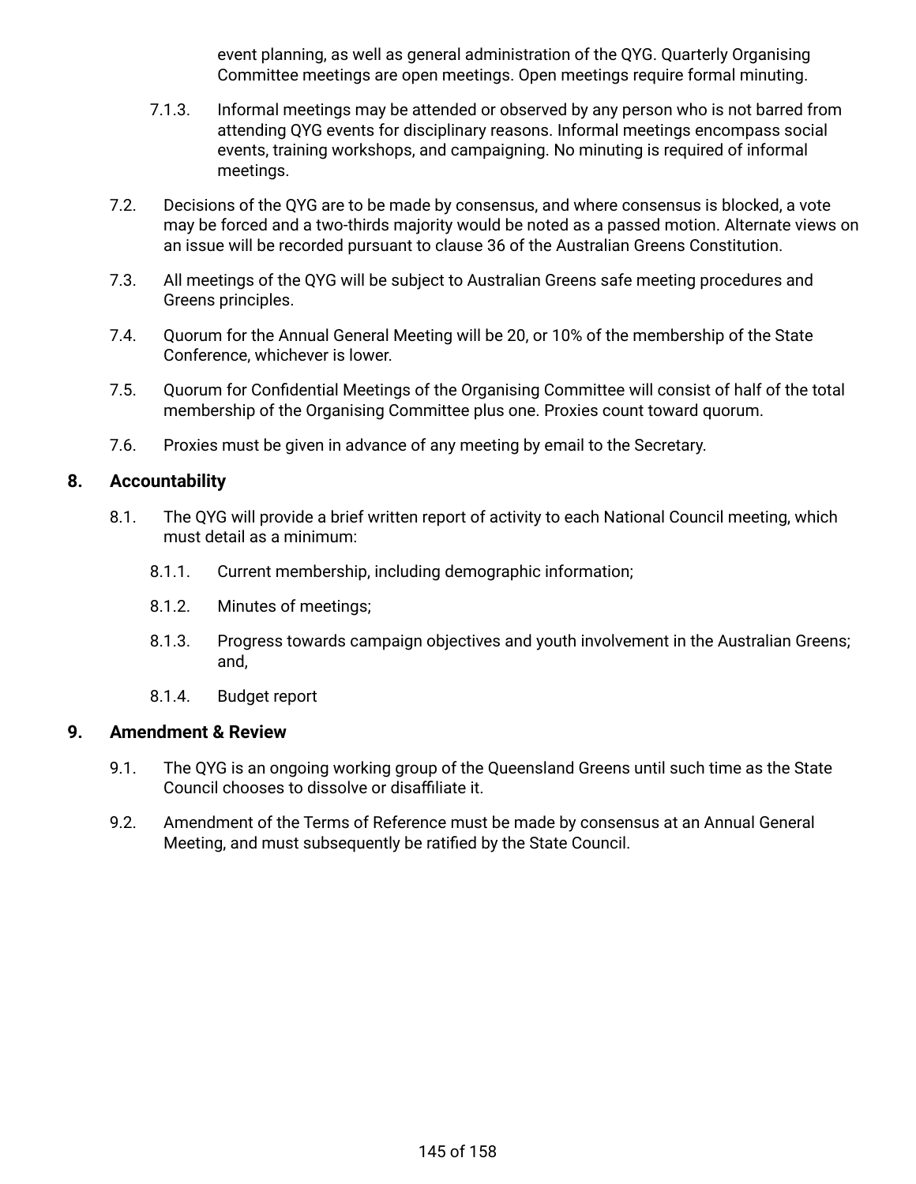event planning, as well as general administration of the QYG. Quarterly Organising Committee meetings are open meetings. Open meetings require formal minuting.

7.1.3. Informal meetings may be attended or observed by any person who is not barred from attending QYG events for disciplinary reasons. Informal meetings encompass social events, training workshops, and campaigning. No minuting is required of informal meetings.

7.2. Decisions of the QYG are to be made by consensus, and where consensus is blocked, a vote may be forced and a two-thirds majority would be noted as a passed motion. Alternate views on an issue will be recorded pursuant to clause 36 of the Australian Greens Constitution.

7.3. All meetings of the QYG will be subject to Australian Greens safe meeting procedures and Greens principles.

7.4. Quorum for the Annual General Meeting will be 20, or 10% of the membership of the State Conference, whichever is lower.

7.5. Quorum for Confidential Meetings of the Organising Committee will consist of half of the total membership of the Organising Committee plus one. Proxies count toward quorum.

7.6. Proxies must be given in advance of any meeting by email to the Secretary.

## 8. Accountability

8.1. The QYG will provide a brief written report of activity to each National Council meeting, which must detail as a minimum:

8.1.1. Current membership, including demographic information;

8.1.2. Minutes of meetings;

8.1.3. Progress towards campaign objectives and youth involvement in the Australian Greens; and,

8.1.4. Budget report

## 9. Amendment & Review

9.1. The QYG is an ongoing working group of the Queensland Greens until such time as the State Council chooses to dissolve or disaffiliate it.

9.2. Amendment of the Terms of Reference must be made by consensus at an Annual General Meeting, and must subsequently be ratified by the State Council.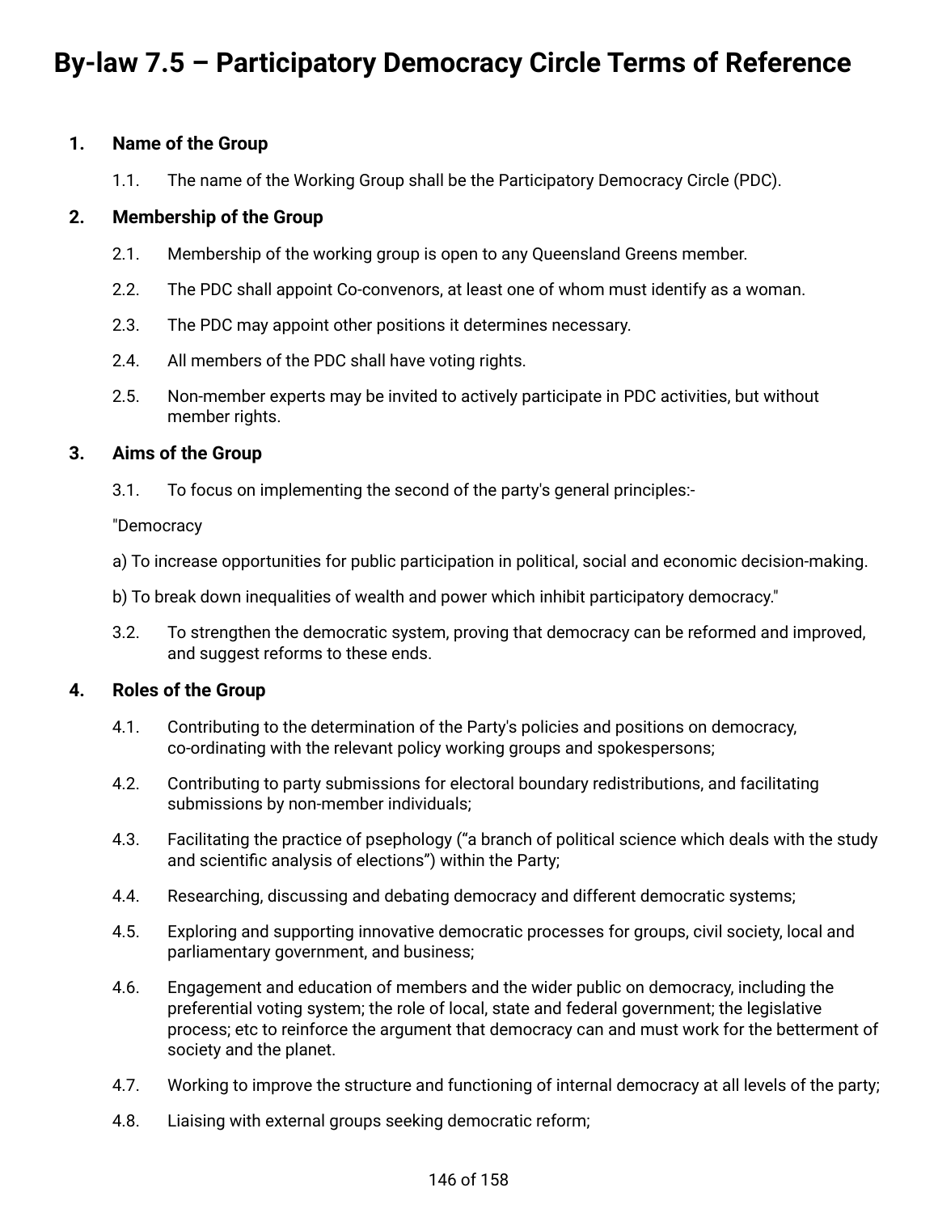# By-law 7.5 – Participatory Democracy Circle Terms of Reference

1. **Name of the Group**

   1.1. The name of the Working Group shall be the Participatory Democracy Circle (PDC).

2. **Membership of the Group**

   2.1. Membership of the working group is open to any Queensland Greens member.

   2.2. The PDC shall appoint Co-convenors, at least one of whom must identify as a woman.

   2.3. The PDC may appoint other positions it determines necessary.

   2.4. All members of the PDC shall have voting rights.

   2.5. Non-member experts may be invited to actively participate in PDC activities, but without member rights.

3. **Aims of the Group**

   3.1. To focus on implementing the second of the party's general principles:-

   "Democracy

   a) To increase opportunities for public participation in political, social and economic decision-making.

   b) To break down inequalities of wealth and power which inhibit participatory democracy."

   3.2. To strengthen the democratic system, proving that democracy can be reformed and improved, and suggest reforms to these ends.

4. **Roles of the Group**

   4.1. Contributing to the determination of the Party's policies and positions on democracy, co-ordinating with the relevant policy working groups and spokespersons;

   4.2. Contributing to party submissions for electoral boundary redistributions, and facilitating submissions by non-member individuals;

   4.3. Facilitating the practice of psephology ("a branch of political science which deals with the study and scientific analysis of elections") within the Party;

   4.4. Researching, discussing and debating democracy and different democratic systems;

   4.5. Exploring and supporting innovative democratic processes for groups, civil society, local and parliamentary government, and business;

   4.6. Engagement and education of members and the wider public on democracy, including the preferential voting system; the role of local, state and federal government; the legislative process; etc to reinforce the argument that democracy can and must work for the betterment of society and the planet.

   4.7. Working to improve the structure and functioning of internal democracy at all levels of the party;

   4.8. Liaising with external groups seeking democratic reform;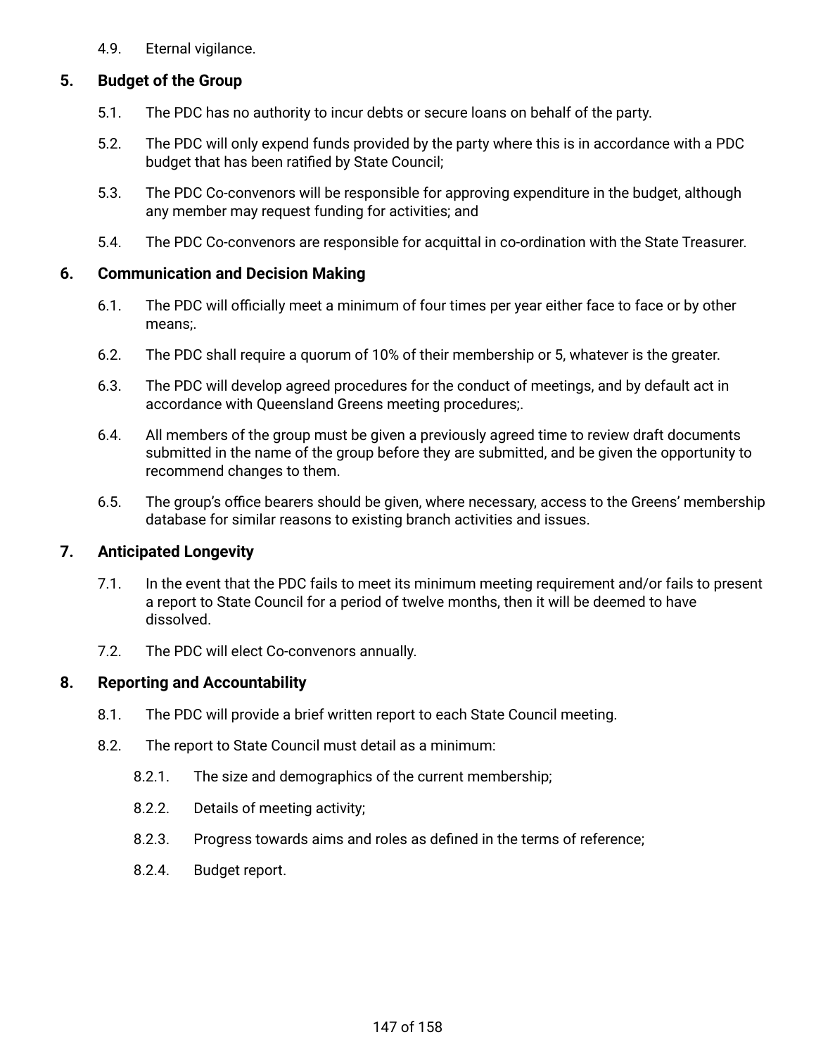4.9. Eternal vigilance.

## 5. Budget of the Group

5.1. The PDC has no authority to incur debts or secure loans on behalf of the party.

5.2. The PDC will only expend funds provided by the party where this is in accordance with a PDC budget that has been ratified by State Council;

5.3. The PDC Co-convenors will be responsible for approving expenditure in the budget, although any member may request funding for activities; and

5.4. The PDC Co-convenors are responsible for acquittal in co-ordination with the State Treasurer.

## 6. Communication and Decision Making

6.1. The PDC will officially meet a minimum of four times per year either face to face or by other means;.

6.2. The PDC shall require a quorum of 10% of their membership or 5, whatever is the greater.

6.3. The PDC will develop agreed procedures for the conduct of meetings, and by default act in accordance with Queensland Greens meeting procedures;.

6.4. All members of the group must be given a previously agreed time to review draft documents submitted in the name of the group before they are submitted, and be given the opportunity to recommend changes to them.

6.5. The group's office bearers should be given, where necessary, access to the Greens' membership database for similar reasons to existing branch activities and issues.

## 7. Anticipated Longevity

7.1. In the event that the PDC fails to meet its minimum meeting requirement and/or fails to present a report to State Council for a period of twelve months, then it will be deemed to have dissolved.

7.2. The PDC will elect Co-convenors annually.

## 8. Reporting and Accountability

8.1. The PDC will provide a brief written report to each State Council meeting.

8.2. The report to State Council must detail as a minimum:

8.2.1. The size and demographics of the current membership;

8.2.2. Details of meeting activity;

8.2.3. Progress towards aims and roles as defined in the terms of reference;

8.2.4. Budget report.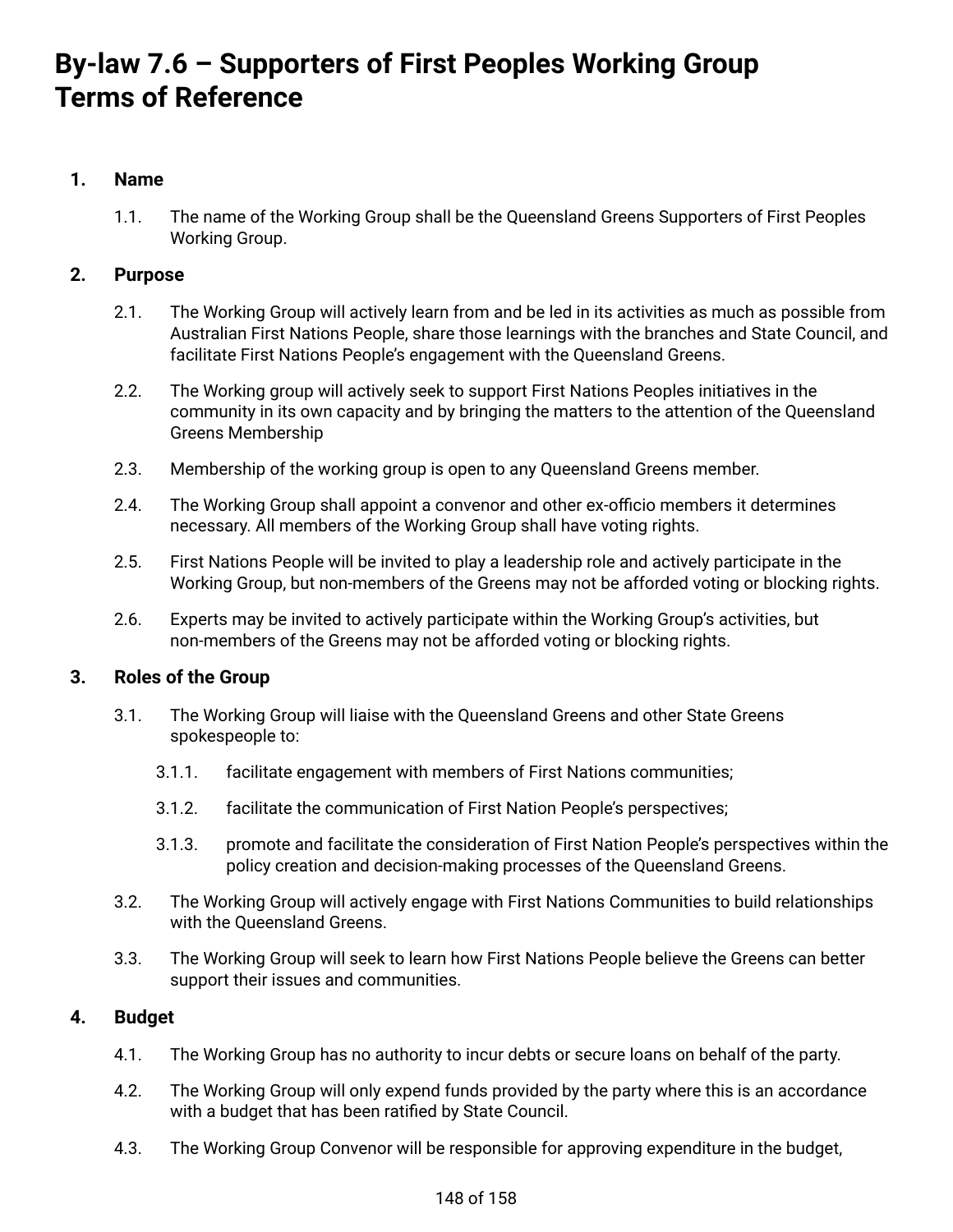# By-law 7.6 – Supporters of First Peoples Working Group Terms of Reference

**1. Name**

1.1. The name of the Working Group shall be the Queensland Greens Supporters of First Peoples Working Group.

**2. Purpose**

2.1. The Working Group will actively learn from and be led in its activities as much as possible from Australian First Nations People, share those learnings with the branches and State Council, and facilitate First Nations People's engagement with the Queensland Greens.

2.2. The Working group will actively seek to support First Nations Peoples initiatives in the community in its own capacity and by bringing the matters to the attention of the Queensland Greens Membership

2.3. Membership of the working group is open to any Queensland Greens member.

2.4. The Working Group shall appoint a convenor and other ex-officio members it determines necessary. All members of the Working Group shall have voting rights.

2.5. First Nations People will be invited to play a leadership role and actively participate in the Working Group, but non-members of the Greens may not be afforded voting or blocking rights.

2.6. Experts may be invited to actively participate within the Working Group's activities, but non-members of the Greens may not be afforded voting or blocking rights.

**3. Roles of the Group**

3.1. The Working Group will liaise with the Queensland Greens and other State Greens spokespeople to:

3.1.1. facilitate engagement with members of First Nations communities;

3.1.2. facilitate the communication of First Nation People's perspectives;

3.1.3. promote and facilitate the consideration of First Nation People's perspectives within the policy creation and decision-making processes of the Queensland Greens.

3.2. The Working Group will actively engage with First Nations Communities to build relationships with the Queensland Greens.

3.3. The Working Group will seek to learn how First Nations People believe the Greens can better support their issues and communities.

**4. Budget**

4.1. The Working Group has no authority to incur debts or secure loans on behalf of the party.

4.2. The Working Group will only expend funds provided by the party where this is an accordance with a budget that has been ratified by State Council.

4.3. The Working Group Convenor will be responsible for approving expenditure in the budget,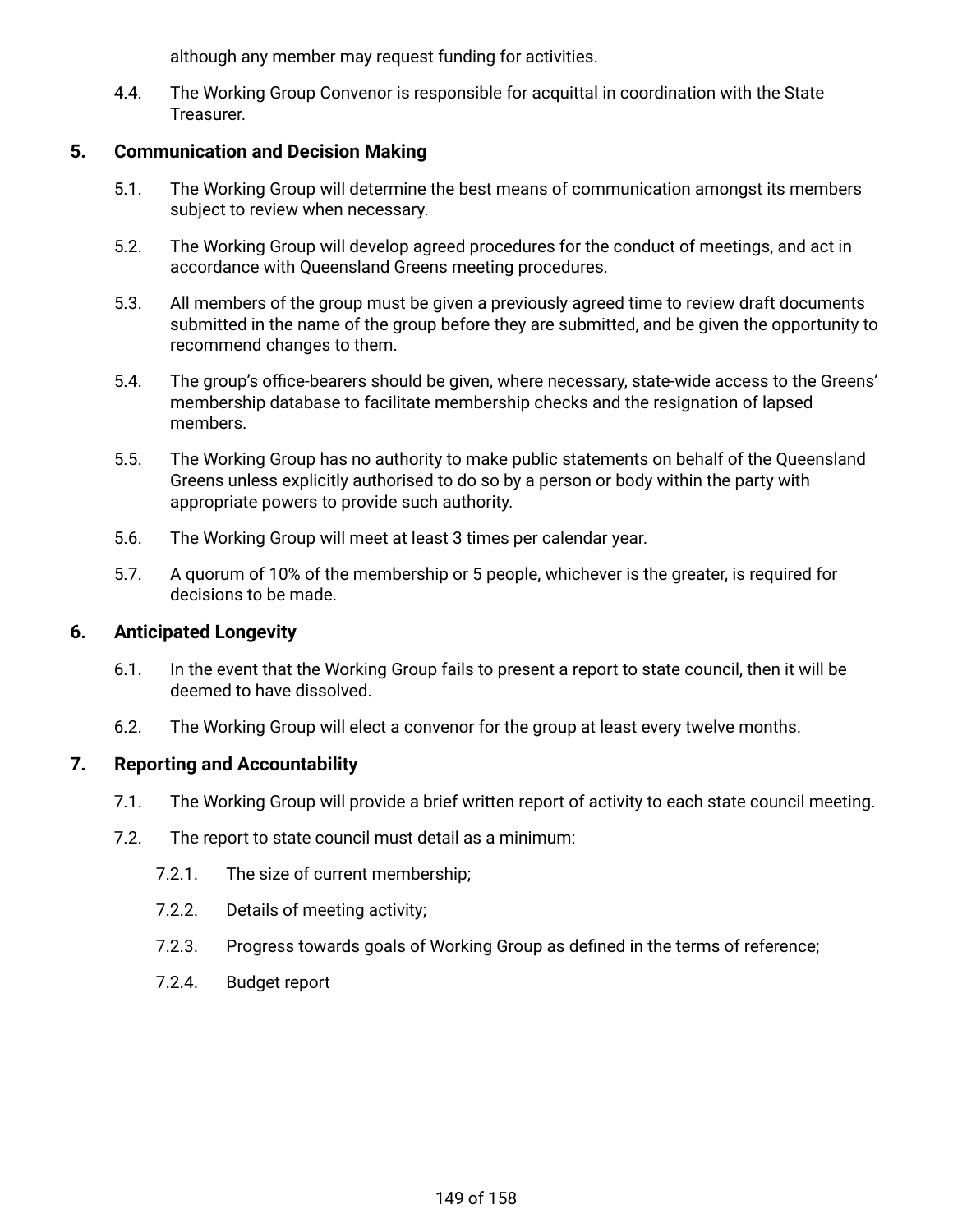although any member may request funding for activities.

4.4. The Working Group Convenor is responsible for acquittal in coordination with the State Treasurer.

## 5. Communication and Decision Making

5.1. The Working Group will determine the best means of communication amongst its members subject to review when necessary.

5.2. The Working Group will develop agreed procedures for the conduct of meetings, and act in accordance with Queensland Greens meeting procedures.

5.3. All members of the group must be given a previously agreed time to review draft documents submitted in the name of the group before they are submitted, and be given the opportunity to recommend changes to them.

5.4. The group's office-bearers should be given, where necessary, state-wide access to the Greens' membership database to facilitate membership checks and the resignation of lapsed members.

5.5. The Working Group has no authority to make public statements on behalf of the Queensland Greens unless explicitly authorised to do so by a person or body within the party with appropriate powers to provide such authority.

5.6. The Working Group will meet at least 3 times per calendar year.

5.7. A quorum of 10% of the membership or 5 people, whichever is the greater, is required for decisions to be made.

## 6. Anticipated Longevity

6.1. In the event that the Working Group fails to present a report to state council, then it will be deemed to have dissolved.

6.2. The Working Group will elect a convenor for the group at least every twelve months.

## 7. Reporting and Accountability

7.1. The Working Group will provide a brief written report of activity to each state council meeting.

7.2. The report to state council must detail as a minimum:

7.2.1. The size of current membership;

7.2.2. Details of meeting activity;

7.2.3. Progress towards goals of Working Group as defined in the terms of reference;

7.2.4. Budget report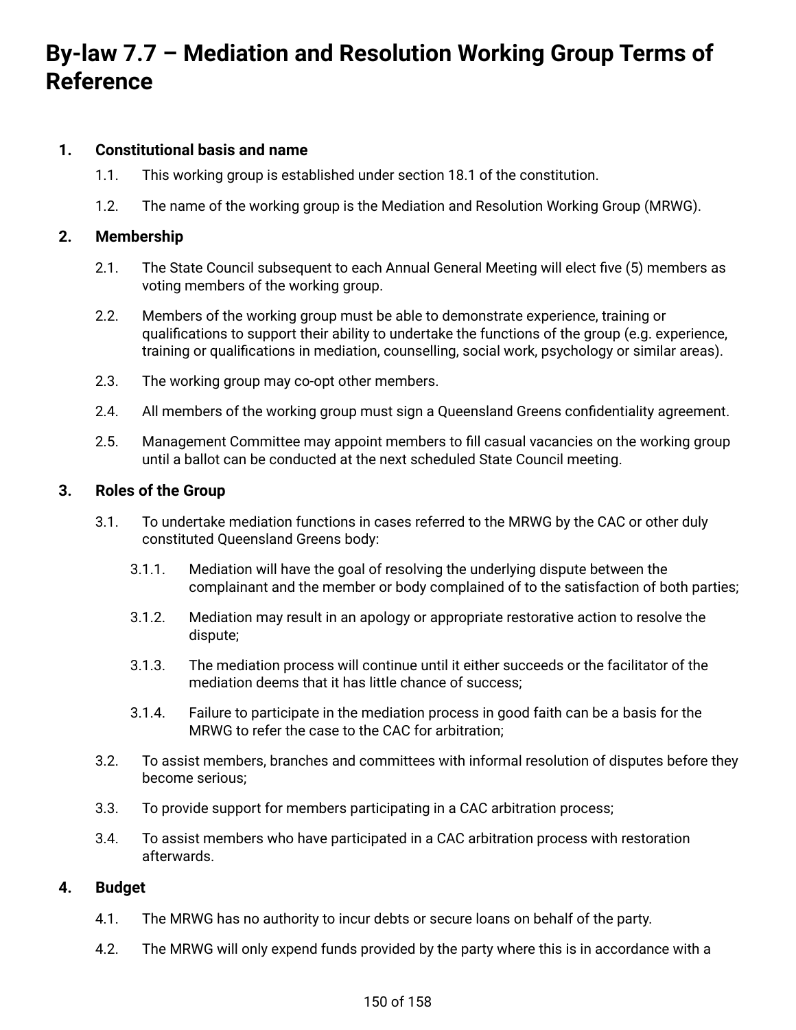# By-law 7.7 – Mediation and Resolution Working Group Terms of Reference

**1. Constitutional basis and name**

1.1. This working group is established under section 18.1 of the constitution.

1.2. The name of the working group is the Mediation and Resolution Working Group (MRWG).

**2. Membership**

2.1. The State Council subsequent to each Annual General Meeting will elect five (5) members as voting members of the working group.

2.2. Members of the working group must be able to demonstrate experience, training or qualifications to support their ability to undertake the functions of the group (e.g. experience, training or qualifications in mediation, counselling, social work, psychology or similar areas).

2.3. The working group may co-opt other members.

2.4. All members of the working group must sign a Queensland Greens confidentiality agreement.

2.5. Management Committee may appoint members to fill casual vacancies on the working group until a ballot can be conducted at the next scheduled State Council meeting.

**3. Roles of the Group**

3.1. To undertake mediation functions in cases referred to the MRWG by the CAC or other duly constituted Queensland Greens body:

3.1.1. Mediation will have the goal of resolving the underlying dispute between the complainant and the member or body complained of to the satisfaction of both parties;

3.1.2. Mediation may result in an apology or appropriate restorative action to resolve the dispute;

3.1.3. The mediation process will continue until it either succeeds or the facilitator of the mediation deems that it has little chance of success;

3.1.4. Failure to participate in the mediation process in good faith can be a basis for the MRWG to refer the case to the CAC for arbitration;

3.2. To assist members, branches and committees with informal resolution of disputes before they become serious;

3.3. To provide support for members participating in a CAC arbitration process;

3.4. To assist members who have participated in a CAC arbitration process with restoration afterwards.

**4. Budget**

4.1. The MRWG has no authority to incur debts or secure loans on behalf of the party.

4.2. The MRWG will only expend funds provided by the party where this is in accordance with a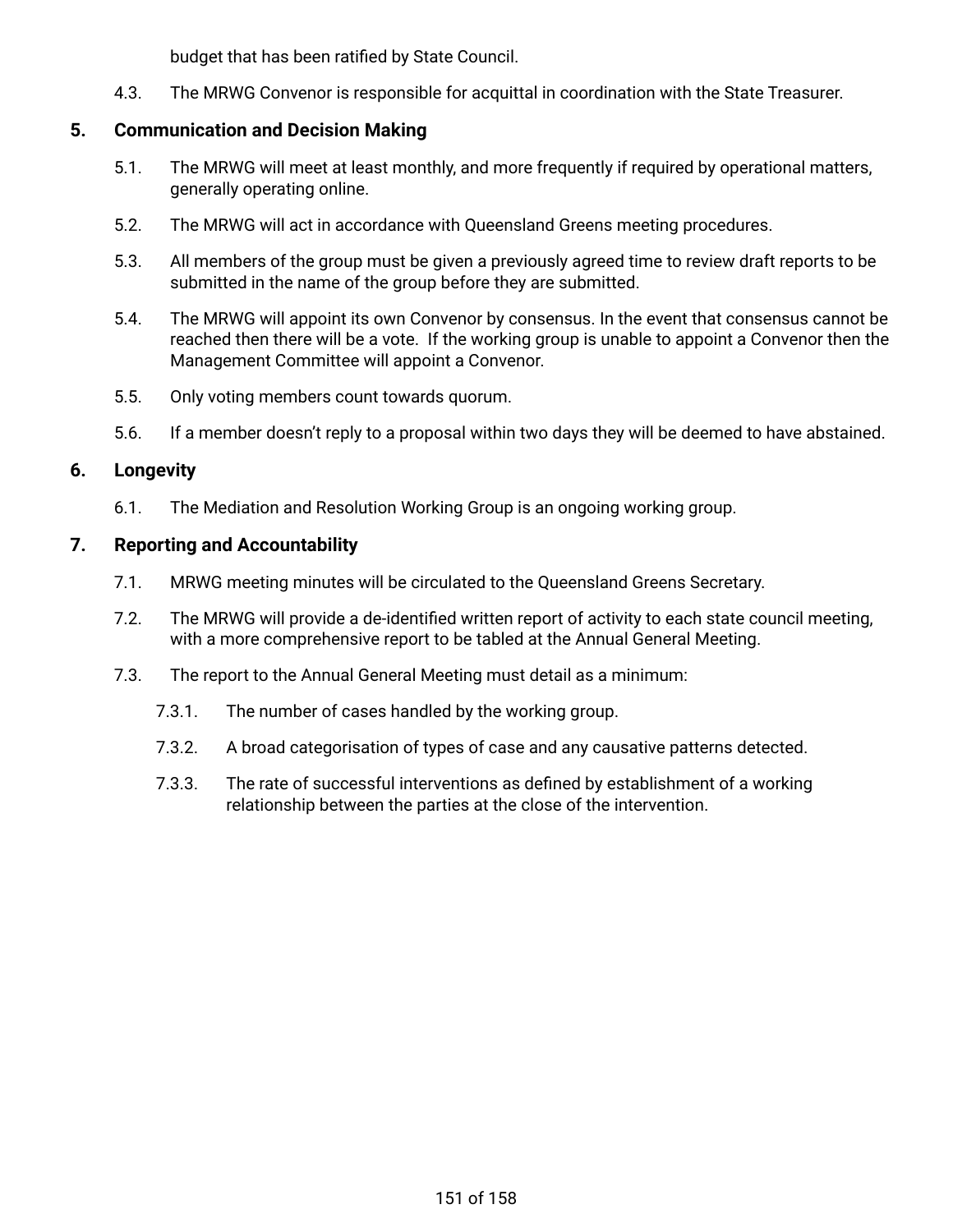budget that has been ratified by State Council.

4.3. The MRWG Convenor is responsible for acquittal in coordination with the State Treasurer.

## 5. Communication and Decision Making

5.1. The MRWG will meet at least monthly, and more frequently if required by operational matters, generally operating online.

5.2. The MRWG will act in accordance with Queensland Greens meeting procedures.

5.3. All members of the group must be given a previously agreed time to review draft reports to be submitted in the name of the group before they are submitted.

5.4. The MRWG will appoint its own Convenor by consensus. In the event that consensus cannot be reached then there will be a vote. If the working group is unable to appoint a Convenor then the Management Committee will appoint a Convenor.

5.5. Only voting members count towards quorum.

5.6. If a member doesn't reply to a proposal within two days they will be deemed to have abstained.

## 6. Longevity

6.1. The Mediation and Resolution Working Group is an ongoing working group.

## 7. Reporting and Accountability

7.1. MRWG meeting minutes will be circulated to the Queensland Greens Secretary.

7.2. The MRWG will provide a de-identified written report of activity to each state council meeting, with a more comprehensive report to be tabled at the Annual General Meeting.

7.3. The report to the Annual General Meeting must detail as a minimum:

7.3.1. The number of cases handled by the working group.

7.3.2. A broad categorisation of types of case and any causative patterns detected.

7.3.3. The rate of successful interventions as defined by establishment of a working relationship between the parties at the close of the intervention.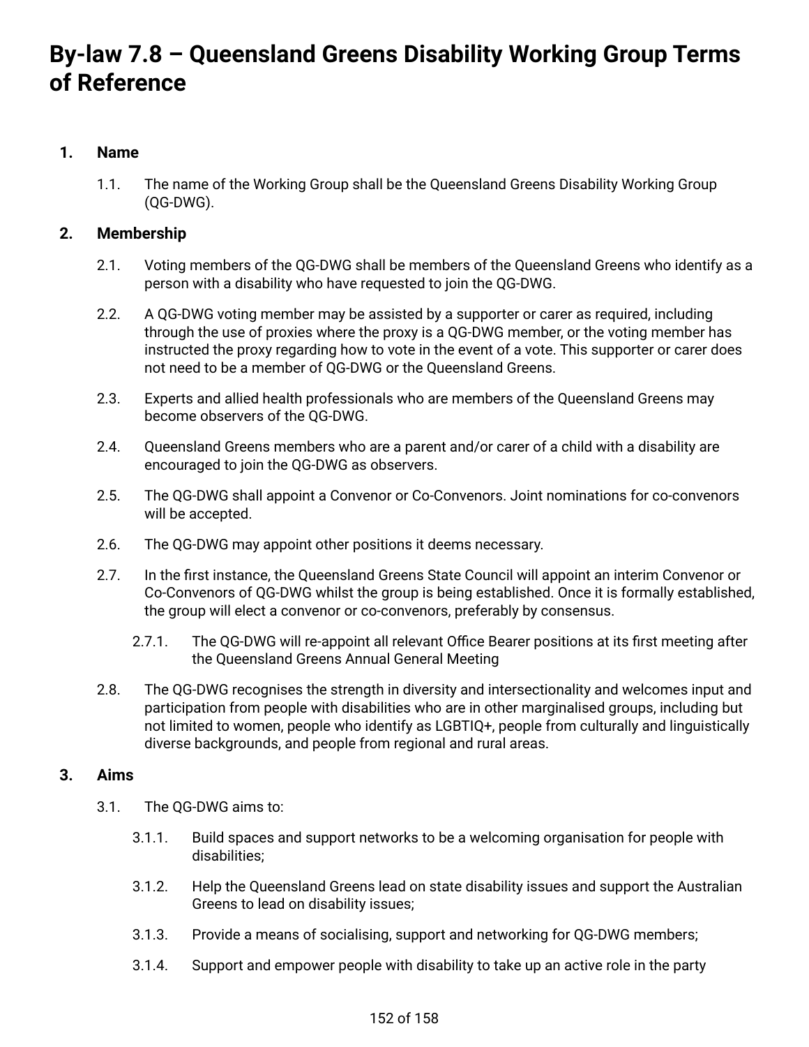# By-law 7.8 – Queensland Greens Disability Working Group Terms of Reference

**1. Name**

1.1. The name of the Working Group shall be the Queensland Greens Disability Working Group (QG-DWG).

**2. Membership**

2.1. Voting members of the QG-DWG shall be members of the Queensland Greens who identify as a person with a disability who have requested to join the QG-DWG.

2.2. A QG-DWG voting member may be assisted by a supporter or carer as required, including through the use of proxies where the proxy is a QG-DWG member, or the voting member has instructed the proxy regarding how to vote in the event of a vote. This supporter or carer does not need to be a member of QG-DWG or the Queensland Greens.

2.3. Experts and allied health professionals who are members of the Queensland Greens may become observers of the QG-DWG.

2.4. Queensland Greens members who are a parent and/or carer of a child with a disability are encouraged to join the QG-DWG as observers.

2.5. The QG-DWG shall appoint a Convenor or Co-Convenors. Joint nominations for co-convenors will be accepted.

2.6. The QG-DWG may appoint other positions it deems necessary.

2.7. In the first instance, the Queensland Greens State Council will appoint an interim Convenor or Co-Convenors of QG-DWG whilst the group is being established. Once it is formally established, the group will elect a convenor or co-convenors, preferably by consensus.

2.7.1. The QG-DWG will re-appoint all relevant Office Bearer positions at its first meeting after the Queensland Greens Annual General Meeting

2.8. The QG-DWG recognises the strength in diversity and intersectionality and welcomes input and participation from people with disabilities who are in other marginalised groups, including but not limited to women, people who identify as LGBTIQ+, people from culturally and linguistically diverse backgrounds, and people from regional and rural areas.

**3. Aims**

3.1. The QG-DWG aims to:

3.1.1. Build spaces and support networks to be a welcoming organisation for people with disabilities;

3.1.2. Help the Queensland Greens lead on state disability issues and support the Australian Greens to lead on disability issues;

3.1.3. Provide a means of socialising, support and networking for QG-DWG members;

3.1.4. Support and empower people with disability to take up an active role in the party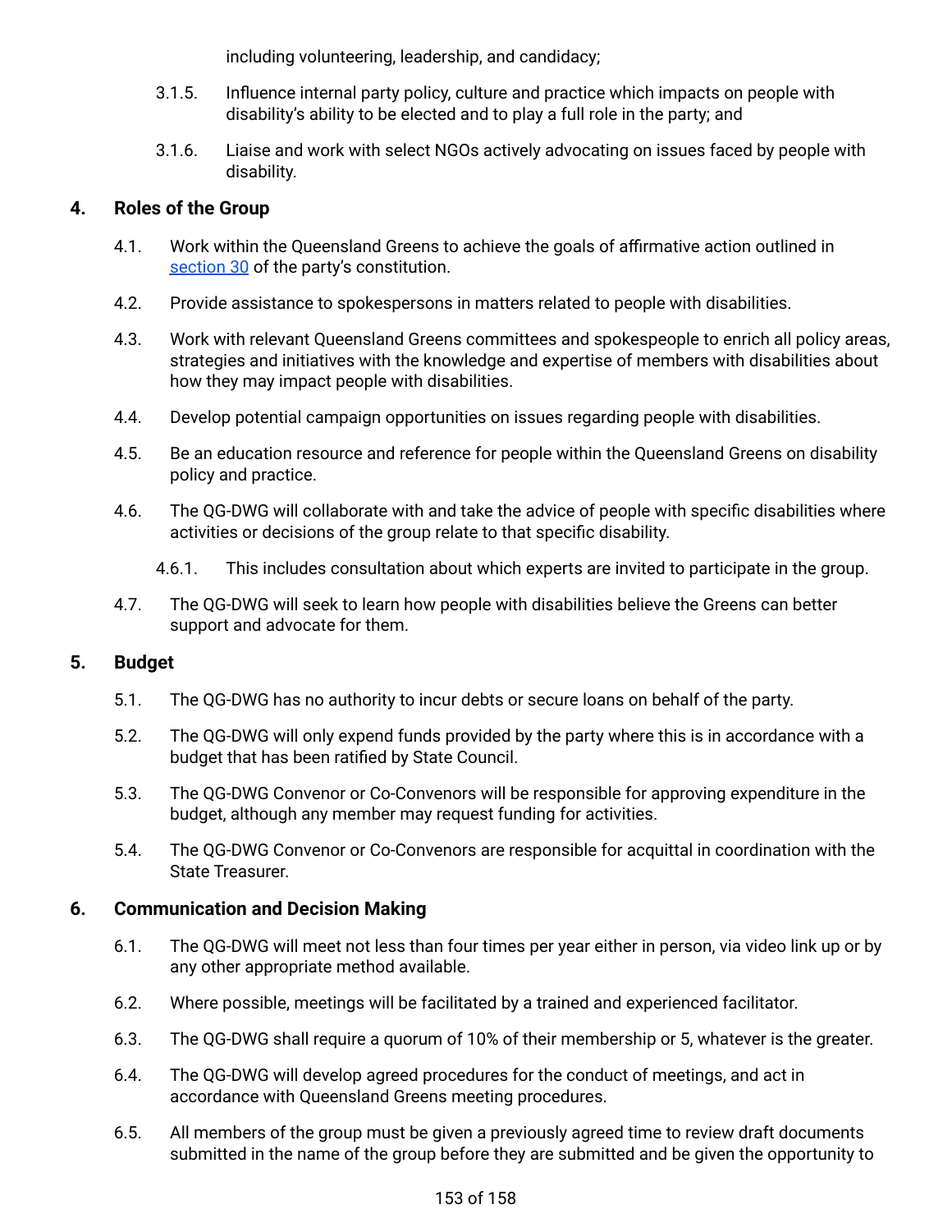including volunteering, leadership, and candidacy;

3.1.5. Influence internal party policy, culture and practice which impacts on people with disability's ability to be elected and to play a full role in the party; and

3.1.6. Liaise and work with select NGOs actively advocating on issues faced by people with disability.

## 4. Roles of the Group

4.1. Work within the Queensland Greens to achieve the goals of affirmative action outlined in section 30 of the party's constitution.

4.2. Provide assistance to spokespersons in matters related to people with disabilities.

4.3. Work with relevant Queensland Greens committees and spokespeople to enrich all policy areas, strategies and initiatives with the knowledge and expertise of members with disabilities about how they may impact people with disabilities.

4.4. Develop potential campaign opportunities on issues regarding people with disabilities.

4.5. Be an education resource and reference for people within the Queensland Greens on disability policy and practice.

4.6. The QG-DWG will collaborate with and take the advice of people with specific disabilities where activities or decisions of the group relate to that specific disability.

4.6.1. This includes consultation about which experts are invited to participate in the group.

4.7. The QG-DWG will seek to learn how people with disabilities believe the Greens can better support and advocate for them.

## 5. Budget

5.1. The QG-DWG has no authority to incur debts or secure loans on behalf of the party.

5.2. The QG-DWG will only expend funds provided by the party where this is in accordance with a budget that has been ratified by State Council.

5.3. The QG-DWG Convenor or Co-Convenors will be responsible for approving expenditure in the budget, although any member may request funding for activities.

5.4. The QG-DWG Convenor or Co-Convenors are responsible for acquittal in coordination with the State Treasurer.

## 6. Communication and Decision Making

6.1. The QG-DWG will meet not less than four times per year either in person, via video link up or by any other appropriate method available.

6.2. Where possible, meetings will be facilitated by a trained and experienced facilitator.

6.3. The QG-DWG shall require a quorum of 10% of their membership or 5, whatever is the greater.

6.4. The QG-DWG will develop agreed procedures for the conduct of meetings, and act in accordance with Queensland Greens meeting procedures.

6.5. All members of the group must be given a previously agreed time to review draft documents submitted in the name of the group before they are submitted and be given the opportunity to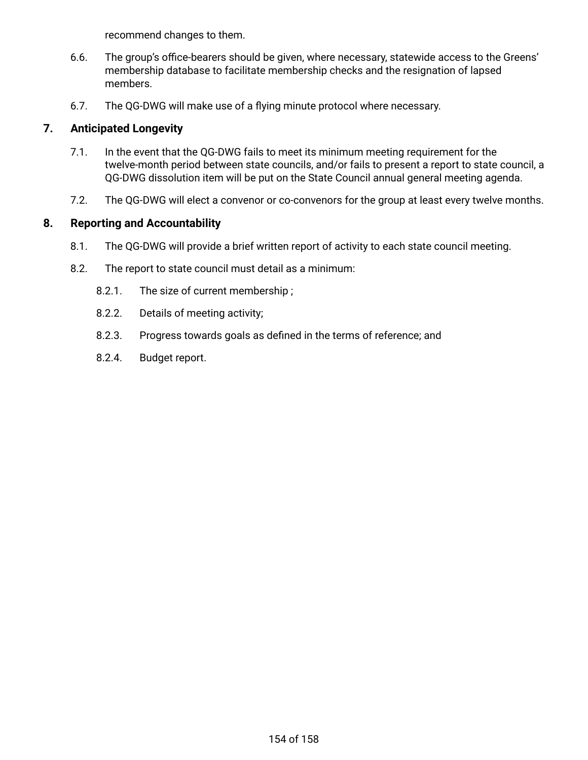recommend changes to them.

6.6. The group's office-bearers should be given, where necessary, statewide access to the Greens' membership database to facilitate membership checks and the resignation of lapsed members.

6.7. The QG-DWG will make use of a flying minute protocol where necessary.

## 7. Anticipated Longevity

7.1. In the event that the QG-DWG fails to meet its minimum meeting requirement for the twelve-month period between state councils, and/or fails to present a report to state council, a QG-DWG dissolution item will be put on the State Council annual general meeting agenda.

7.2. The QG-DWG will elect a convenor or co-convenors for the group at least every twelve months.

## 8. Reporting and Accountability

8.1. The QG-DWG will provide a brief written report of activity to each state council meeting.

8.2. The report to state council must detail as a minimum:

8.2.1. The size of current membership ;

8.2.2. Details of meeting activity;

8.2.3. Progress towards goals as defined in the terms of reference; and

8.2.4. Budget report.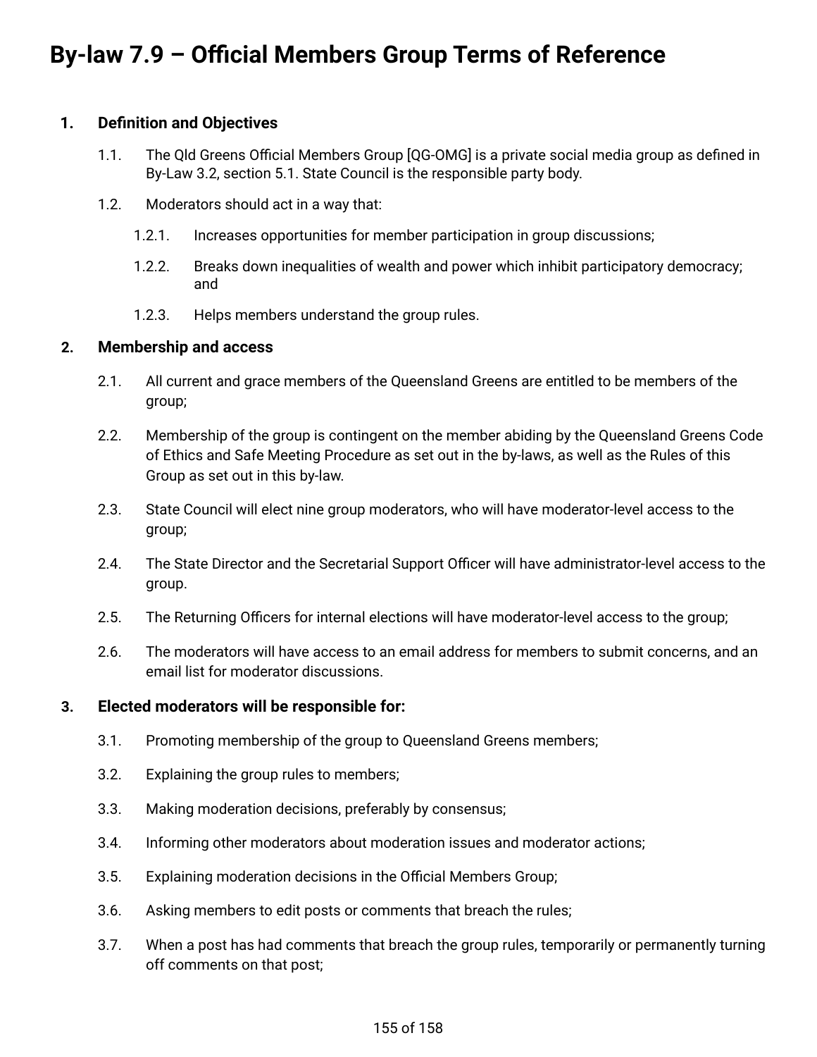# By-law 7.9 – Official Members Group Terms of Reference

## 1. Definition and Objectives

1.1. The Qld Greens Official Members Group [QG-OMG] is a private social media group as defined in By-Law 3.2, section 5.1. State Council is the responsible party body.

1.2. Moderators should act in a way that:

1.2.1. Increases opportunities for member participation in group discussions;

1.2.2. Breaks down inequalities of wealth and power which inhibit participatory democracy; and

1.2.3. Helps members understand the group rules.

## 2. Membership and access

2.1. All current and grace members of the Queensland Greens are entitled to be members of the group;

2.2. Membership of the group is contingent on the member abiding by the Queensland Greens Code of Ethics and Safe Meeting Procedure as set out in the by-laws, as well as the Rules of this Group as set out in this by-law.

2.3. State Council will elect nine group moderators, who will have moderator-level access to the group;

2.4. The State Director and the Secretarial Support Officer will have administrator-level access to the group.

2.5. The Returning Officers for internal elections will have moderator-level access to the group;

2.6. The moderators will have access to an email address for members to submit concerns, and an email list for moderator discussions.

## 3. Elected moderators will be responsible for:

3.1. Promoting membership of the group to Queensland Greens members;

3.2. Explaining the group rules to members;

3.3. Making moderation decisions, preferably by consensus;

3.4. Informing other moderators about moderation issues and moderator actions;

3.5. Explaining moderation decisions in the Official Members Group;

3.6. Asking members to edit posts or comments that breach the rules;

3.7. When a post has had comments that breach the group rules, temporarily or permanently turning off comments on that post;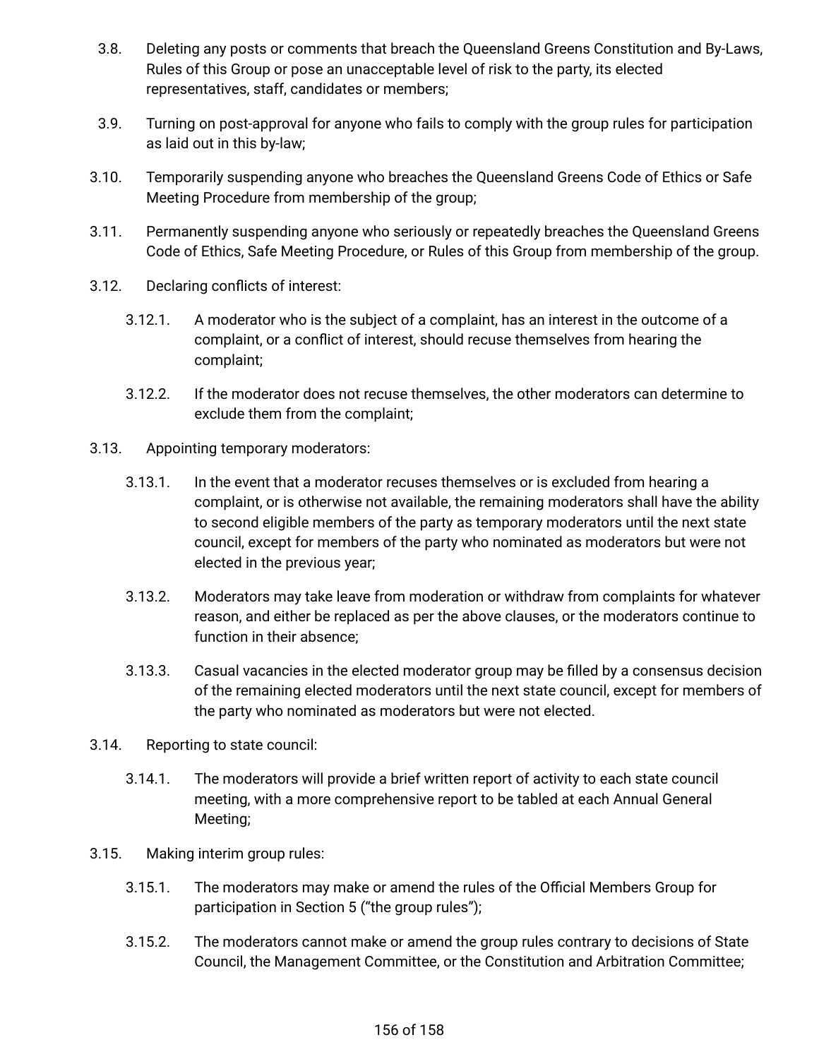3.8. Deleting any posts or comments that breach the Queensland Greens Constitution and By-Laws, Rules of this Group or pose an unacceptable level of risk to the party, its elected representatives, staff, candidates or members;

3.9. Turning on post-approval for anyone who fails to comply with the group rules for participation as laid out in this by-law;

3.10. Temporarily suspending anyone who breaches the Queensland Greens Code of Ethics or Safe Meeting Procedure from membership of the group;

3.11. Permanently suspending anyone who seriously or repeatedly breaches the Queensland Greens Code of Ethics, Safe Meeting Procedure, or Rules of this Group from membership of the group.

3.12. Declaring conflicts of interest:

3.12.1. A moderator who is the subject of a complaint, has an interest in the outcome of a complaint, or a conflict of interest, should recuse themselves from hearing the complaint;

3.12.2. If the moderator does not recuse themselves, the other moderators can determine to exclude them from the complaint;

3.13. Appointing temporary moderators:

3.13.1. In the event that a moderator recuses themselves or is excluded from hearing a complaint, or is otherwise not available, the remaining moderators shall have the ability to second eligible members of the party as temporary moderators until the next state council, except for members of the party who nominated as moderators but were not elected in the previous year;

3.13.2. Moderators may take leave from moderation or withdraw from complaints for whatever reason, and either be replaced as per the above clauses, or the moderators continue to function in their absence;

3.13.3. Casual vacancies in the elected moderator group may be filled by a consensus decision of the remaining elected moderators until the next state council, except for members of the party who nominated as moderators but were not elected.

3.14. Reporting to state council:

3.14.1. The moderators will provide a brief written report of activity to each state council meeting, with a more comprehensive report to be tabled at each Annual General Meeting;

3.15. Making interim group rules:

3.15.1. The moderators may make or amend the rules of the Official Members Group for participation in Section 5 ("the group rules");

3.15.2. The moderators cannot make or amend the group rules contrary to decisions of State Council, the Management Committee, or the Constitution and Arbitration Committee;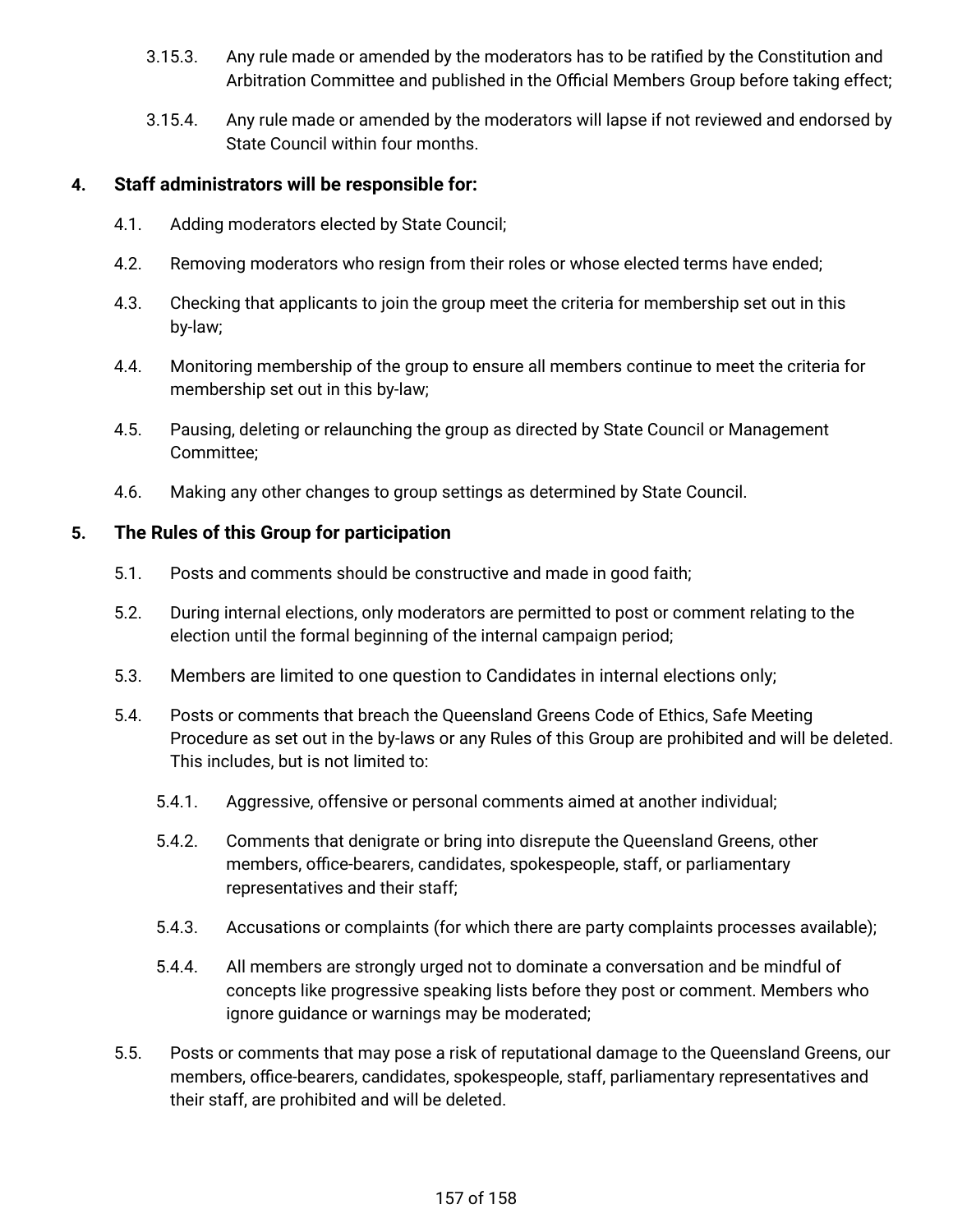3.15.3. Any rule made or amended by the moderators has to be ratified by the Constitution and Arbitration Committee and published in the Official Members Group before taking effect;

3.15.4. Any rule made or amended by the moderators will lapse if not reviewed and endorsed by State Council within four months.

**4. Staff administrators will be responsible for:**

4.1. Adding moderators elected by State Council;

4.2. Removing moderators who resign from their roles or whose elected terms have ended;

4.3. Checking that applicants to join the group meet the criteria for membership set out in this by-law;

4.4. Monitoring membership of the group to ensure all members continue to meet the criteria for membership set out in this by-law;

4.5. Pausing, deleting or relaunching the group as directed by State Council or Management Committee;

4.6. Making any other changes to group settings as determined by State Council.

**5. The Rules of this Group for participation**

5.1. Posts and comments should be constructive and made in good faith;

5.2. During internal elections, only moderators are permitted to post or comment relating to the election until the formal beginning of the internal campaign period;

5.3. Members are limited to one question to Candidates in internal elections only;

5.4. Posts or comments that breach the Queensland Greens Code of Ethics, Safe Meeting Procedure as set out in the by-laws or any Rules of this Group are prohibited and will be deleted. This includes, but is not limited to:

5.4.1. Aggressive, offensive or personal comments aimed at another individual;

5.4.2. Comments that denigrate or bring into disrepute the Queensland Greens, other members, office-bearers, candidates, spokespeople, staff, or parliamentary representatives and their staff;

5.4.3. Accusations or complaints (for which there are party complaints processes available);

5.4.4. All members are strongly urged not to dominate a conversation and be mindful of concepts like progressive speaking lists before they post or comment. Members who ignore guidance or warnings may be moderated;

5.5. Posts or comments that may pose a risk of reputational damage to the Queensland Greens, our members, office-bearers, candidates, spokespeople, staff, parliamentary representatives and their staff, are prohibited and will be deleted.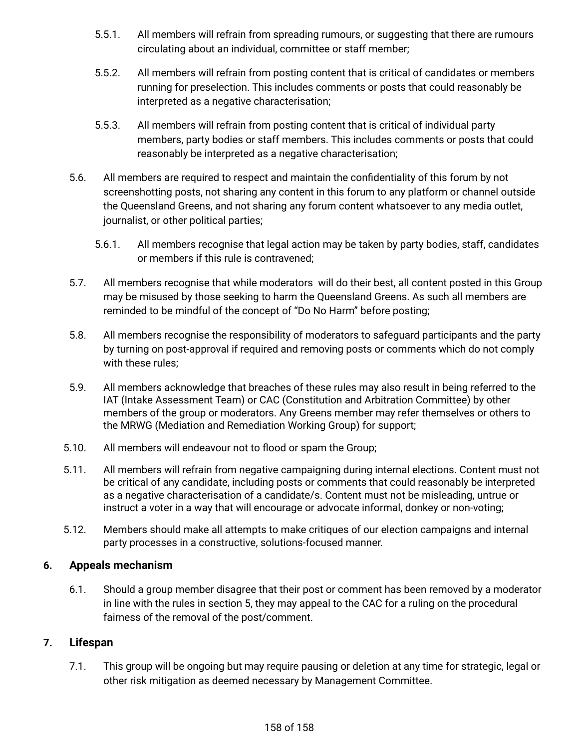5.5.1. All members will refrain from spreading rumours, or suggesting that there are rumours circulating about an individual, committee or staff member;

5.5.2. All members will refrain from posting content that is critical of candidates or members running for preselection. This includes comments or posts that could reasonably be interpreted as a negative characterisation;

5.5.3. All members will refrain from posting content that is critical of individual party members, party bodies or staff members. This includes comments or posts that could reasonably be interpreted as a negative characterisation;

5.6. All members are required to respect and maintain the confidentiality of this forum by not screenshotting posts, not sharing any content in this forum to any platform or channel outside the Queensland Greens, and not sharing any forum content whatsoever to any media outlet, journalist, or other political parties;

5.6.1. All members recognise that legal action may be taken by party bodies, staff, candidates or members if this rule is contravened;

5.7. All members recognise that while moderators will do their best, all content posted in this Group may be misused by those seeking to harm the Queensland Greens. As such all members are reminded to be mindful of the concept of "Do No Harm" before posting;

5.8. All members recognise the responsibility of moderators to safeguard participants and the party by turning on post-approval if required and removing posts or comments which do not comply with these rules;

5.9. All members acknowledge that breaches of these rules may also result in being referred to the IAT (Intake Assessment Team) or CAC (Constitution and Arbitration Committee) by other members of the group or moderators. Any Greens member may refer themselves or others to the MRWG (Mediation and Remediation Working Group) for support;

5.10. All members will endeavour not to flood or spam the Group;

5.11. All members will refrain from negative campaigning during internal elections. Content must not be critical of any candidate, including posts or comments that could reasonably be interpreted as a negative characterisation of a candidate/s. Content must not be misleading, untrue or instruct a voter in a way that will encourage or advocate informal, donkey or non-voting;

5.12. Members should make all attempts to make critiques of our election campaigns and internal party processes in a constructive, solutions-focused manner.

## 6. Appeals mechanism

6.1. Should a group member disagree that their post or comment has been removed by a moderator in line with the rules in section 5, they may appeal to the CAC for a ruling on the procedural fairness of the removal of the post/comment.

## 7. Lifespan

7.1. This group will be ongoing but may require pausing or deletion at any time for strategic, legal or other risk mitigation as deemed necessary by Management Committee.